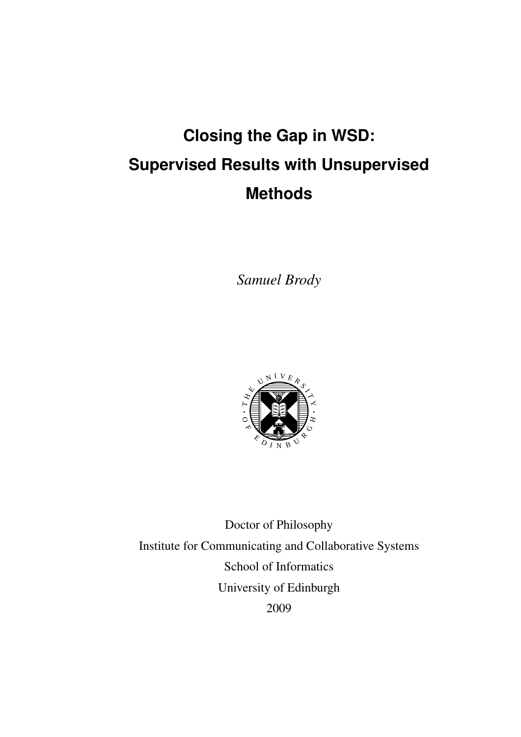# Closing the Gap in WSD: Supervised Results with Unsupervised Methods

*Samuel Brody*

Doctor of Philosophy
Institute for Communicating and Collaborative Systems
School of Informatics
University of Edinburgh
2009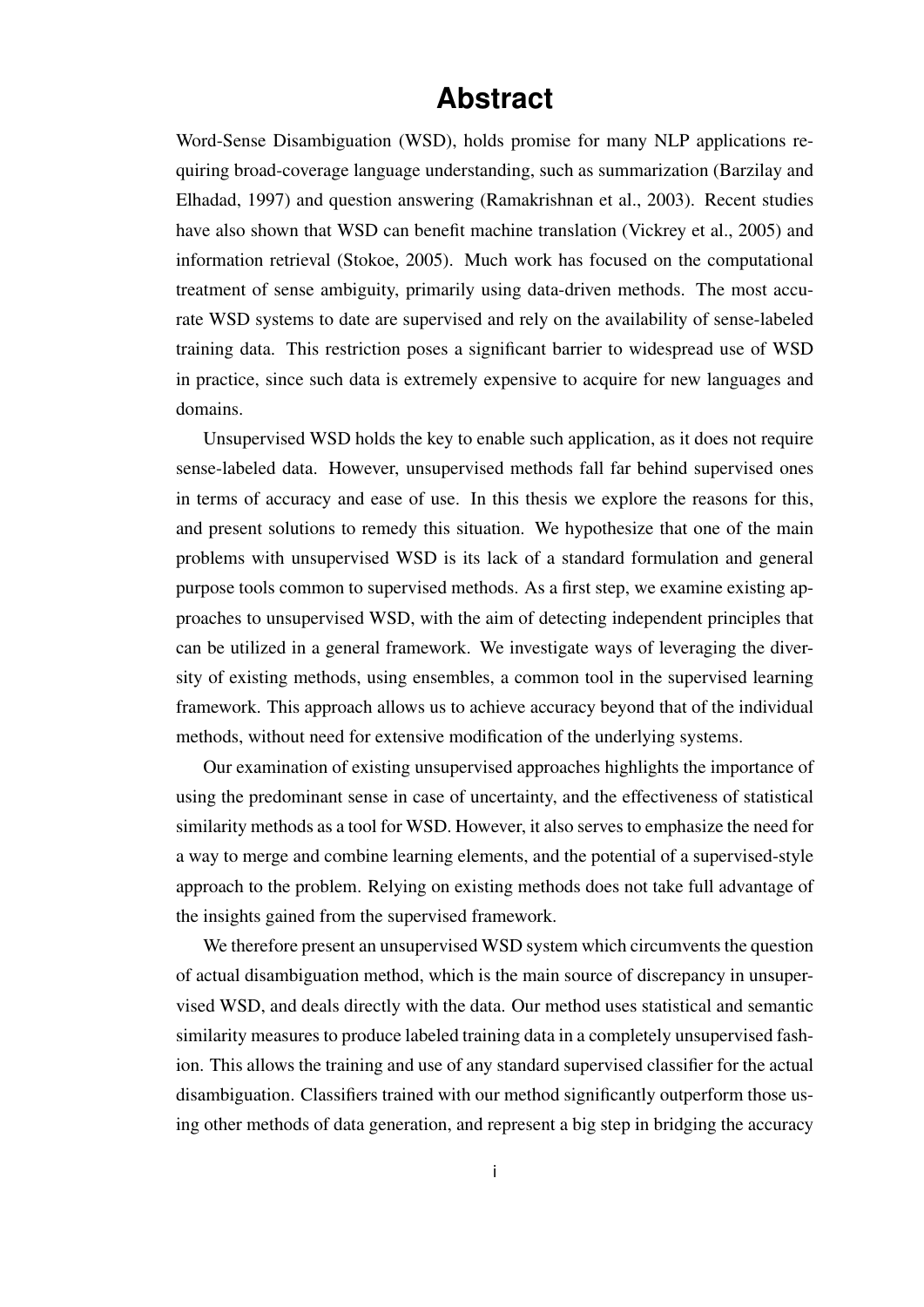# Abstract

Word-Sense Disambiguation (WSD), holds promise for many NLP applications requiring broad-coverage language understanding, such as summarization (Barzilay and Elhadad, 1997) and question answering (Ramakrishnan et al., 2003). Recent studies have also shown that WSD can benefit machine translation (Vickrey et al., 2005) and information retrieval (Stokoe, 2005). Much work has focused on the computational treatment of sense ambiguity, primarily using data-driven methods. The most accurate WSD systems to date are supervised and rely on the availability of sense-labeled training data. This restriction poses a significant barrier to widespread use of WSD in practice, since such data is extremely expensive to acquire for new languages and domains.

Unsupervised WSD holds the key to enable such application, as it does not require sense-labeled data. However, unsupervised methods fall far behind supervised ones in terms of accuracy and ease of use. In this thesis we explore the reasons for this, and present solutions to remedy this situation. We hypothesize that one of the main problems with unsupervised WSD is its lack of a standard formulation and general purpose tools common to supervised methods. As a first step, we examine existing approaches to unsupervised WSD, with the aim of detecting independent principles that can be utilized in a general framework. We investigate ways of leveraging the diversity of existing methods, using ensembles, a common tool in the supervised learning framework. This approach allows us to achieve accuracy beyond that of the individual methods, without need for extensive modification of the underlying systems.

Our examination of existing unsupervised approaches highlights the importance of using the predominant sense in case of uncertainty, and the effectiveness of statistical similarity methods as a tool for WSD. However, it also serves to emphasize the need for a way to merge and combine learning elements, and the potential of a supervised-style approach to the problem. Relying on existing methods does not take full advantage of the insights gained from the supervised framework.

We therefore present an unsupervised WSD system which circumvents the question of actual disambiguation method, which is the main source of discrepancy in unsupervised WSD, and deals directly with the data. Our method uses statistical and semantic similarity measures to produce labeled training data in a completely unsupervised fashion. This allows the training and use of any standard supervised classifier for the actual disambiguation. Classifiers trained with our method significantly outperform those using other methods of data generation, and represent a big step in bridging the accuracy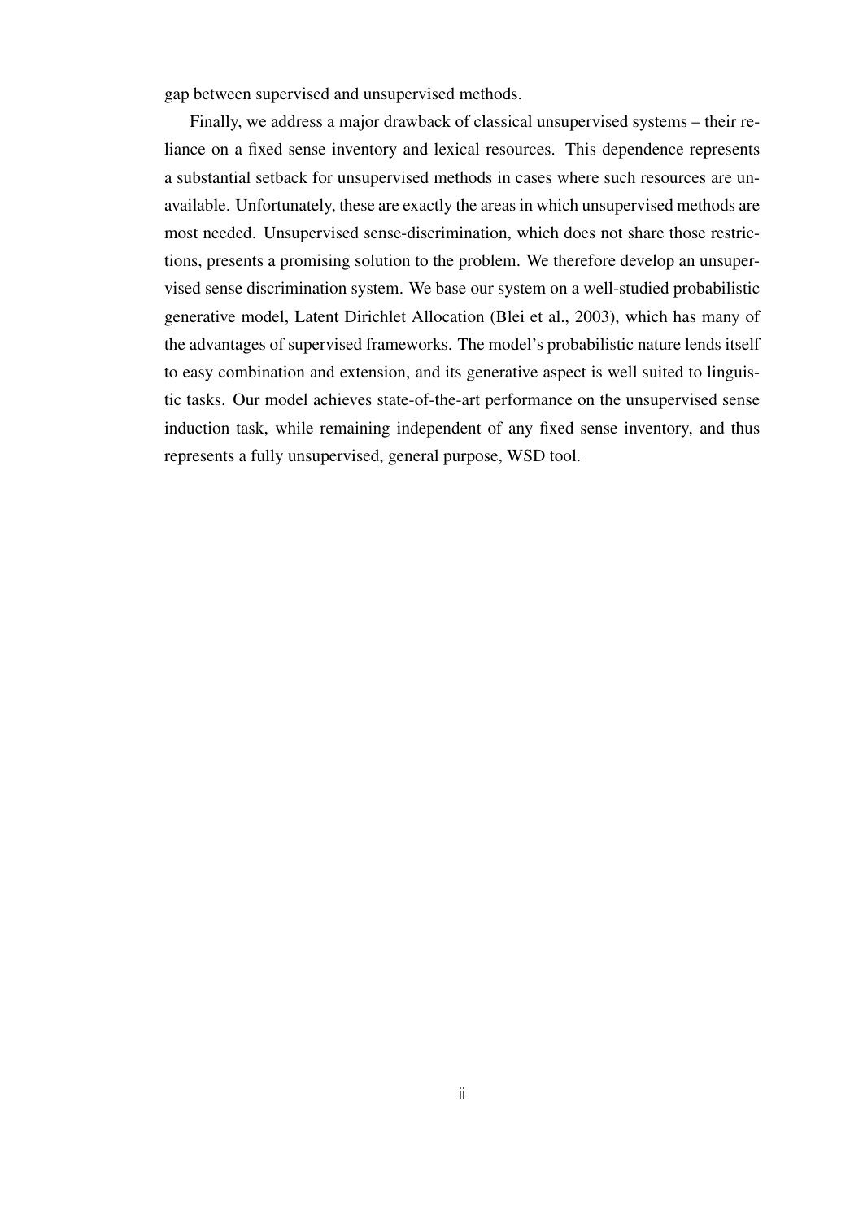gap between supervised and unsupervised methods.

Finally, we address a major drawback of classical unsupervised systems – their reliance on a fixed sense inventory and lexical resources. This dependence represents a substantial setback for unsupervised methods in cases where such resources are unavailable. Unfortunately, these are exactly the areas in which unsupervised methods are most needed. Unsupervised sense-discrimination, which does not share those restrictions, presents a promising solution to the problem. We therefore develop an unsupervised sense discrimination system. We base our system on a well-studied probabilistic generative model, Latent Dirichlet Allocation (Blei et al., 2003), which has many of the advantages of supervised frameworks. The model's probabilistic nature lends itself to easy combination and extension, and its generative aspect is well suited to linguistic tasks. Our model achieves state-of-the-art performance on the unsupervised sense induction task, while remaining independent of any fixed sense inventory, and thus represents a fully unsupervised, general purpose, WSD tool.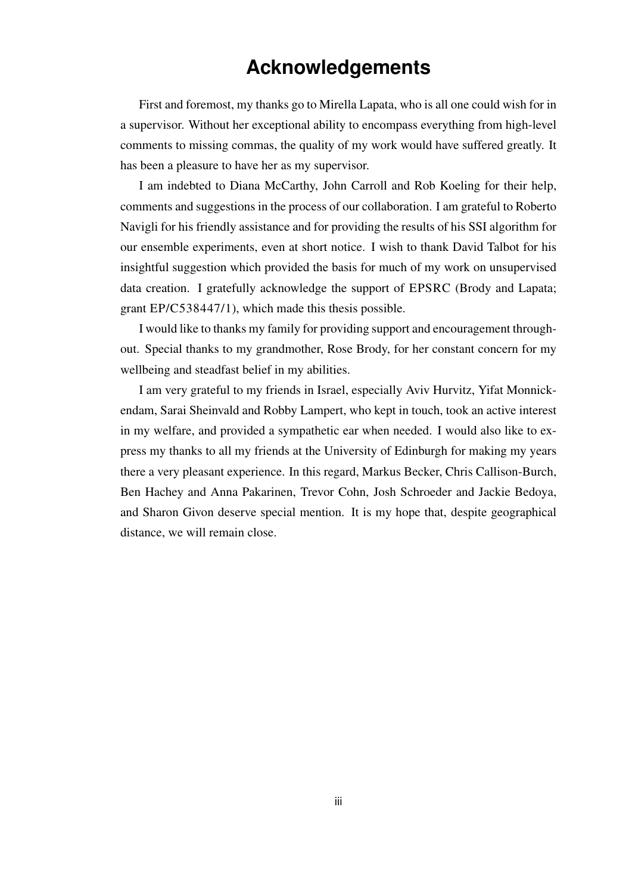# Acknowledgements

First and foremost, my thanks go to Mirella Lapata, who is all one could wish for in a supervisor. Without her exceptional ability to encompass everything from high-level comments to missing commas, the quality of my work would have suffered greatly. It has been a pleasure to have her as my supervisor.

I am indebted to Diana McCarthy, John Carroll and Rob Koeling for their help, comments and suggestions in the process of our collaboration. I am grateful to Roberto Navigli for his friendly assistance and for providing the results of his SSI algorithm for our ensemble experiments, even at short notice. I wish to thank David Talbot for his insightful suggestion which provided the basis for much of my work on unsupervised data creation. I gratefully acknowledge the support of EPSRC (Brody and Lapata; grant EP/C538447/1), which made this thesis possible.

I would like to thanks my family for providing support and encouragement throughout. Special thanks to my grandmother, Rose Brody, for her constant concern for my wellbeing and steadfast belief in my abilities.

I am very grateful to my friends in Israel, especially Aviv Hurvitz, Yifat Monnickendam, Sarai Sheinvald and Robby Lampert, who kept in touch, took an active interest in my welfare, and provided a sympathetic ear when needed. I would also like to express my thanks to all my friends at the University of Edinburgh for making my years there a very pleasant experience. In this regard, Markus Becker, Chris Callison-Burch, Ben Hachey and Anna Pakarinen, Trevor Cohn, Josh Schroeder and Jackie Bedoya, and Sharon Givon deserve special mention. It is my hope that, despite geographical distance, we will remain close.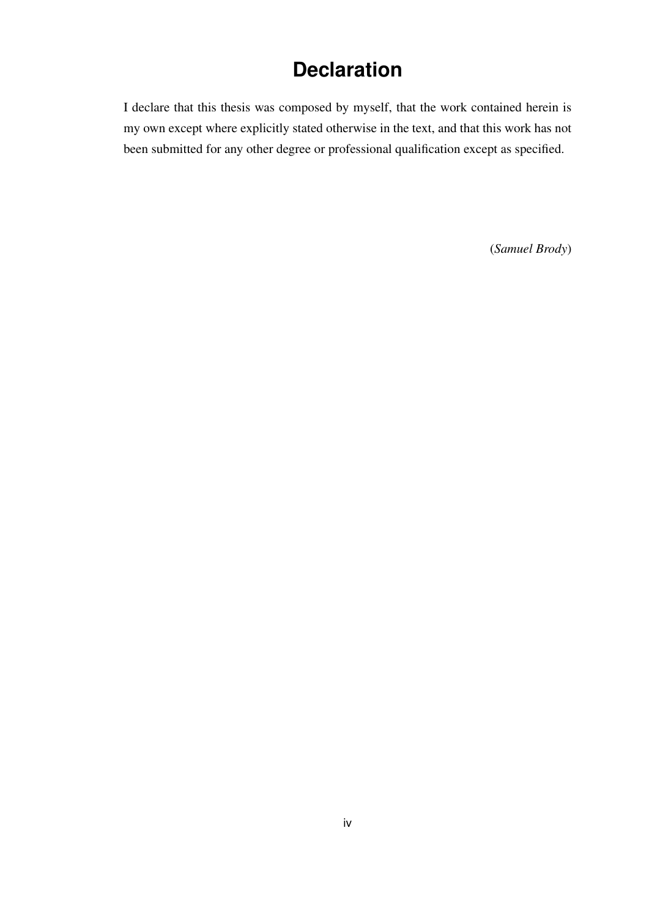# Declaration

I declare that this thesis was composed by myself, that the work contained herein is my own except where explicitly stated otherwise in the text, and that this work has not been submitted for any other degree or professional qualification except as specified.

(*Samuel Brody*)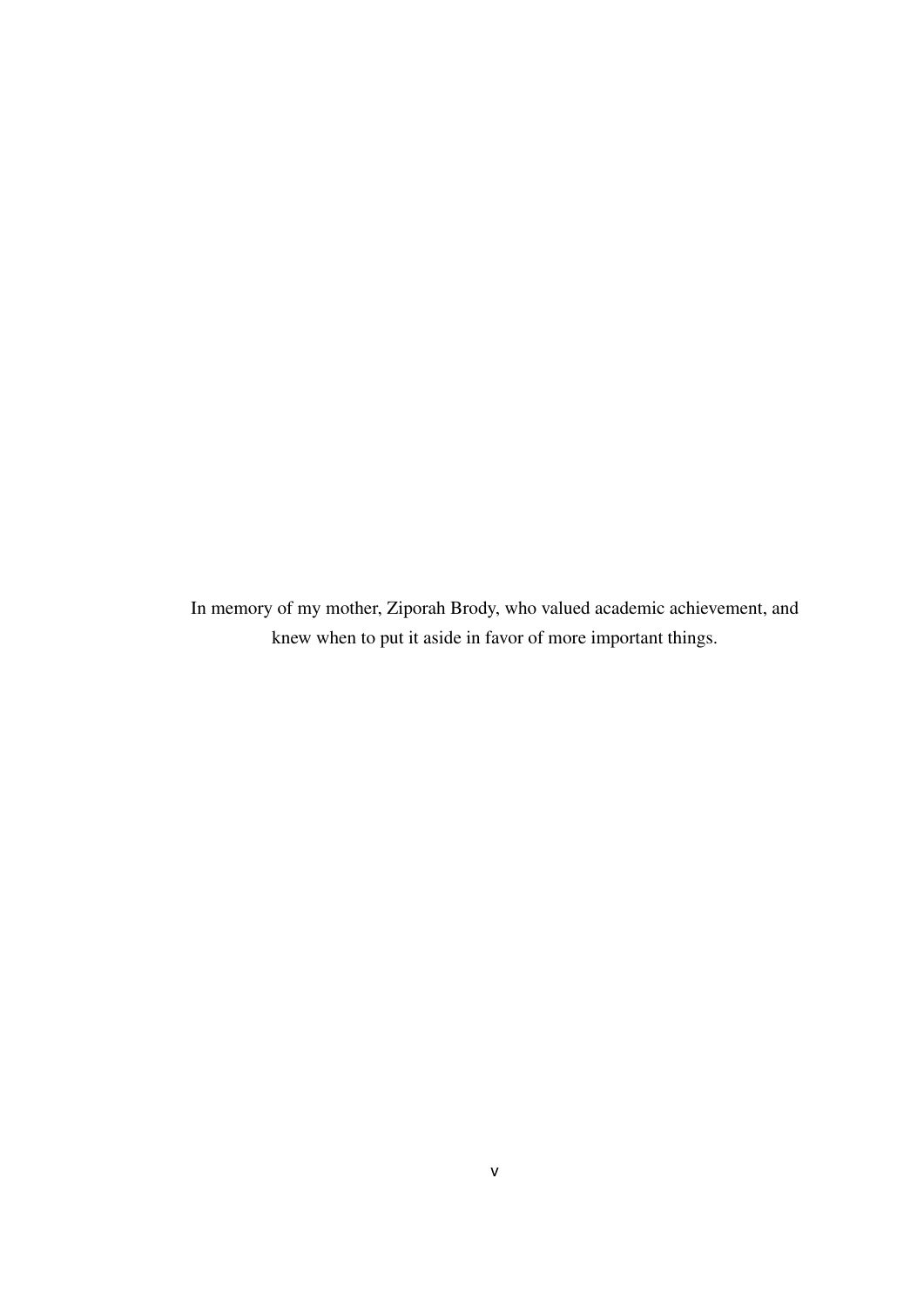In memory of my mother, Ziporah Brody, who valued academic achievement, and knew when to put it aside in favor of more important things.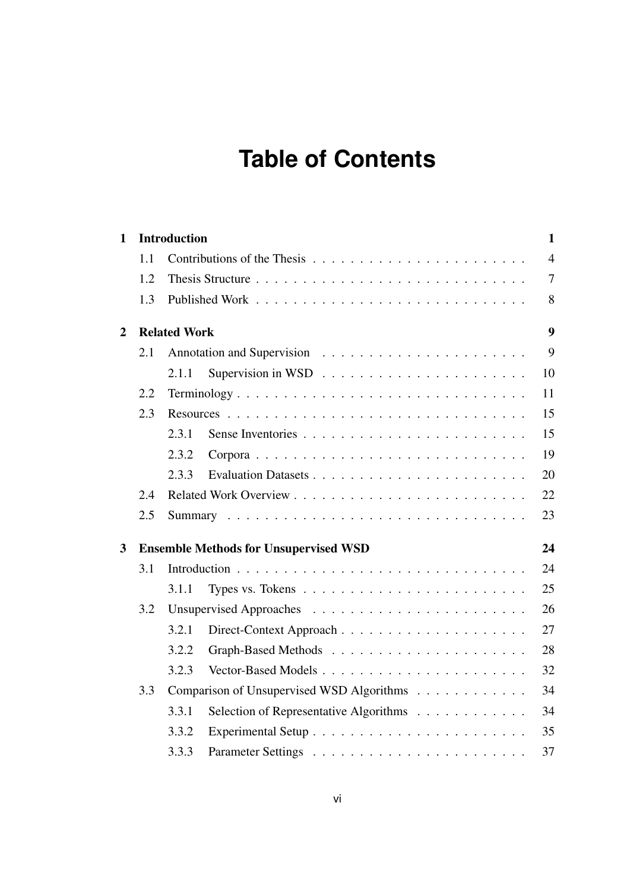# Table of Contents

| | | |
|---|---|---|
| **1** | **Introduction** | **1** |
| 1.1 | Contributions of the Thesis | 4 |
| 1.2 | Thesis Structure | 7 |
| 1.3 | Published Work | 8 |
| **2** | **Related Work** | **9** |
| 2.1 | Annotation and Supervision | 9 |
| 2.1.1 | Supervision in WSD | 10 |
| 2.2 | Terminology | 11 |
| 2.3 | Resources | 15 |
| 2.3.1 | Sense Inventories | 15 |
| 2.3.2 | Corpora | 19 |
| 2.3.3 | Evaluation Datasets | 20 |
| 2.4 | Related Work Overview | 22 |
| 2.5 | Summary | 23 |
| **3** | **Ensemble Methods for Unsupervised WSD** | **24** |
| 3.1 | Introduction | 24 |
| 3.1.1 | Types vs. Tokens | 25 |
| 3.2 | Unsupervised Approaches | 26 |
| 3.2.1 | Direct-Context Approach | 27 |
| 3.2.2 | Graph-Based Methods | 28 |
| 3.2.3 | Vector-Based Models | 32 |
| 3.3 | Comparison of Unsupervised WSD Algorithms | 34 |
| 3.3.1 | Selection of Representative Algorithms | 34 |
| 3.3.2 | Experimental Setup | 35 |
| 3.3.3 | Parameter Settings | 37 |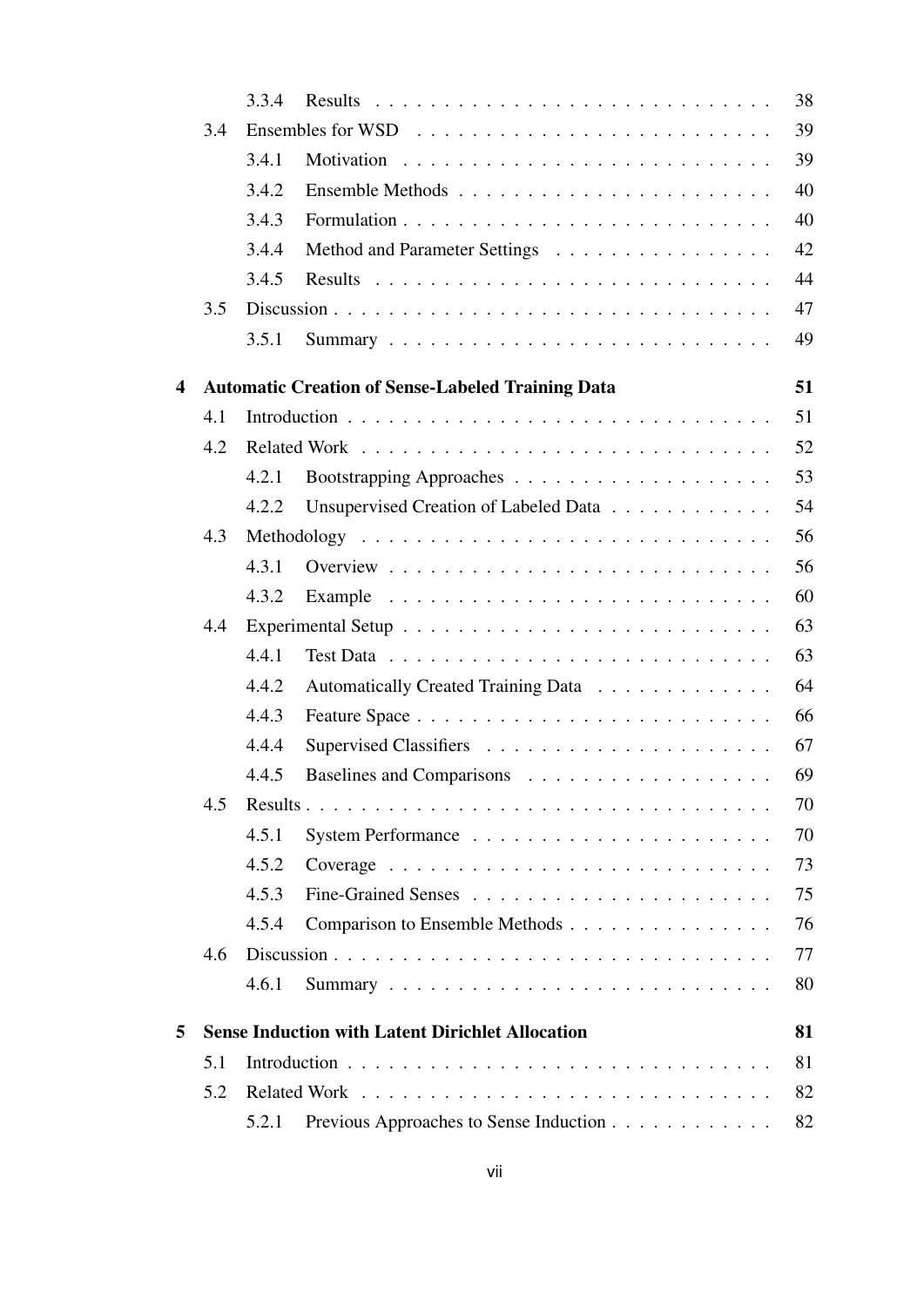| | | | |
|---|---|---|---|
| | 3.3.4 | Results | 38 |
| 3.4 | Ensembles for WSD | | 39 |
| | 3.4.1 | Motivation | 39 |
| | 3.4.2 | Ensemble Methods | 40 |
| | 3.4.3 | Formulation | 40 |
| | 3.4.4 | Method and Parameter Settings | 42 |
| | 3.4.5 | Results | 44 |
| 3.5 | Discussion | | 47 |
| | 3.5.1 | Summary | 49 |

**4 Automatic Creation of Sense-Labeled Training Data** **51**

| | | | |
|---|---|---|---|
| 4.1 | Introduction | | 51 |
| 4.2 | Related Work | | 52 |
| | 4.2.1 | Bootstrapping Approaches | 53 |
| | 4.2.2 | Unsupervised Creation of Labeled Data | 54 |
| 4.3 | Methodology | | 56 |
| | 4.3.1 | Overview | 56 |
| | 4.3.2 | Example | 60 |
| 4.4 | Experimental Setup | | 63 |
| | 4.4.1 | Test Data | 63 |
| | 4.4.2 | Automatically Created Training Data | 64 |
| | 4.4.3 | Feature Space | 66 |
| | 4.4.4 | Supervised Classifiers | 67 |
| | 4.4.5 | Baselines and Comparisons | 69 |
| 4.5 | Results | | 70 |
| | 4.5.1 | System Performance | 70 |
| | 4.5.2 | Coverage | 73 |
| | 4.5.3 | Fine-Grained Senses | 75 |
| | 4.5.4 | Comparison to Ensemble Methods | 76 |
| 4.6 | Discussion | | 77 |
| | 4.6.1 | Summary | 80 |

**5 Sense Induction with Latent Dirichlet Allocation** **81**

| | | | |
|---|---|---|---|
| 5.1 | Introduction | | 81 |
| 5.2 | Related Work | | 82 |
| | 5.2.1 | Previous Approaches to Sense Induction | 82 |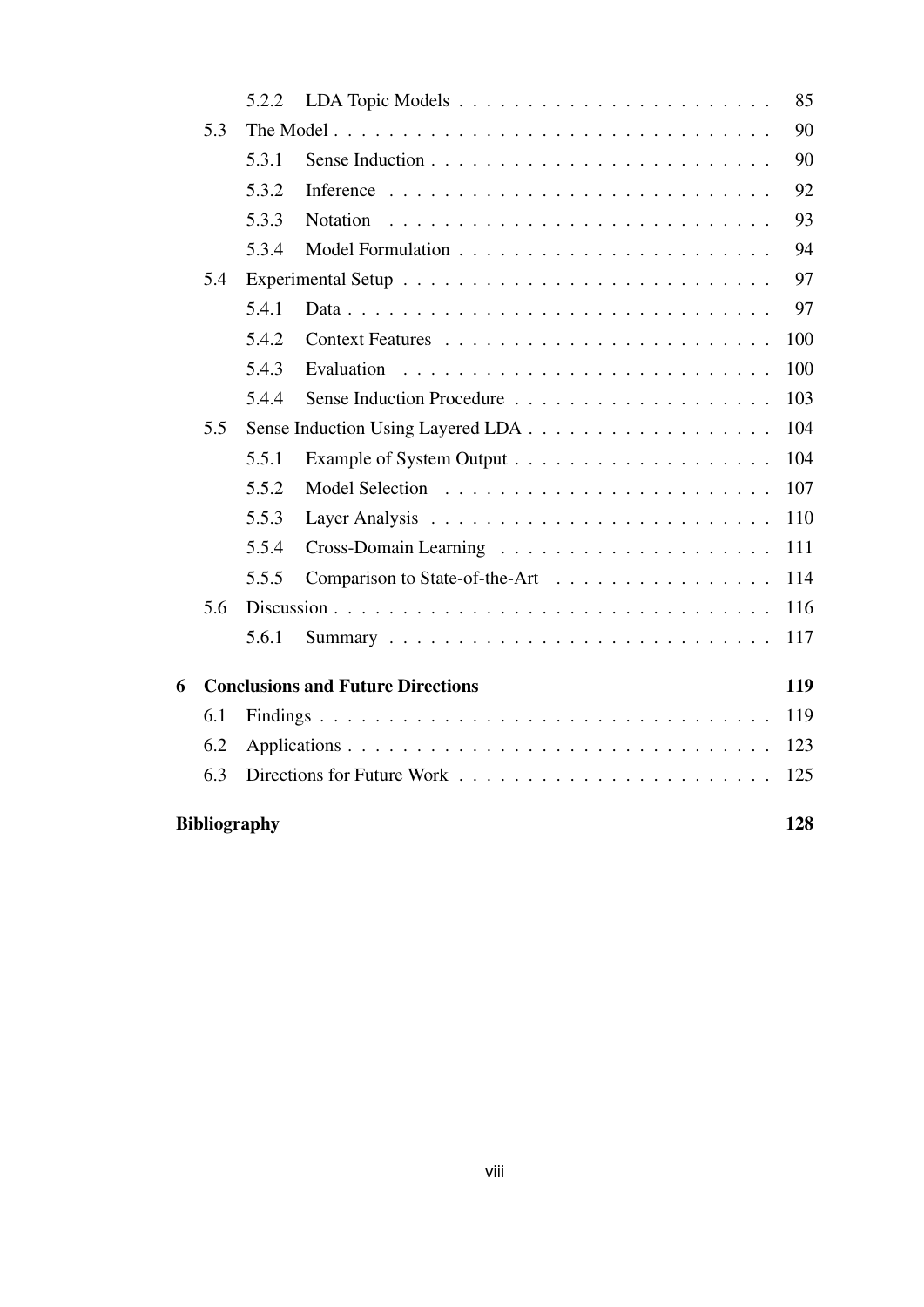5.2.2 LDA Topic Models . . . . . . . . . . . . . . . . . . . . . . 85

5.3 The Model . . . . . . . . . . . . . . . . . . . . . . . . . . . . . . . . 90

5.3.1 Sense Induction . . . . . . . . . . . . . . . . . . . . . . . . 90

5.3.2 Inference . . . . . . . . . . . . . . . . . . . . . . . . . . . 92

5.3.3 Notation . . . . . . . . . . . . . . . . . . . . . . . . . . . 93

5.3.4 Model Formulation . . . . . . . . . . . . . . . . . . . . . . 94

5.4 Experimental Setup . . . . . . . . . . . . . . . . . . . . . . . . . . . 97

5.4.1 Data . . . . . . . . . . . . . . . . . . . . . . . . . . . . . . 97

5.4.2 Context Features . . . . . . . . . . . . . . . . . . . . . . . 100

5.4.3 Evaluation . . . . . . . . . . . . . . . . . . . . . . . . . . 100

5.4.4 Sense Induction Procedure . . . . . . . . . . . . . . . . . . 103

5.5 Sense Induction Using Layered LDA . . . . . . . . . . . . . . . . . . 104

5.5.1 Example of System Output . . . . . . . . . . . . . . . . . . 104

5.5.2 Model Selection . . . . . . . . . . . . . . . . . . . . . . . 107

5.5.3 Layer Analysis . . . . . . . . . . . . . . . . . . . . . . . . 110

5.5.4 Cross-Domain Learning . . . . . . . . . . . . . . . . . . . 111

5.5.5 Comparison to State-of-the-Art . . . . . . . . . . . . . . . . 114

5.6 Discussion . . . . . . . . . . . . . . . . . . . . . . . . . . . . . . . . 116

5.6.1 Summary . . . . . . . . . . . . . . . . . . . . . . . . . . . 117

**6 Conclusions and Future Directions** **119**

6.1 Findings . . . . . . . . . . . . . . . . . . . . . . . . . . . . . . . . . 119

6.2 Applications . . . . . . . . . . . . . . . . . . . . . . . . . . . . . . . 123

6.3 Directions for Future Work . . . . . . . . . . . . . . . . . . . . . . . 125

**Bibliography** **128**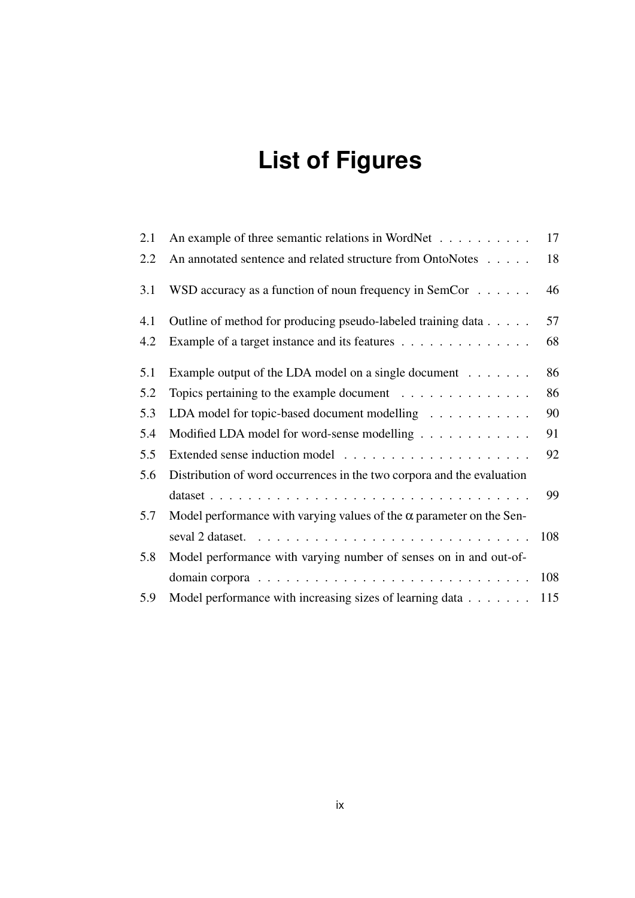# List of Figures

| | | |
|---|---|---|
| 2.1 | An example of three semantic relations in WordNet | 17 |
| 2.2 | An annotated sentence and related structure from OntoNotes | 18 |
| 3.1 | WSD accuracy as a function of noun frequency in SemCor | 46 |
| 4.1 | Outline of method for producing pseudo-labeled training data | 57 |
| 4.2 | Example of a target instance and its features | 68 |
| 5.1 | Example output of the LDA model on a single document | 86 |
| 5.2 | Topics pertaining to the example document | 86 |
| 5.3 | LDA model for topic-based document modelling | 90 |
| 5.4 | Modified LDA model for word-sense modelling | 91 |
| 5.5 | Extended sense induction model | 92 |
| 5.6 | Distribution of word occurrences in the two corpora and the evaluation dataset | 99 |
| 5.7 | Model performance with varying values of the $\alpha$ parameter on the Senseval 2 dataset. | 108 |
| 5.8 | Model performance with varying number of senses on in and out-of-domain corpora | 108 |
| 5.9 | Model performance with increasing sizes of learning data | 115 |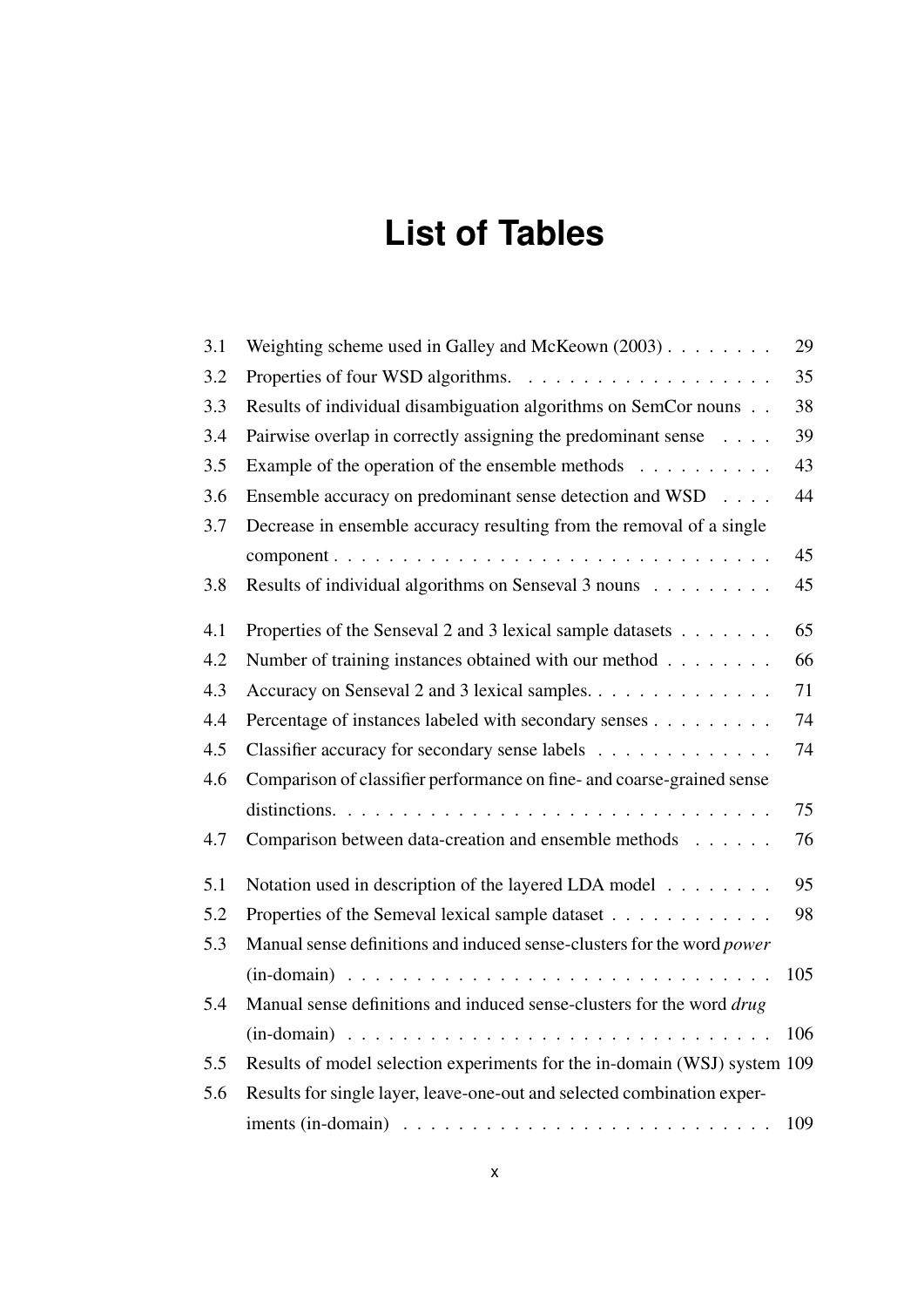# List of Tables

| | | |
|---|---|---|
| 3.1 | Weighting scheme used in Galley and McKeown (2003) | 29 |
| 3.2 | Properties of four WSD algorithms. | 35 |
| 3.3 | Results of individual disambiguation algorithms on SemCor nouns | 38 |
| 3.4 | Pairwise overlap in correctly assigning the predominant sense | 39 |
| 3.5 | Example of the operation of the ensemble methods | 43 |
| 3.6 | Ensemble accuracy on predominant sense detection and WSD | 44 |
| 3.7 | Decrease in ensemble accuracy resulting from the removal of a single component | 45 |
| 3.8 | Results of individual algorithms on Senseval 3 nouns | 45 |
| 4.1 | Properties of the Senseval 2 and 3 lexical sample datasets | 65 |
| 4.2 | Number of training instances obtained with our method | 66 |
| 4.3 | Accuracy on Senseval 2 and 3 lexical samples. | 71 |
| 4.4 | Percentage of instances labeled with secondary senses | 74 |
| 4.5 | Classifier accuracy for secondary sense labels | 74 |
| 4.6 | Comparison of classifier performance on fine- and coarse-grained sense distinctions. | 75 |
| 4.7 | Comparison between data-creation and ensemble methods | 76 |
| 5.1 | Notation used in description of the layered LDA model | 95 |
| 5.2 | Properties of the Semeval lexical sample dataset | 98 |
| 5.3 | Manual sense definitions and induced sense-clusters for the word *power* (in-domain) | 105 |
| 5.4 | Manual sense definitions and induced sense-clusters for the word *drug* (in-domain) | 106 |
| 5.5 | Results of model selection experiments for the in-domain (WSJ) system | 109 |
| 5.6 | Results for single layer, leave-one-out and selected combination experiments (in-domain) | 109 |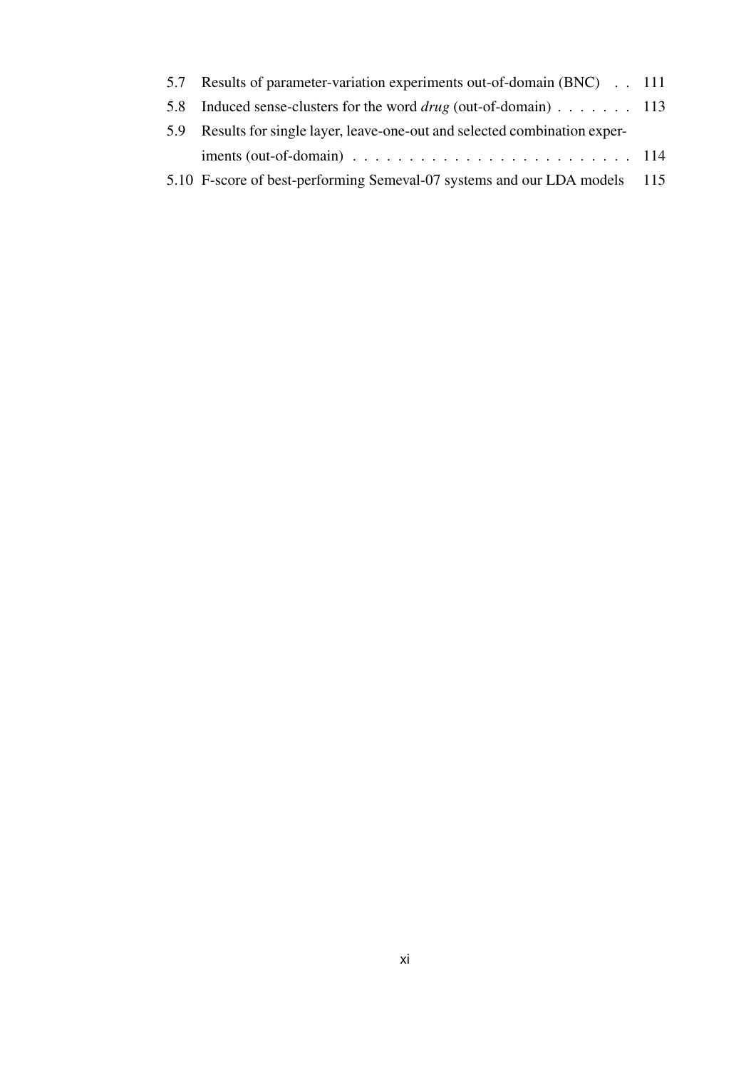5.7 Results of parameter-variation experiments out-of-domain (BNC) . . 111

5.8 Induced sense-clusters for the word *drug* (out-of-domain) . . . . . . . 113

5.9 Results for single layer, leave-one-out and selected combination experiments (out-of-domain) . . . . . . . . . . . . . . . . . . . . . . . . 114

5.10 F-score of best-performing Semeval-07 systems and our LDA models 115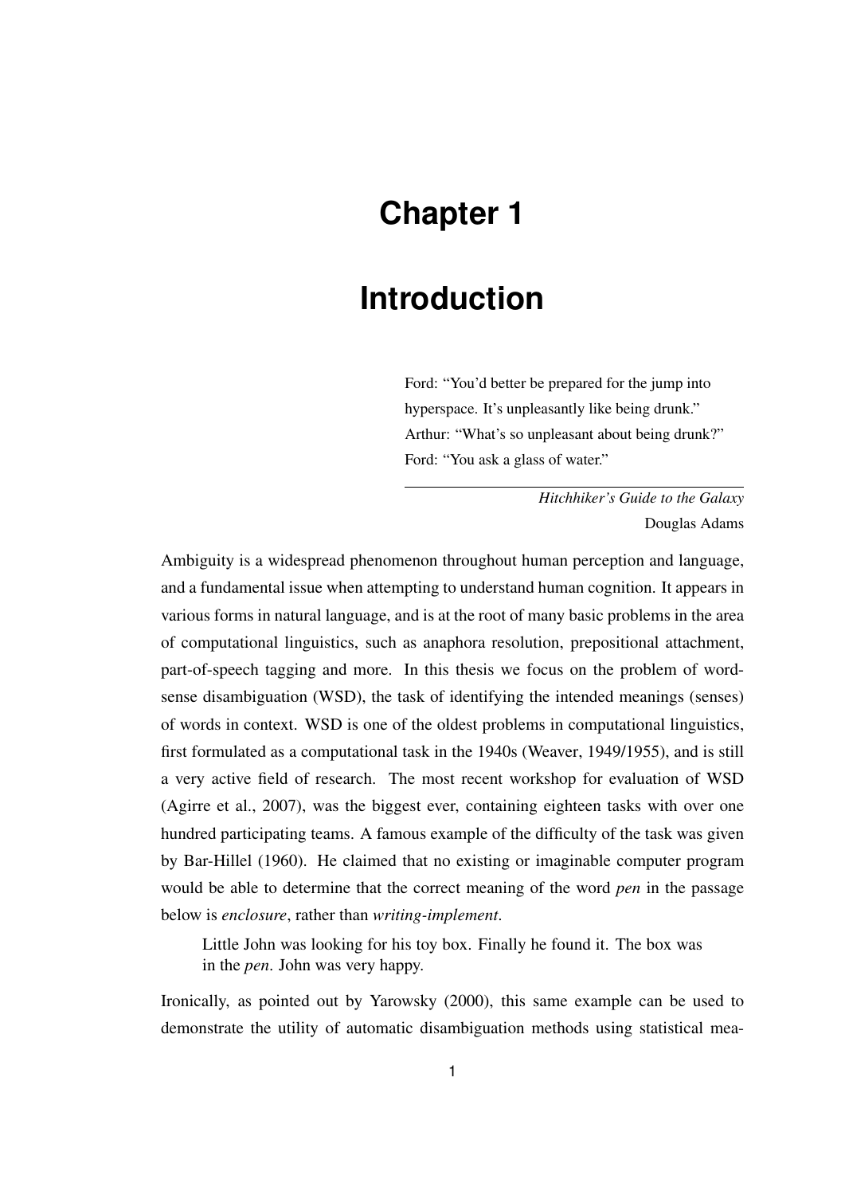# Chapter 1

# Introduction

> Ford: "You'd better be prepared for the jump into hyperspace. It's unpleasantly like being drunk."
> Arthur: "What's so unpleasant about being drunk?"
> Ford: "You ask a glass of water."
>
> *Hitchhiker's Guide to the Galaxy*
> Douglas Adams

Ambiguity is a widespread phenomenon throughout human perception and language, and a fundamental issue when attempting to understand human cognition. It appears in various forms in natural language, and is at the root of many basic problems in the area of computational linguistics, such as anaphora resolution, prepositional attachment, part-of-speech tagging and more. In this thesis we focus on the problem of word-sense disambiguation (WSD), the task of identifying the intended meanings (senses) of words in context. WSD is one of the oldest problems in computational linguistics, first formulated as a computational task in the 1940s (Weaver, 1949/1955), and is still a very active field of research. The most recent workshop for evaluation of WSD (Agirre et al., 2007), was the biggest ever, containing eighteen tasks with over one hundred participating teams. A famous example of the difficulty of the task was given by Bar-Hillel (1960). He claimed that no existing or imaginable computer program would be able to determine that the correct meaning of the word *pen* in the passage below is *enclosure*, rather than *writing-implement*.

> Little John was looking for his toy box. Finally he found it. The box was in the *pen*. John was very happy.

Ironically, as pointed out by Yarowsky (2000), this same example can be used to demonstrate the utility of automatic disambiguation methods using statistical mea-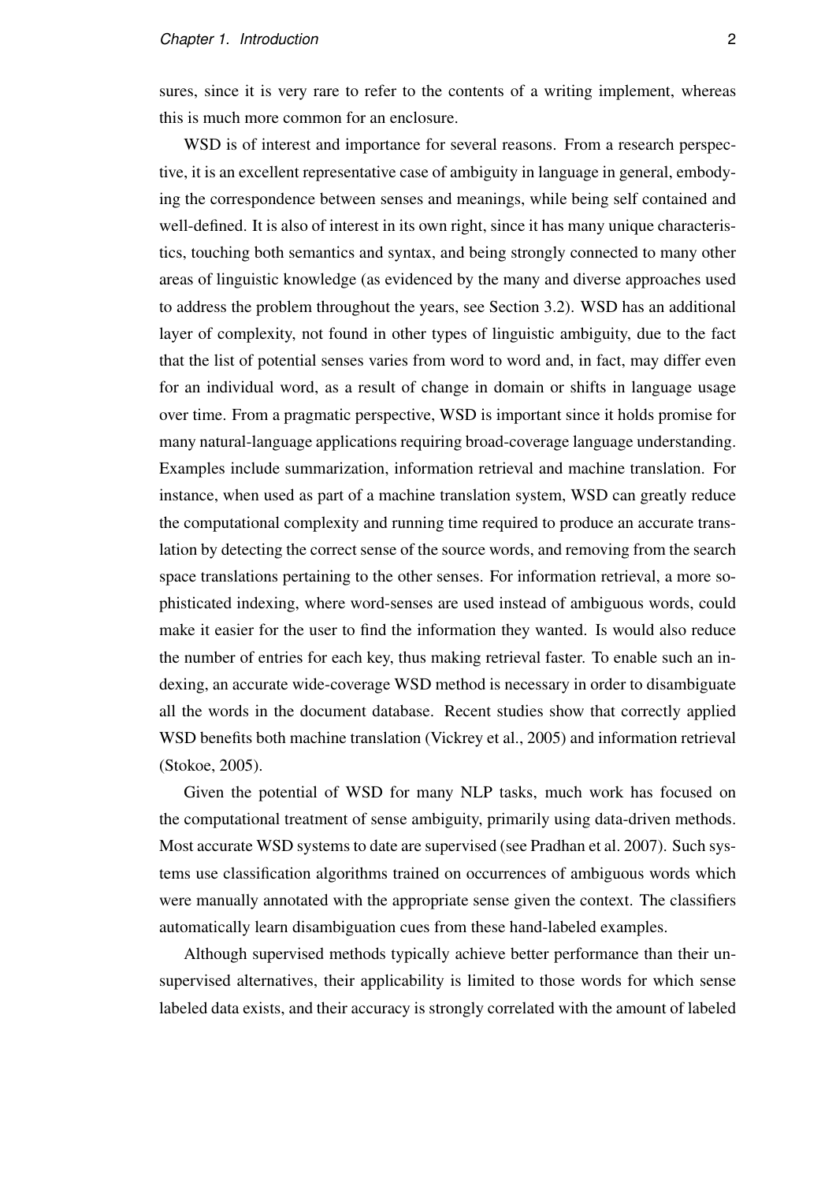sures, since it is very rare to refer to the contents of a writing implement, whereas this is much more common for an enclosure.

WSD is of interest and importance for several reasons. From a research perspective, it is an excellent representative case of ambiguity in language in general, embodying the correspondence between senses and meanings, while being self contained and well-defined. It is also of interest in its own right, since it has many unique characteristics, touching both semantics and syntax, and being strongly connected to many other areas of linguistic knowledge (as evidenced by the many and diverse approaches used to address the problem throughout the years, see Section 3.2). WSD has an additional layer of complexity, not found in other types of linguistic ambiguity, due to the fact that the list of potential senses varies from word to word and, in fact, may differ even for an individual word, as a result of change in domain or shifts in language usage over time. From a pragmatic perspective, WSD is important since it holds promise for many natural-language applications requiring broad-coverage language understanding. Examples include summarization, information retrieval and machine translation. For instance, when used as part of a machine translation system, WSD can greatly reduce the computational complexity and running time required to produce an accurate translation by detecting the correct sense of the source words, and removing from the search space translations pertaining to the other senses. For information retrieval, a more sophisticated indexing, where word-senses are used instead of ambiguous words, could make it easier for the user to find the information they wanted. Is would also reduce the number of entries for each key, thus making retrieval faster. To enable such an indexing, an accurate wide-coverage WSD method is necessary in order to disambiguate all the words in the document database. Recent studies show that correctly applied WSD benefits both machine translation (Vickrey et al., 2005) and information retrieval (Stokoe, 2005).

Given the potential of WSD for many NLP tasks, much work has focused on the computational treatment of sense ambiguity, primarily using data-driven methods. Most accurate WSD systems to date are supervised (see Pradhan et al. 2007). Such systems use classification algorithms trained on occurrences of ambiguous words which were manually annotated with the appropriate sense given the context. The classifiers automatically learn disambiguation cues from these hand-labeled examples.

Although supervised methods typically achieve better performance than their unsupervised alternatives, their applicability is limited to those words for which sense labeled data exists, and their accuracy is strongly correlated with the amount of labeled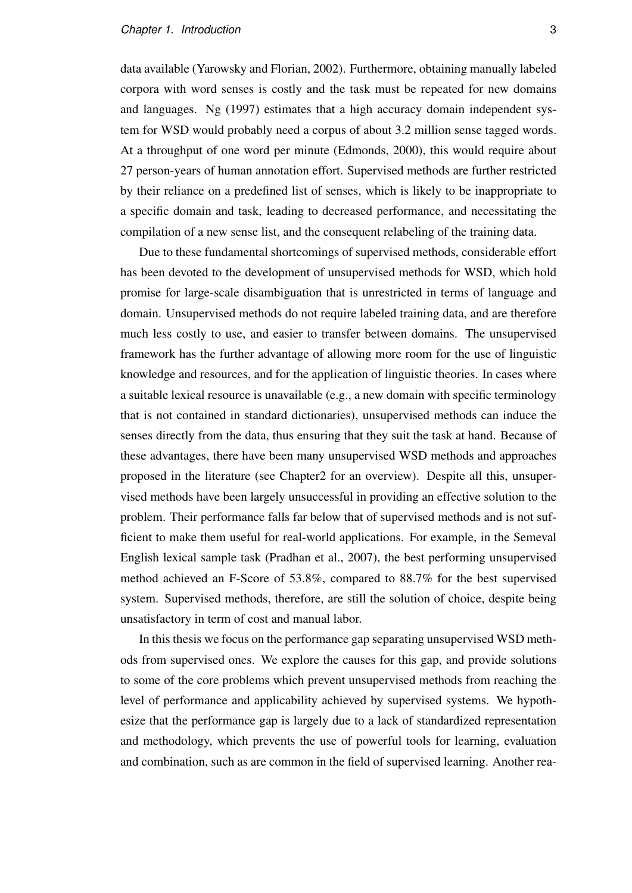data available (Yarowsky and Florian, 2002). Furthermore, obtaining manually labeled corpora with word senses is costly and the task must be repeated for new domains and languages. Ng (1997) estimates that a high accuracy domain independent system for WSD would probably need a corpus of about 3.2 million sense tagged words. At a throughput of one word per minute (Edmonds, 2000), this would require about 27 person-years of human annotation effort. Supervised methods are further restricted by their reliance on a predefined list of senses, which is likely to be inappropriate to a specific domain and task, leading to decreased performance, and necessitating the compilation of a new sense list, and the consequent relabeling of the training data.

Due to these fundamental shortcomings of supervised methods, considerable effort has been devoted to the development of unsupervised methods for WSD, which hold promise for large-scale disambiguation that is unrestricted in terms of language and domain. Unsupervised methods do not require labeled training data, and are therefore much less costly to use, and easier to transfer between domains. The unsupervised framework has the further advantage of allowing more room for the use of linguistic knowledge and resources, and for the application of linguistic theories. In cases where a suitable lexical resource is unavailable (e.g., a new domain with specific terminology that is not contained in standard dictionaries), unsupervised methods can induce the senses directly from the data, thus ensuring that they suit the task at hand. Because of these advantages, there have been many unsupervised WSD methods and approaches proposed in the literature (see Chapter2 for an overview). Despite all this, unsupervised methods have been largely unsuccessful in providing an effective solution to the problem. Their performance falls far below that of supervised methods and is not sufficient to make them useful for real-world applications. For example, in the Semeval English lexical sample task (Pradhan et al., 2007), the best performing unsupervised method achieved an F-Score of 53.8%, compared to 88.7% for the best supervised system. Supervised methods, therefore, are still the solution of choice, despite being unsatisfactory in term of cost and manual labor.

In this thesis we focus on the performance gap separating unsupervised WSD methods from supervised ones. We explore the causes for this gap, and provide solutions to some of the core problems which prevent unsupervised methods from reaching the level of performance and applicability achieved by supervised systems. We hypothesize that the performance gap is largely due to a lack of standardized representation and methodology, which prevents the use of powerful tools for learning, evaluation and combination, such as are common in the field of supervised learning. Another rea-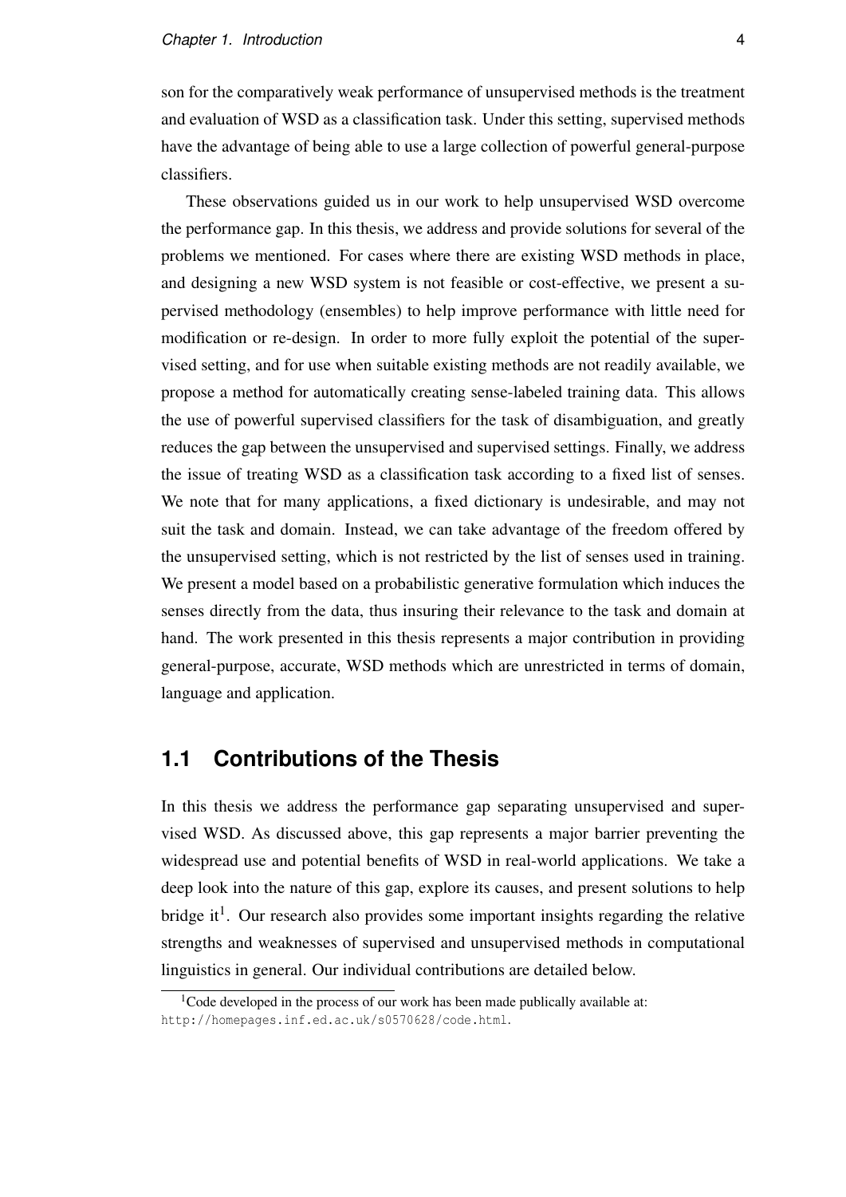son for the comparatively weak performance of unsupervised methods is the treatment and evaluation of WSD as a classification task. Under this setting, supervised methods have the advantage of being able to use a large collection of powerful general-purpose classifiers.

These observations guided us in our work to help unsupervised WSD overcome the performance gap. In this thesis, we address and provide solutions for several of the problems we mentioned. For cases where there are existing WSD methods in place, and designing a new WSD system is not feasible or cost-effective, we present a supervised methodology (ensembles) to help improve performance with little need for modification or re-design. In order to more fully exploit the potential of the supervised setting, and for use when suitable existing methods are not readily available, we propose a method for automatically creating sense-labeled training data. This allows the use of powerful supervised classifiers for the task of disambiguation, and greatly reduces the gap between the unsupervised and supervised settings. Finally, we address the issue of treating WSD as a classification task according to a fixed list of senses. We note that for many applications, a fixed dictionary is undesirable, and may not suit the task and domain. Instead, we can take advantage of the freedom offered by the unsupervised setting, which is not restricted by the list of senses used in training. We present a model based on a probabilistic generative formulation which induces the senses directly from the data, thus insuring their relevance to the task and domain at hand. The work presented in this thesis represents a major contribution in providing general-purpose, accurate, WSD methods which are unrestricted in terms of domain, language and application.

## 1.1 Contributions of the Thesis

In this thesis we address the performance gap separating unsupervised and supervised WSD. As discussed above, this gap represents a major barrier preventing the widespread use and potential benefits of WSD in real-world applications. We take a deep look into the nature of this gap, explore its causes, and present solutions to help bridge it[1]. Our research also provides some important insights regarding the relative strengths and weaknesses of supervised and unsupervised methods in computational linguistics in general. Our individual contributions are detailed below.

[1] Code developed in the process of our work has been made publically available at: http://homepages.inf.ed.ac.uk/s0570628/code.html.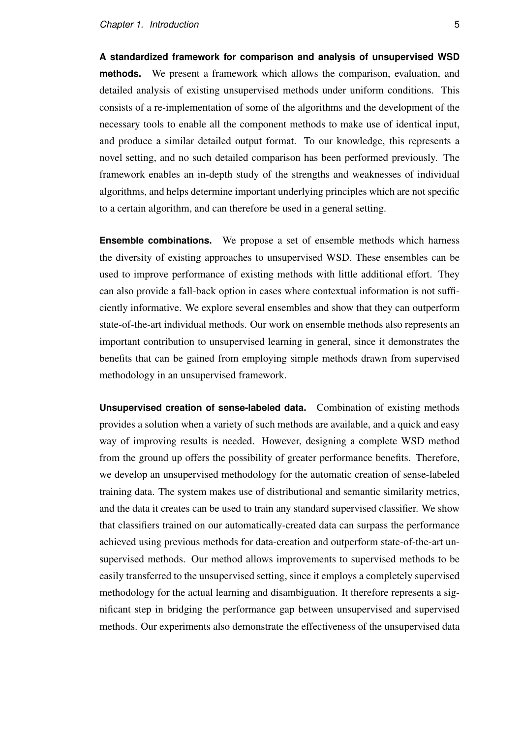**A standardized framework for comparison and analysis of unsupervised WSD methods.** We present a framework which allows the comparison, evaluation, and detailed analysis of existing unsupervised methods under uniform conditions. This consists of a re-implementation of some of the algorithms and the development of the necessary tools to enable all the component methods to make use of identical input, and produce a similar detailed output format. To our knowledge, this represents a novel setting, and no such detailed comparison has been performed previously. The framework enables an in-depth study of the strengths and weaknesses of individual algorithms, and helps determine important underlying principles which are not specific to a certain algorithm, and can therefore be used in a general setting.

**Ensemble combinations.** We propose a set of ensemble methods which harness the diversity of existing approaches to unsupervised WSD. These ensembles can be used to improve performance of existing methods with little additional effort. They can also provide a fall-back option in cases where contextual information is not sufficiently informative. We explore several ensembles and show that they can outperform state-of-the-art individual methods. Our work on ensemble methods also represents an important contribution to unsupervised learning in general, since it demonstrates the benefits that can be gained from employing simple methods drawn from supervised methodology in an unsupervised framework.

**Unsupervised creation of sense-labeled data.** Combination of existing methods provides a solution when a variety of such methods are available, and a quick and easy way of improving results is needed. However, designing a complete WSD method from the ground up offers the possibility of greater performance benefits. Therefore, we develop an unsupervised methodology for the automatic creation of sense-labeled training data. The system makes use of distributional and semantic similarity metrics, and the data it creates can be used to train any standard supervised classifier. We show that classifiers trained on our automatically-created data can surpass the performance achieved using previous methods for data-creation and outperform state-of-the-art unsupervised methods. Our method allows improvements to supervised methods to be easily transferred to the unsupervised setting, since it employs a completely supervised methodology for the actual learning and disambiguation. It therefore represents a significant step in bridging the performance gap between unsupervised and supervised methods. Our experiments also demonstrate the effectiveness of the unsupervised data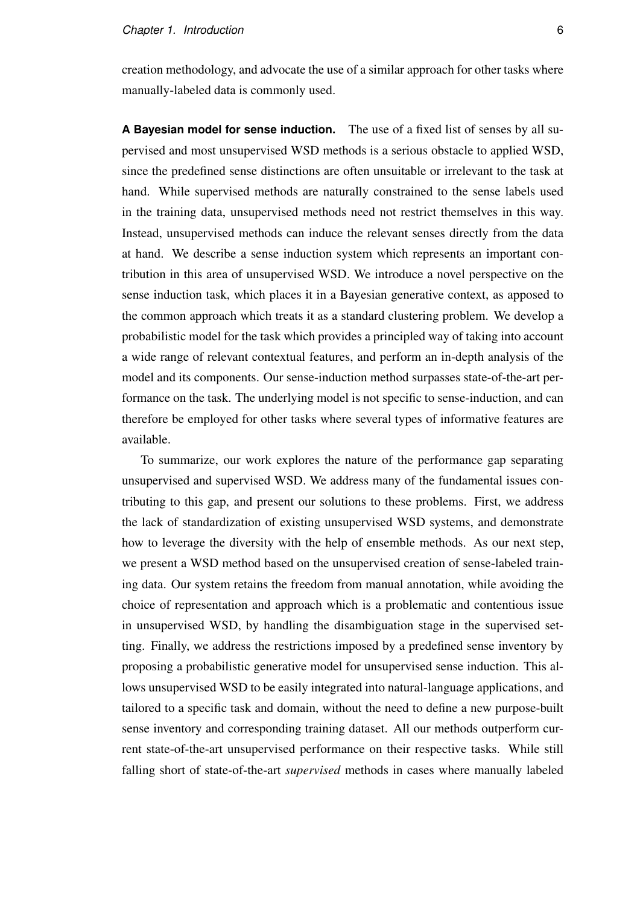creation methodology, and advocate the use of a similar approach for other tasks where manually-labeled data is commonly used.

**A Bayesian model for sense induction.** The use of a fixed list of senses by all supervised and most unsupervised WSD methods is a serious obstacle to applied WSD, since the predefined sense distinctions are often unsuitable or irrelevant to the task at hand. While supervised methods are naturally constrained to the sense labels used in the training data, unsupervised methods need not restrict themselves in this way. Instead, unsupervised methods can induce the relevant senses directly from the data at hand. We describe a sense induction system which represents an important contribution in this area of unsupervised WSD. We introduce a novel perspective on the sense induction task, which places it in a Bayesian generative context, as apposed to the common approach which treats it as a standard clustering problem. We develop a probabilistic model for the task which provides a principled way of taking into account a wide range of relevant contextual features, and perform an in-depth analysis of the model and its components. Our sense-induction method surpasses state-of-the-art performance on the task. The underlying model is not specific to sense-induction, and can therefore be employed for other tasks where several types of informative features are available.

To summarize, our work explores the nature of the performance gap separating unsupervised and supervised WSD. We address many of the fundamental issues contributing to this gap, and present our solutions to these problems. First, we address the lack of standardization of existing unsupervised WSD systems, and demonstrate how to leverage the diversity with the help of ensemble methods. As our next step, we present a WSD method based on the unsupervised creation of sense-labeled training data. Our system retains the freedom from manual annotation, while avoiding the choice of representation and approach which is a problematic and contentious issue in unsupervised WSD, by handling the disambiguation stage in the supervised setting. Finally, we address the restrictions imposed by a predefined sense inventory by proposing a probabilistic generative model for unsupervised sense induction. This allows unsupervised WSD to be easily integrated into natural-language applications, and tailored to a specific task and domain, without the need to define a new purpose-built sense inventory and corresponding training dataset. All our methods outperform current state-of-the-art unsupervised performance on their respective tasks. While still falling short of state-of-the-art *supervised* methods in cases where manually labeled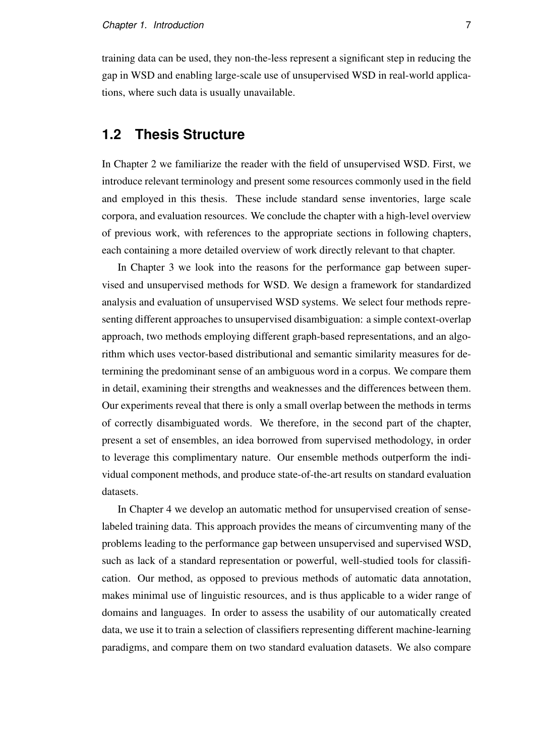training data can be used, they non-the-less represent a significant step in reducing the gap in WSD and enabling large-scale use of unsupervised WSD in real-world applications, where such data is usually unavailable.

## 1.2 Thesis Structure

In Chapter 2 we familiarize the reader with the field of unsupervised WSD. First, we introduce relevant terminology and present some resources commonly used in the field and employed in this thesis. These include standard sense inventories, large scale corpora, and evaluation resources. We conclude the chapter with a high-level overview of previous work, with references to the appropriate sections in following chapters, each containing a more detailed overview of work directly relevant to that chapter.

In Chapter 3 we look into the reasons for the performance gap between supervised and unsupervised methods for WSD. We design a framework for standardized analysis and evaluation of unsupervised WSD systems. We select four methods representing different approaches to unsupervised disambiguation: a simple context-overlap approach, two methods employing different graph-based representations, and an algorithm which uses vector-based distributional and semantic similarity measures for determining the predominant sense of an ambiguous word in a corpus. We compare them in detail, examining their strengths and weaknesses and the differences between them. Our experiments reveal that there is only a small overlap between the methods in terms of correctly disambiguated words. We therefore, in the second part of the chapter, present a set of ensembles, an idea borrowed from supervised methodology, in order to leverage this complimentary nature. Our ensemble methods outperform the individual component methods, and produce state-of-the-art results on standard evaluation datasets.

In Chapter 4 we develop an automatic method for unsupervised creation of sense-labeled training data. This approach provides the means of circumventing many of the problems leading to the performance gap between unsupervised and supervised WSD, such as lack of a standard representation or powerful, well-studied tools for classification. Our method, as opposed to previous methods of automatic data annotation, makes minimal use of linguistic resources, and is thus applicable to a wider range of domains and languages. In order to assess the usability of our automatically created data, we use it to train a selection of classifiers representing different machine-learning paradigms, and compare them on two standard evaluation datasets. We also compare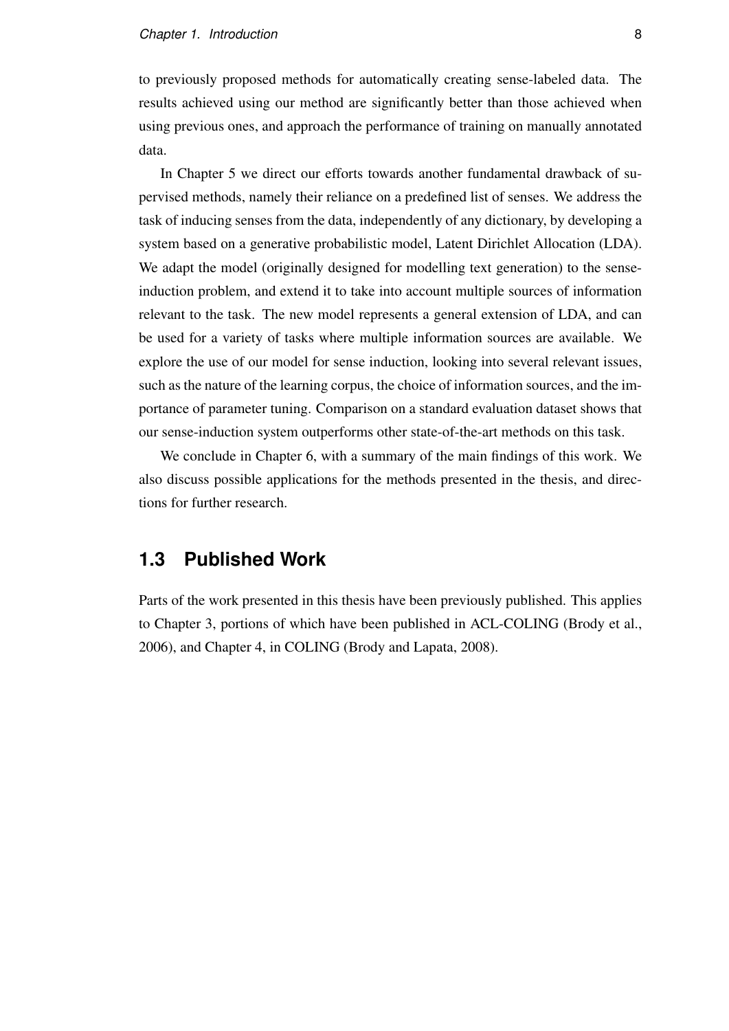to previously proposed methods for automatically creating sense-labeled data. The results achieved using our method are significantly better than those achieved when using previous ones, and approach the performance of training on manually annotated data.

In Chapter 5 we direct our efforts towards another fundamental drawback of supervised methods, namely their reliance on a predefined list of senses. We address the task of inducing senses from the data, independently of any dictionary, by developing a system based on a generative probabilistic model, Latent Dirichlet Allocation (LDA). We adapt the model (originally designed for modelling text generation) to the sense-induction problem, and extend it to take into account multiple sources of information relevant to the task. The new model represents a general extension of LDA, and can be used for a variety of tasks where multiple information sources are available. We explore the use of our model for sense induction, looking into several relevant issues, such as the nature of the learning corpus, the choice of information sources, and the importance of parameter tuning. Comparison on a standard evaluation dataset shows that our sense-induction system outperforms other state-of-the-art methods on this task.

We conclude in Chapter 6, with a summary of the main findings of this work. We also discuss possible applications for the methods presented in the thesis, and directions for further research.

## 1.3 Published Work

Parts of the work presented in this thesis have been previously published. This applies to Chapter 3, portions of which have been published in ACL-COLING (Brody et al., 2006), and Chapter 4, in COLING (Brody and Lapata, 2008).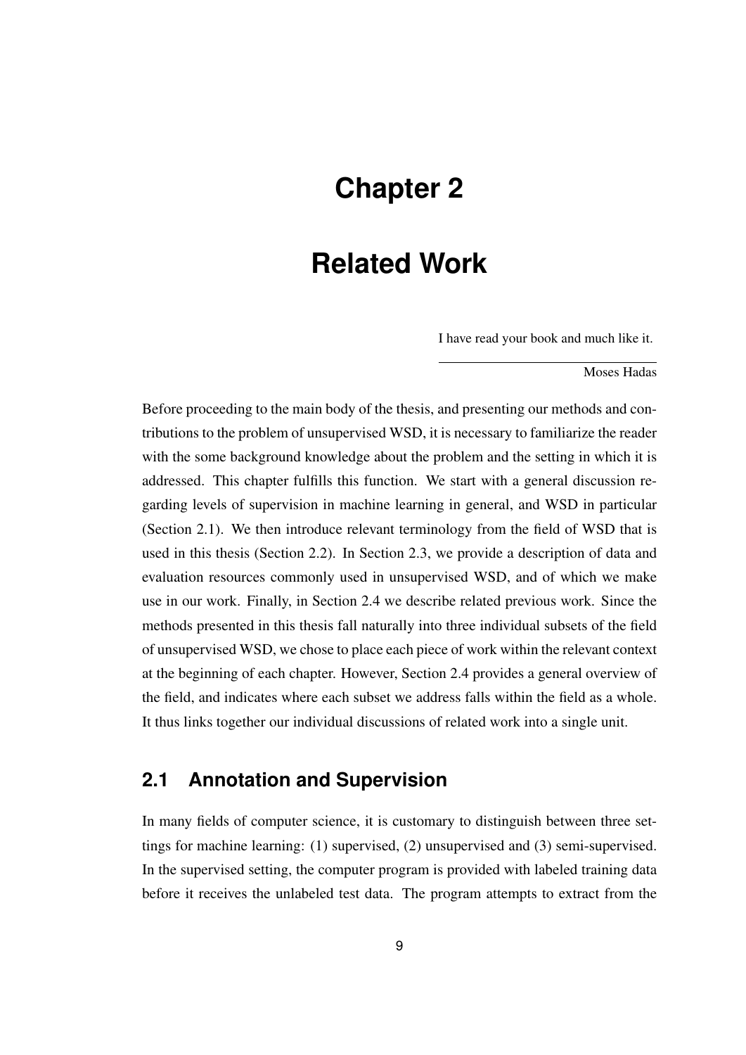# Chapter 2

# Related Work

> I have read your book and much like it.
>
> Moses Hadas

Before proceeding to the main body of the thesis, and presenting our methods and contributions to the problem of unsupervised WSD, it is necessary to familiarize the reader with the some background knowledge about the problem and the setting in which it is addressed. This chapter fulfills this function. We start with a general discussion regarding levels of supervision in machine learning in general, and WSD in particular (Section 2.1). We then introduce relevant terminology from the field of WSD that is used in this thesis (Section 2.2). In Section 2.3, we provide a description of data and evaluation resources commonly used in unsupervised WSD, and of which we make use in our work. Finally, in Section 2.4 we describe related previous work. Since the methods presented in this thesis fall naturally into three individual subsets of the field of unsupervised WSD, we chose to place each piece of work within the relevant context at the beginning of each chapter. However, Section 2.4 provides a general overview of the field, and indicates where each subset we address falls within the field as a whole. It thus links together our individual discussions of related work into a single unit.

## 2.1 Annotation and Supervision

In many fields of computer science, it is customary to distinguish between three settings for machine learning: (1) supervised, (2) unsupervised and (3) semi-supervised. In the supervised setting, the computer program is provided with labeled training data before it receives the unlabeled test data. The program attempts to extract from the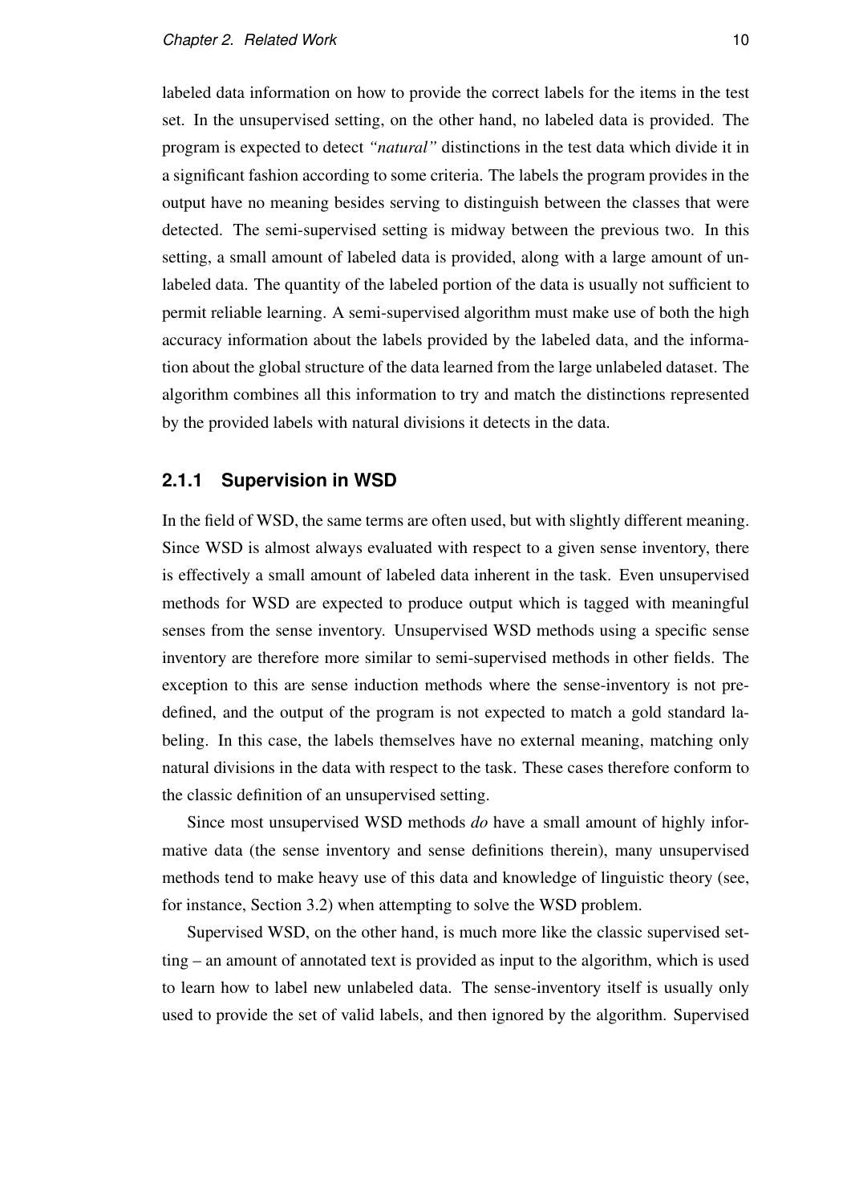labeled data information on how to provide the correct labels for the items in the test set. In the unsupervised setting, on the other hand, no labeled data is provided. The program is expected to detect *"natural"* distinctions in the test data which divide it in a significant fashion according to some criteria. The labels the program provides in the output have no meaning besides serving to distinguish between the classes that were detected. The semi-supervised setting is midway between the previous two. In this setting, a small amount of labeled data is provided, along with a large amount of unlabeled data. The quantity of the labeled portion of the data is usually not sufficient to permit reliable learning. A semi-supervised algorithm must make use of both the high accuracy information about the labels provided by the labeled data, and the information about the global structure of the data learned from the large unlabeled dataset. The algorithm combines all this information to try and match the distinctions represented by the provided labels with natural divisions it detects in the data.

### 2.1.1 Supervision in WSD

In the field of WSD, the same terms are often used, but with slightly different meaning. Since WSD is almost always evaluated with respect to a given sense inventory, there is effectively a small amount of labeled data inherent in the task. Even unsupervised methods for WSD are expected to produce output which is tagged with meaningful senses from the sense inventory. Unsupervised WSD methods using a specific sense inventory are therefore more similar to semi-supervised methods in other fields. The exception to this are sense induction methods where the sense-inventory is not predefined, and the output of the program is not expected to match a gold standard labeling. In this case, the labels themselves have no external meaning, matching only natural divisions in the data with respect to the task. These cases therefore conform to the classic definition of an unsupervised setting.

Since most unsupervised WSD methods *do* have a small amount of highly informative data (the sense inventory and sense definitions therein), many unsupervised methods tend to make heavy use of this data and knowledge of linguistic theory (see, for instance, Section 3.2) when attempting to solve the WSD problem.

Supervised WSD, on the other hand, is much more like the classic supervised setting – an amount of annotated text is provided as input to the algorithm, which is used to learn how to label new unlabeled data. The sense-inventory itself is usually only used to provide the set of valid labels, and then ignored by the algorithm. Supervised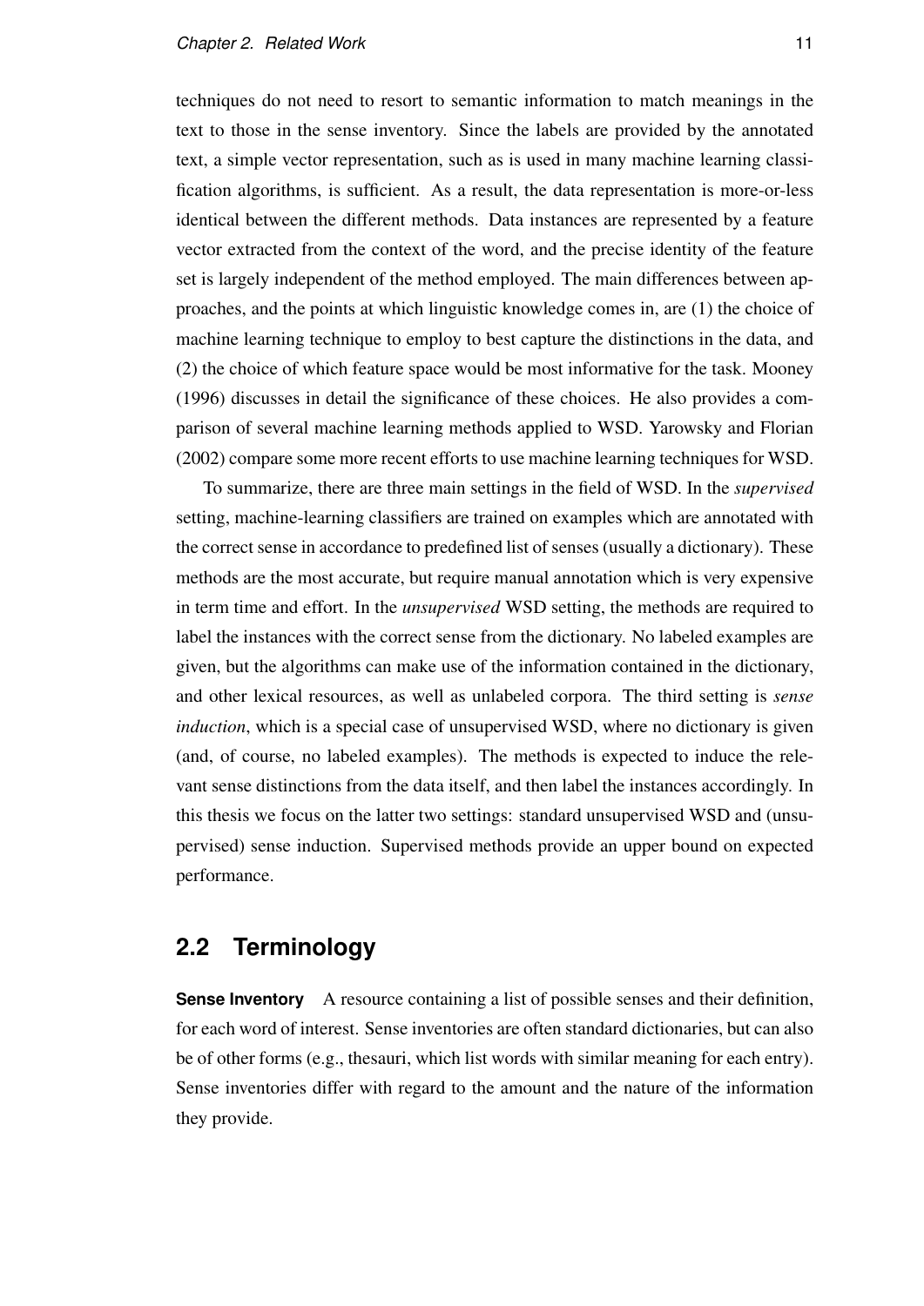techniques do not need to resort to semantic information to match meanings in the text to those in the sense inventory. Since the labels are provided by the annotated text, a simple vector representation, such as is used in many machine learning classification algorithms, is sufficient. As a result, the data representation is more-or-less identical between the different methods. Data instances are represented by a feature vector extracted from the context of the word, and the precise identity of the feature set is largely independent of the method employed. The main differences between approaches, and the points at which linguistic knowledge comes in, are (1) the choice of machine learning technique to employ to best capture the distinctions in the data, and (2) the choice of which feature space would be most informative for the task. Mooney (1996) discusses in detail the significance of these choices. He also provides a comparison of several machine learning methods applied to WSD. Yarowsky and Florian (2002) compare some more recent efforts to use machine learning techniques for WSD.

To summarize, there are three main settings in the field of WSD. In the *supervised* setting, machine-learning classifiers are trained on examples which are annotated with the correct sense in accordance to predefined list of senses (usually a dictionary). These methods are the most accurate, but require manual annotation which is very expensive in term time and effort. In the *unsupervised* WSD setting, the methods are required to label the instances with the correct sense from the dictionary. No labeled examples are given, but the algorithms can make use of the information contained in the dictionary, and other lexical resources, as well as unlabeled corpora. The third setting is *sense induction*, which is a special case of unsupervised WSD, where no dictionary is given (and, of course, no labeled examples). The methods is expected to induce the relevant sense distinctions from the data itself, and then label the instances accordingly. In this thesis we focus on the latter two settings: standard unsupervised WSD and (unsupervised) sense induction. Supervised methods provide an upper bound on expected performance.

## 2.2 Terminology

**Sense Inventory** A resource containing a list of possible senses and their definition, for each word of interest. Sense inventories are often standard dictionaries, but can also be of other forms (e.g., thesauri, which list words with similar meaning for each entry). Sense inventories differ with regard to the amount and the nature of the information they provide.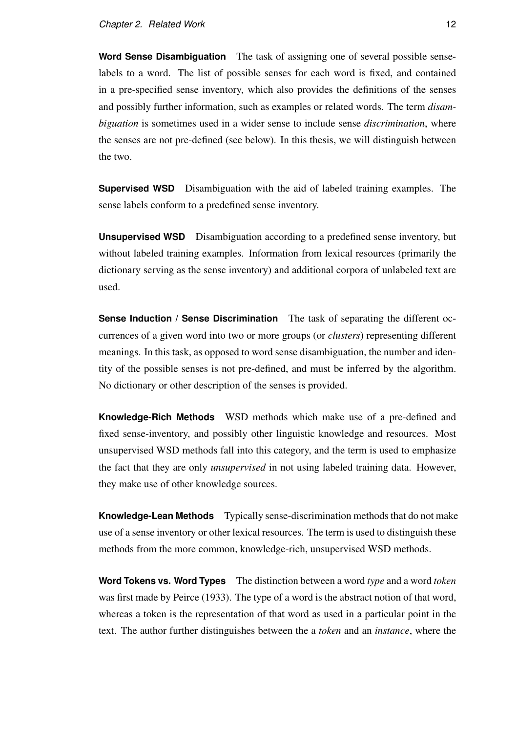**Word Sense Disambiguation** The task of assigning one of several possible sense-labels to a word. The list of possible senses for each word is fixed, and contained in a pre-specified sense inventory, which also provides the definitions of the senses and possibly further information, such as examples or related words. The term *disambiguation* is sometimes used in a wider sense to include sense *discrimination*, where the senses are not pre-defined (see below). In this thesis, we will distinguish between the two.

**Supervised WSD** Disambiguation with the aid of labeled training examples. The sense labels conform to a predefined sense inventory.

**Unsupervised WSD** Disambiguation according to a predefined sense inventory, but without labeled training examples. Information from lexical resources (primarily the dictionary serving as the sense inventory) and additional corpora of unlabeled text are used.

**Sense Induction / Sense Discrimination** The task of separating the different occurrences of a given word into two or more groups (or *clusters*) representing different meanings. In this task, as opposed to word sense disambiguation, the number and identity of the possible senses is not pre-defined, and must be inferred by the algorithm. No dictionary or other description of the senses is provided.

**Knowledge-Rich Methods** WSD methods which make use of a pre-defined and fixed sense-inventory, and possibly other linguistic knowledge and resources. Most unsupervised WSD methods fall into this category, and the term is used to emphasize the fact that they are only *unsupervised* in not using labeled training data. However, they make use of other knowledge sources.

**Knowledge-Lean Methods** Typically sense-discrimination methods that do not make use of a sense inventory or other lexical resources. The term is used to distinguish these methods from the more common, knowledge-rich, unsupervised WSD methods.

**Word Tokens vs. Word Types** The distinction between a word *type* and a word *token* was first made by Peirce (1933). The type of a word is the abstract notion of that word, whereas a token is the representation of that word as used in a particular point in the text. The author further distinguishes between the a *token* and an *instance*, where the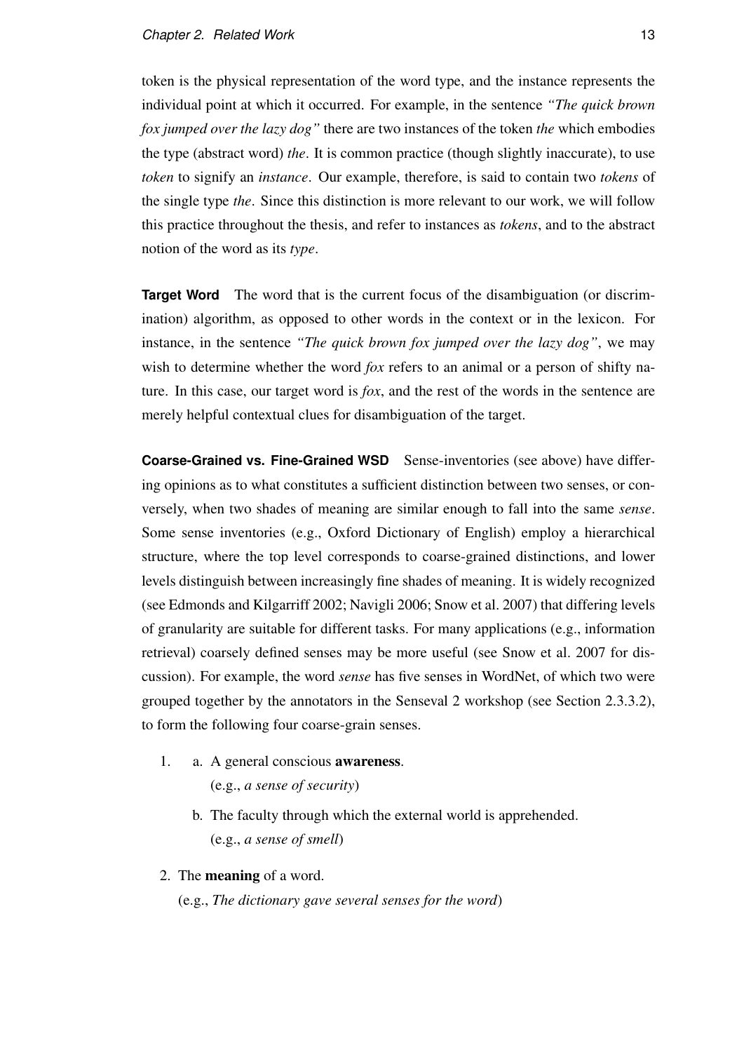token is the physical representation of the word type, and the instance represents the individual point at which it occurred. For example, in the sentence *"The quick brown fox jumped over the lazy dog"* there are two instances of the token *the* which embodies the type (abstract word) *the*. It is common practice (though slightly inaccurate), to use *token* to signify an *instance*. Our example, therefore, is said to contain two *tokens* of the single type *the*. Since this distinction is more relevant to our work, we will follow this practice throughout the thesis, and refer to instances as *tokens*, and to the abstract notion of the word as its *type*.

**Target Word** The word that is the current focus of the disambiguation (or discrimination) algorithm, as opposed to other words in the context or in the lexicon. For instance, in the sentence *"The quick brown fox jumped over the lazy dog"*, we may wish to determine whether the word *fox* refers to an animal or a person of shifty nature. In this case, our target word is *fox*, and the rest of the words in the sentence are merely helpful contextual clues for disambiguation of the target.

**Coarse-Grained vs. Fine-Grained WSD** Sense-inventories (see above) have differing opinions as to what constitutes a sufficient distinction between two senses, or conversely, when two shades of meaning are similar enough to fall into the same *sense*. Some sense inventories (e.g., Oxford Dictionary of English) employ a hierarchical structure, where the top level corresponds to coarse-grained distinctions, and lower levels distinguish between increasingly fine shades of meaning. It is widely recognized (see Edmonds and Kilgarriff 2002; Navigli 2006; Snow et al. 2007) that differing levels of granularity are suitable for different tasks. For many applications (e.g., information retrieval) coarsely defined senses may be more useful (see Snow et al. 2007 for discussion). For example, the word *sense* has five senses in WordNet, of which two were grouped together by the annotators in the Senseval 2 workshop (see Section 2.3.3.2), to form the following four coarse-grain senses.

1. a. A general conscious **awareness**.
      (e.g., *a sense of security*)

   b. The faculty through which the external world is apprehended.
      (e.g., *a sense of smell*)

2. The **meaning** of a word.
   (e.g., *The dictionary gave several senses for the word*)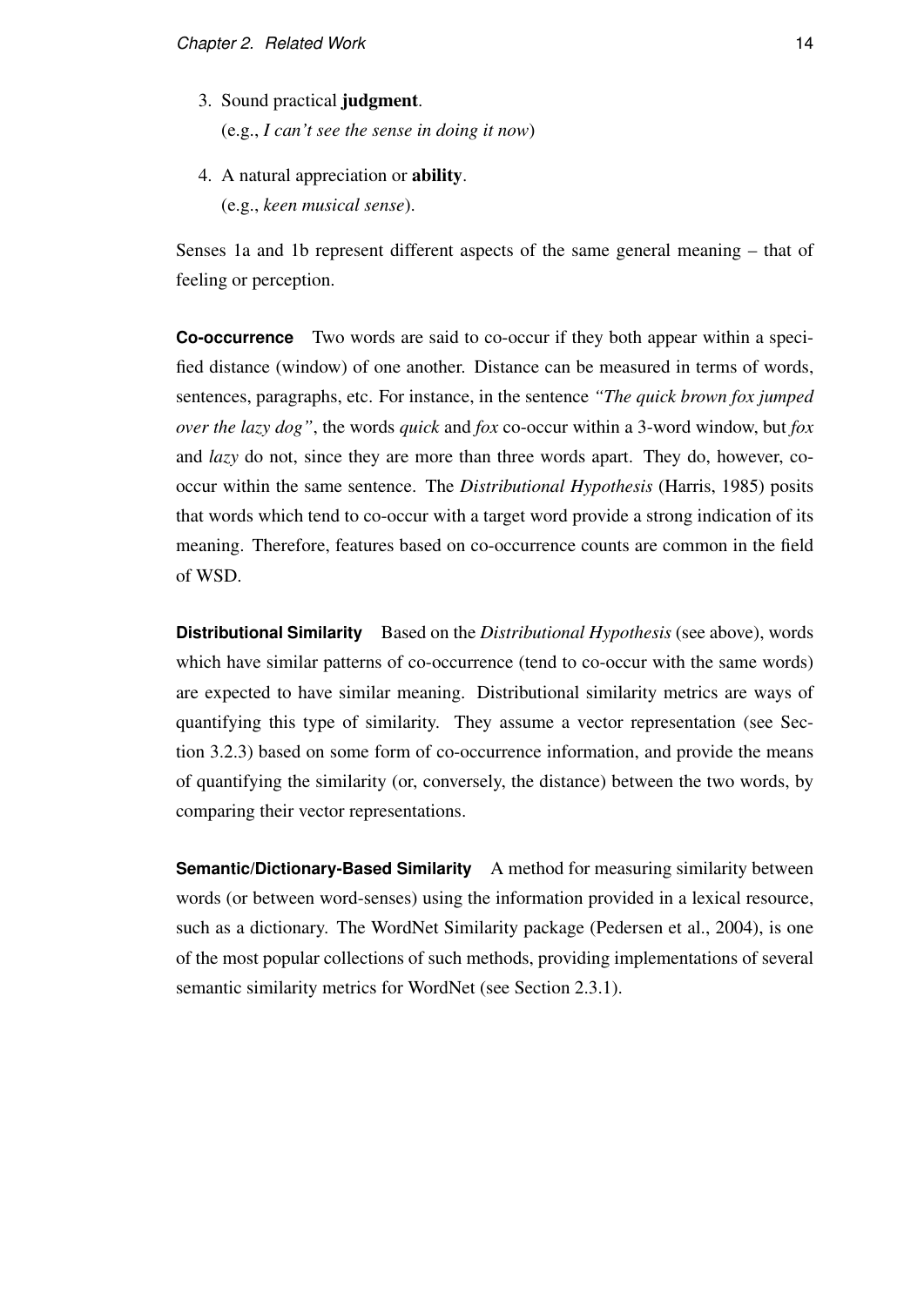3. Sound practical **judgment**.
   (e.g., *I can't see the sense in doing it now*)

4. A natural appreciation or **ability**.
   (e.g., *keen musical sense*).

Senses 1a and 1b represent different aspects of the same general meaning – that of feeling or perception.

**Co-occurrence** Two words are said to co-occur if they both appear within a specified distance (window) of one another. Distance can be measured in terms of words, sentences, paragraphs, etc. For instance, in the sentence *"The quick brown fox jumped over the lazy dog"*, the words *quick* and *fox* co-occur within a 3-word window, but *fox* and *lazy* do not, since they are more than three words apart. They do, however, co-occur within the same sentence. The *Distributional Hypothesis* (Harris, 1985) posits that words which tend to co-occur with a target word provide a strong indication of its meaning. Therefore, features based on co-occurrence counts are common in the field of WSD.

**Distributional Similarity** Based on the *Distributional Hypothesis* (see above), words which have similar patterns of co-occurrence (tend to co-occur with the same words) are expected to have similar meaning. Distributional similarity metrics are ways of quantifying this type of similarity. They assume a vector representation (see Section 3.2.3) based on some form of co-occurrence information, and provide the means of quantifying the similarity (or, conversely, the distance) between the two words, by comparing their vector representations.

**Semantic/Dictionary-Based Similarity** A method for measuring similarity between words (or between word-senses) using the information provided in a lexical resource, such as a dictionary. The WordNet Similarity package (Pedersen et al., 2004), is one of the most popular collections of such methods, providing implementations of several semantic similarity metrics for WordNet (see Section 2.3.1).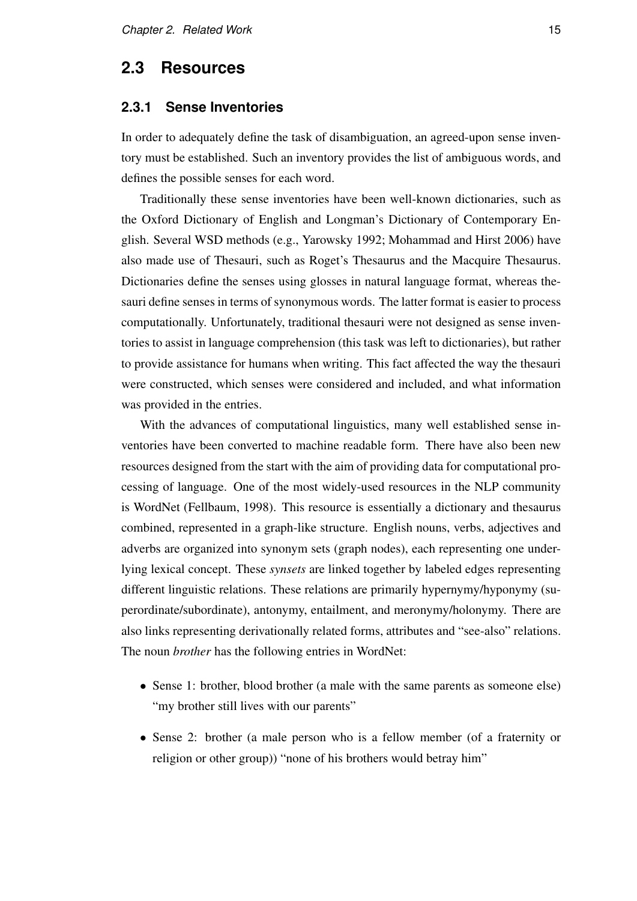## 2.3 Resources

### 2.3.1 Sense Inventories

In order to adequately define the task of disambiguation, an agreed-upon sense inventory must be established. Such an inventory provides the list of ambiguous words, and defines the possible senses for each word.

Traditionally these sense inventories have been well-known dictionaries, such as the Oxford Dictionary of English and Longman's Dictionary of Contemporary English. Several WSD methods (e.g., Yarowsky 1992; Mohammad and Hirst 2006) have also made use of Thesauri, such as Roget's Thesaurus and the Macquire Thesaurus. Dictionaries define the senses using glosses in natural language format, whereas thesauri define senses in terms of synonymous words. The latter format is easier to process computationally. Unfortunately, traditional thesauri were not designed as sense inventories to assist in language comprehension (this task was left to dictionaries), but rather to provide assistance for humans when writing. This fact affected the way the thesauri were constructed, which senses were considered and included, and what information was provided in the entries.

With the advances of computational linguistics, many well established sense inventories have been converted to machine readable form. There have also been new resources designed from the start with the aim of providing data for computational processing of language. One of the most widely-used resources in the NLP community is WordNet (Fellbaum, 1998). This resource is essentially a dictionary and thesaurus combined, represented in a graph-like structure. English nouns, verbs, adjectives and adverbs are organized into synonym sets (graph nodes), each representing one underlying lexical concept. These *synsets* are linked together by labeled edges representing different linguistic relations. These relations are primarily hypernymy/hyponymy (superordinate/subordinate), antonymy, entailment, and meronymy/holonymy. There are also links representing derivationally related forms, attributes and "see-also" relations. The noun *brother* has the following entries in WordNet:

- Sense 1: brother, blood brother (a male with the same parents as someone else) "my brother still lives with our parents"
- Sense 2: brother (a male person who is a fellow member (of a fraternity or religion or other group)) "none of his brothers would betray him"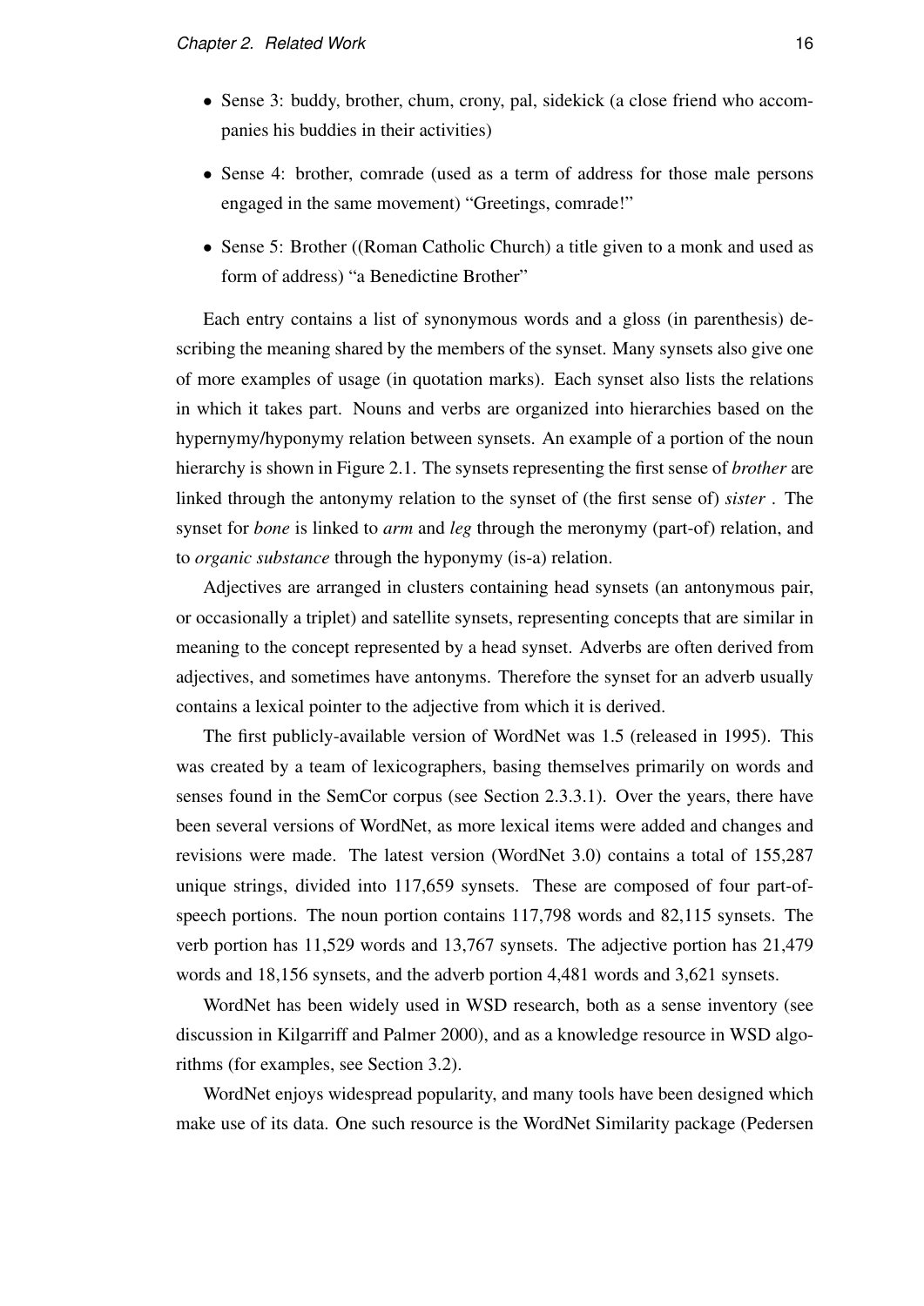- Sense 3: buddy, brother, chum, crony, pal, sidekick (a close friend who accompanies his buddies in their activities)
- Sense 4: brother, comrade (used as a term of address for those male persons engaged in the same movement) "Greetings, comrade!"
- Sense 5: Brother ((Roman Catholic Church) a title given to a monk and used as form of address) "a Benedictine Brother"

Each entry contains a list of synonymous words and a gloss (in parenthesis) describing the meaning shared by the members of the synset. Many synsets also give one of more examples of usage (in quotation marks). Each synset also lists the relations in which it takes part. Nouns and verbs are organized into hierarchies based on the hypernymy/hyponymy relation between synsets. An example of a portion of the noun hierarchy is shown in Figure 2.1. The synsets representing the first sense of *brother* are linked through the antonymy relation to the synset of (the first sense of) *sister* . The synset for *bone* is linked to *arm* and *leg* through the meronymy (part-of) relation, and to *organic substance* through the hyponymy (is-a) relation.

Adjectives are arranged in clusters containing head synsets (an antonymous pair, or occasionally a triplet) and satellite synsets, representing concepts that are similar in meaning to the concept represented by a head synset. Adverbs are often derived from adjectives, and sometimes have antonyms. Therefore the synset for an adverb usually contains a lexical pointer to the adjective from which it is derived.

The first publicly-available version of WordNet was 1.5 (released in 1995). This was created by a team of lexicographers, basing themselves primarily on words and senses found in the SemCor corpus (see Section 2.3.3.1). Over the years, there have been several versions of WordNet, as more lexical items were added and changes and revisions were made. The latest version (WordNet 3.0) contains a total of 155,287 unique strings, divided into 117,659 synsets. These are composed of four part-of-speech portions. The noun portion contains 117,798 words and 82,115 synsets. The verb portion has 11,529 words and 13,767 synsets. The adjective portion has 21,479 words and 18,156 synsets, and the adverb portion 4,481 words and 3,621 synsets.

WordNet has been widely used in WSD research, both as a sense inventory (see discussion in Kilgarriff and Palmer 2000), and as a knowledge resource in WSD algorithms (for examples, see Section 3.2).

WordNet enjoys widespread popularity, and many tools have been designed which make use of its data. One such resource is the WordNet Similarity package (Pedersen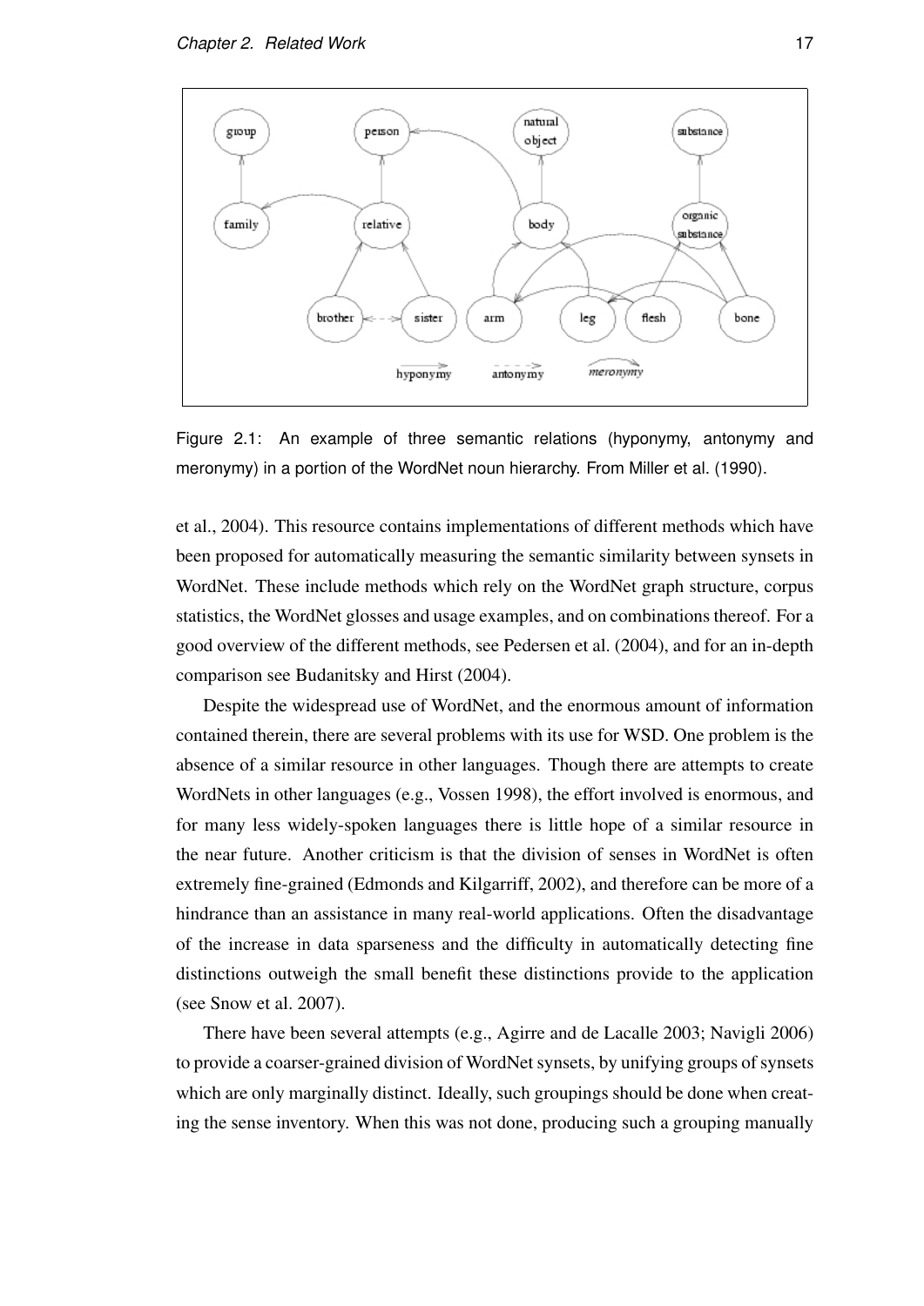Figure 2.1: An example of three semantic relations (hyponymy, antonymy and meronymy) in a portion of the WordNet noun hierarchy. From Miller et al. (1990).

et al., 2004). This resource contains implementations of different methods which have been proposed for automatically measuring the semantic similarity between synsets in WordNet. These include methods which rely on the WordNet graph structure, corpus statistics, the WordNet glosses and usage examples, and on combinations thereof. For a good overview of the different methods, see Pedersen et al. (2004), and for an in-depth comparison see Budanitsky and Hirst (2004).

Despite the widespread use of WordNet, and the enormous amount of information contained therein, there are several problems with its use for WSD. One problem is the absence of a similar resource in other languages. Though there are attempts to create WordNets in other languages (e.g., Vossen 1998), the effort involved is enormous, and for many less widely-spoken languages there is little hope of a similar resource in the near future. Another criticism is that the division of senses in WordNet is often extremely fine-grained (Edmonds and Kilgarriff, 2002), and therefore can be more of a hindrance than an assistance in many real-world applications. Often the disadvantage of the increase in data sparseness and the difficulty in automatically detecting fine distinctions outweigh the small benefit these distinctions provide to the application (see Snow et al. 2007).

There have been several attempts (e.g., Agirre and de Lacalle 2003; Navigli 2006) to provide a coarser-grained division of WordNet synsets, by unifying groups of synsets which are only marginally distinct. Ideally, such groupings should be done when creating the sense inventory. When this was not done, producing such a grouping manually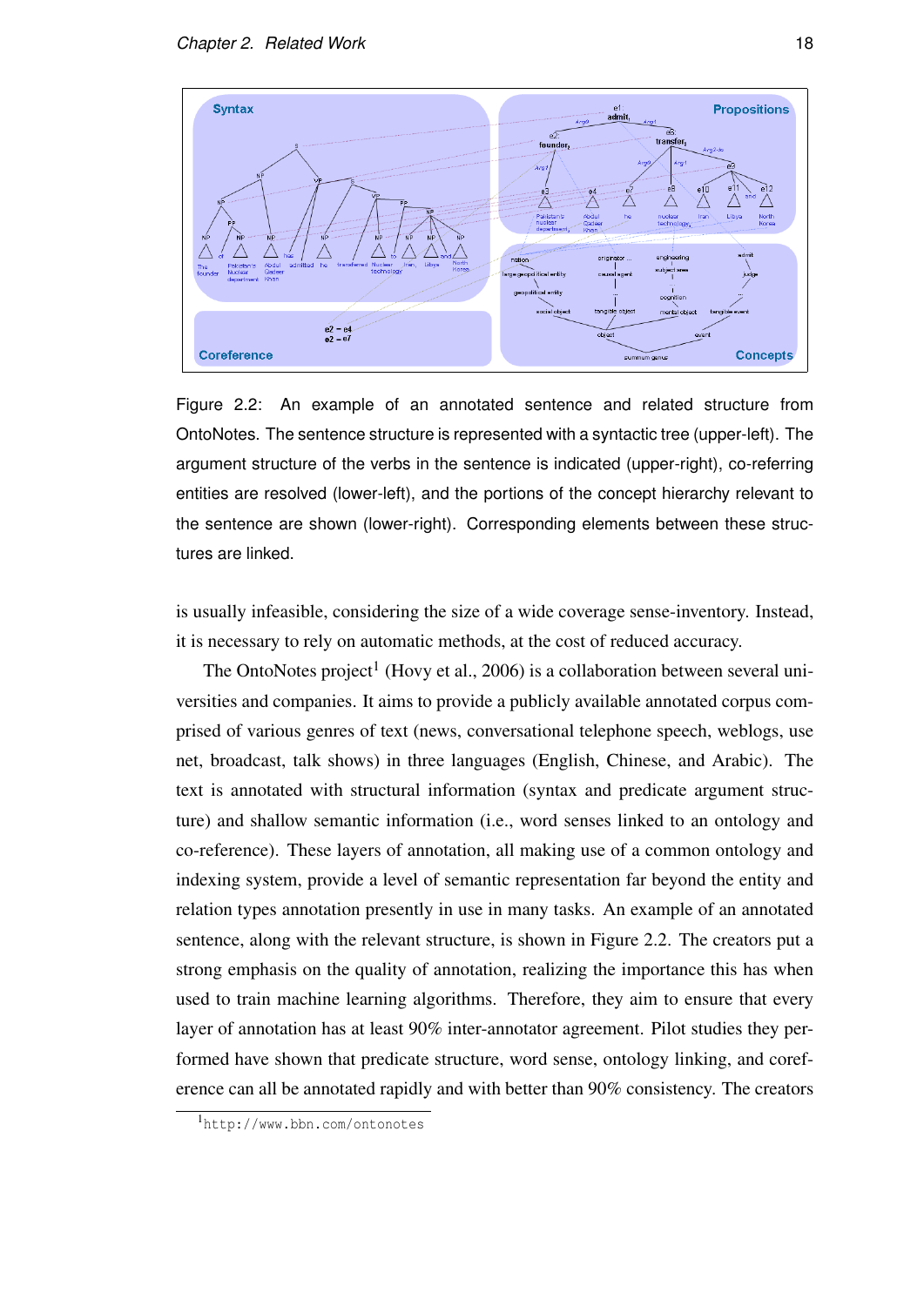Figure 2.2: An example of an annotated sentence and related structure from OntoNotes. The sentence structure is represented with a syntactic tree (upper-left). The argument structure of the verbs in the sentence is indicated (upper-right), co-referring entities are resolved (lower-left), and the portions of the concept hierarchy relevant to the sentence are shown (lower-right). Corresponding elements between these structures are linked.

is usually infeasible, considering the size of a wide coverage sense-inventory. Instead, it is necessary to rely on automatic methods, at the cost of reduced accuracy.

The OntoNotes project[1] (Hovy et al., 2006) is a collaboration between several universities and companies. It aims to provide a publicly available annotated corpus comprised of various genres of text (news, conversational telephone speech, weblogs, use net, broadcast, talk shows) in three languages (English, Chinese, and Arabic). The text is annotated with structural information (syntax and predicate argument structure) and shallow semantic information (i.e., word senses linked to an ontology and co-reference). These layers of annotation, all making use of a common ontology and indexing system, provide a level of semantic representation far beyond the entity and relation types annotation presently in use in many tasks. An example of an annotated sentence, along with the relevant structure, is shown in Figure 2.2. The creators put a strong emphasis on the quality of annotation, realizing the importance this has when used to train machine learning algorithms. Therefore, they aim to ensure that every layer of annotation has at least 90% inter-annotator agreement. Pilot studies they performed have shown that predicate structure, word sense, ontology linking, and coreference can all be annotated rapidly and with better than 90% consistency. The creators

[1] http://www.bbn.com/ontonotes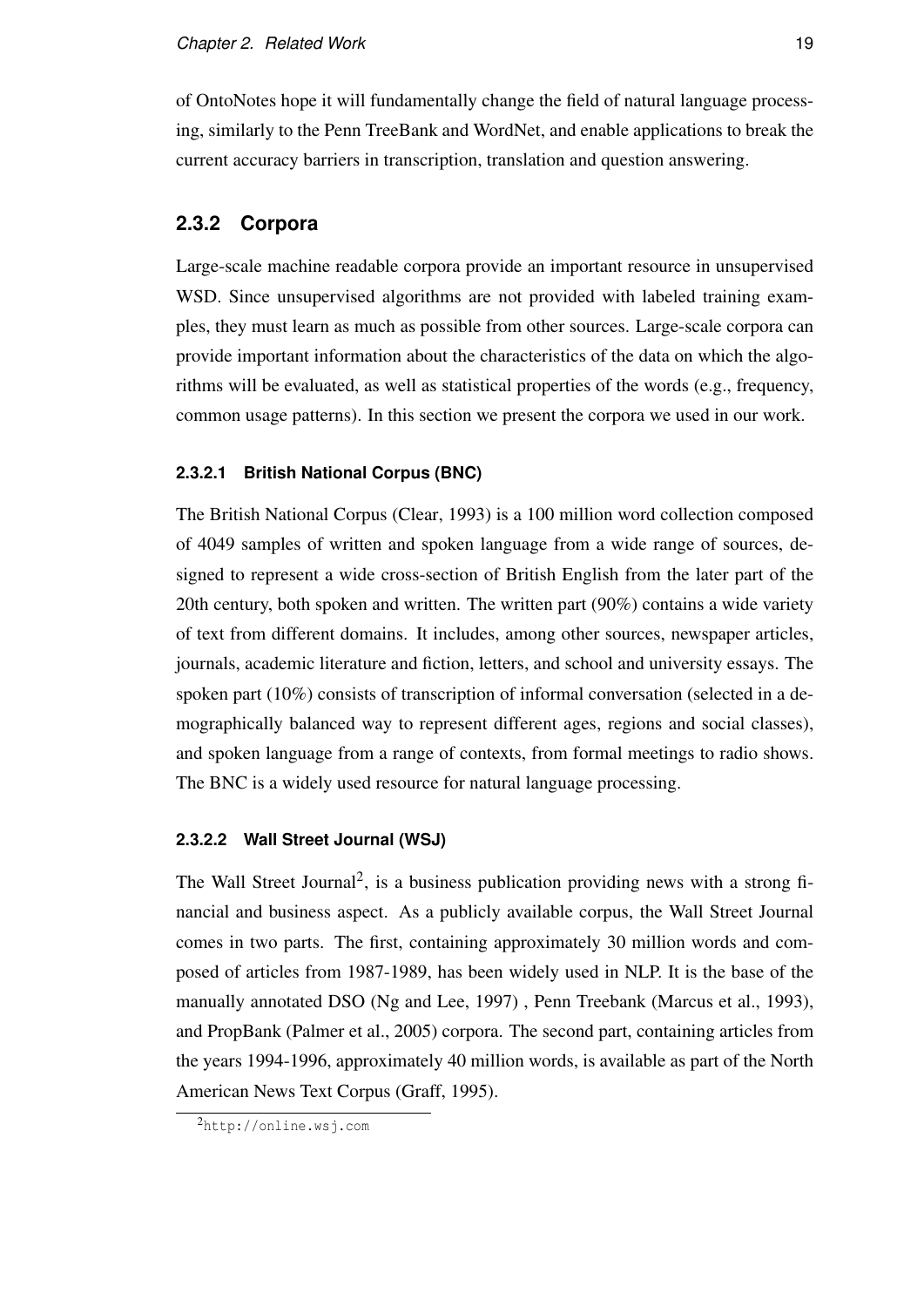of OntoNotes hope it will fundamentally change the field of natural language processing, similarly to the Penn TreeBank and WordNet, and enable applications to break the current accuracy barriers in transcription, translation and question answering.

### 2.3.2 Corpora

Large-scale machine readable corpora provide an important resource in unsupervised WSD. Since unsupervised algorithms are not provided with labeled training examples, they must learn as much as possible from other sources. Large-scale corpora can provide important information about the characteristics of the data on which the algorithms will be evaluated, as well as statistical properties of the words (e.g., frequency, common usage patterns). In this section we present the corpora we used in our work.

#### 2.3.2.1 British National Corpus (BNC)

The British National Corpus (Clear, 1993) is a 100 million word collection composed of 4049 samples of written and spoken language from a wide range of sources, designed to represent a wide cross-section of British English from the later part of the 20th century, both spoken and written. The written part (90%) contains a wide variety of text from different domains. It includes, among other sources, newspaper articles, journals, academic literature and fiction, letters, and school and university essays. The spoken part (10%) consists of transcription of informal conversation (selected in a demographically balanced way to represent different ages, regions and social classes), and spoken language from a range of contexts, from formal meetings to radio shows. The BNC is a widely used resource for natural language processing.

#### 2.3.2.2 Wall Street Journal (WSJ)

The Wall Street Journal[2], is a business publication providing news with a strong financial and business aspect. As a publicly available corpus, the Wall Street Journal comes in two parts. The first, containing approximately 30 million words and composed of articles from 1987-1989, has been widely used in NLP. It is the base of the manually annotated DSO (Ng and Lee, 1997) , Penn Treebank (Marcus et al., 1993), and PropBank (Palmer et al., 2005) corpora. The second part, containing articles from the years 1994-1996, approximately 40 million words, is available as part of the North American News Text Corpus (Graff, 1995).

[2] http://online.wsj.com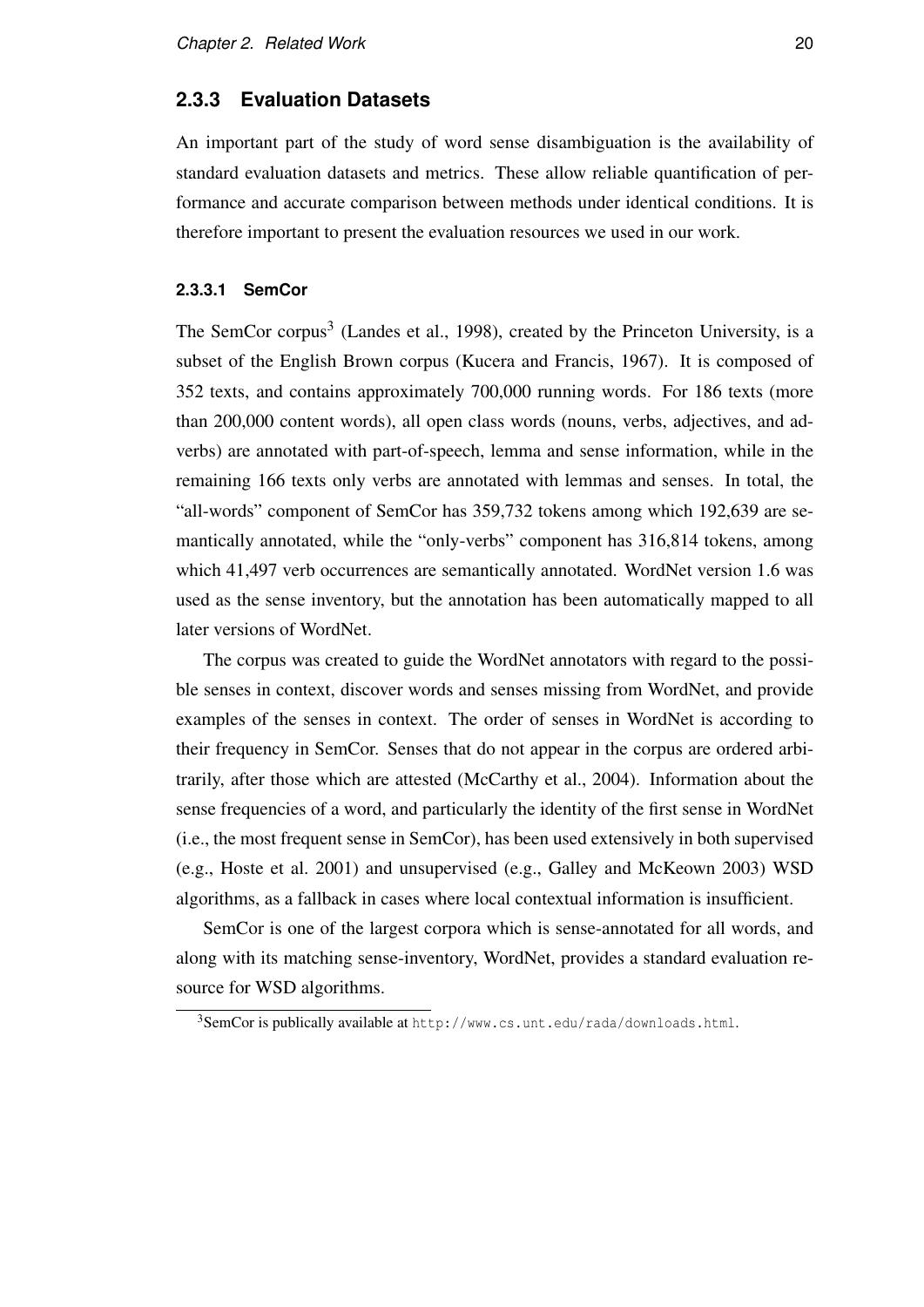### 2.3.3 Evaluation Datasets

An important part of the study of word sense disambiguation is the availability of standard evaluation datasets and metrics. These allow reliable quantification of performance and accurate comparison between methods under identical conditions. It is therefore important to present the evaluation resources we used in our work.

#### 2.3.3.1 SemCor

The SemCor corpus[3] (Landes et al., 1998), created by the Princeton University, is a subset of the English Brown corpus (Kucera and Francis, 1967). It is composed of 352 texts, and contains approximately 700,000 running words. For 186 texts (more than 200,000 content words), all open class words (nouns, verbs, adjectives, and adverbs) are annotated with part-of-speech, lemma and sense information, while in the remaining 166 texts only verbs are annotated with lemmas and senses. In total, the "all-words" component of SemCor has 359,732 tokens among which 192,639 are semantically annotated, while the "only-verbs" component has 316,814 tokens, among which 41,497 verb occurrences are semantically annotated. WordNet version 1.6 was used as the sense inventory, but the annotation has been automatically mapped to all later versions of WordNet.

The corpus was created to guide the WordNet annotators with regard to the possible senses in context, discover words and senses missing from WordNet, and provide examples of the senses in context. The order of senses in WordNet is according to their frequency in SemCor. Senses that do not appear in the corpus are ordered arbitrarily, after those which are attested (McCarthy et al., 2004). Information about the sense frequencies of a word, and particularly the identity of the first sense in WordNet (i.e., the most frequent sense in SemCor), has been used extensively in both supervised (e.g., Hoste et al. 2001) and unsupervised (e.g., Galley and McKeown 2003) WSD algorithms, as a fallback in cases where local contextual information is insufficient.

SemCor is one of the largest corpora which is sense-annotated for all words, and along with its matching sense-inventory, WordNet, provides a standard evaluation resource for WSD algorithms.

[3] SemCor is publically available at http://www.cs.unt.edu/rada/downloads.html.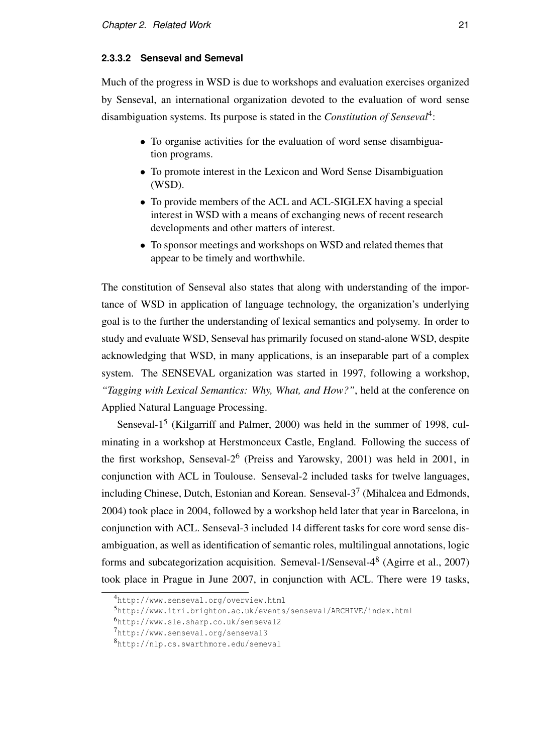#### 2.3.3.2 Senseval and Semeval

Much of the progress in WSD is due to workshops and evaluation exercises organized by Senseval, an international organization devoted to the evaluation of word sense disambiguation systems. Its purpose is stated in the *Constitution of Senseval*[4]:

- To organise activities for the evaluation of word sense disambiguation programs.
- To promote interest in the Lexicon and Word Sense Disambiguation (WSD).
- To provide members of the ACL and ACL-SIGLEX having a special interest in WSD with a means of exchanging news of recent research developments and other matters of interest.
- To sponsor meetings and workshops on WSD and related themes that appear to be timely and worthwhile.

The constitution of Senseval also states that along with understanding of the importance of WSD in application of language technology, the organization's underlying goal is to the further the understanding of lexical semantics and polysemy. In order to study and evaluate WSD, Senseval has primarily focused on stand-alone WSD, despite acknowledging that WSD, in many applications, is an inseparable part of a complex system. The SENSEVAL organization was started in 1997, following a workshop, *"Tagging with Lexical Semantics: Why, What, and How?"*, held at the conference on Applied Natural Language Processing.

Senseval-1[5] (Kilgarriff and Palmer, 2000) was held in the summer of 1998, culminating in a workshop at Herstmonceux Castle, England. Following the success of the first workshop, Senseval-2[6] (Preiss and Yarowsky, 2001) was held in 2001, in conjunction with ACL in Toulouse. Senseval-2 included tasks for twelve languages, including Chinese, Dutch, Estonian and Korean. Senseval-3[7] (Mihalcea and Edmonds, 2004) took place in 2004, followed by a workshop held later that year in Barcelona, in conjunction with ACL. Senseval-3 included 14 different tasks for core word sense disambiguation, as well as identification of semantic roles, multilingual annotations, logic forms and subcategorization acquisition. Semeval-1/Senseval-4[8] (Agirre et al., 2007) took place in Prague in June 2007, in conjunction with ACL. There were 19 tasks,

[4] http://www.senseval.org/overview.html
[5] http://www.itri.brighton.ac.uk/events/senseval/ARCHIVE/index.html
[6] http://www.sle.sharp.co.uk/senseval2
[7] http://www.senseval.org/senseval3
[8] http://nlp.cs.swarthmore.edu/semeval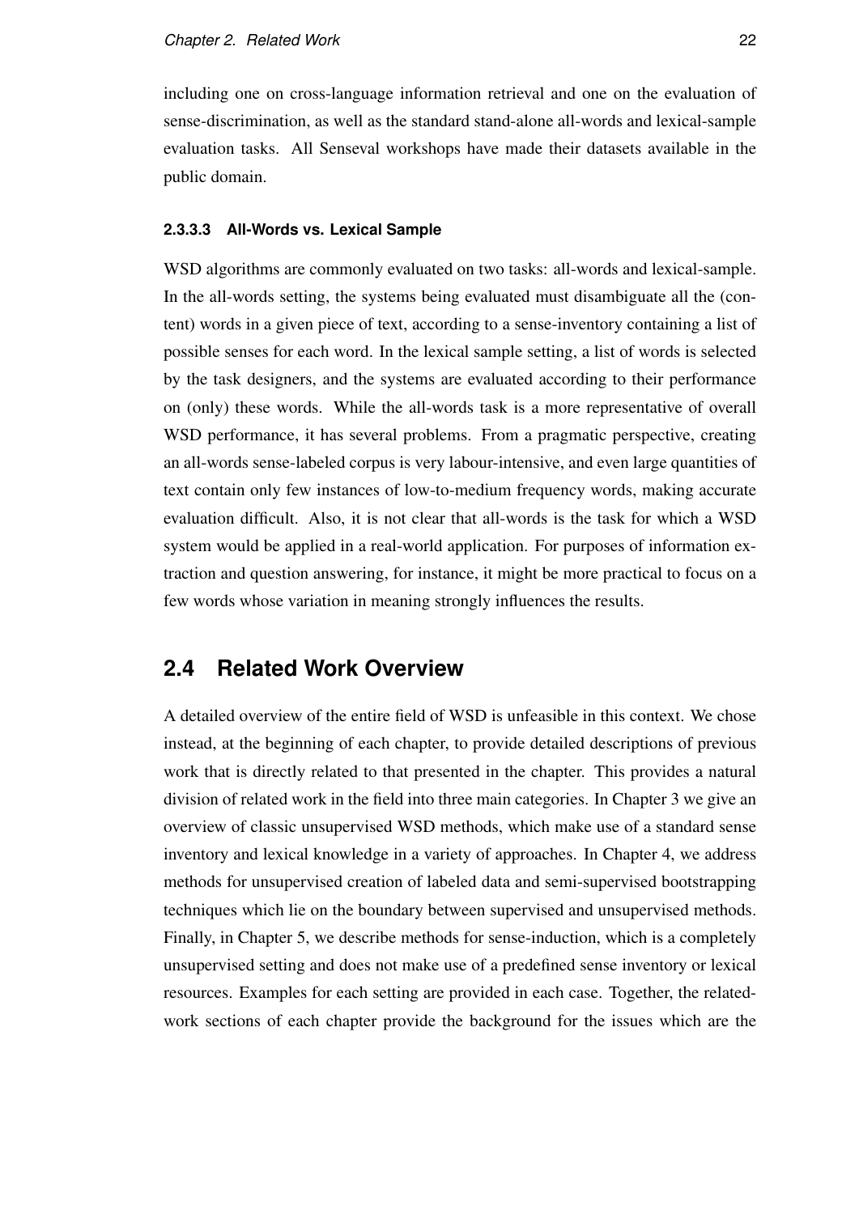including one on cross-language information retrieval and one on the evaluation of sense-discrimination, as well as the standard stand-alone all-words and lexical-sample evaluation tasks. All Senseval workshops have made their datasets available in the public domain.

#### 2.3.3.3 All-Words vs. Lexical Sample

WSD algorithms are commonly evaluated on two tasks: all-words and lexical-sample. In the all-words setting, the systems being evaluated must disambiguate all the (content) words in a given piece of text, according to a sense-inventory containing a list of possible senses for each word. In the lexical sample setting, a list of words is selected by the task designers, and the systems are evaluated according to their performance on (only) these words. While the all-words task is a more representative of overall WSD performance, it has several problems. From a pragmatic perspective, creating an all-words sense-labeled corpus is very labour-intensive, and even large quantities of text contain only few instances of low-to-medium frequency words, making accurate evaluation difficult. Also, it is not clear that all-words is the task for which a WSD system would be applied in a real-world application. For purposes of information extraction and question answering, for instance, it might be more practical to focus on a few words whose variation in meaning strongly influences the results.

## 2.4 Related Work Overview

A detailed overview of the entire field of WSD is unfeasible in this context. We chose instead, at the beginning of each chapter, to provide detailed descriptions of previous work that is directly related to that presented in the chapter. This provides a natural division of related work in the field into three main categories. In Chapter 3 we give an overview of classic unsupervised WSD methods, which make use of a standard sense inventory and lexical knowledge in a variety of approaches. In Chapter 4, we address methods for unsupervised creation of labeled data and semi-supervised bootstrapping techniques which lie on the boundary between supervised and unsupervised methods. Finally, in Chapter 5, we describe methods for sense-induction, which is a completely unsupervised setting and does not make use of a predefined sense inventory or lexical resources. Examples for each setting are provided in each case. Together, the related-work sections of each chapter provide the background for the issues which are the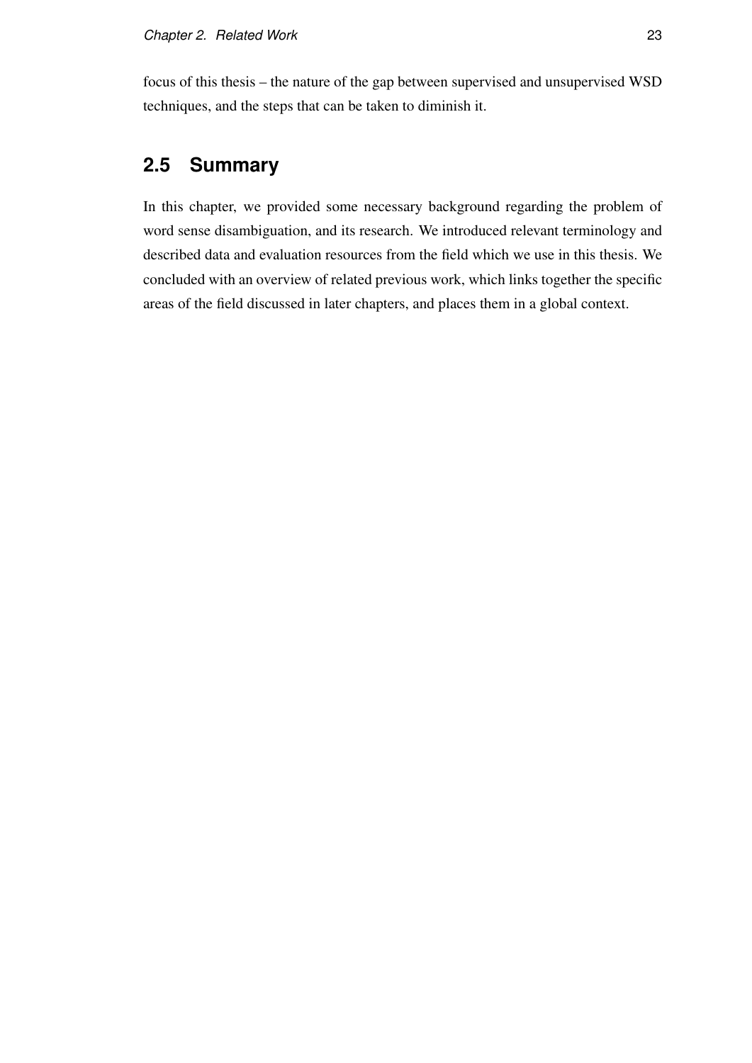focus of this thesis – the nature of the gap between supervised and unsupervised WSD techniques, and the steps that can be taken to diminish it.

## 2.5 Summary

In this chapter, we provided some necessary background regarding the problem of word sense disambiguation, and its research. We introduced relevant terminology and described data and evaluation resources from the field which we use in this thesis. We concluded with an overview of related previous work, which links together the specific areas of the field discussed in later chapters, and places them in a global context.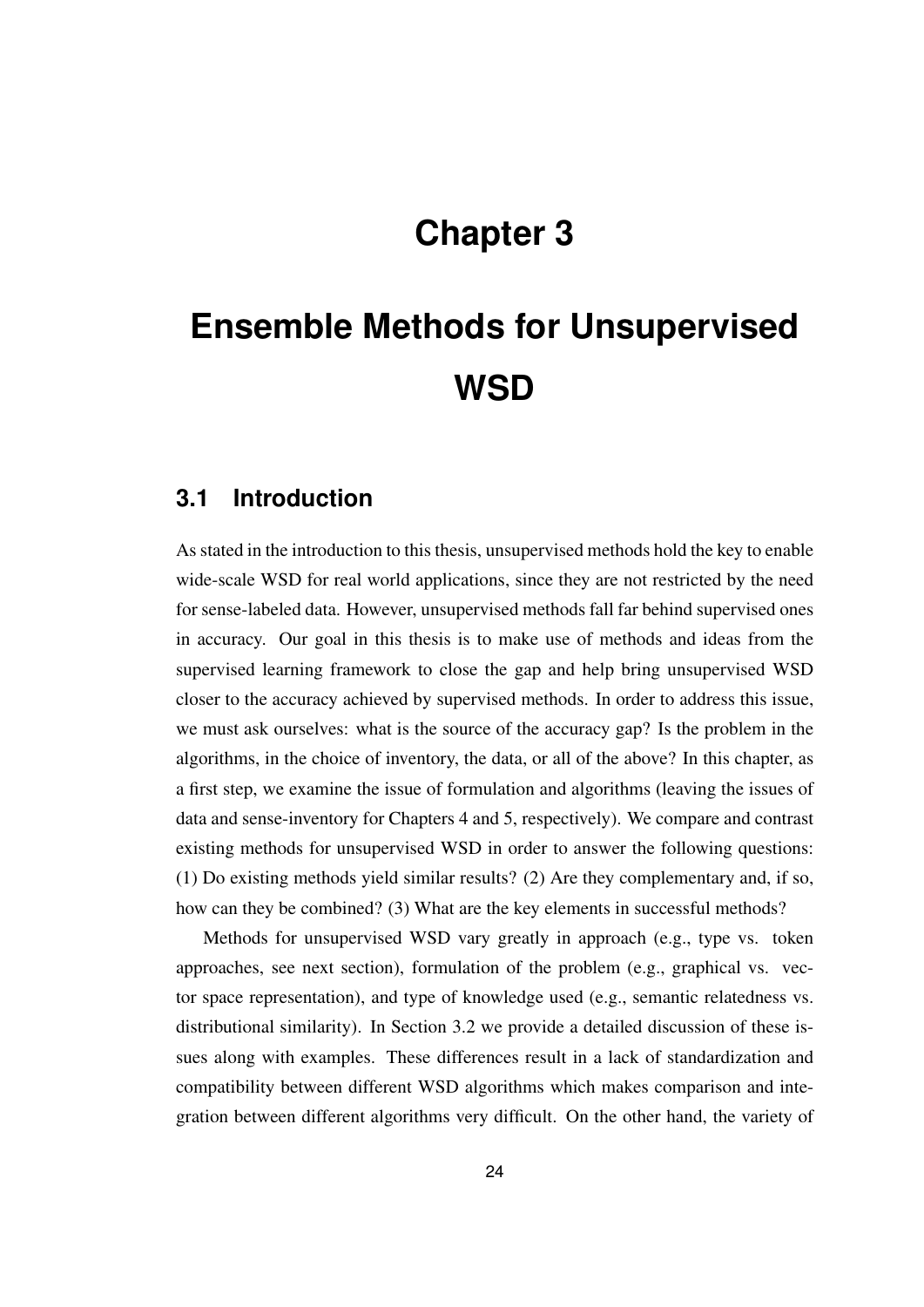# Chapter 3

# Ensemble Methods for Unsupervised WSD

## 3.1 Introduction

As stated in the introduction to this thesis, unsupervised methods hold the key to enable wide-scale WSD for real world applications, since they are not restricted by the need for sense-labeled data. However, unsupervised methods fall far behind supervised ones in accuracy. Our goal in this thesis is to make use of methods and ideas from the supervised learning framework to close the gap and help bring unsupervised WSD closer to the accuracy achieved by supervised methods. In order to address this issue, we must ask ourselves: what is the source of the accuracy gap? Is the problem in the algorithms, in the choice of inventory, the data, or all of the above? In this chapter, as a first step, we examine the issue of formulation and algorithms (leaving the issues of data and sense-inventory for Chapters 4 and 5, respectively). We compare and contrast existing methods for unsupervised WSD in order to answer the following questions: (1) Do existing methods yield similar results? (2) Are they complementary and, if so, how can they be combined? (3) What are the key elements in successful methods?

Methods for unsupervised WSD vary greatly in approach (e.g., type vs. token approaches, see next section), formulation of the problem (e.g., graphical vs. vector space representation), and type of knowledge used (e.g., semantic relatedness vs. distributional similarity). In Section 3.2 we provide a detailed discussion of these issues along with examples. These differences result in a lack of standardization and compatibility between different WSD algorithms which makes comparison and integration between different algorithms very difficult. On the other hand, the variety of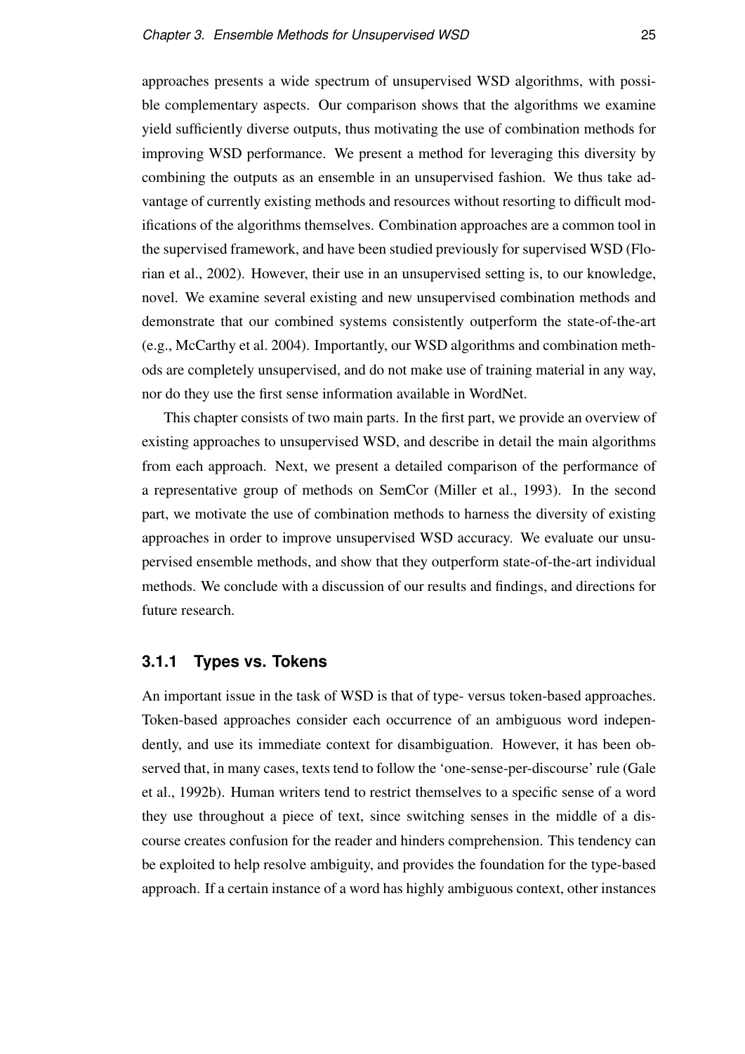approaches presents a wide spectrum of unsupervised WSD algorithms, with possible complementary aspects. Our comparison shows that the algorithms we examine yield sufficiently diverse outputs, thus motivating the use of combination methods for improving WSD performance. We present a method for leveraging this diversity by combining the outputs as an ensemble in an unsupervised fashion. We thus take advantage of currently existing methods and resources without resorting to difficult modifications of the algorithms themselves. Combination approaches are a common tool in the supervised framework, and have been studied previously for supervised WSD (Florian et al., 2002). However, their use in an unsupervised setting is, to our knowledge, novel. We examine several existing and new unsupervised combination methods and demonstrate that our combined systems consistently outperform the state-of-the-art (e.g., McCarthy et al. 2004). Importantly, our WSD algorithms and combination methods are completely unsupervised, and do not make use of training material in any way, nor do they use the first sense information available in WordNet.

This chapter consists of two main parts. In the first part, we provide an overview of existing approaches to unsupervised WSD, and describe in detail the main algorithms from each approach. Next, we present a detailed comparison of the performance of a representative group of methods on SemCor (Miller et al., 1993). In the second part, we motivate the use of combination methods to harness the diversity of existing approaches in order to improve unsupervised WSD accuracy. We evaluate our unsupervised ensemble methods, and show that they outperform state-of-the-art individual methods. We conclude with a discussion of our results and findings, and directions for future research.

### 3.1.1 Types vs. Tokens

An important issue in the task of WSD is that of type- versus token-based approaches. Token-based approaches consider each occurrence of an ambiguous word independently, and use its immediate context for disambiguation. However, it has been observed that, in many cases, texts tend to follow the 'one-sense-per-discourse' rule (Gale et al., 1992b). Human writers tend to restrict themselves to a specific sense of a word they use throughout a piece of text, since switching senses in the middle of a discourse creates confusion for the reader and hinders comprehension. This tendency can be exploited to help resolve ambiguity, and provides the foundation for the type-based approach. If a certain instance of a word has highly ambiguous context, other instances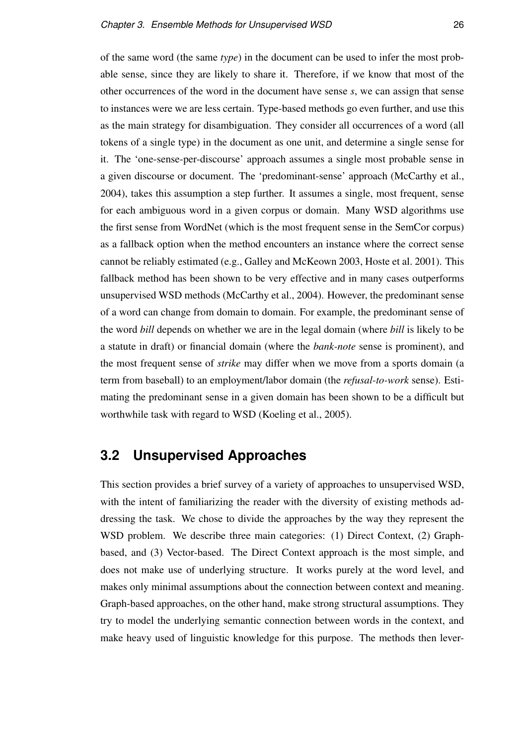of the same word (the same *type*) in the document can be used to infer the most probable sense, since they are likely to share it. Therefore, if we know that most of the other occurrences of the word in the document have sense *s*, we can assign that sense to instances were we are less certain. Type-based methods go even further, and use this as the main strategy for disambiguation. They consider all occurrences of a word (all tokens of a single type) in the document as one unit, and determine a single sense for it. The 'one-sense-per-discourse' approach assumes a single most probable sense in a given discourse or document. The 'predominant-sense' approach (McCarthy et al., 2004), takes this assumption a step further. It assumes a single, most frequent, sense for each ambiguous word in a given corpus or domain. Many WSD algorithms use the first sense from WordNet (which is the most frequent sense in the SemCor corpus) as a fallback option when the method encounters an instance where the correct sense cannot be reliably estimated (e.g., Galley and McKeown 2003, Hoste et al. 2001). This fallback method has been shown to be very effective and in many cases outperforms unsupervised WSD methods (McCarthy et al., 2004). However, the predominant sense of a word can change from domain to domain. For example, the predominant sense of the word *bill* depends on whether we are in the legal domain (where *bill* is likely to be a statute in draft) or financial domain (where the *bank-note* sense is prominent), and the most frequent sense of *strike* may differ when we move from a sports domain (a term from baseball) to an employment/labor domain (the *refusal-to-work* sense). Estimating the predominant sense in a given domain has been shown to be a difficult but worthwhile task with regard to WSD (Koeling et al., 2005).

## 3.2 Unsupervised Approaches

This section provides a brief survey of a variety of approaches to unsupervised WSD, with the intent of familiarizing the reader with the diversity of existing methods addressing the task. We chose to divide the approaches by the way they represent the WSD problem. We describe three main categories: (1) Direct Context, (2) Graph-based, and (3) Vector-based. The Direct Context approach is the most simple, and does not make use of underlying structure. It works purely at the word level, and makes only minimal assumptions about the connection between context and meaning. Graph-based approaches, on the other hand, make strong structural assumptions. They try to model the underlying semantic connection between words in the context, and make heavy used of linguistic knowledge for this purpose. The methods then lever-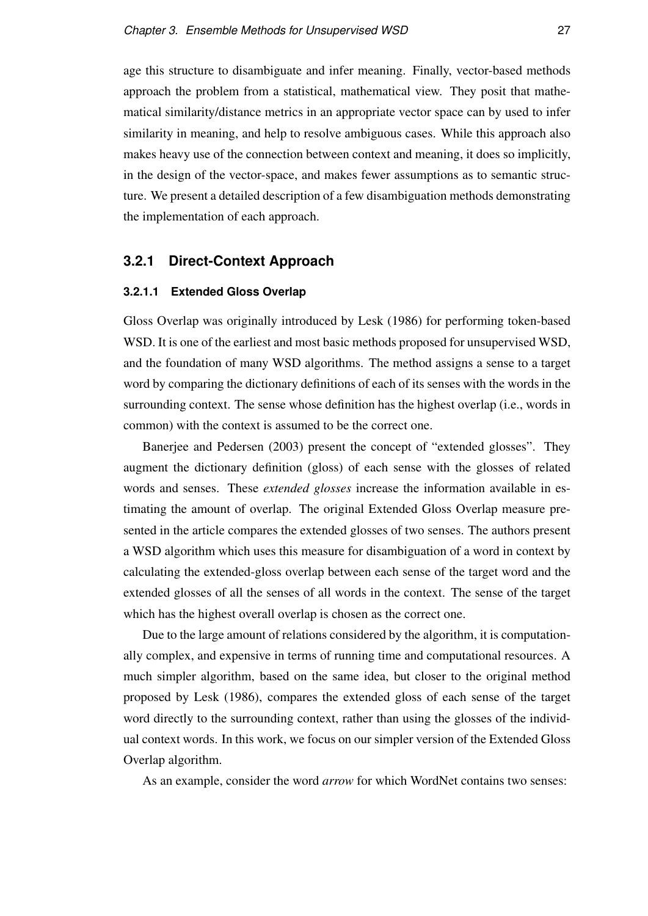age this structure to disambiguate and infer meaning. Finally, vector-based methods approach the problem from a statistical, mathematical view. They posit that mathematical similarity/distance metrics in an appropriate vector space can by used to infer similarity in meaning, and help to resolve ambiguous cases. While this approach also makes heavy use of the connection between context and meaning, it does so implicitly, in the design of the vector-space, and makes fewer assumptions as to semantic structure. We present a detailed description of a few disambiguation methods demonstrating the implementation of each approach.

### 3.2.1 Direct-Context Approach

#### 3.2.1.1 Extended Gloss Overlap

Gloss Overlap was originally introduced by Lesk (1986) for performing token-based WSD. It is one of the earliest and most basic methods proposed for unsupervised WSD, and the foundation of many WSD algorithms. The method assigns a sense to a target word by comparing the dictionary definitions of each of its senses with the words in the surrounding context. The sense whose definition has the highest overlap (i.e., words in common) with the context is assumed to be the correct one.

Banerjee and Pedersen (2003) present the concept of "extended glosses". They augment the dictionary definition (gloss) of each sense with the glosses of related words and senses. These *extended glosses* increase the information available in estimating the amount of overlap. The original Extended Gloss Overlap measure presented in the article compares the extended glosses of two senses. The authors present a WSD algorithm which uses this measure for disambiguation of a word in context by calculating the extended-gloss overlap between each sense of the target word and the extended glosses of all the senses of all words in the context. The sense of the target which has the highest overall overlap is chosen as the correct one.

Due to the large amount of relations considered by the algorithm, it is computationally complex, and expensive in terms of running time and computational resources. A much simpler algorithm, based on the same idea, but closer to the original method proposed by Lesk (1986), compares the extended gloss of each sense of the target word directly to the surrounding context, rather than using the glosses of the individual context words. In this work, we focus on our simpler version of the Extended Gloss Overlap algorithm.

As an example, consider the word *arrow* for which WordNet contains two senses: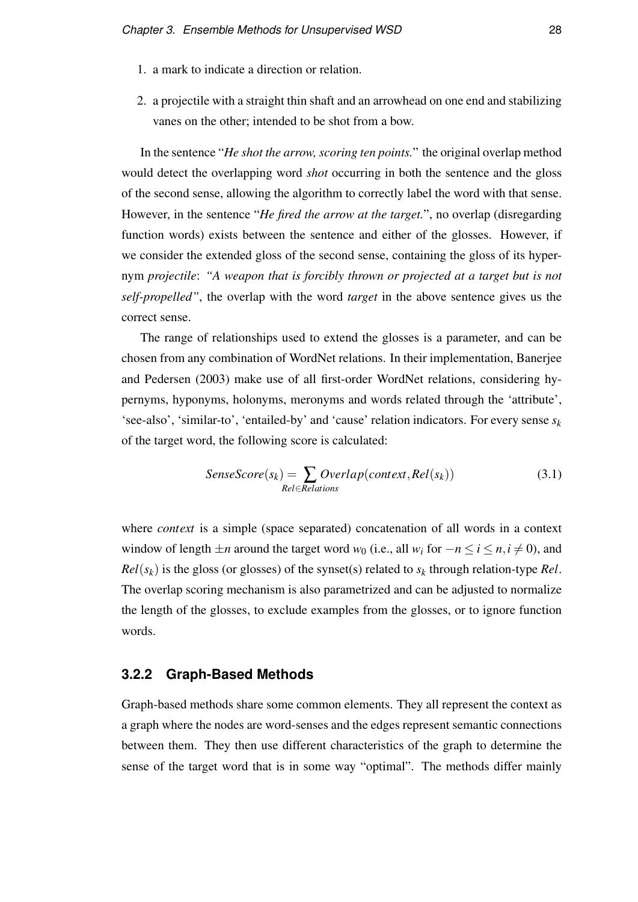1. a mark to indicate a direction or relation.
2. a projectile with a straight thin shaft and an arrowhead on one end and stabilizing vanes on the other; intended to be shot from a bow.

In the sentence "*He shot the arrow, scoring ten points.*" the original overlap method would detect the overlapping word *shot* occurring in both the sentence and the gloss of the second sense, allowing the algorithm to correctly label the word with that sense. However, in the sentence "*He fired the arrow at the target.*", no overlap (disregarding function words) exists between the sentence and either of the glosses. However, if we consider the extended gloss of the second sense, containing the gloss of its hypernym *projectile*: *"A weapon that is forcibly thrown or projected at a target but is not self-propelled"*, the overlap with the word *target* in the above sentence gives us the correct sense.

The range of relationships used to extend the glosses is a parameter, and can be chosen from any combination of WordNet relations. In their implementation, Banerjee and Pedersen (2003) make use of all first-order WordNet relations, considering hypernyms, hyponyms, holonyms, meronyms and words related through the 'attribute', 'see-also', 'similar-to', 'entailed-by' and 'cause' relation indicators. For every sense $s_k$ of the target word, the following score is calculated:

$$SenseScore(s_k) = \sum_{Rel \in Relations} Overlap(context, Rel(s_k)) \tag{3.1}$$

where *context* is a simple (space separated) concatenation of all words in a context window of length $\pm n$ around the target word $w_0$ (i.e., all $w_i$ for $-n \leq i \leq n, i \neq 0$), and $Rel(s_k)$ is the gloss (or glosses) of the synset(s) related to $s_k$ through relation-type $Rel$. The overlap scoring mechanism is also parametrized and can be adjusted to normalize the length of the glosses, to exclude examples from the glosses, or to ignore function words.

### 3.2.2 Graph-Based Methods

Graph-based methods share some common elements. They all represent the context as a graph where the nodes are word-senses and the edges represent semantic connections between them. They then use different characteristics of the graph to determine the sense of the target word that is in some way "optimal". The methods differ mainly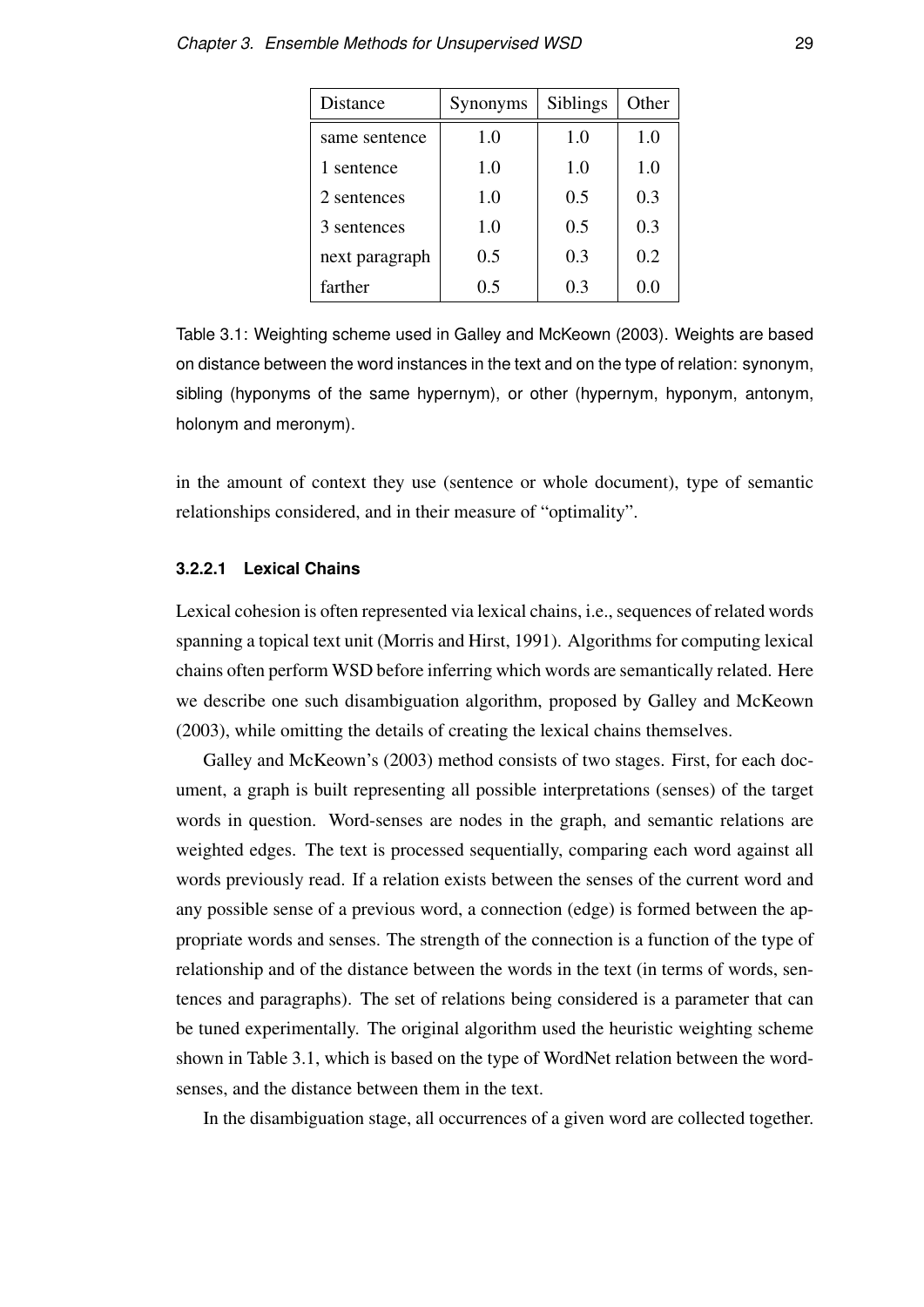| Distance | Synonyms | Siblings | Other |
|---|---|---|---|
| same sentence | 1.0 | 1.0 | 1.0 |
| 1 sentence | 1.0 | 1.0 | 1.0 |
| 2 sentences | 1.0 | 0.5 | 0.3 |
| 3 sentences | 1.0 | 0.5 | 0.3 |
| next paragraph | 0.5 | 0.3 | 0.2 |
| farther | 0.5 | 0.3 | 0.0 |

Table 3.1: Weighting scheme used in Galley and McKeown (2003). Weights are based on distance between the word instances in the text and on the type of relation: synonym, sibling (hyponyms of the same hypernym), or other (hypernym, hyponym, antonym, holonym and meronym).

in the amount of context they use (sentence or whole document), type of semantic relationships considered, and in their measure of "optimality".

#### 3.2.2.1 Lexical Chains

Lexical cohesion is often represented via lexical chains, i.e., sequences of related words spanning a topical text unit (Morris and Hirst, 1991). Algorithms for computing lexical chains often perform WSD before inferring which words are semantically related. Here we describe one such disambiguation algorithm, proposed by Galley and McKeown (2003), while omitting the details of creating the lexical chains themselves.

Galley and McKeown's (2003) method consists of two stages. First, for each document, a graph is built representing all possible interpretations (senses) of the target words in question. Word-senses are nodes in the graph, and semantic relations are weighted edges. The text is processed sequentially, comparing each word against all words previously read. If a relation exists between the senses of the current word and any possible sense of a previous word, a connection (edge) is formed between the appropriate words and senses. The strength of the connection is a function of the type of relationship and of the distance between the words in the text (in terms of words, sentences and paragraphs). The set of relations being considered is a parameter that can be tuned experimentally. The original algorithm used the heuristic weighting scheme shown in Table 3.1, which is based on the type of WordNet relation between the word-senses, and the distance between them in the text.

In the disambiguation stage, all occurrences of a given word are collected together.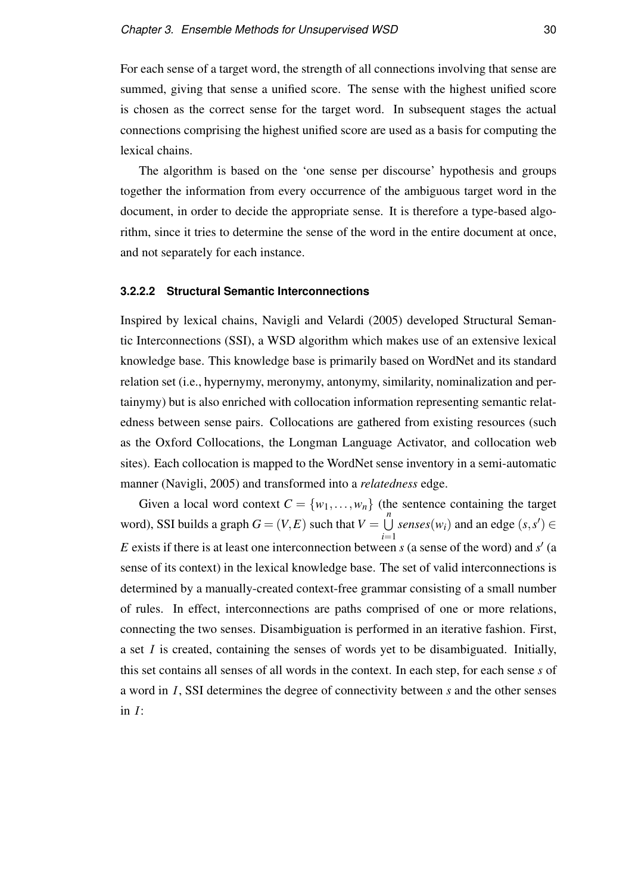For each sense of a target word, the strength of all connections involving that sense are summed, giving that sense a unified score. The sense with the highest unified score is chosen as the correct sense for the target word. In subsequent stages the actual connections comprising the highest unified score are used as a basis for computing the lexical chains.

The algorithm is based on the 'one sense per discourse' hypothesis and groups together the information from every occurrence of the ambiguous target word in the document, in order to decide the appropriate sense. It is therefore a type-based algorithm, since it tries to determine the sense of the word in the entire document at once, and not separately for each instance.

#### 3.2.2.2 Structural Semantic Interconnections

Inspired by lexical chains, Navigli and Velardi (2005) developed Structural Semantic Interconnections (SSI), a WSD algorithm which makes use of an extensive lexical knowledge base. This knowledge base is primarily based on WordNet and its standard relation set (i.e., hypernymy, meronymy, antonymy, similarity, nominalization and pertainymy) but is also enriched with collocation information representing semantic relatedness between sense pairs. Collocations are gathered from existing resources (such as the Oxford Collocations, the Longman Language Activator, and collocation web sites). Each collocation is mapped to the WordNet sense inventory in a semi-automatic manner (Navigli, 2005) and transformed into a *relatedness* edge.

Given a local word context $C = \{w_1, \ldots, w_n\}$ (the sentence containing the target word), SSI builds a graph $G = (V, E)$ such that $V = \bigcup_{i=1}^{n} senses(w_i)$ and an edge $(s, s') \in E$ exists if there is at least one interconnection between $s$ (a sense of the word) and $s'$ (a sense of its context) in the lexical knowledge base. The set of valid interconnections is determined by a manually-created context-free grammar consisting of a small number of rules. In effect, interconnections are paths comprised of one or more relations, connecting the two senses. Disambiguation is performed in an iterative fashion. First, a set $I$ is created, containing the senses of words yet to be disambiguated. Initially, this set contains all senses of all words in the context. In each step, for each sense $s$ of a word in $I$, SSI determines the degree of connectivity between $s$ and the other senses in $I$: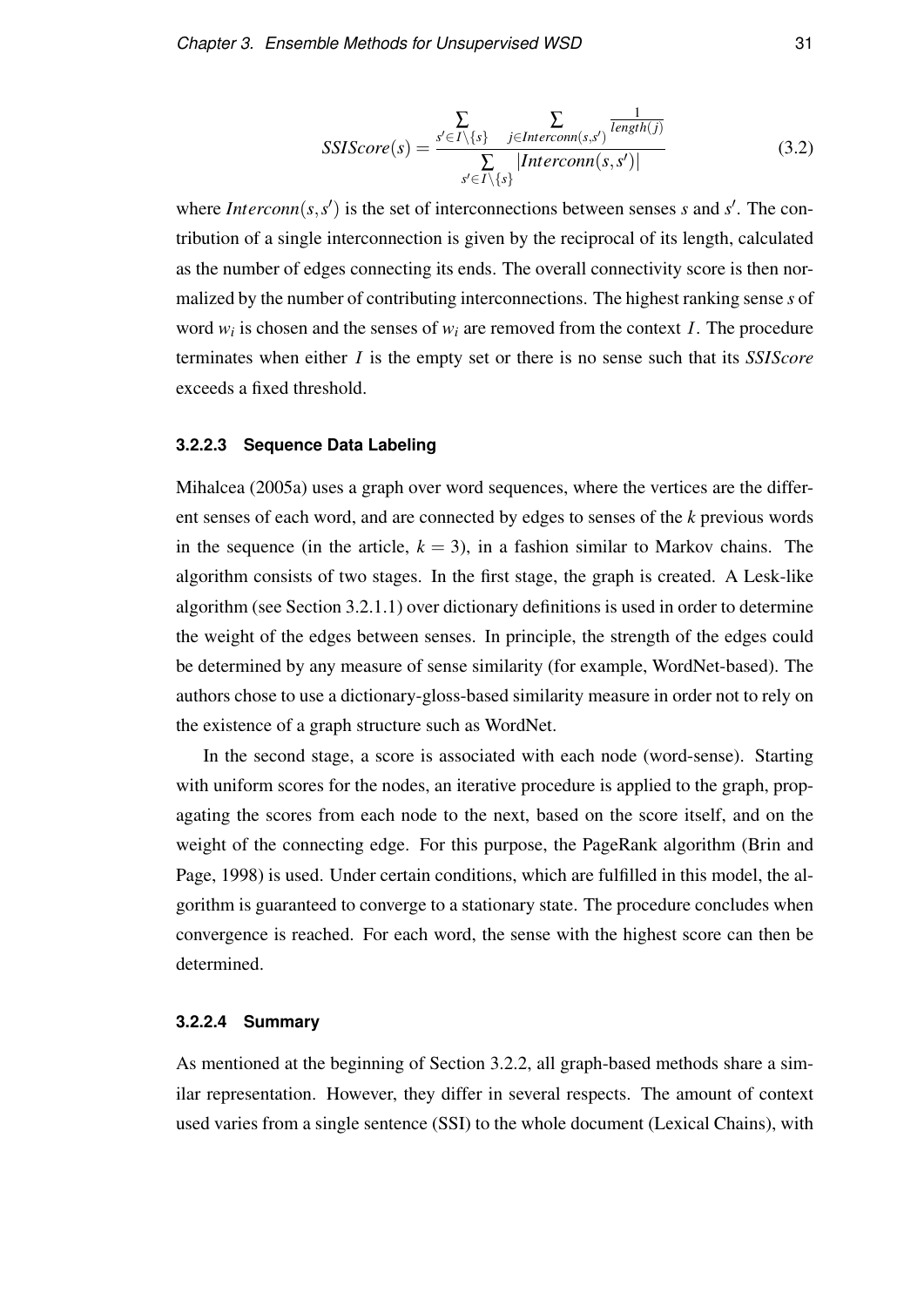$$SSIScore(s) = \frac{\sum_{s' \in I \setminus \{s\}} \sum_{j \in Interconn(s,s')} \frac{1}{length(j)}}{\sum_{s' \in I \setminus \{s\}} |Interconn(s,s')|} \tag{3.2}$$

where $Interconn(s,s')$ is the set of interconnections between senses $s$ and $s'$. The contribution of a single interconnection is given by the reciprocal of its length, calculated as the number of edges connecting its ends. The overall connectivity score is then normalized by the number of contributing interconnections. The highest ranking sense $s$ of word $w_i$ is chosen and the senses of $w_i$ are removed from the context $I$. The procedure terminates when either $I$ is the empty set or there is no sense such that its *SSIScore* exceeds a fixed threshold.

#### 3.2.2.3 Sequence Data Labeling

Mihalcea (2005a) uses a graph over word sequences, where the vertices are the different senses of each word, and are connected by edges to senses of the $k$ previous words in the sequence (in the article, $k = 3$), in a fashion similar to Markov chains. The algorithm consists of two stages. In the first stage, the graph is created. A Lesk-like algorithm (see Section 3.2.1.1) over dictionary definitions is used in order to determine the weight of the edges between senses. In principle, the strength of the edges could be determined by any measure of sense similarity (for example, WordNet-based). The authors chose to use a dictionary-gloss-based similarity measure in order not to rely on the existence of a graph structure such as WordNet.

In the second stage, a score is associated with each node (word-sense). Starting with uniform scores for the nodes, an iterative procedure is applied to the graph, propagating the scores from each node to the next, based on the score itself, and on the weight of the connecting edge. For this purpose, the PageRank algorithm (Brin and Page, 1998) is used. Under certain conditions, which are fulfilled in this model, the algorithm is guaranteed to converge to a stationary state. The procedure concludes when convergence is reached. For each word, the sense with the highest score can then be determined.

#### 3.2.2.4 Summary

As mentioned at the beginning of Section 3.2.2, all graph-based methods share a similar representation. However, they differ in several respects. The amount of context used varies from a single sentence (SSI) to the whole document (Lexical Chains), with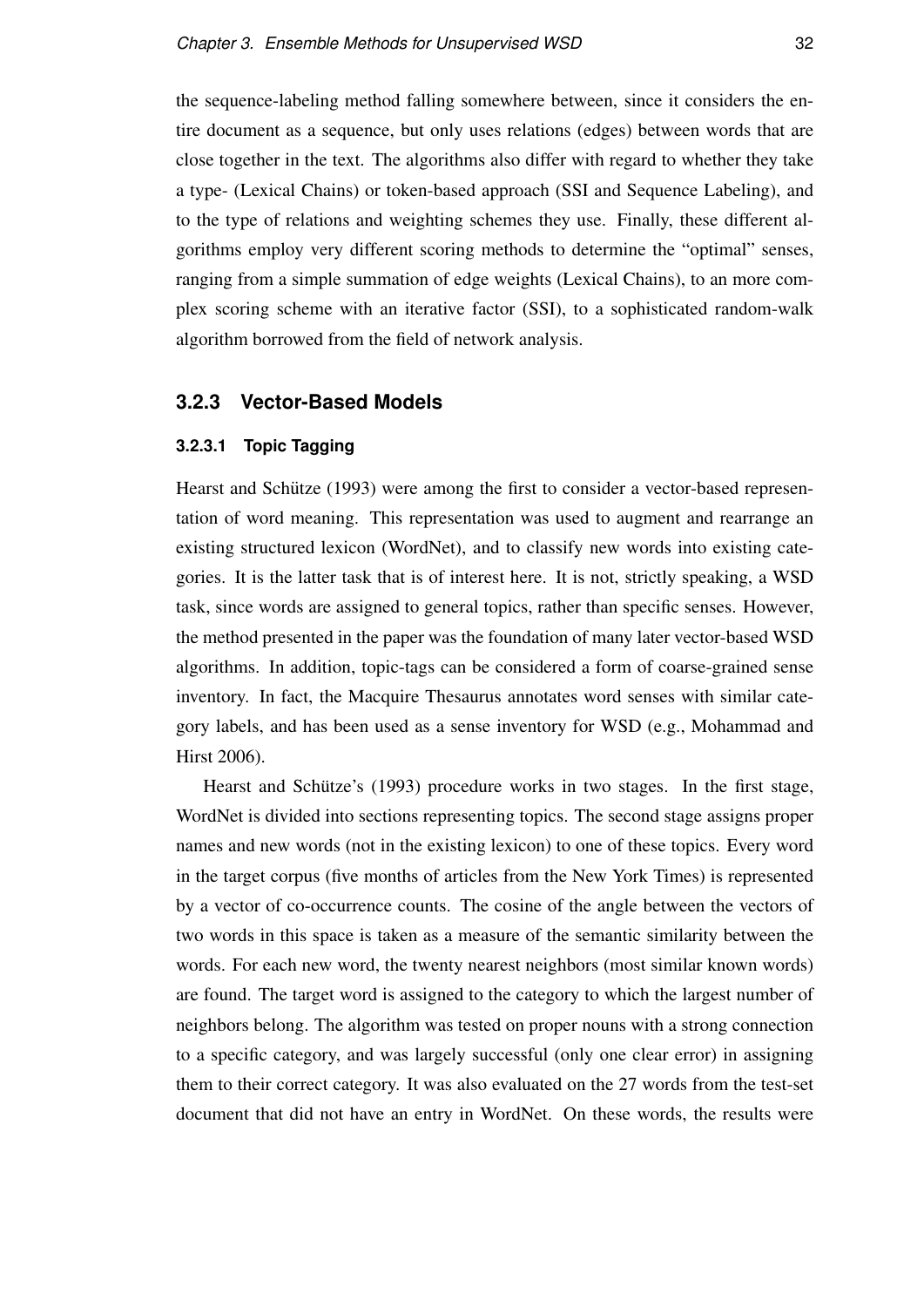the sequence-labeling method falling somewhere between, since it considers the entire document as a sequence, but only uses relations (edges) between words that are close together in the text. The algorithms also differ with regard to whether they take a type- (Lexical Chains) or token-based approach (SSI and Sequence Labeling), and to the type of relations and weighting schemes they use. Finally, these different algorithms employ very different scoring methods to determine the "optimal" senses, ranging from a simple summation of edge weights (Lexical Chains), to an more complex scoring scheme with an iterative factor (SSI), to a sophisticated random-walk algorithm borrowed from the field of network analysis.

### 3.2.3 Vector-Based Models

#### 3.2.3.1 Topic Tagging

Hearst and Schütze (1993) were among the first to consider a vector-based representation of word meaning. This representation was used to augment and rearrange an existing structured lexicon (WordNet), and to classify new words into existing categories. It is the latter task that is of interest here. It is not, strictly speaking, a WSD task, since words are assigned to general topics, rather than specific senses. However, the method presented in the paper was the foundation of many later vector-based WSD algorithms. In addition, topic-tags can be considered a form of coarse-grained sense inventory. In fact, the Macquire Thesaurus annotates word senses with similar category labels, and has been used as a sense inventory for WSD (e.g., Mohammad and Hirst 2006).

Hearst and Schütze's (1993) procedure works in two stages. In the first stage, WordNet is divided into sections representing topics. The second stage assigns proper names and new words (not in the existing lexicon) to one of these topics. Every word in the target corpus (five months of articles from the New York Times) is represented by a vector of co-occurrence counts. The cosine of the angle between the vectors of two words in this space is taken as a measure of the semantic similarity between the words. For each new word, the twenty nearest neighbors (most similar known words) are found. The target word is assigned to the category to which the largest number of neighbors belong. The algorithm was tested on proper nouns with a strong connection to a specific category, and was largely successful (only one clear error) in assigning them to their correct category. It was also evaluated on the 27 words from the test-set document that did not have an entry in WordNet. On these words, the results were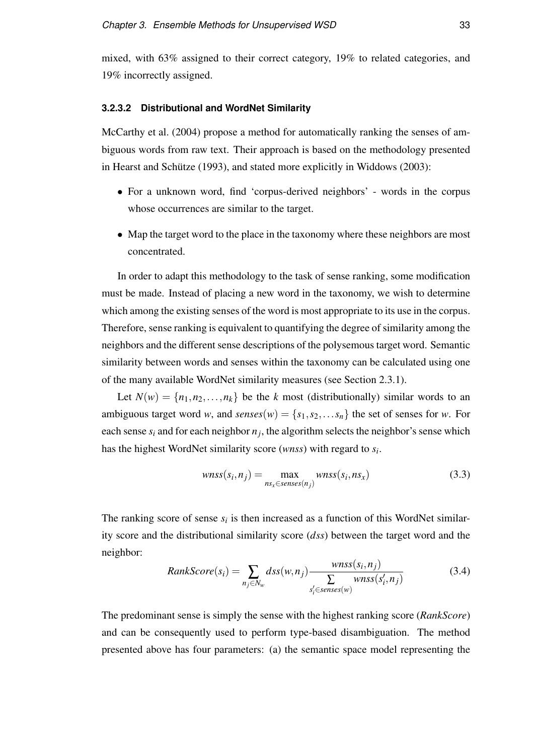mixed, with 63% assigned to their correct category, 19% to related categories, and 19% incorrectly assigned.

#### 3.2.3.2 Distributional and WordNet Similarity

McCarthy et al. (2004) propose a method for automatically ranking the senses of ambiguous words from raw text. Their approach is based on the methodology presented in Hearst and Schütze (1993), and stated more explicitly in Widdows (2003):

- For a unknown word, find 'corpus-derived neighbors' - words in the corpus whose occurrences are similar to the target.
- Map the target word to the place in the taxonomy where these neighbors are most concentrated.

In order to adapt this methodology to the task of sense ranking, some modification must be made. Instead of placing a new word in the taxonomy, we wish to determine which among the existing senses of the word is most appropriate to its use in the corpus. Therefore, sense ranking is equivalent to quantifying the degree of similarity among the neighbors and the different sense descriptions of the polysemous target word. Semantic similarity between words and senses within the taxonomy can be calculated using one of the many available WordNet similarity measures (see Section 2.3.1).

Let $N(w) = \{n_1, n_2, \dots, n_k\}$ be the $k$ most (distributionally) similar words to an ambiguous target word $w$, and $senses(w) = \{s_1, s_2, \dots s_n\}$ the set of senses for $w$. For each sense $s_i$ and for each neighbor $n_j$, the algorithm selects the neighbor's sense which has the highest WordNet similarity score (*wnss*) with regard to $s_i$.

$$wnss(s_i, n_j) = \max_{ns_x \in senses(n_j)} wnss(s_i, ns_x) \tag{3.3}$$

The ranking score of sense $s_i$ is then increased as a function of this WordNet similarity score and the distributional similarity score (*dss*) between the target word and the neighbor:

$$RankScore(s_i) = \sum_{n_j \in N_w} dss(w, n_j) \frac{wnss(s_i, n_j)}{\sum\limits_{s'_i \in senses(w)} wnss(s'_i, n_j)} \tag{3.4}$$

The predominant sense is simply the sense with the highest ranking score (*RankScore*) and can be consequently used to perform type-based disambiguation. The method presented above has four parameters: (a) the semantic space model representing the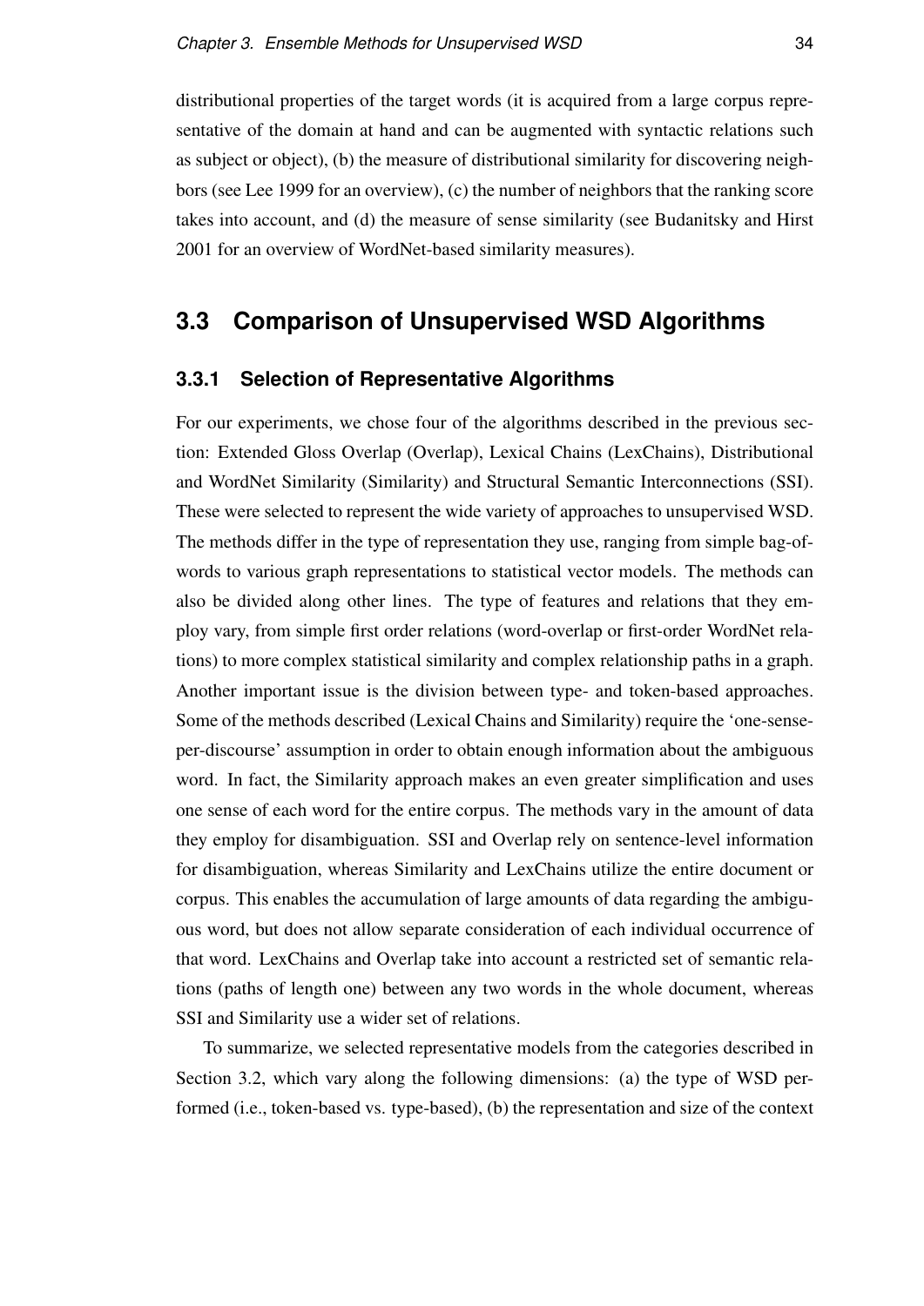distributional properties of the target words (it is acquired from a large corpus representative of the domain at hand and can be augmented with syntactic relations such as subject or object), (b) the measure of distributional similarity for discovering neighbors (see Lee 1999 for an overview), (c) the number of neighbors that the ranking score takes into account, and (d) the measure of sense similarity (see Budanitsky and Hirst 2001 for an overview of WordNet-based similarity measures).

## 3.3 Comparison of Unsupervised WSD Algorithms

### 3.3.1 Selection of Representative Algorithms

For our experiments, we chose four of the algorithms described in the previous section: Extended Gloss Overlap (Overlap), Lexical Chains (LexChains), Distributional and WordNet Similarity (Similarity) and Structural Semantic Interconnections (SSI). These were selected to represent the wide variety of approaches to unsupervised WSD. The methods differ in the type of representation they use, ranging from simple bag-of-words to various graph representations to statistical vector models. The methods can also be divided along other lines. The type of features and relations that they employ vary, from simple first order relations (word-overlap or first-order WordNet relations) to more complex statistical similarity and complex relationship paths in a graph. Another important issue is the division between type- and token-based approaches. Some of the methods described (Lexical Chains and Similarity) require the 'one-sense-per-discourse' assumption in order to obtain enough information about the ambiguous word. In fact, the Similarity approach makes an even greater simplification and uses one sense of each word for the entire corpus. The methods vary in the amount of data they employ for disambiguation. SSI and Overlap rely on sentence-level information for disambiguation, whereas Similarity and LexChains utilize the entire document or corpus. This enables the accumulation of large amounts of data regarding the ambiguous word, but does not allow separate consideration of each individual occurrence of that word. LexChains and Overlap take into account a restricted set of semantic relations (paths of length one) between any two words in the whole document, whereas SSI and Similarity use a wider set of relations.

To summarize, we selected representative models from the categories described in Section 3.2, which vary along the following dimensions: (a) the type of WSD performed (i.e., token-based vs. type-based), (b) the representation and size of the context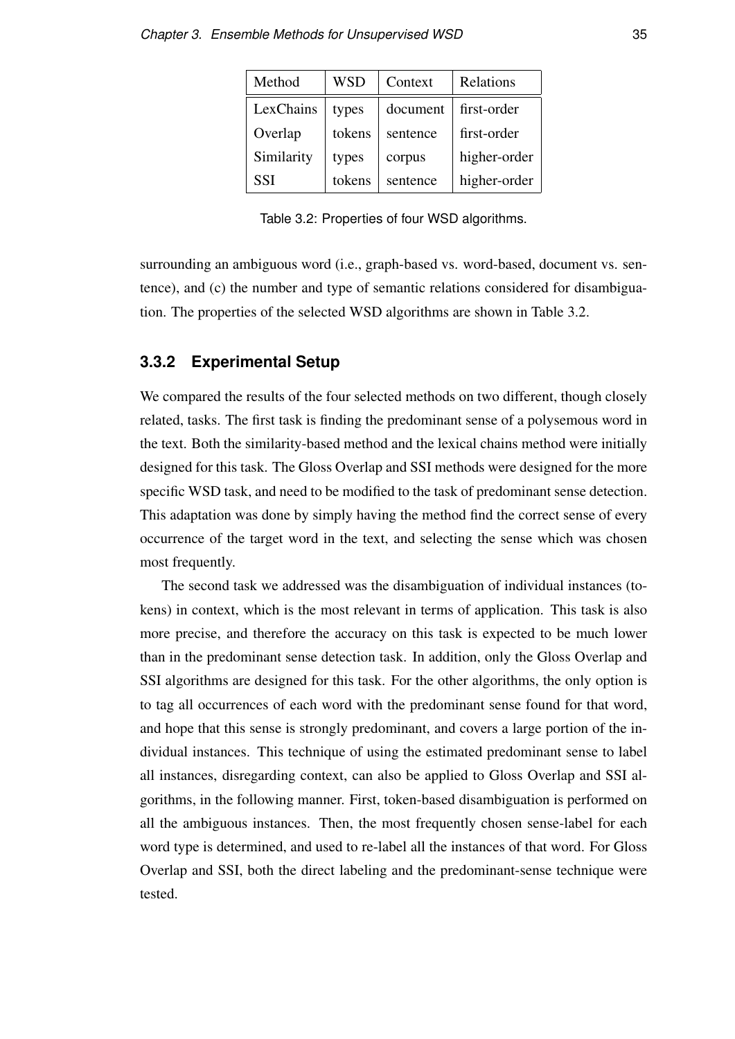| Method | WSD | Context | Relations |
|---|---|---|---|
| LexChains | types | document | first-order |
| Overlap | tokens | sentence | first-order |
| Similarity | types | corpus | higher-order |
| SSI | tokens | sentence | higher-order |

Table 3.2: Properties of four WSD algorithms.

surrounding an ambiguous word (i.e., graph-based vs. word-based, document vs. sentence), and (c) the number and type of semantic relations considered for disambiguation. The properties of the selected WSD algorithms are shown in Table 3.2.

### 3.3.2 Experimental Setup

We compared the results of the four selected methods on two different, though closely related, tasks. The first task is finding the predominant sense of a polysemous word in the text. Both the similarity-based method and the lexical chains method were initially designed for this task. The Gloss Overlap and SSI methods were designed for the more specific WSD task, and need to be modified to the task of predominant sense detection. This adaptation was done by simply having the method find the correct sense of every occurrence of the target word in the text, and selecting the sense which was chosen most frequently.

The second task we addressed was the disambiguation of individual instances (tokens) in context, which is the most relevant in terms of application. This task is also more precise, and therefore the accuracy on this task is expected to be much lower than in the predominant sense detection task. In addition, only the Gloss Overlap and SSI algorithms are designed for this task. For the other algorithms, the only option is to tag all occurrences of each word with the predominant sense found for that word, and hope that this sense is strongly predominant, and covers a large portion of the individual instances. This technique of using the estimated predominant sense to label all instances, disregarding context, can also be applied to Gloss Overlap and SSI algorithms, in the following manner. First, token-based disambiguation is performed on all the ambiguous instances. Then, the most frequently chosen sense-label for each word type is determined, and used to re-label all the instances of that word. For Gloss Overlap and SSI, both the direct labeling and the predominant-sense technique were tested.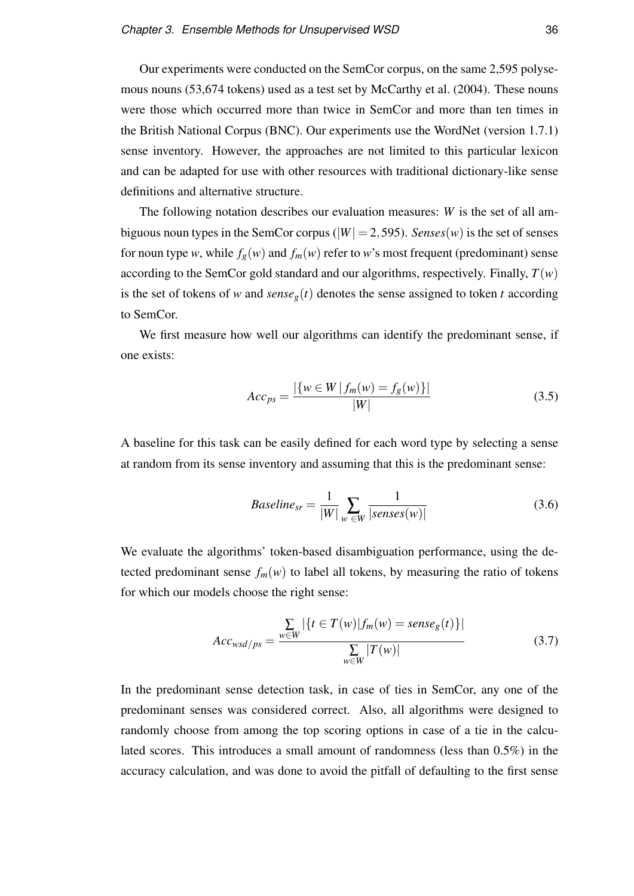Our experiments were conducted on the SemCor corpus, on the same 2,595 polysemous nouns (53,674 tokens) used as a test set by McCarthy et al. (2004). These nouns were those which occurred more than twice in SemCor and more than ten times in the British National Corpus (BNC). Our experiments use the WordNet (version 1.7.1) sense inventory. However, the approaches are not limited to this particular lexicon and can be adapted for use with other resources with traditional dictionary-like sense definitions and alternative structure.

The following notation describes our evaluation measures: $W$ is the set of all ambiguous noun types in the SemCor corpus ($|W| = 2,595$). $Senses(w)$ is the set of senses for noun type $w$, while $f_g(w)$ and $f_m(w)$ refer to $w$'s most frequent (predominant) sense according to the SemCor gold standard and our algorithms, respectively. Finally, $T(w)$ is the set of tokens of $w$ and $sense_g(t)$ denotes the sense assigned to token $t$ according to SemCor.

We first measure how well our algorithms can identify the predominant sense, if one exists:

$$Acc_{ps} = \frac{|\{w \in W \,|\, f_m(w) = f_g(w)\}|}{|W|} \tag{3.5}$$

A baseline for this task can be easily defined for each word type by selecting a sense at random from its sense inventory and assuming that this is the predominant sense:

$$Baseline_{sr} = \frac{1}{|W|} \sum_{w \in W} \frac{1}{|senses(w)|} \tag{3.6}$$

We evaluate the algorithms' token-based disambiguation performance, using the detected predominant sense $f_m(w)$ to label all tokens, by measuring the ratio of tokens for which our models choose the right sense:

$$Acc_{wsd/ps} = \frac{\sum\limits_{w \in W} |\{t \in T(w) | f_m(w) = sense_g(t)\}|}{\sum\limits_{w \in W} |T(w)|} \tag{3.7}$$

In the predominant sense detection task, in case of ties in SemCor, any one of the predominant senses was considered correct. Also, all algorithms were designed to randomly choose from among the top scoring options in case of a tie in the calculated scores. This introduces a small amount of randomness (less than 0.5%) in the accuracy calculation, and was done to avoid the pitfall of defaulting to the first sense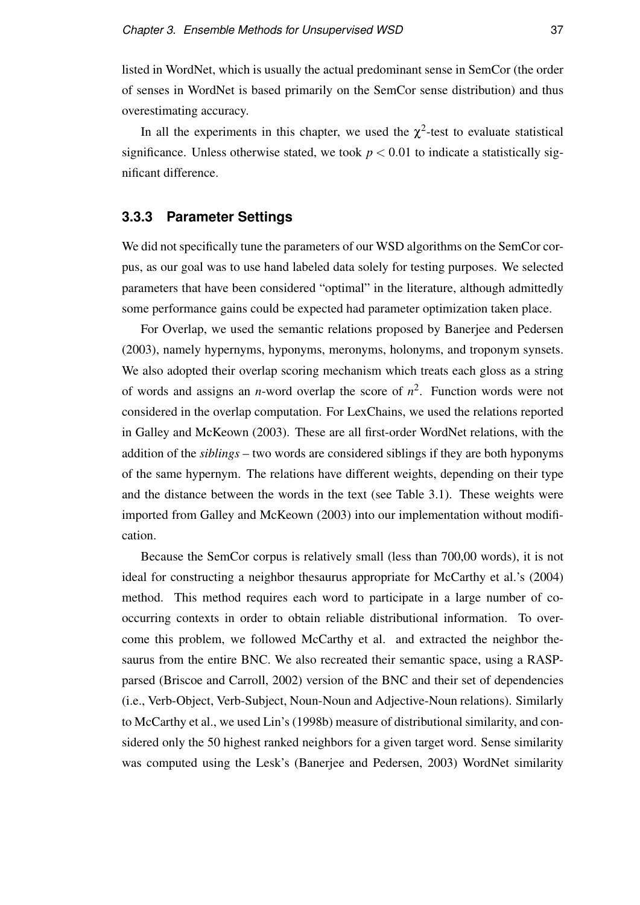listed in WordNet, which is usually the actual predominant sense in SemCor (the order of senses in WordNet is based primarily on the SemCor sense distribution) and thus overestimating accuracy.

In all the experiments in this chapter, we used the $\chi^2$-test to evaluate statistical significance. Unless otherwise stated, we took $p < 0.01$ to indicate a statistically significant difference.

### 3.3.3 Parameter Settings

We did not specifically tune the parameters of our WSD algorithms on the SemCor corpus, as our goal was to use hand labeled data solely for testing purposes. We selected parameters that have been considered "optimal" in the literature, although admittedly some performance gains could be expected had parameter optimization taken place.

For Overlap, we used the semantic relations proposed by Banerjee and Pedersen (2003), namely hypernyms, hyponyms, meronyms, holonyms, and troponym synsets. We also adopted their overlap scoring mechanism which treats each gloss as a string of words and assigns an $n$-word overlap the score of $n^2$. Function words were not considered in the overlap computation. For LexChains, we used the relations reported in Galley and McKeown (2003). These are all first-order WordNet relations, with the addition of the *siblings* – two words are considered siblings if they are both hyponyms of the same hypernym. The relations have different weights, depending on their type and the distance between the words in the text (see Table 3.1). These weights were imported from Galley and McKeown (2003) into our implementation without modification.

Because the SemCor corpus is relatively small (less than 700,00 words), it is not ideal for constructing a neighbor thesaurus appropriate for McCarthy et al.'s (2004) method. This method requires each word to participate in a large number of co-occurring contexts in order to obtain reliable distributional information. To overcome this problem, we followed McCarthy et al. and extracted the neighbor thesaurus from the entire BNC. We also recreated their semantic space, using a RASP-parsed (Briscoe and Carroll, 2002) version of the BNC and their set of dependencies (i.e., Verb-Object, Verb-Subject, Noun-Noun and Adjective-Noun relations). Similarly to McCarthy et al., we used Lin's (1998b) measure of distributional similarity, and considered only the 50 highest ranked neighbors for a given target word. Sense similarity was computed using the Lesk's (Banerjee and Pedersen, 2003) WordNet similarity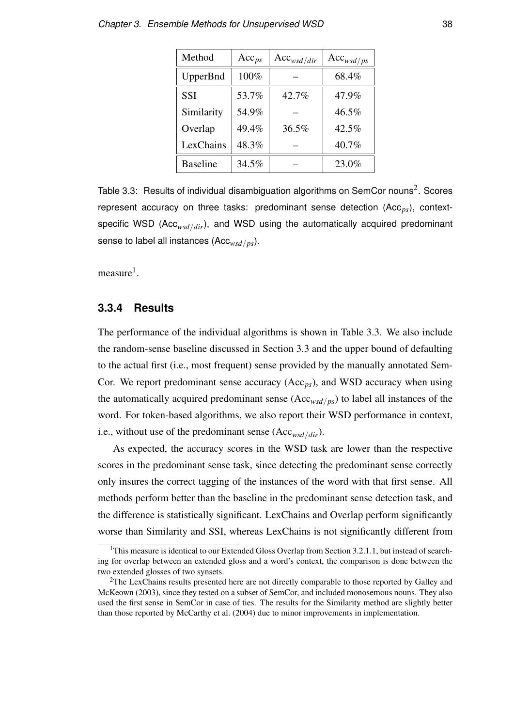| Method | $\text{Acc}_{ps}$ | $\text{Acc}_{wsd/dir}$ | $\text{Acc}_{wsd/ps}$ |
|---|---|---|---|
| UpperBnd | 100% | – | 68.4% |
| SSI | 53.7% | 42.7% | 47.9% |
| Similarity | 54.9% | – | 46.5% |
| Overlap | 49.4% | 36.5% | 42.5% |
| LexChains | 48.3% | – | 40.7% |
| Baseline | 34.5% | – | 23.0% |

Table 3.3: Results of individual disambiguation algorithms on SemCor nouns[2]. Scores represent accuracy on three tasks: predominant sense detection ($\text{Acc}_{ps}$), context-specific WSD ($\text{Acc}_{wsd/dir}$), and WSD using the automatically acquired predominant sense to label all instances ($\text{Acc}_{wsd/ps}$).

measure[1].

### 3.3.4 Results

The performance of the individual algorithms is shown in Table 3.3. We also include the random-sense baseline discussed in Section 3.3 and the upper bound of defaulting to the actual first (i.e., most frequent) sense provided by the manually annotated SemCor. We report predominant sense accuracy ($\text{Acc}_{ps}$), and WSD accuracy when using the automatically acquired predominant sense ($\text{Acc}_{wsd/ps}$) to label all instances of the word. For token-based algorithms, we also report their WSD performance in context, i.e., without use of the predominant sense ($\text{Acc}_{wsd/dir}$).

As expected, the accuracy scores in the WSD task are lower than the respective scores in the predominant sense task, since detecting the predominant sense correctly only insures the correct tagging of the instances of the word with that first sense. All methods perform better than the baseline in the predominant sense detection task, and the difference is statistically significant. LexChains and Overlap perform significantly worse than Similarity and SSI, whereas LexChains is not significantly different from

[1]This measure is identical to our Extended Gloss Overlap from Section 3.2.1.1, but instead of searching for overlap between an extended gloss and a word's context, the comparison is done between the two extended glosses of two synsets.

[2]The LexChains results presented here are not directly comparable to those reported by Galley and McKeown (2003), since they tested on a subset of SemCor, and included monosemous nouns. They also used the first sense in SemCor in case of ties. The results for the Similarity method are slightly better than those reported by McCarthy et al. (2004) due to minor improvements in implementation.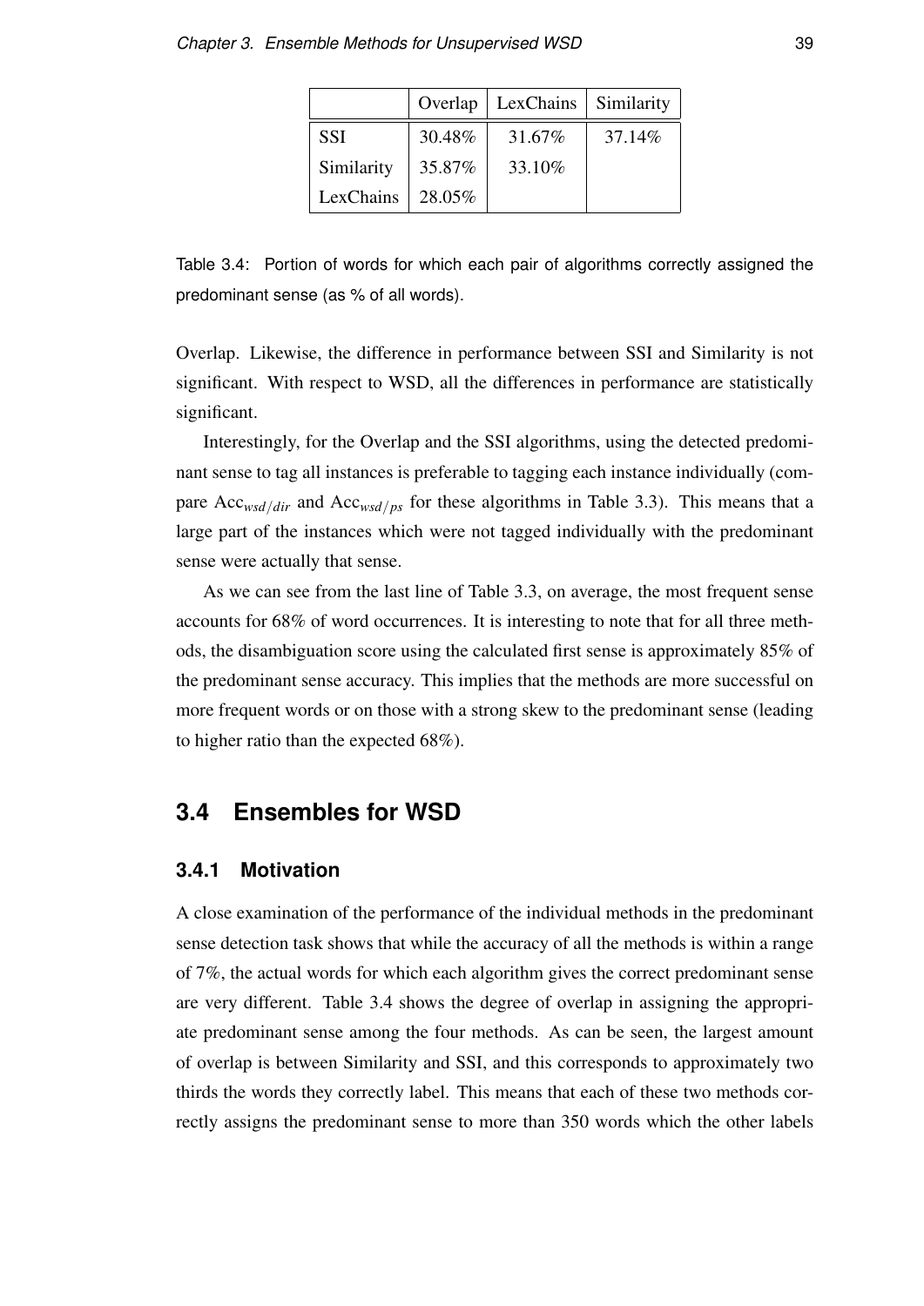| | Overlap | LexChains | Similarity |
|---|---|---|---|
| SSI | 30.48% | 31.67% | 37.14% |
| Similarity | 35.87% | 33.10% | |
| LexChains | 28.05% | | |

Table 3.4: Portion of words for which each pair of algorithms correctly assigned the predominant sense (as % of all words).

Overlap. Likewise, the difference in performance between SSI and Similarity is not significant. With respect to WSD, all the differences in performance are statistically significant.

Interestingly, for the Overlap and the SSI algorithms, using the detected predominant sense to tag all instances is preferable to tagging each instance individually (compare $\text{Acc}_{wsd/dir}$ and $\text{Acc}_{wsd/ps}$ for these algorithms in Table 3.3). This means that a large part of the instances which were not tagged individually with the predominant sense were actually that sense.

As we can see from the last line of Table 3.3, on average, the most frequent sense accounts for 68% of word occurrences. It is interesting to note that for all three methods, the disambiguation score using the calculated first sense is approximately 85% of the predominant sense accuracy. This implies that the methods are more successful on more frequent words or on those with a strong skew to the predominant sense (leading to higher ratio than the expected 68%).

## 3.4 Ensembles for WSD

### 3.4.1 Motivation

A close examination of the performance of the individual methods in the predominant sense detection task shows that while the accuracy of all the methods is within a range of 7%, the actual words for which each algorithm gives the correct predominant sense are very different. Table 3.4 shows the degree of overlap in assigning the appropriate predominant sense among the four methods. As can be seen, the largest amount of overlap is between Similarity and SSI, and this corresponds to approximately two thirds the words they correctly label. This means that each of these two methods correctly assigns the predominant sense to more than 350 words which the other labels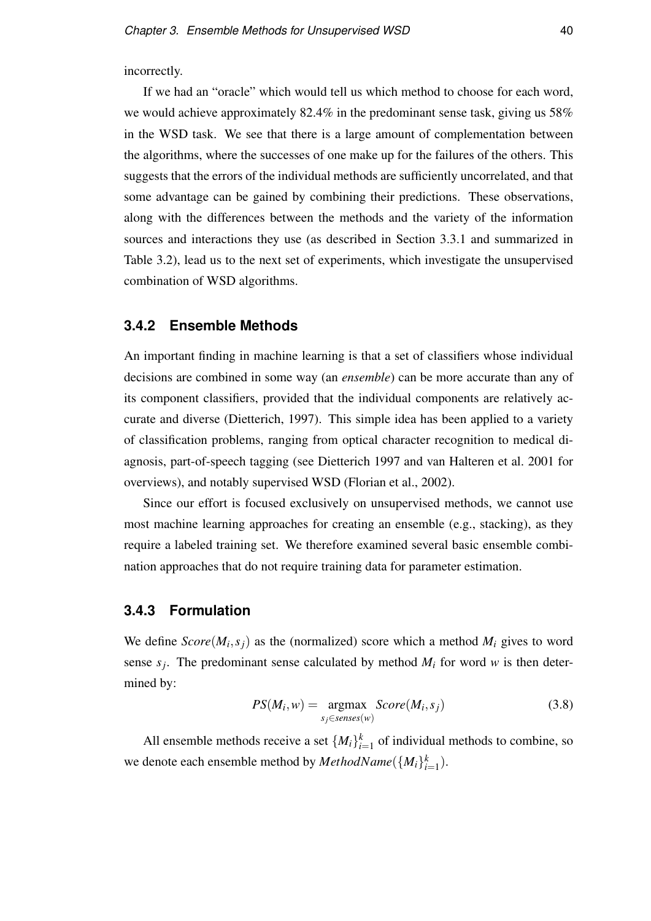incorrectly.

If we had an "oracle" which would tell us which method to choose for each word, we would achieve approximately 82.4% in the predominant sense task, giving us 58% in the WSD task. We see that there is a large amount of complementation between the algorithms, where the successes of one make up for the failures of the others. This suggests that the errors of the individual methods are sufficiently uncorrelated, and that some advantage can be gained by combining their predictions. These observations, along with the differences between the methods and the variety of the information sources and interactions they use (as described in Section 3.3.1 and summarized in Table 3.2), lead us to the next set of experiments, which investigate the unsupervised combination of WSD algorithms.

### 3.4.2 Ensemble Methods

An important finding in machine learning is that a set of classifiers whose individual decisions are combined in some way (an *ensemble*) can be more accurate than any of its component classifiers, provided that the individual components are relatively accurate and diverse (Dietterich, 1997). This simple idea has been applied to a variety of classification problems, ranging from optical character recognition to medical diagnosis, part-of-speech tagging (see Dietterich 1997 and van Halteren et al. 2001 for overviews), and notably supervised WSD (Florian et al., 2002).

Since our effort is focused exclusively on unsupervised methods, we cannot use most machine learning approaches for creating an ensemble (e.g., stacking), as they require a labeled training set. We therefore examined several basic ensemble combination approaches that do not require training data for parameter estimation.

### 3.4.3 Formulation

We define $Score(M_i, s_j)$ as the (normalized) score which a method $M_i$ gives to word sense $s_j$. The predominant sense calculated by method $M_i$ for word $w$ is then determined by:

$$PS(M_i, w) = \underset{s_j \in senses(w)}{\operatorname{argmax}} \; Score(M_i, s_j) \tag{3.8}$$

All ensemble methods receive a set $\{M_i\}_{i=1}^{k}$ of individual methods to combine, so we denote each ensemble method by $MethodName(\{M_i\}_{i=1}^{k})$.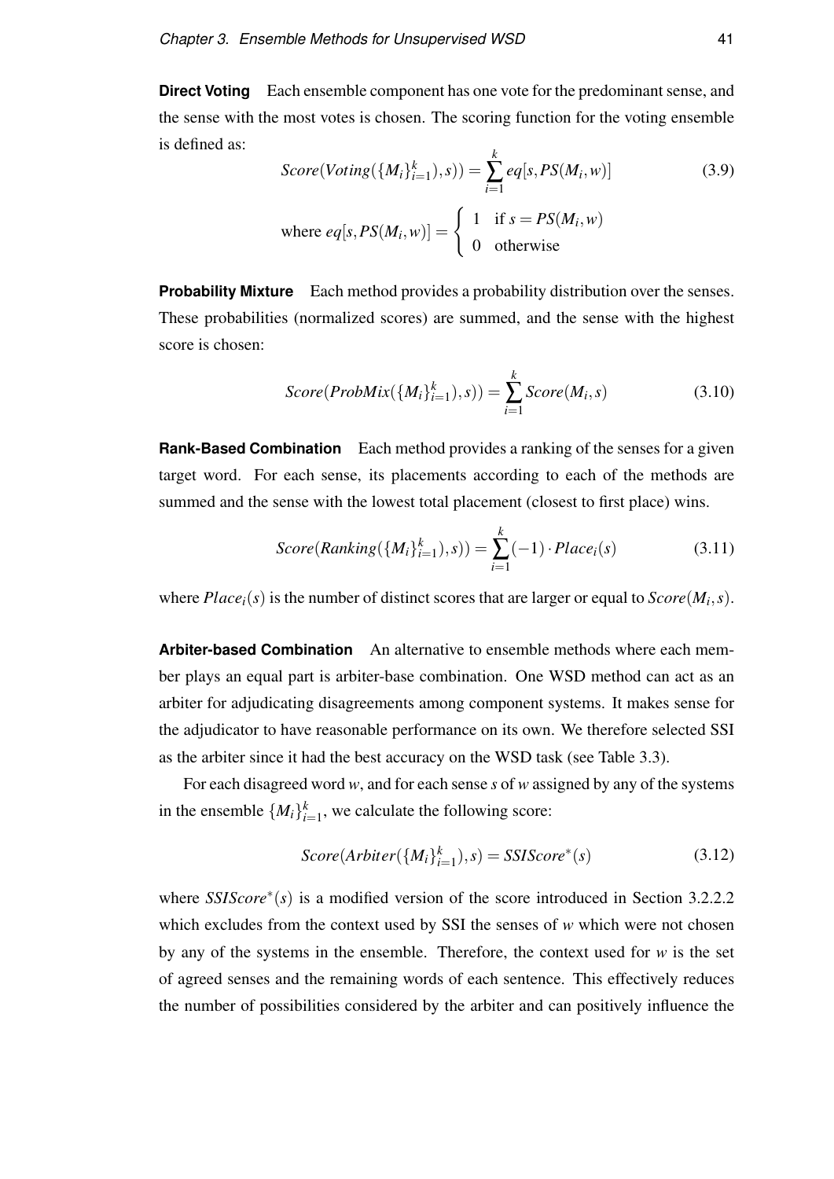**Direct Voting** Each ensemble component has one vote for the predominant sense, and the sense with the most votes is chosen. The scoring function for the voting ensemble is defined as:

$$Score(Voting(\{M_i\}_{i=1}^{k}), s)) = \sum_{i=1}^{k} eq[s, PS(M_i, w)] \tag{3.9}$$

$$\text{where } eq[s, PS(M_i, w)] = \begin{cases} 1 & \text{if } s = PS(M_i, w) \\ 0 & \text{otherwise} \end{cases}$$

**Probability Mixture** Each method provides a probability distribution over the senses. These probabilities (normalized scores) are summed, and the sense with the highest score is chosen:

$$Score(ProbMix(\{M_i\}_{i=1}^{k}), s)) = \sum_{i=1}^{k} Score(M_i, s) \tag{3.10}$$

**Rank-Based Combination** Each method provides a ranking of the senses for a given target word. For each sense, its placements according to each of the methods are summed and the sense with the lowest total placement (closest to first place) wins.

$$Score(Ranking(\{M_i\}_{i=1}^{k}), s)) = \sum_{i=1}^{k} (-1) \cdot Place_i(s) \tag{3.11}$$

where $Place_i(s)$ is the number of distinct scores that are larger or equal to $Score(M_i, s)$.

**Arbiter-based Combination** An alternative to ensemble methods where each member plays an equal part is arbiter-base combination. One WSD method can act as an arbiter for adjudicating disagreements among component systems. It makes sense for the adjudicator to have reasonable performance on its own. We therefore selected SSI as the arbiter since it had the best accuracy on the WSD task (see Table 3.3).

For each disagreed word $w$, and for each sense $s$ of $w$ assigned by any of the systems in the ensemble $\{M_i\}_{i=1}^{k}$, we calculate the following score:

$$Score(Arbiter(\{M_i\}_{i=1}^{k}), s) = SSIScore^{*}(s) \tag{3.12}$$

where $SSIScore^{*}(s)$ is a modified version of the score introduced in Section 3.2.2.2 which excludes from the context used by SSI the senses of $w$ which were not chosen by any of the systems in the ensemble. Therefore, the context used for $w$ is the set of agreed senses and the remaining words of each sentence. This effectively reduces the number of possibilities considered by the arbiter and can positively influence the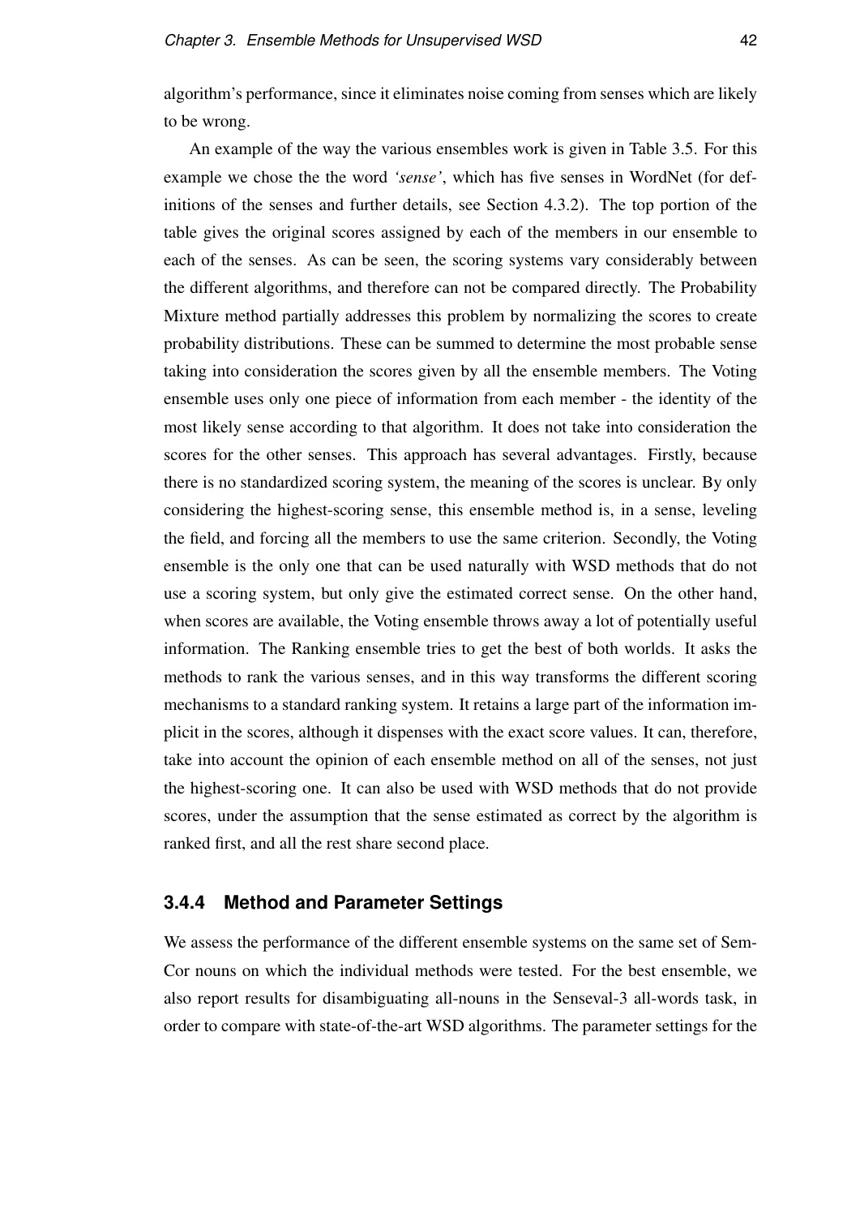algorithm's performance, since it eliminates noise coming from senses which are likely to be wrong.

An example of the way the various ensembles work is given in Table 3.5. For this example we chose the the word *'sense'*, which has five senses in WordNet (for definitions of the senses and further details, see Section 4.3.2). The top portion of the table gives the original scores assigned by each of the members in our ensemble to each of the senses. As can be seen, the scoring systems vary considerably between the different algorithms, and therefore can not be compared directly. The Probability Mixture method partially addresses this problem by normalizing the scores to create probability distributions. These can be summed to determine the most probable sense taking into consideration the scores given by all the ensemble members. The Voting ensemble uses only one piece of information from each member - the identity of the most likely sense according to that algorithm. It does not take into consideration the scores for the other senses. This approach has several advantages. Firstly, because there is no standardized scoring system, the meaning of the scores is unclear. By only considering the highest-scoring sense, this ensemble method is, in a sense, leveling the field, and forcing all the members to use the same criterion. Secondly, the Voting ensemble is the only one that can be used naturally with WSD methods that do not use a scoring system, but only give the estimated correct sense. On the other hand, when scores are available, the Voting ensemble throws away a lot of potentially useful information. The Ranking ensemble tries to get the best of both worlds. It asks the methods to rank the various senses, and in this way transforms the different scoring mechanisms to a standard ranking system. It retains a large part of the information implicit in the scores, although it dispenses with the exact score values. It can, therefore, take into account the opinion of each ensemble method on all of the senses, not just the highest-scoring one. It can also be used with WSD methods that do not provide scores, under the assumption that the sense estimated as correct by the algorithm is ranked first, and all the rest share second place.

### 3.4.4 Method and Parameter Settings

We assess the performance of the different ensemble systems on the same set of SemCor nouns on which the individual methods were tested. For the best ensemble, we also report results for disambiguating all-nouns in the Senseval-3 all-words task, in order to compare with state-of-the-art WSD algorithms. The parameter settings for the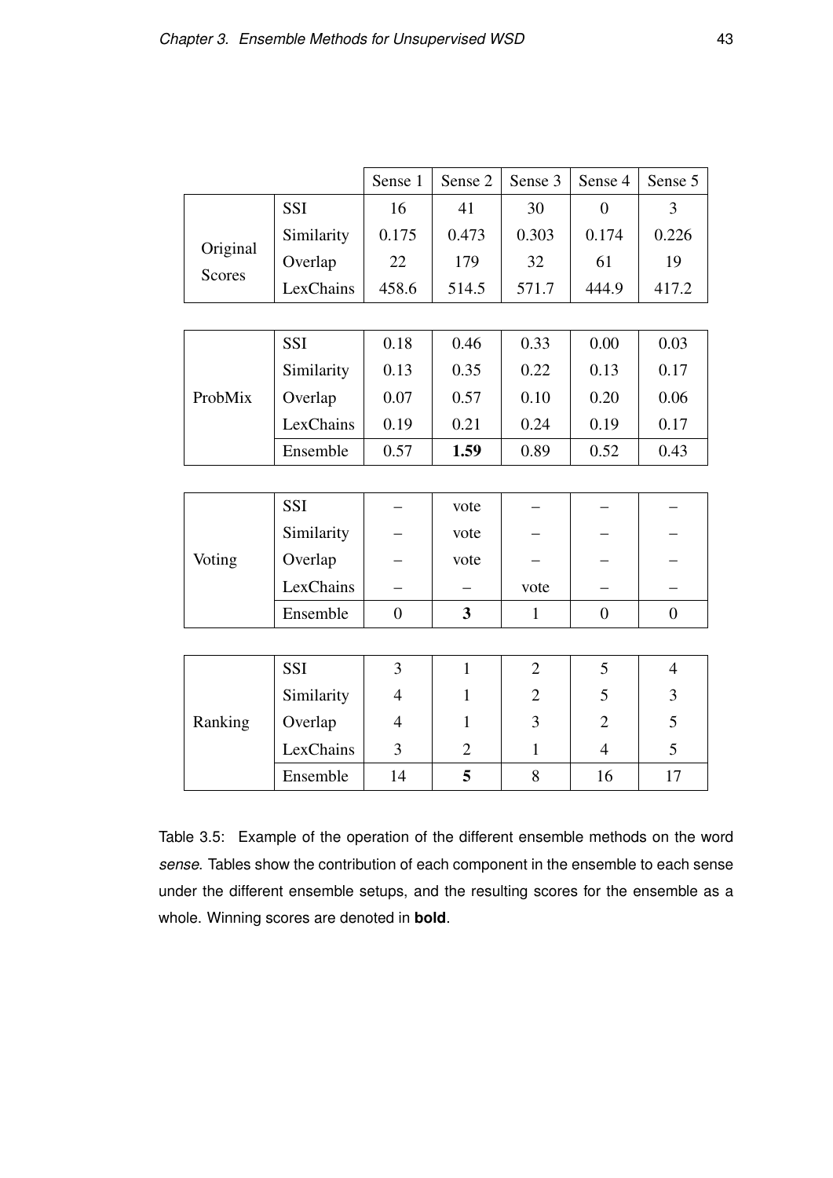| | | Sense 1 | Sense 2 | Sense 3 | Sense 4 | Sense 5 |
|---|---|---|---|---|---|---|
| Original Scores | SSI | 16 | 41 | 30 | 0 | 3 |
| | Similarity | 0.175 | 0.473 | 0.303 | 0.174 | 0.226 |
| | Overlap | 22 | 179 | 32 | 61 | 19 |
| | LexChains | 458.6 | 514.5 | 571.7 | 444.9 | 417.2 |
| ProbMix | SSI | 0.18 | 0.46 | 0.33 | 0.00 | 0.03 |
| | Similarity | 0.13 | 0.35 | 0.22 | 0.13 | 0.17 |
| | Overlap | 0.07 | 0.57 | 0.10 | 0.20 | 0.06 |
| | LexChains | 0.19 | 0.21 | 0.24 | 0.19 | 0.17 |
| | Ensemble | 0.57 | **1.59** | 0.89 | 0.52 | 0.43 |
| Voting | SSI | – | vote | – | – | – |
| | Similarity | – | vote | – | – | – |
| | Overlap | – | vote | – | – | – |
| | LexChains | – | – | vote | – | – |
| | Ensemble | 0 | **3** | 1 | 0 | 0 |
| Ranking | SSI | 3 | 1 | 2 | 5 | 4 |
| | Similarity | 4 | 1 | 2 | 5 | 3 |
| | Overlap | 4 | 1 | 3 | 2 | 5 |
| | LexChains | 3 | 2 | 1 | 4 | 5 |
| | Ensemble | 14 | **5** | 8 | 16 | 17 |

Table 3.5: Example of the operation of the different ensemble methods on the word *sense*. Tables show the contribution of each component in the ensemble to each sense under the different ensemble setups, and the resulting scores for the ensemble as a whole. Winning scores are denoted in **bold**.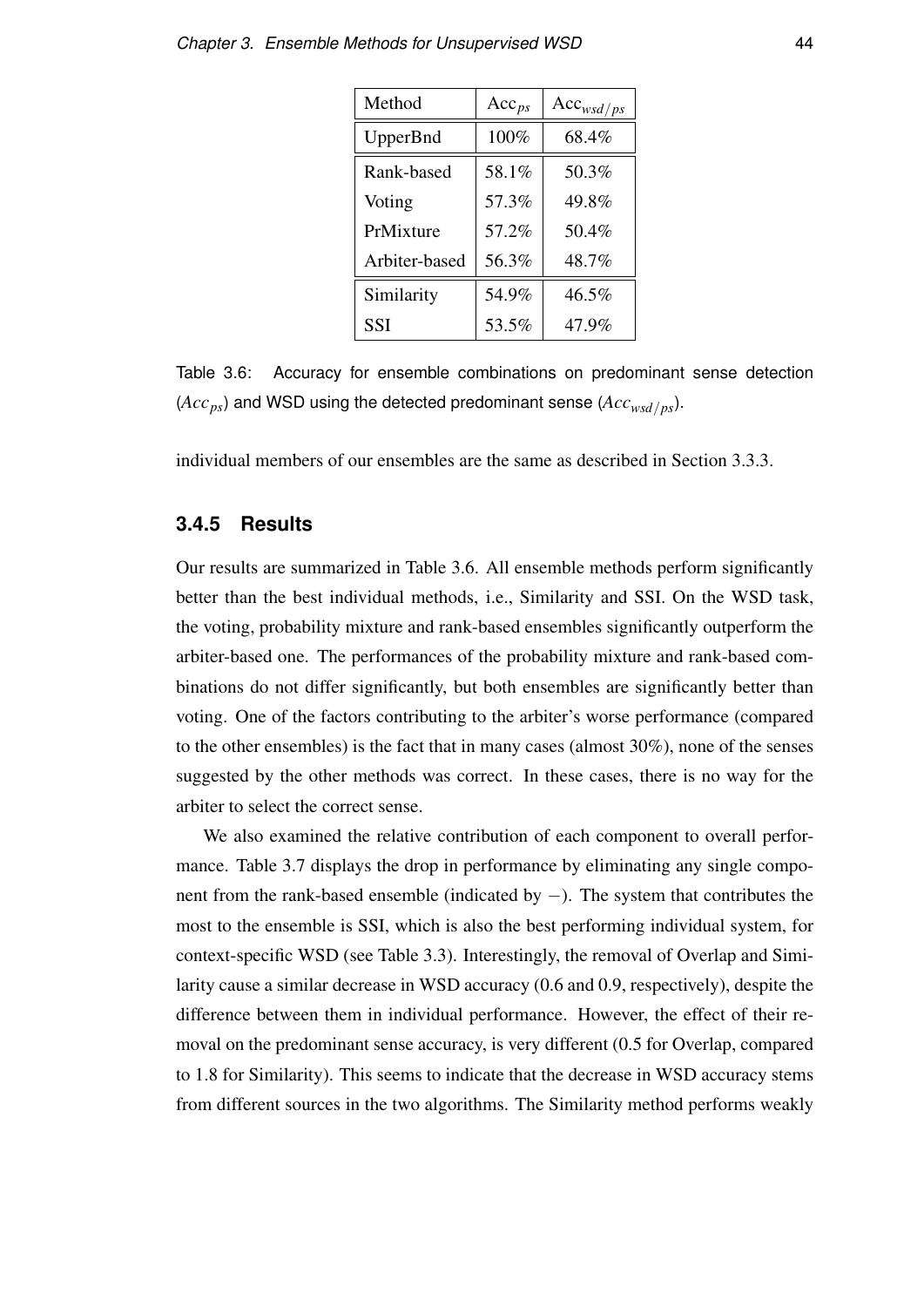| Method | $\text{Acc}_{ps}$ | $\text{Acc}_{wsd/ps}$ |
|---|---|---|
| UpperBnd | 100% | 68.4% |
| Rank-based | 58.1% | 50.3% |
| Voting | 57.3% | 49.8% |
| PrMixture | 57.2% | 50.4% |
| Arbiter-based | 56.3% | 48.7% |
| Similarity | 54.9% | 46.5% |
| SSI | 53.5% | 47.9% |

Table 3.6: Accuracy for ensemble combinations on predominant sense detection ($Acc_{ps}$) and WSD using the detected predominant sense ($Acc_{wsd/ps}$).

individual members of our ensembles are the same as described in Section 3.3.3.

### 3.4.5 Results

Our results are summarized in Table 3.6. All ensemble methods perform significantly better than the best individual methods, i.e., Similarity and SSI. On the WSD task, the voting, probability mixture and rank-based ensembles significantly outperform the arbiter-based one. The performances of the probability mixture and rank-based combinations do not differ significantly, but both ensembles are significantly better than voting. One of the factors contributing to the arbiter's worse performance (compared to the other ensembles) is the fact that in many cases (almost 30%), none of the senses suggested by the other methods was correct. In these cases, there is no way for the arbiter to select the correct sense.

We also examined the relative contribution of each component to overall performance. Table 3.7 displays the drop in performance by eliminating any single component from the rank-based ensemble (indicated by $-$). The system that contributes the most to the ensemble is SSI, which is also the best performing individual system, for context-specific WSD (see Table 3.3). Interestingly, the removal of Overlap and Similarity cause a similar decrease in WSD accuracy (0.6 and 0.9, respectively), despite the difference between them in individual performance. However, the effect of their removal on the predominant sense accuracy, is very different (0.5 for Overlap, compared to 1.8 for Similarity). This seems to indicate that the decrease in WSD accuracy stems from different sources in the two algorithms. The Similarity method performs weakly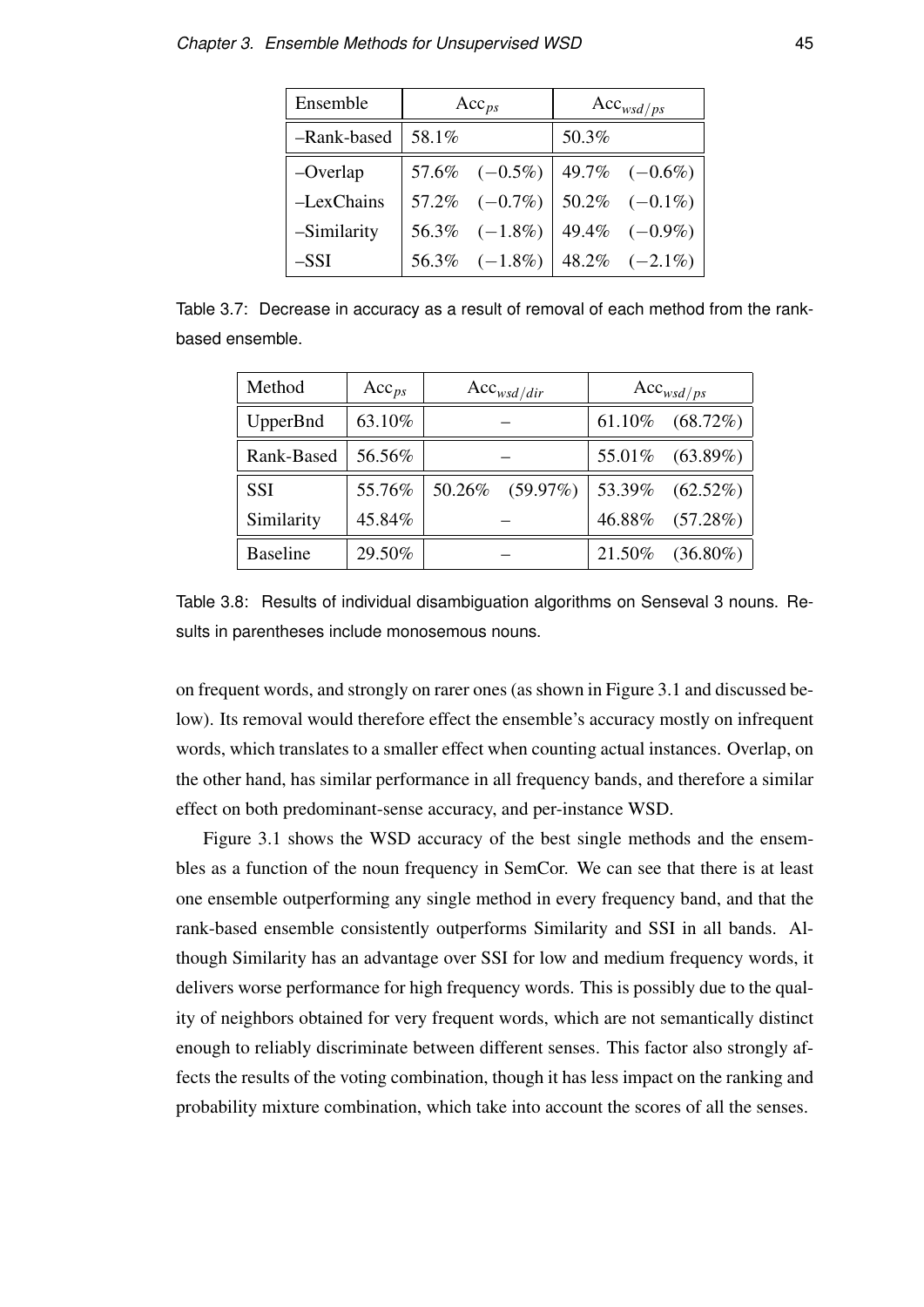| Ensemble | $\text{Acc}_{ps}$ | | $\text{Acc}_{wsd/ps}$ | |
|---|---|---|---|---|
| –Rank-based | 58.1% | | 50.3% | |
| –Overlap | 57.6% | (−0.5%) | 49.7% | (−0.6%) |
| –LexChains | 57.2% | (−0.7%) | 50.2% | (−0.1%) |
| –Similarity | 56.3% | (−1.8%) | 49.4% | (−0.9%) |
| –SSI | 56.3% | (−1.8%) | 48.2% | (−2.1%) |

Table 3.7: Decrease in accuracy as a result of removal of each method from the rank-based ensemble.

| Method | $\text{Acc}_{ps}$ | $\text{Acc}_{wsd/dir}$ | | $\text{Acc}_{wsd/ps}$ | |
|---|---|---|---|---|---|
| UpperBnd | 63.10% | – | | 61.10% | (68.72%) |
| Rank-Based | 56.56% | – | | 55.01% | (63.89%) |
| SSI | 55.76% | 50.26% | (59.97%) | 53.39% | (62.52%) |
| Similarity | 45.84% | – | | 46.88% | (57.28%) |
| Baseline | 29.50% | – | | 21.50% | (36.80%) |

Table 3.8: Results of individual disambiguation algorithms on Senseval 3 nouns. Results in parentheses include monosemous nouns.

on frequent words, and strongly on rarer ones (as shown in Figure 3.1 and discussed below). Its removal would therefore effect the ensemble's accuracy mostly on infrequent words, which translates to a smaller effect when counting actual instances. Overlap, on the other hand, has similar performance in all frequency bands, and therefore a similar effect on both predominant-sense accuracy, and per-instance WSD.

Figure 3.1 shows the WSD accuracy of the best single methods and the ensembles as a function of the noun frequency in SemCor. We can see that there is at least one ensemble outperforming any single method in every frequency band, and that the rank-based ensemble consistently outperforms Similarity and SSI in all bands. Although Similarity has an advantage over SSI for low and medium frequency words, it delivers worse performance for high frequency words. This is possibly due to the quality of neighbors obtained for very frequent words, which are not semantically distinct enough to reliably discriminate between different senses. This factor also strongly affects the results of the voting combination, though it has less impact on the ranking and probability mixture combination, which take into account the scores of all the senses.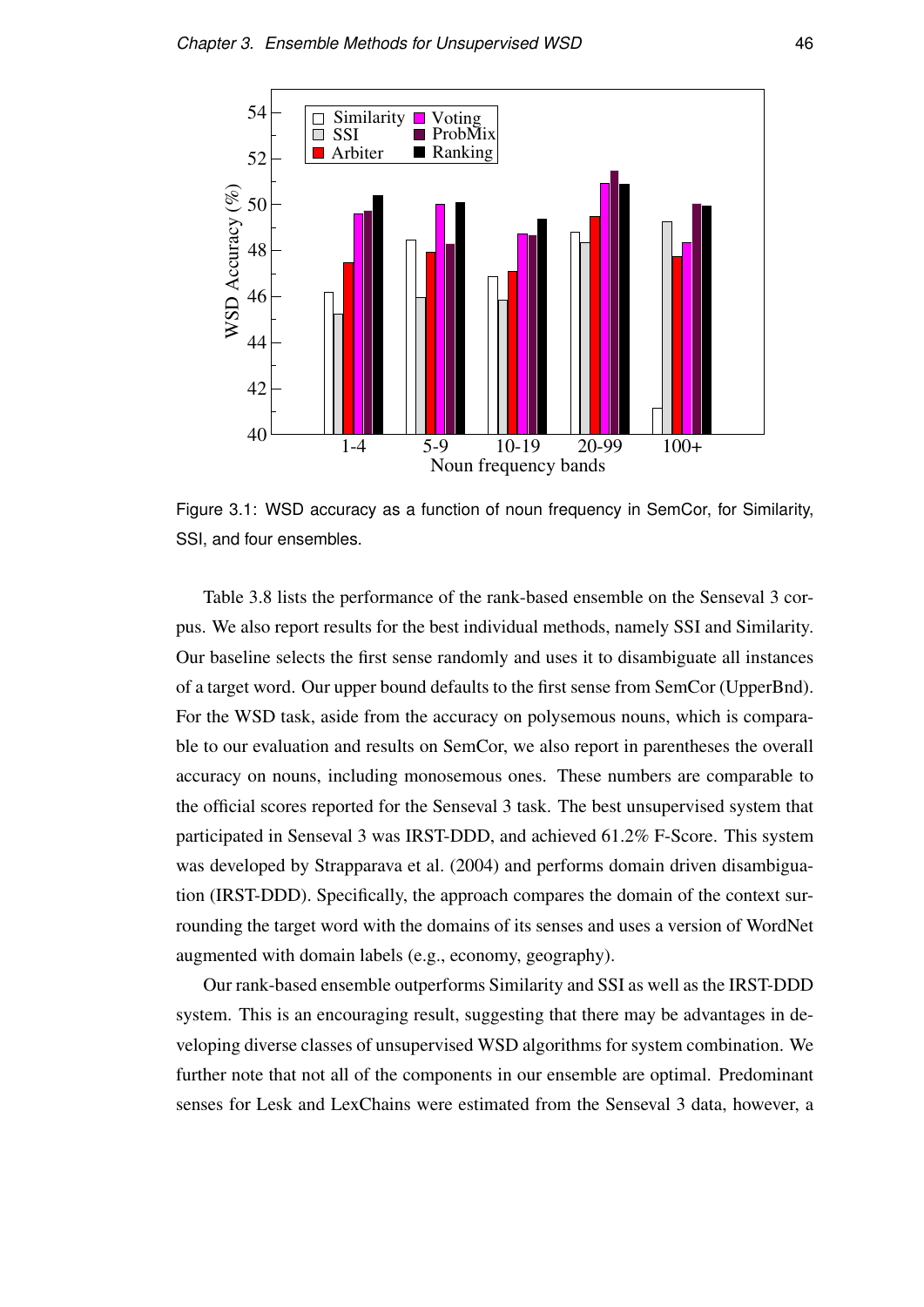Figure 3.1: WSD accuracy as a function of noun frequency in SemCor, for Similarity, SSI, and four ensembles.

Table 3.8 lists the performance of the rank-based ensemble on the Senseval 3 corpus. We also report results for the best individual methods, namely SSI and Similarity. Our baseline selects the first sense randomly and uses it to disambiguate all instances of a target word. Our upper bound defaults to the first sense from SemCor (UpperBnd). For the WSD task, aside from the accuracy on polysemous nouns, which is comparable to our evaluation and results on SemCor, we also report in parentheses the overall accuracy on nouns, including monosemous ones. These numbers are comparable to the official scores reported for the Senseval 3 task. The best unsupervised system that participated in Senseval 3 was IRST-DDD, and achieved 61.2% F-Score. This system was developed by Strapparava et al. (2004) and performs domain driven disambiguation (IRST-DDD). Specifically, the approach compares the domain of the context surrounding the target word with the domains of its senses and uses a version of WordNet augmented with domain labels (e.g., economy, geography).

Our rank-based ensemble outperforms Similarity and SSI as well as the IRST-DDD system. This is an encouraging result, suggesting that there may be advantages in developing diverse classes of unsupervised WSD algorithms for system combination. We further note that not all of the components in our ensemble are optimal. Predominant senses for Lesk and LexChains were estimated from the Senseval 3 data, however, a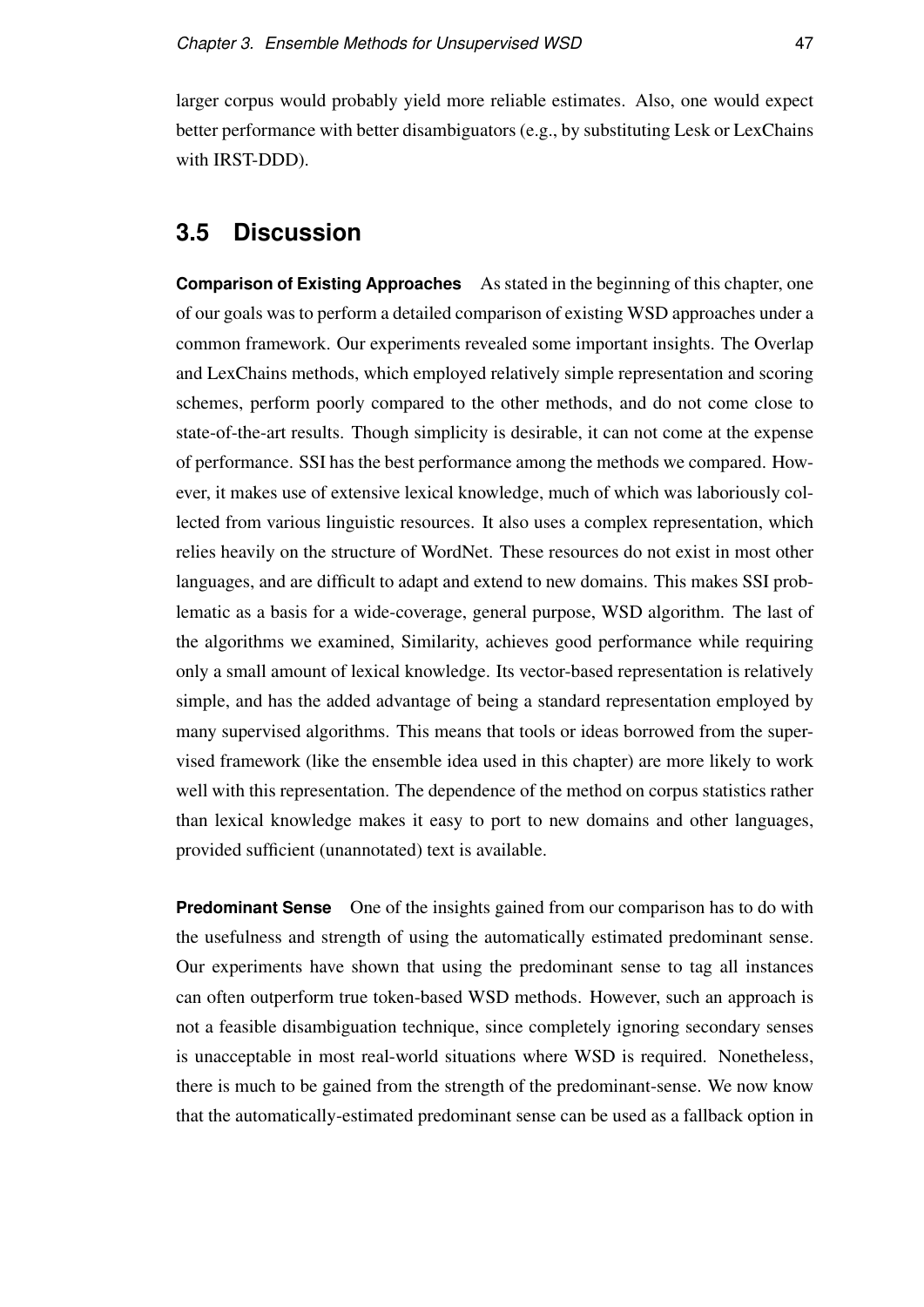larger corpus would probably yield more reliable estimates. Also, one would expect better performance with better disambiguators (e.g., by substituting Lesk or LexChains with IRST-DDD).

## 3.5 Discussion

**Comparison of Existing Approaches** As stated in the beginning of this chapter, one of our goals was to perform a detailed comparison of existing WSD approaches under a common framework. Our experiments revealed some important insights. The Overlap and LexChains methods, which employed relatively simple representation and scoring schemes, perform poorly compared to the other methods, and do not come close to state-of-the-art results. Though simplicity is desirable, it can not come at the expense of performance. SSI has the best performance among the methods we compared. However, it makes use of extensive lexical knowledge, much of which was laboriously collected from various linguistic resources. It also uses a complex representation, which relies heavily on the structure of WordNet. These resources do not exist in most other languages, and are difficult to adapt and extend to new domains. This makes SSI problematic as a basis for a wide-coverage, general purpose, WSD algorithm. The last of the algorithms we examined, Similarity, achieves good performance while requiring only a small amount of lexical knowledge. Its vector-based representation is relatively simple, and has the added advantage of being a standard representation employed by many supervised algorithms. This means that tools or ideas borrowed from the supervised framework (like the ensemble idea used in this chapter) are more likely to work well with this representation. The dependence of the method on corpus statistics rather than lexical knowledge makes it easy to port to new domains and other languages, provided sufficient (unannotated) text is available.

**Predominant Sense** One of the insights gained from our comparison has to do with the usefulness and strength of using the automatically estimated predominant sense. Our experiments have shown that using the predominant sense to tag all instances can often outperform true token-based WSD methods. However, such an approach is not a feasible disambiguation technique, since completely ignoring secondary senses is unacceptable in most real-world situations where WSD is required. Nonetheless, there is much to be gained from the strength of the predominant-sense. We now know that the automatically-estimated predominant sense can be used as a fallback option in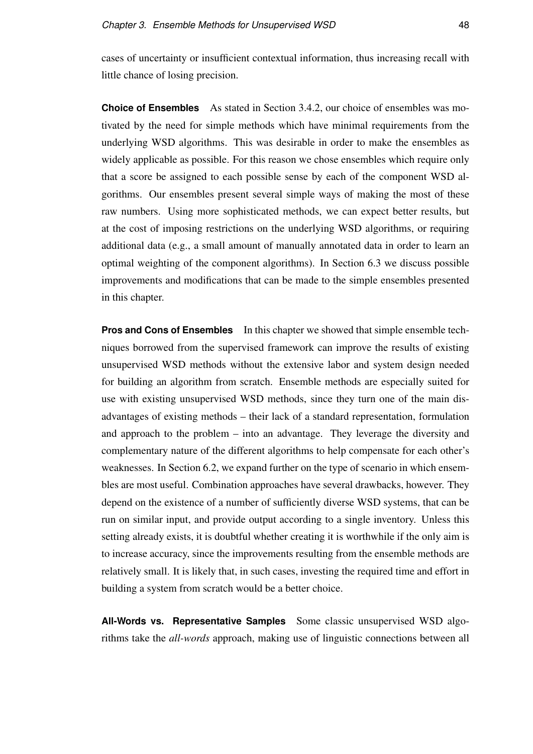cases of uncertainty or insufficient contextual information, thus increasing recall with little chance of losing precision.

**Choice of Ensembles** As stated in Section 3.4.2, our choice of ensembles was motivated by the need for simple methods which have minimal requirements from the underlying WSD algorithms. This was desirable in order to make the ensembles as widely applicable as possible. For this reason we chose ensembles which require only that a score be assigned to each possible sense by each of the component WSD algorithms. Our ensembles present several simple ways of making the most of these raw numbers. Using more sophisticated methods, we can expect better results, but at the cost of imposing restrictions on the underlying WSD algorithms, or requiring additional data (e.g., a small amount of manually annotated data in order to learn an optimal weighting of the component algorithms). In Section 6.3 we discuss possible improvements and modifications that can be made to the simple ensembles presented in this chapter.

**Pros and Cons of Ensembles** In this chapter we showed that simple ensemble techniques borrowed from the supervised framework can improve the results of existing unsupervised WSD methods without the extensive labor and system design needed for building an algorithm from scratch. Ensemble methods are especially suited for use with existing unsupervised WSD methods, since they turn one of the main disadvantages of existing methods – their lack of a standard representation, formulation and approach to the problem – into an advantage. They leverage the diversity and complementary nature of the different algorithms to help compensate for each other's weaknesses. In Section 6.2, we expand further on the type of scenario in which ensembles are most useful. Combination approaches have several drawbacks, however. They depend on the existence of a number of sufficiently diverse WSD systems, that can be run on similar input, and provide output according to a single inventory. Unless this setting already exists, it is doubtful whether creating it is worthwhile if the only aim is to increase accuracy, since the improvements resulting from the ensemble methods are relatively small. It is likely that, in such cases, investing the required time and effort in building a system from scratch would be a better choice.

**All-Words vs. Representative Samples** Some classic unsupervised WSD algorithms take the *all-words* approach, making use of linguistic connections between all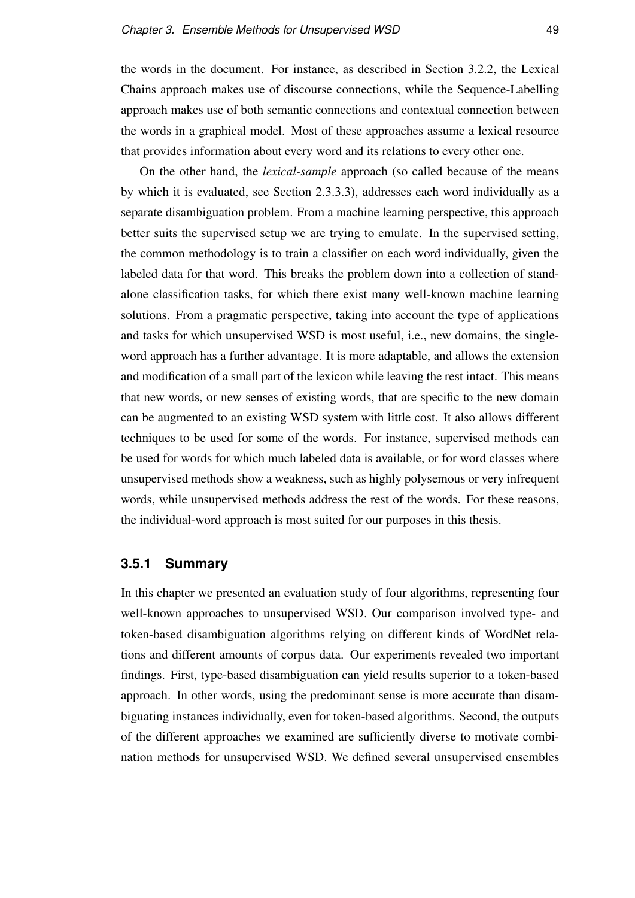the words in the document. For instance, as described in Section 3.2.2, the Lexical Chains approach makes use of discourse connections, while the Sequence-Labelling approach makes use of both semantic connections and contextual connection between the words in a graphical model. Most of these approaches assume a lexical resource that provides information about every word and its relations to every other one.

On the other hand, the *lexical-sample* approach (so called because of the means by which it is evaluated, see Section 2.3.3.3), addresses each word individually as a separate disambiguation problem. From a machine learning perspective, this approach better suits the supervised setup we are trying to emulate. In the supervised setting, the common methodology is to train a classifier on each word individually, given the labeled data for that word. This breaks the problem down into a collection of stand-alone classification tasks, for which there exist many well-known machine learning solutions. From a pragmatic perspective, taking into account the type of applications and tasks for which unsupervised WSD is most useful, i.e., new domains, the single-word approach has a further advantage. It is more adaptable, and allows the extension and modification of a small part of the lexicon while leaving the rest intact. This means that new words, or new senses of existing words, that are specific to the new domain can be augmented to an existing WSD system with little cost. It also allows different techniques to be used for some of the words. For instance, supervised methods can be used for words for which much labeled data is available, or for word classes where unsupervised methods show a weakness, such as highly polysemous or very infrequent words, while unsupervised methods address the rest of the words. For these reasons, the individual-word approach is most suited for our purposes in this thesis.

### 3.5.1 Summary

In this chapter we presented an evaluation study of four algorithms, representing four well-known approaches to unsupervised WSD. Our comparison involved type- and token-based disambiguation algorithms relying on different kinds of WordNet relations and different amounts of corpus data. Our experiments revealed two important findings. First, type-based disambiguation can yield results superior to a token-based approach. In other words, using the predominant sense is more accurate than disambiguating instances individually, even for token-based algorithms. Second, the outputs of the different approaches we examined are sufficiently diverse to motivate combination methods for unsupervised WSD. We defined several unsupervised ensembles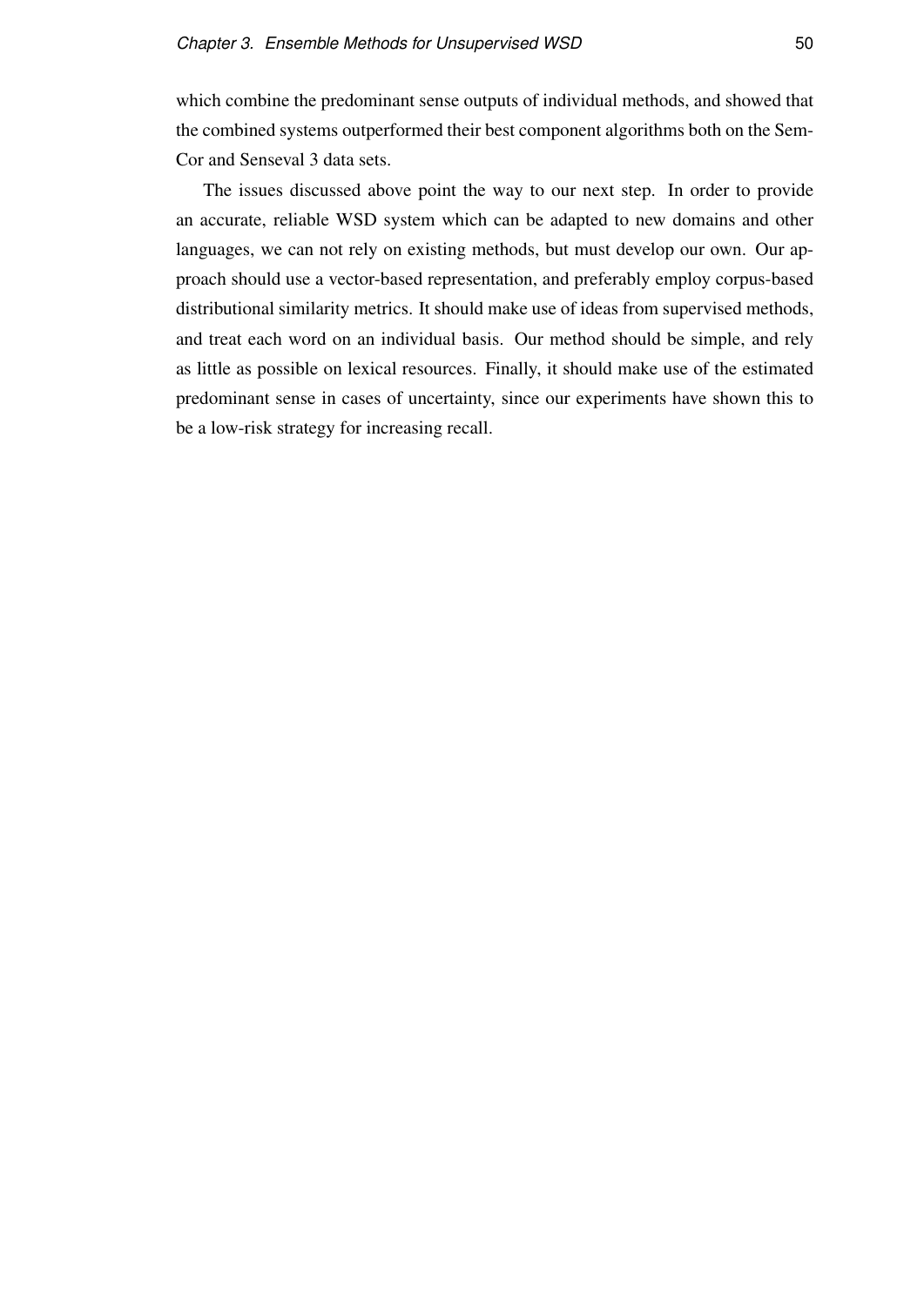which combine the predominant sense outputs of individual methods, and showed that the combined systems outperformed their best component algorithms both on the SemCor and Senseval 3 data sets.

The issues discussed above point the way to our next step. In order to provide an accurate, reliable WSD system which can be adapted to new domains and other languages, we can not rely on existing methods, but must develop our own. Our approach should use a vector-based representation, and preferably employ corpus-based distributional similarity metrics. It should make use of ideas from supervised methods, and treat each word on an individual basis. Our method should be simple, and rely as little as possible on lexical resources. Finally, it should make use of the estimated predominant sense in cases of uncertainty, since our experiments have shown this to be a low-risk strategy for increasing recall.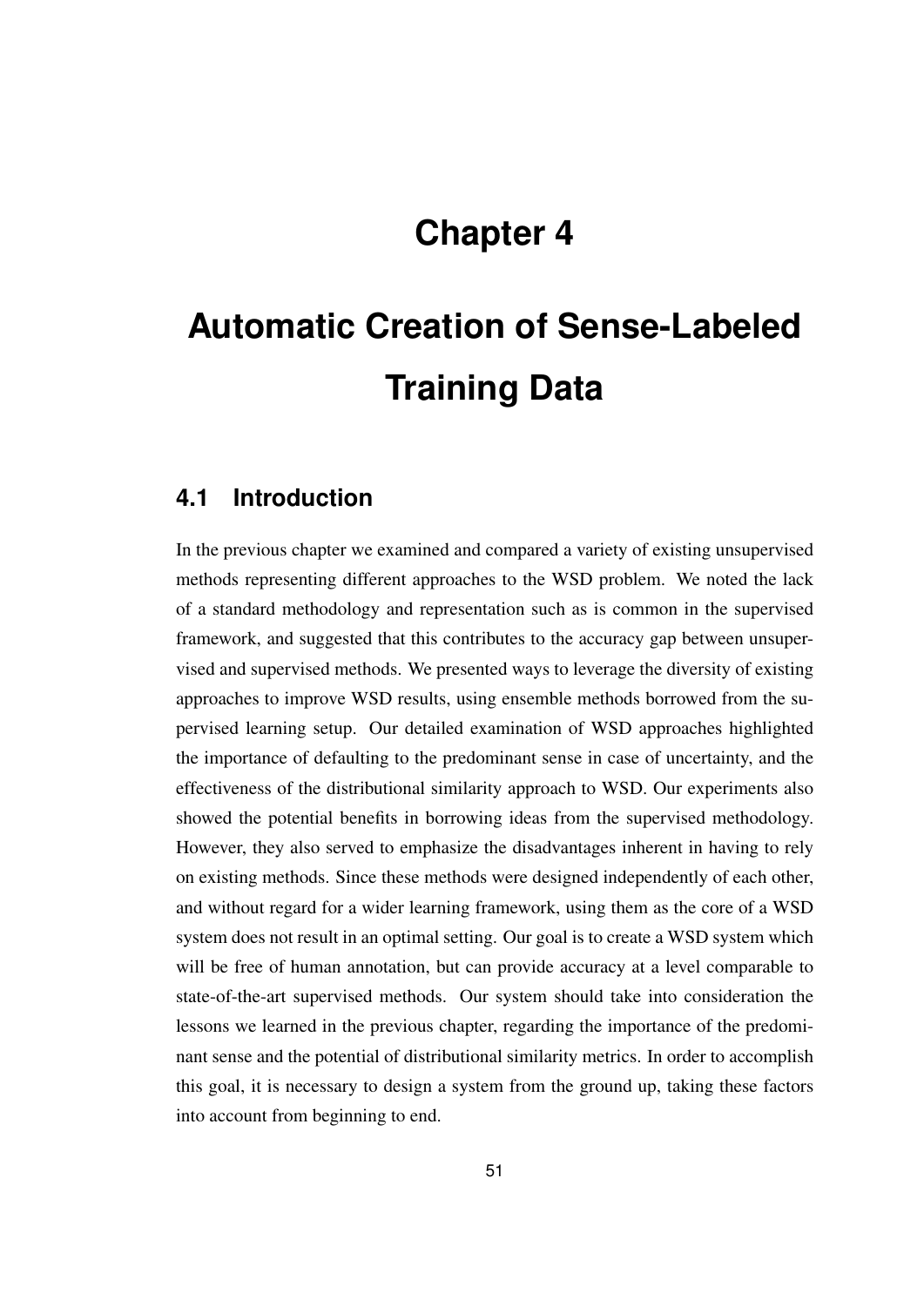# Chapter 4

# Automatic Creation of Sense-Labeled Training Data

## 4.1 Introduction

In the previous chapter we examined and compared a variety of existing unsupervised methods representing different approaches to the WSD problem. We noted the lack of a standard methodology and representation such as is common in the supervised framework, and suggested that this contributes to the accuracy gap between unsupervised and supervised methods. We presented ways to leverage the diversity of existing approaches to improve WSD results, using ensemble methods borrowed from the supervised learning setup. Our detailed examination of WSD approaches highlighted the importance of defaulting to the predominant sense in case of uncertainty, and the effectiveness of the distributional similarity approach to WSD. Our experiments also showed the potential benefits in borrowing ideas from the supervised methodology. However, they also served to emphasize the disadvantages inherent in having to rely on existing methods. Since these methods were designed independently of each other, and without regard for a wider learning framework, using them as the core of a WSD system does not result in an optimal setting. Our goal is to create a WSD system which will be free of human annotation, but can provide accuracy at a level comparable to state-of-the-art supervised methods. Our system should take into consideration the lessons we learned in the previous chapter, regarding the importance of the predominant sense and the potential of distributional similarity metrics. In order to accomplish this goal, it is necessary to design a system from the ground up, taking these factors into account from beginning to end.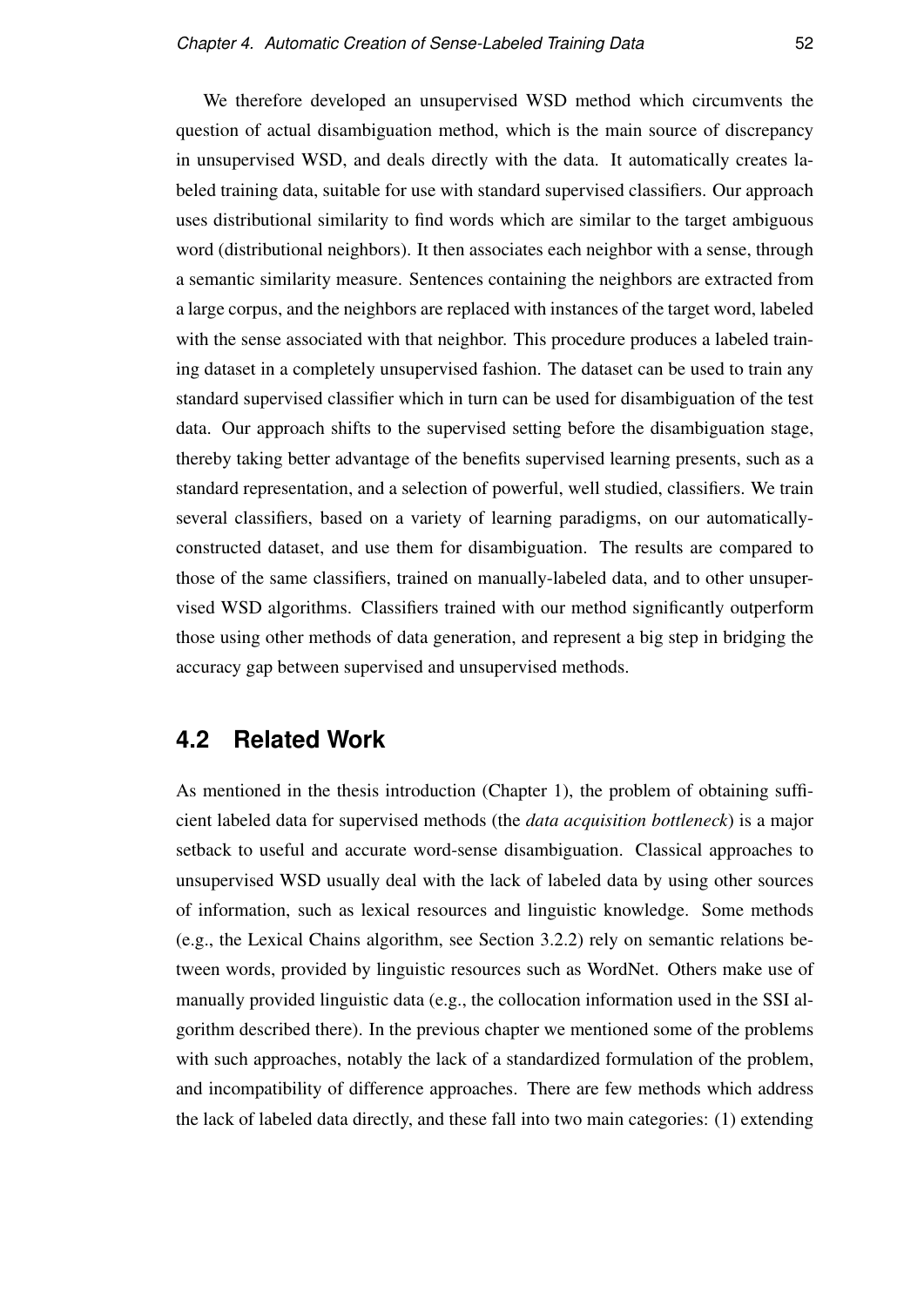We therefore developed an unsupervised WSD method which circumvents the question of actual disambiguation method, which is the main source of discrepancy in unsupervised WSD, and deals directly with the data. It automatically creates labeled training data, suitable for use with standard supervised classifiers. Our approach uses distributional similarity to find words which are similar to the target ambiguous word (distributional neighbors). It then associates each neighbor with a sense, through a semantic similarity measure. Sentences containing the neighbors are extracted from a large corpus, and the neighbors are replaced with instances of the target word, labeled with the sense associated with that neighbor. This procedure produces a labeled training dataset in a completely unsupervised fashion. The dataset can be used to train any standard supervised classifier which in turn can be used for disambiguation of the test data. Our approach shifts to the supervised setting before the disambiguation stage, thereby taking better advantage of the benefits supervised learning presents, such as a standard representation, and a selection of powerful, well studied, classifiers. We train several classifiers, based on a variety of learning paradigms, on our automatically-constructed dataset, and use them for disambiguation. The results are compared to those of the same classifiers, trained on manually-labeled data, and to other unsupervised WSD algorithms. Classifiers trained with our method significantly outperform those using other methods of data generation, and represent a big step in bridging the accuracy gap between supervised and unsupervised methods.

## 4.2 Related Work

As mentioned in the thesis introduction (Chapter 1), the problem of obtaining sufficient labeled data for supervised methods (the *data acquisition bottleneck*) is a major setback to useful and accurate word-sense disambiguation. Classical approaches to unsupervised WSD usually deal with the lack of labeled data by using other sources of information, such as lexical resources and linguistic knowledge. Some methods (e.g., the Lexical Chains algorithm, see Section 3.2.2) rely on semantic relations between words, provided by linguistic resources such as WordNet. Others make use of manually provided linguistic data (e.g., the collocation information used in the SSI algorithm described there). In the previous chapter we mentioned some of the problems with such approaches, notably the lack of a standardized formulation of the problem, and incompatibility of difference approaches. There are few methods which address the lack of labeled data directly, and these fall into two main categories: (1) extending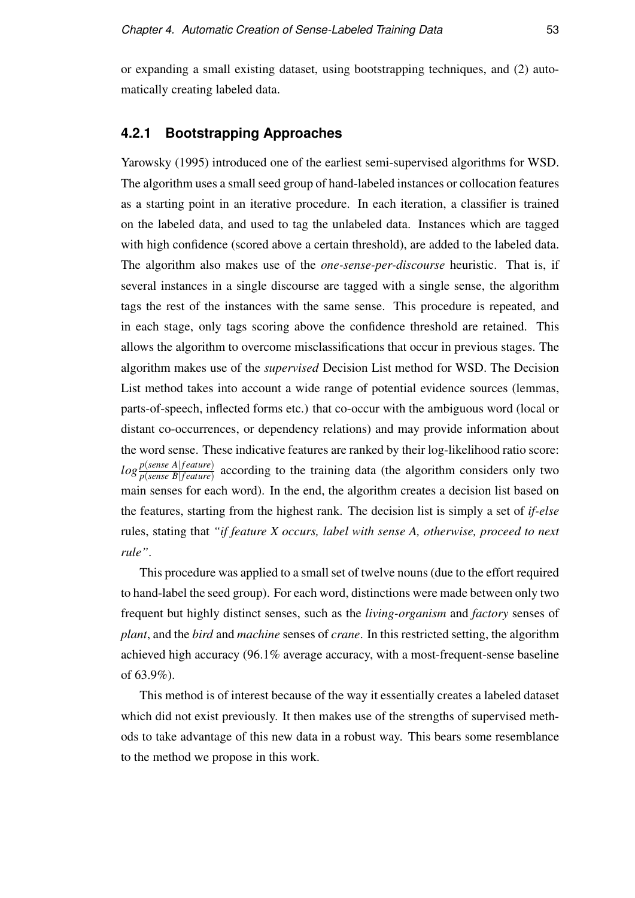or expanding a small existing dataset, using bootstrapping techniques, and (2) automatically creating labeled data.

### 4.2.1 Bootstrapping Approaches

Yarowsky (1995) introduced one of the earliest semi-supervised algorithms for WSD. The algorithm uses a small seed group of hand-labeled instances or collocation features as a starting point in an iterative procedure. In each iteration, a classifier is trained on the labeled data, and used to tag the unlabeled data. Instances which are tagged with high confidence (scored above a certain threshold), are added to the labeled data. The algorithm also makes use of the *one-sense-per-discourse* heuristic. That is, if several instances in a single discourse are tagged with a single sense, the algorithm tags the rest of the instances with the same sense. This procedure is repeated, and in each stage, only tags scoring above the confidence threshold are retained. This allows the algorithm to overcome misclassifications that occur in previous stages. The algorithm makes use of the *supervised* Decision List method for WSD. The Decision List method takes into account a wide range of potential evidence sources (lemmas, parts-of-speech, inflected forms etc.) that co-occur with the ambiguous word (local or distant co-occurrences, or dependency relations) and may provide information about the word sense. These indicative features are ranked by their log-likelihood ratio score: $log\frac{p(sense\ A|feature)}{p(sense\ B|feature)}$ according to the training data (the algorithm considers only two main senses for each word). In the end, the algorithm creates a decision list based on the features, starting from the highest rank. The decision list is simply a set of *if-else* rules, stating that *"if feature X occurs, label with sense A, otherwise, proceed to next rule"*.

This procedure was applied to a small set of twelve nouns (due to the effort required to hand-label the seed group). For each word, distinctions were made between only two frequent but highly distinct senses, such as the *living-organism* and *factory* senses of *plant*, and the *bird* and *machine* senses of *crane*. In this restricted setting, the algorithm achieved high accuracy (96.1% average accuracy, with a most-frequent-sense baseline of 63.9%).

This method is of interest because of the way it essentially creates a labeled dataset which did not exist previously. It then makes use of the strengths of supervised methods to take advantage of this new data in a robust way. This bears some resemblance to the method we propose in this work.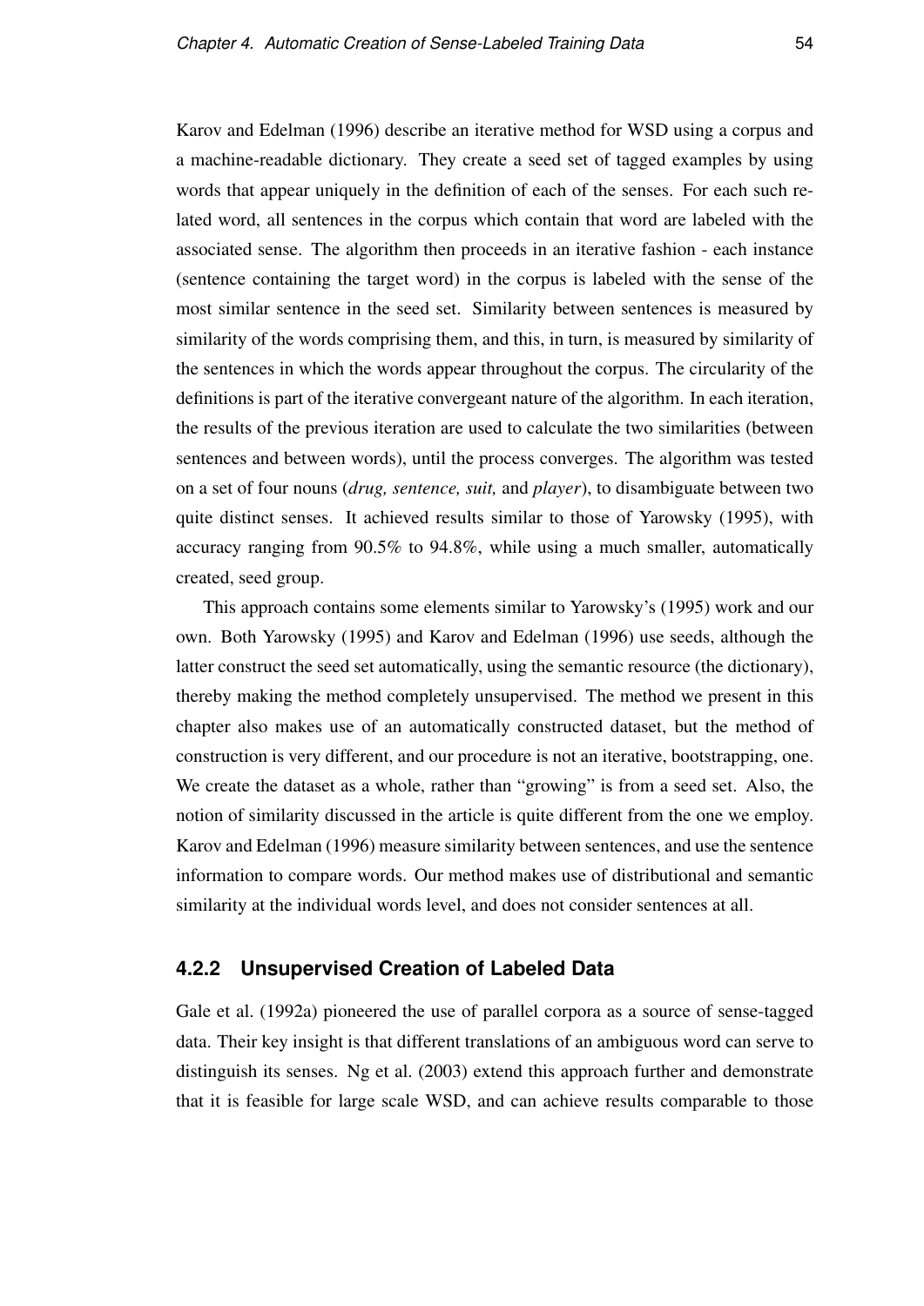Karov and Edelman (1996) describe an iterative method for WSD using a corpus and a machine-readable dictionary. They create a seed set of tagged examples by using words that appear uniquely in the definition of each of the senses. For each such related word, all sentences in the corpus which contain that word are labeled with the associated sense. The algorithm then proceeds in an iterative fashion - each instance (sentence containing the target word) in the corpus is labeled with the sense of the most similar sentence in the seed set. Similarity between sentences is measured by similarity of the words comprising them, and this, in turn, is measured by similarity of the sentences in which the words appear throughout the corpus. The circularity of the definitions is part of the iterative convergeant nature of the algorithm. In each iteration, the results of the previous iteration are used to calculate the two similarities (between sentences and between words), until the process converges. The algorithm was tested on a set of four nouns (*drug, sentence, suit,* and *player*), to disambiguate between two quite distinct senses. It achieved results similar to those of Yarowsky (1995), with accuracy ranging from 90.5% to 94.8%, while using a much smaller, automatically created, seed group.

This approach contains some elements similar to Yarowsky's (1995) work and our own. Both Yarowsky (1995) and Karov and Edelman (1996) use seeds, although the latter construct the seed set automatically, using the semantic resource (the dictionary), thereby making the method completely unsupervised. The method we present in this chapter also makes use of an automatically constructed dataset, but the method of construction is very different, and our procedure is not an iterative, bootstrapping, one. We create the dataset as a whole, rather than "growing" is from a seed set. Also, the notion of similarity discussed in the article is quite different from the one we employ. Karov and Edelman (1996) measure similarity between sentences, and use the sentence information to compare words. Our method makes use of distributional and semantic similarity at the individual words level, and does not consider sentences at all.

### 4.2.2 Unsupervised Creation of Labeled Data

Gale et al. (1992a) pioneered the use of parallel corpora as a source of sense-tagged data. Their key insight is that different translations of an ambiguous word can serve to distinguish its senses. Ng et al. (2003) extend this approach further and demonstrate that it is feasible for large scale WSD, and can achieve results comparable to those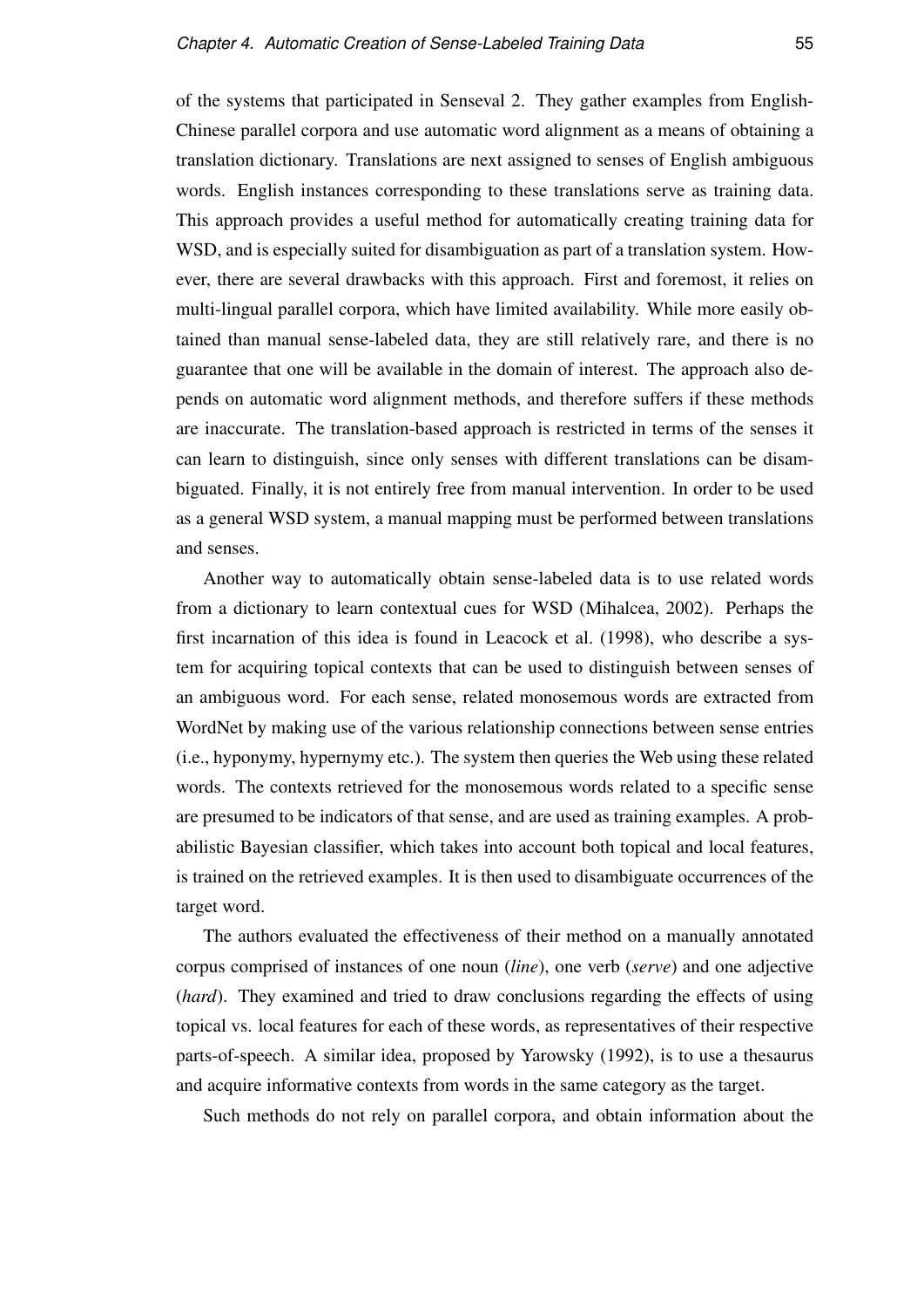of the systems that participated in Senseval 2. They gather examples from English-Chinese parallel corpora and use automatic word alignment as a means of obtaining a translation dictionary. Translations are next assigned to senses of English ambiguous words. English instances corresponding to these translations serve as training data. This approach provides a useful method for automatically creating training data for WSD, and is especially suited for disambiguation as part of a translation system. However, there are several drawbacks with this approach. First and foremost, it relies on multi-lingual parallel corpora, which have limited availability. While more easily obtained than manual sense-labeled data, they are still relatively rare, and there is no guarantee that one will be available in the domain of interest. The approach also depends on automatic word alignment methods, and therefore suffers if these methods are inaccurate. The translation-based approach is restricted in terms of the senses it can learn to distinguish, since only senses with different translations can be disambiguated. Finally, it is not entirely free from manual intervention. In order to be used as a general WSD system, a manual mapping must be performed between translations and senses.

Another way to automatically obtain sense-labeled data is to use related words from a dictionary to learn contextual cues for WSD (Mihalcea, 2002). Perhaps the first incarnation of this idea is found in Leacock et al. (1998), who describe a system for acquiring topical contexts that can be used to distinguish between senses of an ambiguous word. For each sense, related monosemous words are extracted from WordNet by making use of the various relationship connections between sense entries (i.e., hyponymy, hypernymy etc.). The system then queries the Web using these related words. The contexts retrieved for the monosemous words related to a specific sense are presumed to be indicators of that sense, and are used as training examples. A probabilistic Bayesian classifier, which takes into account both topical and local features, is trained on the retrieved examples. It is then used to disambiguate occurrences of the target word.

The authors evaluated the effectiveness of their method on a manually annotated corpus comprised of instances of one noun (*line*), one verb (*serve*) and one adjective (*hard*). They examined and tried to draw conclusions regarding the effects of using topical vs. local features for each of these words, as representatives of their respective parts-of-speech. A similar idea, proposed by Yarowsky (1992), is to use a thesaurus and acquire informative contexts from words in the same category as the target.

Such methods do not rely on parallel corpora, and obtain information about the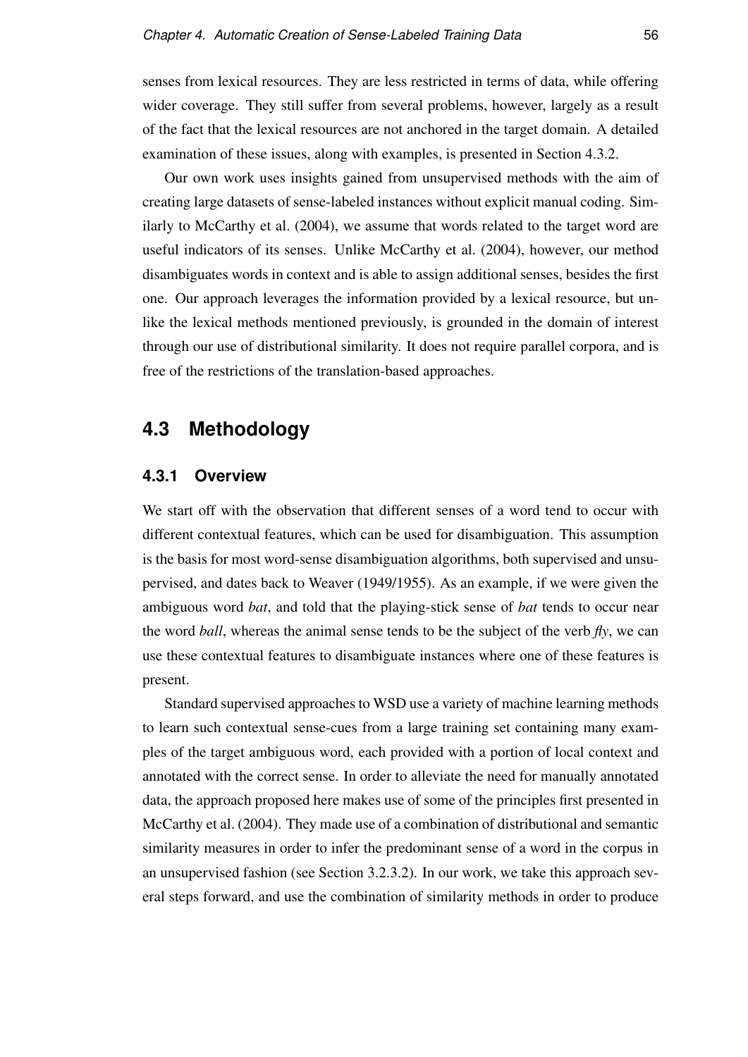senses from lexical resources. They are less restricted in terms of data, while offering wider coverage. They still suffer from several problems, however, largely as a result of the fact that the lexical resources are not anchored in the target domain. A detailed examination of these issues, along with examples, is presented in Section 4.3.2.

Our own work uses insights gained from unsupervised methods with the aim of creating large datasets of sense-labeled instances without explicit manual coding. Similarly to McCarthy et al. (2004), we assume that words related to the target word are useful indicators of its senses. Unlike McCarthy et al. (2004), however, our method disambiguates words in context and is able to assign additional senses, besides the first one. Our approach leverages the information provided by a lexical resource, but unlike the lexical methods mentioned previously, is grounded in the domain of interest through our use of distributional similarity. It does not require parallel corpora, and is free of the restrictions of the translation-based approaches.

## 4.3 Methodology

### 4.3.1 Overview

We start off with the observation that different senses of a word tend to occur with different contextual features, which can be used for disambiguation. This assumption is the basis for most word-sense disambiguation algorithms, both supervised and unsupervised, and dates back to Weaver (1949/1955). As an example, if we were given the ambiguous word *bat*, and told that the playing-stick sense of *bat* tends to occur near the word *ball*, whereas the animal sense tends to be the subject of the verb *fly*, we can use these contextual features to disambiguate instances where one of these features is present.

Standard supervised approaches to WSD use a variety of machine learning methods to learn such contextual sense-cues from a large training set containing many examples of the target ambiguous word, each provided with a portion of local context and annotated with the correct sense. In order to alleviate the need for manually annotated data, the approach proposed here makes use of some of the principles first presented in McCarthy et al. (2004). They made use of a combination of distributional and semantic similarity measures in order to infer the predominant sense of a word in the corpus in an unsupervised fashion (see Section 3.2.3.2). In our work, we take this approach several steps forward, and use the combination of similarity methods in order to produce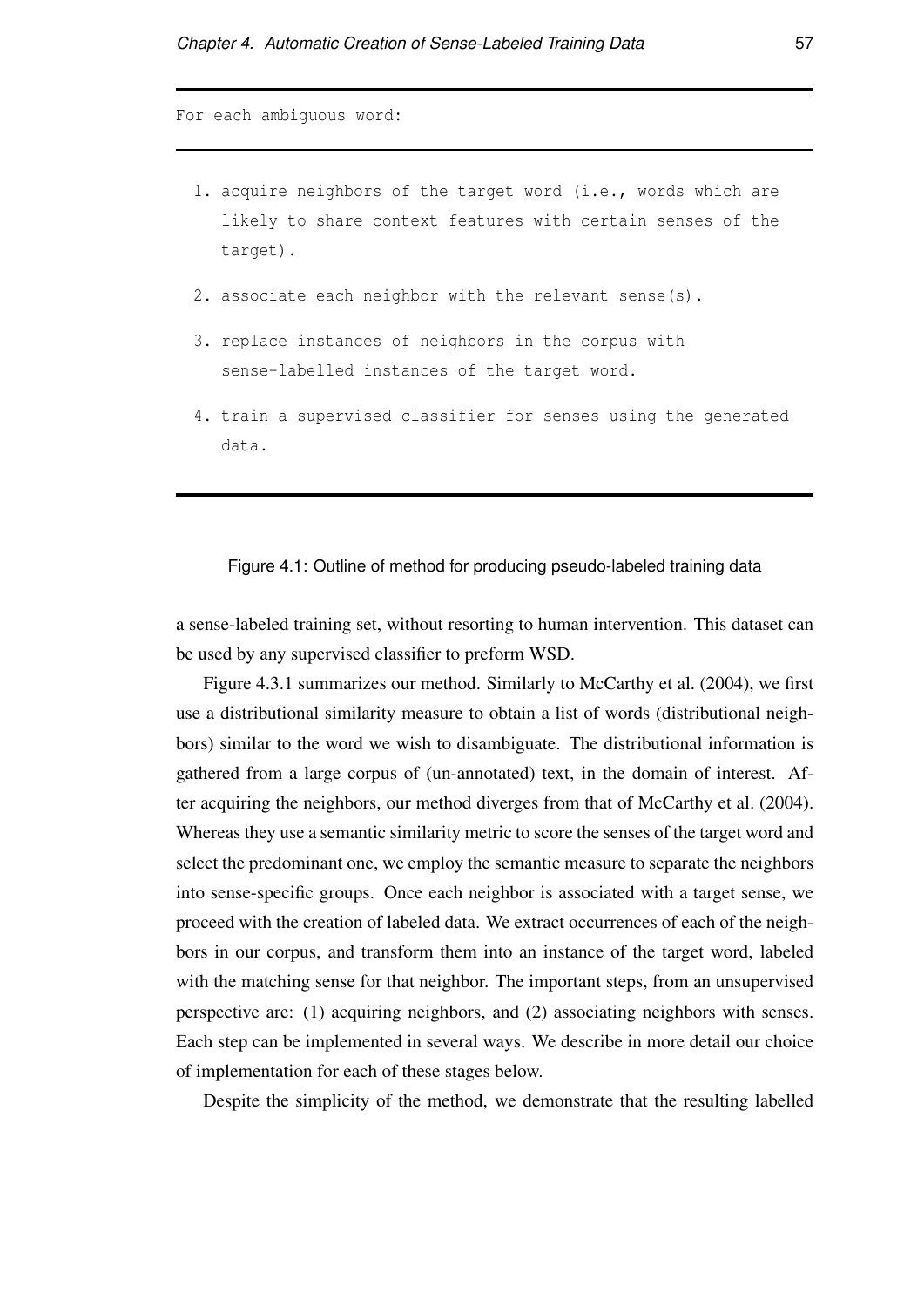```
For each ambiguous word:

  1. acquire neighbors of the target word (i.e., words which are
     likely to share context features with certain senses of the
     target).

  2. associate each neighbor with the relevant sense(s).

  3. replace instances of neighbors in the corpus with
     sense-labelled instances of the target word.

  4. train a supervised classifier for senses using the generated
     data.
```

Figure 4.1: Outline of method for producing pseudo-labeled training data

a sense-labeled training set, without resorting to human intervention. This dataset can be used by any supervised classifier to preform WSD.

Figure 4.3.1 summarizes our method. Similarly to McCarthy et al. (2004), we first use a distributional similarity measure to obtain a list of words (distributional neighbors) similar to the word we wish to disambiguate. The distributional information is gathered from a large corpus of (un-annotated) text, in the domain of interest. After acquiring the neighbors, our method diverges from that of McCarthy et al. (2004). Whereas they use a semantic similarity metric to score the senses of the target word and select the predominant one, we employ the semantic measure to separate the neighbors into sense-specific groups. Once each neighbor is associated with a target sense, we proceed with the creation of labeled data. We extract occurrences of each of the neighbors in our corpus, and transform them into an instance of the target word, labeled with the matching sense for that neighbor. The important steps, from an unsupervised perspective are: (1) acquiring neighbors, and (2) associating neighbors with senses. Each step can be implemented in several ways. We describe in more detail our choice of implementation for each of these stages below.

Despite the simplicity of the method, we demonstrate that the resulting labelled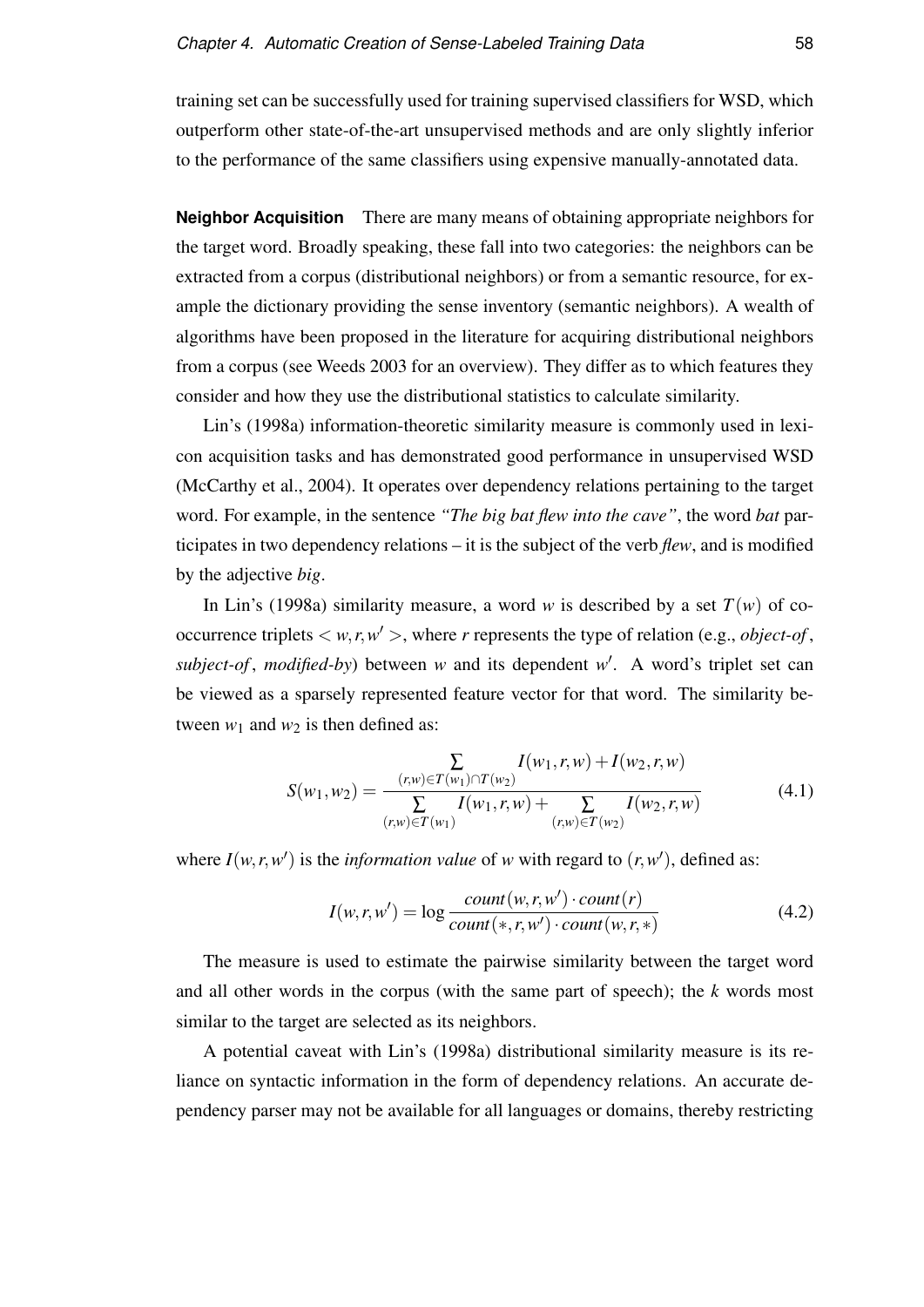training set can be successfully used for training supervised classifiers for WSD, which outperform other state-of-the-art unsupervised methods and are only slightly inferior to the performance of the same classifiers using expensive manually-annotated data.

**Neighbor Acquisition** There are many means of obtaining appropriate neighbors for the target word. Broadly speaking, these fall into two categories: the neighbors can be extracted from a corpus (distributional neighbors) or from a semantic resource, for example the dictionary providing the sense inventory (semantic neighbors). A wealth of algorithms have been proposed in the literature for acquiring distributional neighbors from a corpus (see Weeds 2003 for an overview). They differ as to which features they consider and how they use the distributional statistics to calculate similarity.

Lin's (1998a) information-theoretic similarity measure is commonly used in lexicon acquisition tasks and has demonstrated good performance in unsupervised WSD (McCarthy et al., 2004). It operates over dependency relations pertaining to the target word. For example, in the sentence *"The big bat flew into the cave"*, the word *bat* participates in two dependency relations – it is the subject of the verb *flew*, and is modified by the adjective *big*.

In Lin's (1998a) similarity measure, a word $w$ is described by a set $T(w)$ of co-occurrence triplets $< w, r, w' >$, where $r$ represents the type of relation (e.g., *object-of*, *subject-of*, *modified-by*) between $w$ and its dependent $w'$. A word's triplet set can be viewed as a sparsely represented feature vector for that word. The similarity between $w_1$ and $w_2$ is then defined as:

$$S(w_1, w_2) = \frac{\sum\limits_{(r,w) \in T(w_1) \cap T(w_2)} I(w_1, r, w) + I(w_2, r, w)}{\sum\limits_{(r,w) \in T(w_1)} I(w_1, r, w) + \sum\limits_{(r,w) \in T(w_2)} I(w_2, r, w)} \tag{4.1}$$

where $I(w, r, w')$ is the *information value* of $w$ with regard to $(r, w')$, defined as:

$$I(w, r, w') = \log \frac{count(w, r, w') \cdot count(r)}{count(*, r, w') \cdot count(w, r, *)} \tag{4.2}$$

The measure is used to estimate the pairwise similarity between the target word and all other words in the corpus (with the same part of speech); the $k$ words most similar to the target are selected as its neighbors.

A potential caveat with Lin's (1998a) distributional similarity measure is its reliance on syntactic information in the form of dependency relations. An accurate dependency parser may not be available for all languages or domains, thereby restricting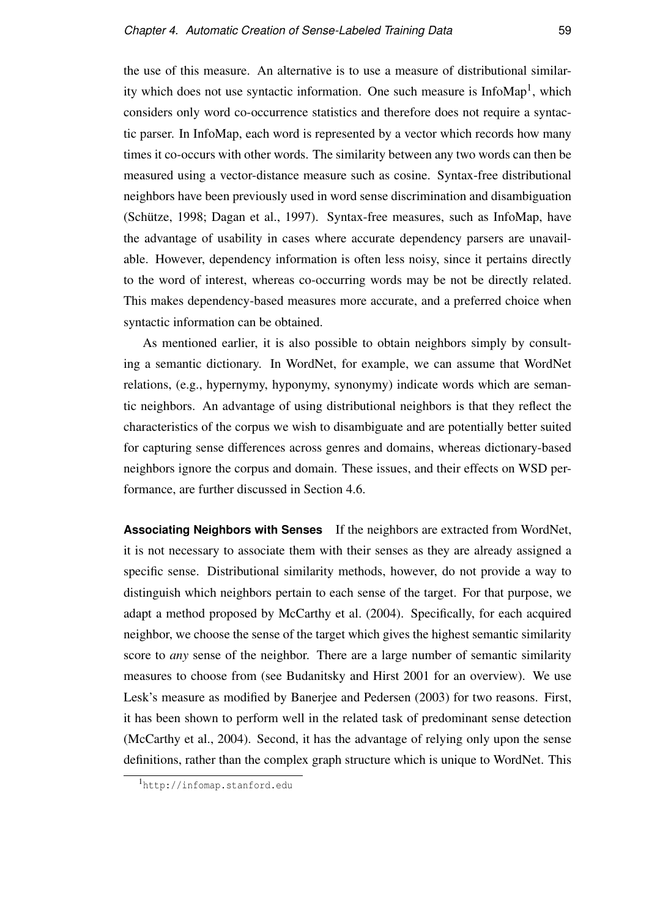the use of this measure. An alternative is to use a measure of distributional similarity which does not use syntactic information. One such measure is InfoMap[1], which considers only word co-occurrence statistics and therefore does not require a syntactic parser. In InfoMap, each word is represented by a vector which records how many times it co-occurs with other words. The similarity between any two words can then be measured using a vector-distance measure such as cosine. Syntax-free distributional neighbors have been previously used in word sense discrimination and disambiguation (Schütze, 1998; Dagan et al., 1997). Syntax-free measures, such as InfoMap, have the advantage of usability in cases where accurate dependency parsers are unavailable. However, dependency information is often less noisy, since it pertains directly to the word of interest, whereas co-occurring words may be not be directly related. This makes dependency-based measures more accurate, and a preferred choice when syntactic information can be obtained.

As mentioned earlier, it is also possible to obtain neighbors simply by consulting a semantic dictionary. In WordNet, for example, we can assume that WordNet relations, (e.g., hypernymy, hyponymy, synonymy) indicate words which are semantic neighbors. An advantage of using distributional neighbors is that they reflect the characteristics of the corpus we wish to disambiguate and are potentially better suited for capturing sense differences across genres and domains, whereas dictionary-based neighbors ignore the corpus and domain. These issues, and their effects on WSD performance, are further discussed in Section 4.6.

**Associating Neighbors with Senses** If the neighbors are extracted from WordNet, it is not necessary to associate them with their senses as they are already assigned a specific sense. Distributional similarity methods, however, do not provide a way to distinguish which neighbors pertain to each sense of the target. For that purpose, we adapt a method proposed by McCarthy et al. (2004). Specifically, for each acquired neighbor, we choose the sense of the target which gives the highest semantic similarity score to *any* sense of the neighbor. There are a large number of semantic similarity measures to choose from (see Budanitsky and Hirst 2001 for an overview). We use Lesk's measure as modified by Banerjee and Pedersen (2003) for two reasons. First, it has been shown to perform well in the related task of predominant sense detection (McCarthy et al., 2004). Second, it has the advantage of relying only upon the sense definitions, rather than the complex graph structure which is unique to WordNet. This

[1] http://infomap.stanford.edu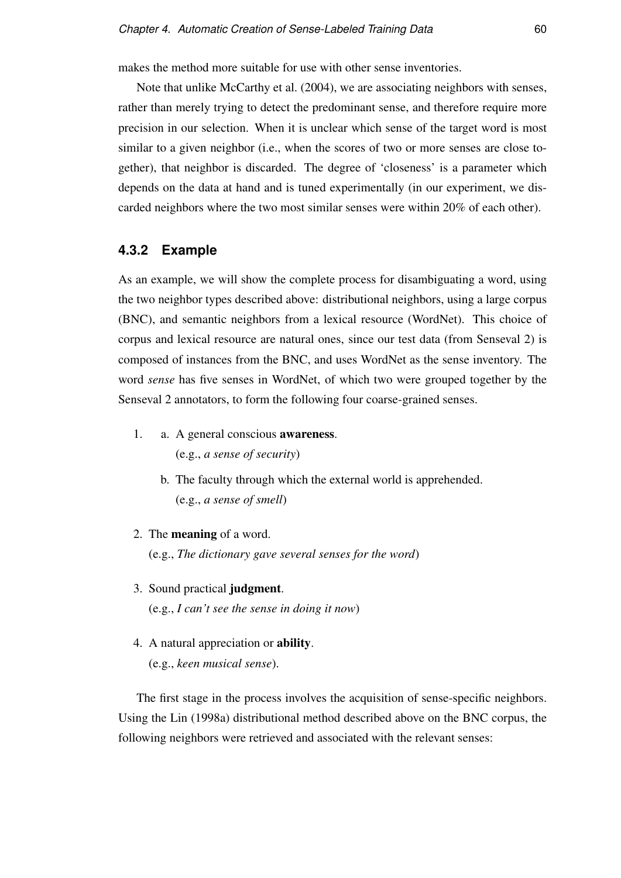makes the method more suitable for use with other sense inventories.

Note that unlike McCarthy et al. (2004), we are associating neighbors with senses, rather than merely trying to detect the predominant sense, and therefore require more precision in our selection. When it is unclear which sense of the target word is most similar to a given neighbor (i.e., when the scores of two or more senses are close together), that neighbor is discarded. The degree of 'closeness' is a parameter which depends on the data at hand and is tuned experimentally (in our experiment, we discarded neighbors where the two most similar senses were within 20% of each other).

### 4.3.2 Example

As an example, we will show the complete process for disambiguating a word, using the two neighbor types described above: distributional neighbors, using a large corpus (BNC), and semantic neighbors from a lexical resource (WordNet). This choice of corpus and lexical resource are natural ones, since our test data (from Senseval 2) is composed of instances from the BNC, and uses WordNet as the sense inventory. The word *sense* has five senses in WordNet, of which two were grouped together by the Senseval 2 annotators, to form the following four coarse-grained senses.

1. a. A general conscious **awareness**.
   (e.g., *a sense of security*)

   b. The faculty through which the external world is apprehended.
   (e.g., *a sense of smell*)

2. The **meaning** of a word.
   (e.g., *The dictionary gave several senses for the word*)

3. Sound practical **judgment**.
   (e.g., *I can't see the sense in doing it now*)

4. A natural appreciation or **ability**.
   (e.g., *keen musical sense*).

The first stage in the process involves the acquisition of sense-specific neighbors. Using the Lin (1998a) distributional method described above on the BNC corpus, the following neighbors were retrieved and associated with the relevant senses: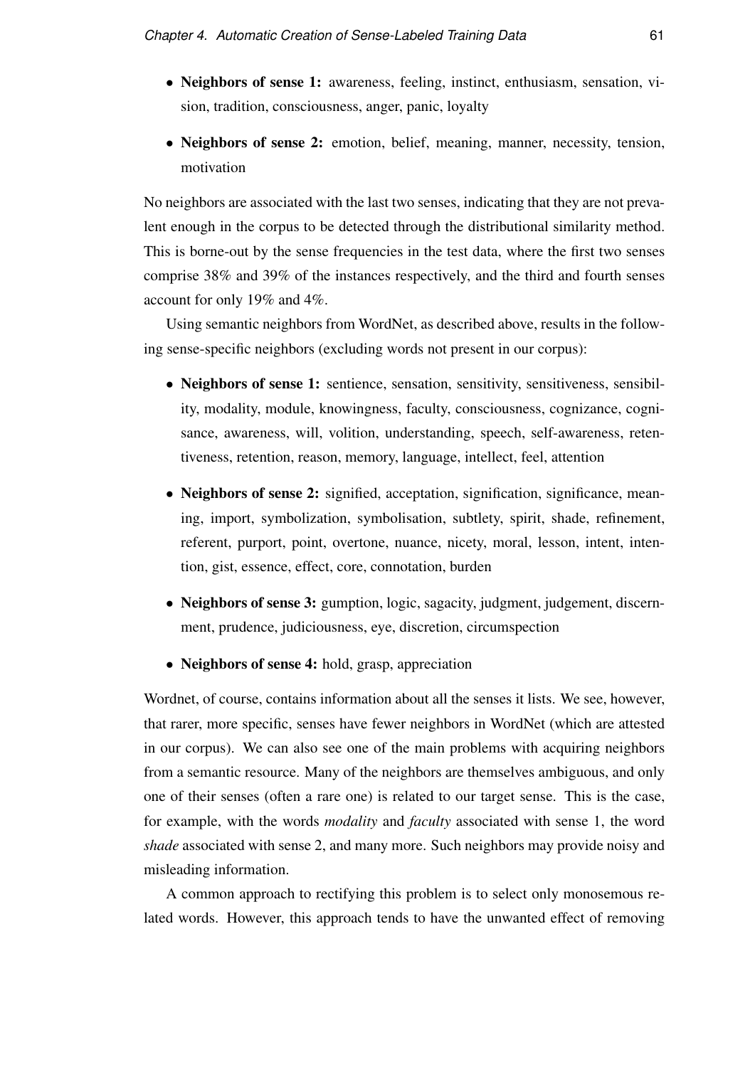- **Neighbors of sense 1:** awareness, feeling, instinct, enthusiasm, sensation, vision, tradition, consciousness, anger, panic, loyalty
- **Neighbors of sense 2:** emotion, belief, meaning, manner, necessity, tension, motivation

No neighbors are associated with the last two senses, indicating that they are not prevalent enough in the corpus to be detected through the distributional similarity method. This is borne-out by the sense frequencies in the test data, where the first two senses comprise 38% and 39% of the instances respectively, and the third and fourth senses account for only 19% and 4%.

Using semantic neighbors from WordNet, as described above, results in the following sense-specific neighbors (excluding words not present in our corpus):

- **Neighbors of sense 1:** sentience, sensation, sensitivity, sensitiveness, sensibility, modality, module, knowingness, faculty, consciousness, cognizance, cognisance, awareness, will, volition, understanding, speech, self-awareness, retentiveness, retention, reason, memory, language, intellect, feel, attention
- **Neighbors of sense 2:** signified, acceptation, signification, significance, meaning, import, symbolization, symbolisation, subtlety, spirit, shade, refinement, referent, purport, point, overtone, nuance, nicety, moral, lesson, intent, intention, gist, essence, effect, core, connotation, burden
- **Neighbors of sense 3:** gumption, logic, sagacity, judgment, judgement, discernment, prudence, judiciousness, eye, discretion, circumspection
- **Neighbors of sense 4:** hold, grasp, appreciation

Wordnet, of course, contains information about all the senses it lists. We see, however, that rarer, more specific, senses have fewer neighbors in WordNet (which are attested in our corpus). We can also see one of the main problems with acquiring neighbors from a semantic resource. Many of the neighbors are themselves ambiguous, and only one of their senses (often a rare one) is related to our target sense. This is the case, for example, with the words *modality* and *faculty* associated with sense 1, the word *shade* associated with sense 2, and many more. Such neighbors may provide noisy and misleading information.

A common approach to rectifying this problem is to select only monosemous related words. However, this approach tends to have the unwanted effect of removing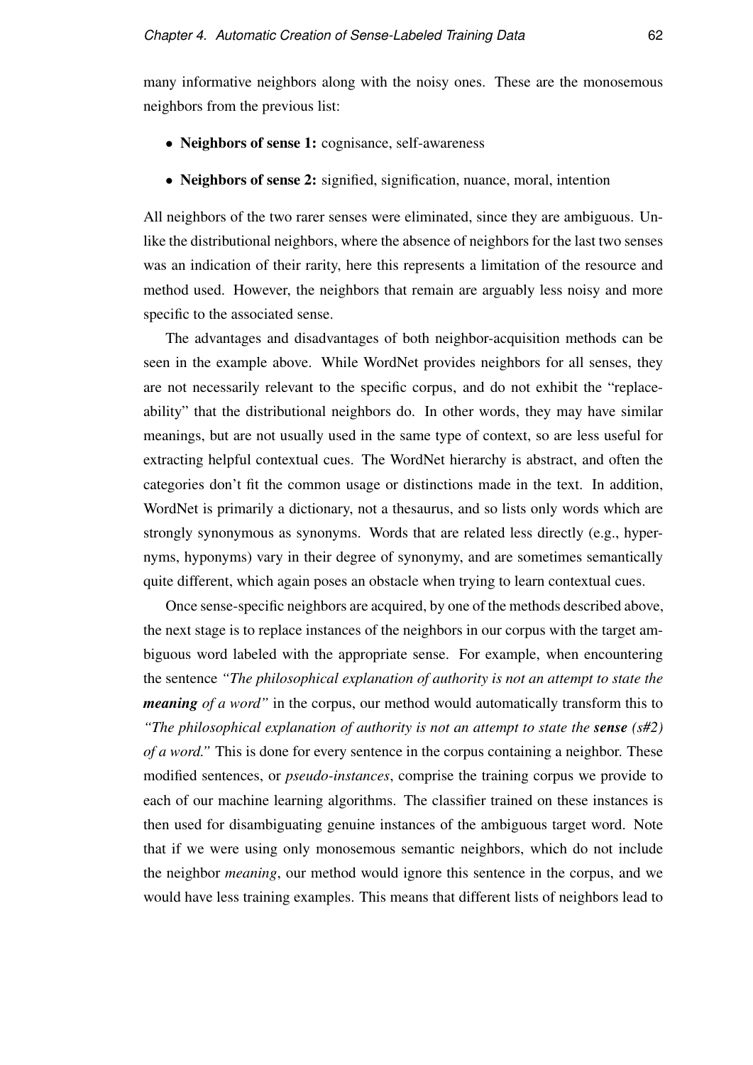many informative neighbors along with the noisy ones. These are the monosemous neighbors from the previous list:

- **Neighbors of sense 1:** cognisance, self-awareness
- **Neighbors of sense 2:** signified, signification, nuance, moral, intention

All neighbors of the two rarer senses were eliminated, since they are ambiguous. Unlike the distributional neighbors, where the absence of neighbors for the last two senses was an indication of their rarity, here this represents a limitation of the resource and method used. However, the neighbors that remain are arguably less noisy and more specific to the associated sense.

The advantages and disadvantages of both neighbor-acquisition methods can be seen in the example above. While WordNet provides neighbors for all senses, they are not necessarily relevant to the specific corpus, and do not exhibit the "replaceability" that the distributional neighbors do. In other words, they may have similar meanings, but are not usually used in the same type of context, so are less useful for extracting helpful contextual cues. The WordNet hierarchy is abstract, and often the categories don't fit the common usage or distinctions made in the text. In addition, WordNet is primarily a dictionary, not a thesaurus, and so lists only words which are strongly synonymous as synonyms. Words that are related less directly (e.g., hypernyms, hyponyms) vary in their degree of synonymy, and are sometimes semantically quite different, which again poses an obstacle when trying to learn contextual cues.

Once sense-specific neighbors are acquired, by one of the methods described above, the next stage is to replace instances of the neighbors in our corpus with the target ambiguous word labeled with the appropriate sense. For example, when encountering the sentence *"The philosophical explanation of authority is not an attempt to state the **meaning** of a word"* in the corpus, our method would automatically transform this to *"The philosophical explanation of authority is not an attempt to state the **sense** (s#2) of a word."* This is done for every sentence in the corpus containing a neighbor. These modified sentences, or *pseudo-instances*, comprise the training corpus we provide to each of our machine learning algorithms. The classifier trained on these instances is then used for disambiguating genuine instances of the ambiguous target word. Note that if we were using only monosemous semantic neighbors, which do not include the neighbor *meaning*, our method would ignore this sentence in the corpus, and we would have less training examples. This means that different lists of neighbors lead to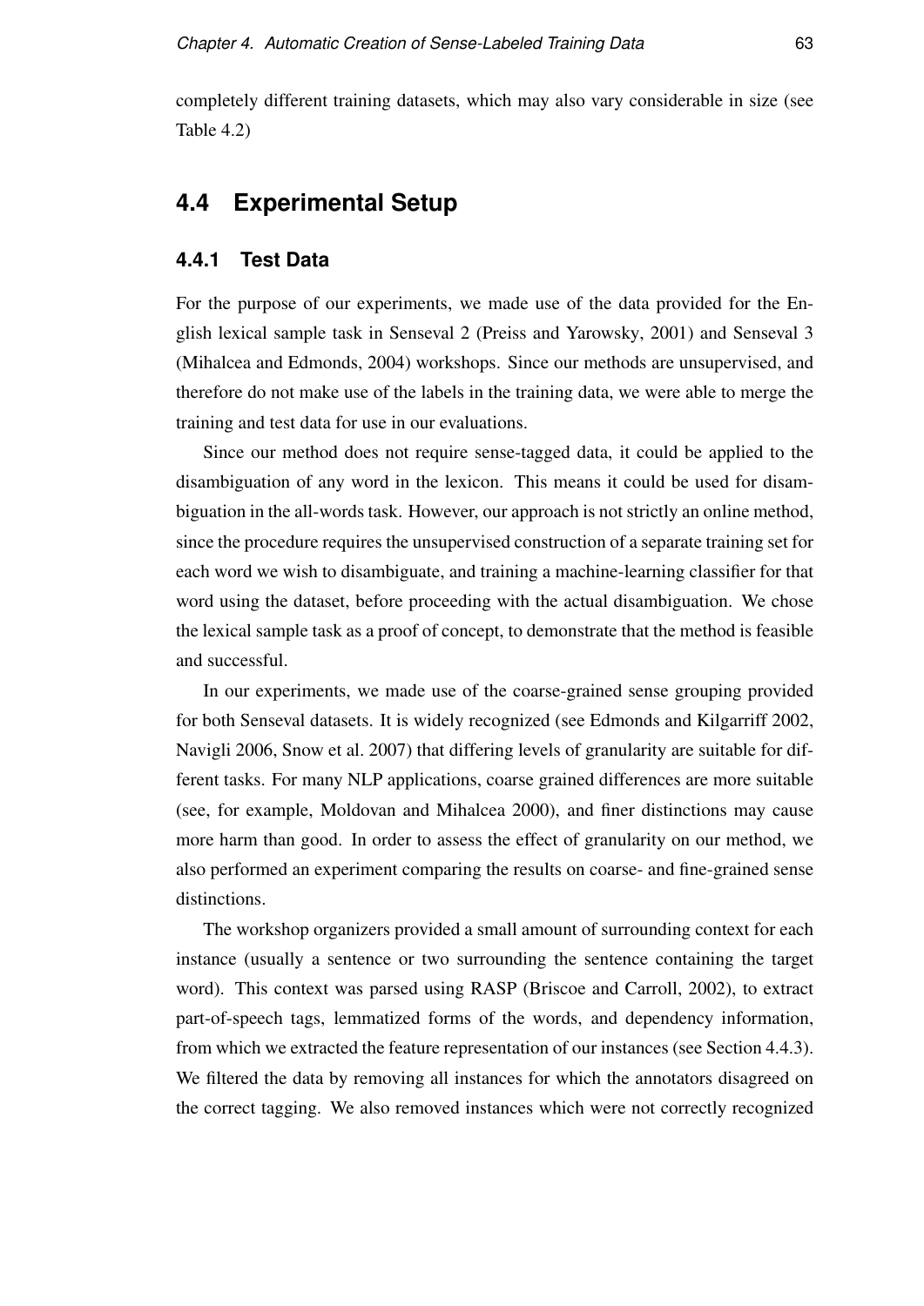completely different training datasets, which may also vary considerable in size (see Table 4.2)

## 4.4 Experimental Setup

### 4.4.1 Test Data

For the purpose of our experiments, we made use of the data provided for the English lexical sample task in Senseval 2 (Preiss and Yarowsky, 2001) and Senseval 3 (Mihalcea and Edmonds, 2004) workshops. Since our methods are unsupervised, and therefore do not make use of the labels in the training data, we were able to merge the training and test data for use in our evaluations.

Since our method does not require sense-tagged data, it could be applied to the disambiguation of any word in the lexicon. This means it could be used for disambiguation in the all-words task. However, our approach is not strictly an online method, since the procedure requires the unsupervised construction of a separate training set for each word we wish to disambiguate, and training a machine-learning classifier for that word using the dataset, before proceeding with the actual disambiguation. We chose the lexical sample task as a proof of concept, to demonstrate that the method is feasible and successful.

In our experiments, we made use of the coarse-grained sense grouping provided for both Senseval datasets. It is widely recognized (see Edmonds and Kilgarriff 2002, Navigli 2006, Snow et al. 2007) that differing levels of granularity are suitable for different tasks. For many NLP applications, coarse grained differences are more suitable (see, for example, Moldovan and Mihalcea 2000), and finer distinctions may cause more harm than good. In order to assess the effect of granularity on our method, we also performed an experiment comparing the results on coarse- and fine-grained sense distinctions.

The workshop organizers provided a small amount of surrounding context for each instance (usually a sentence or two surrounding the sentence containing the target word). This context was parsed using RASP (Briscoe and Carroll, 2002), to extract part-of-speech tags, lemmatized forms of the words, and dependency information, from which we extracted the feature representation of our instances (see Section 4.4.3). We filtered the data by removing all instances for which the annotators disagreed on the correct tagging. We also removed instances which were not correctly recognized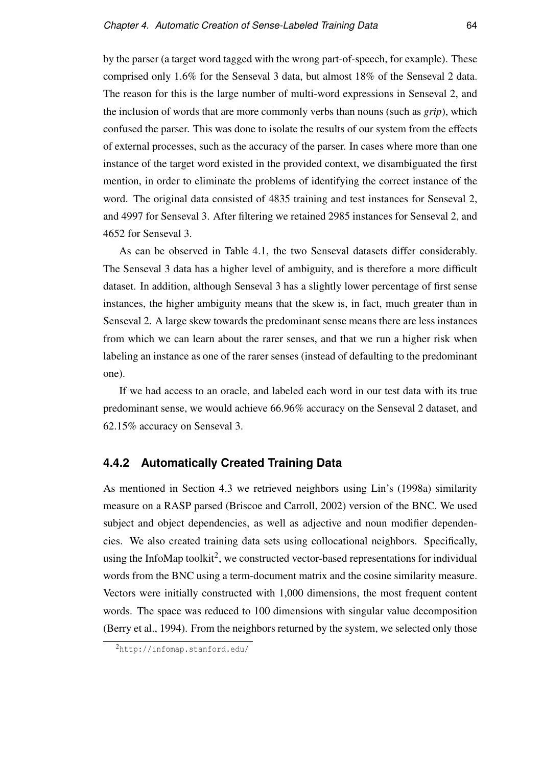by the parser (a target word tagged with the wrong part-of-speech, for example). These comprised only 1.6% for the Senseval 3 data, but almost 18% of the Senseval 2 data. The reason for this is the large number of multi-word expressions in Senseval 2, and the inclusion of words that are more commonly verbs than nouns (such as *grip*), which confused the parser. This was done to isolate the results of our system from the effects of external processes, such as the accuracy of the parser. In cases where more than one instance of the target word existed in the provided context, we disambiguated the first mention, in order to eliminate the problems of identifying the correct instance of the word. The original data consisted of 4835 training and test instances for Senseval 2, and 4997 for Senseval 3. After filtering we retained 2985 instances for Senseval 2, and 4652 for Senseval 3.

As can be observed in Table 4.1, the two Senseval datasets differ considerably. The Senseval 3 data has a higher level of ambiguity, and is therefore a more difficult dataset. In addition, although Senseval 3 has a slightly lower percentage of first sense instances, the higher ambiguity means that the skew is, in fact, much greater than in Senseval 2. A large skew towards the predominant sense means there are less instances from which we can learn about the rarer senses, and that we run a higher risk when labeling an instance as one of the rarer senses (instead of defaulting to the predominant one).

If we had access to an oracle, and labeled each word in our test data with its true predominant sense, we would achieve 66.96% accuracy on the Senseval 2 dataset, and 62.15% accuracy on Senseval 3.

### 4.4.2 Automatically Created Training Data

As mentioned in Section 4.3 we retrieved neighbors using Lin's (1998a) similarity measure on a RASP parsed (Briscoe and Carroll, 2002) version of the BNC. We used subject and object dependencies, as well as adjective and noun modifier dependencies. We also created training data sets using collocational neighbors. Specifically, using the InfoMap toolkit[2], we constructed vector-based representations for individual words from the BNC using a term-document matrix and the cosine similarity measure. Vectors were initially constructed with 1,000 dimensions, the most frequent content words. The space was reduced to 100 dimensions with singular value decomposition (Berry et al., 1994). From the neighbors returned by the system, we selected only those

[2] http://infomap.stanford.edu/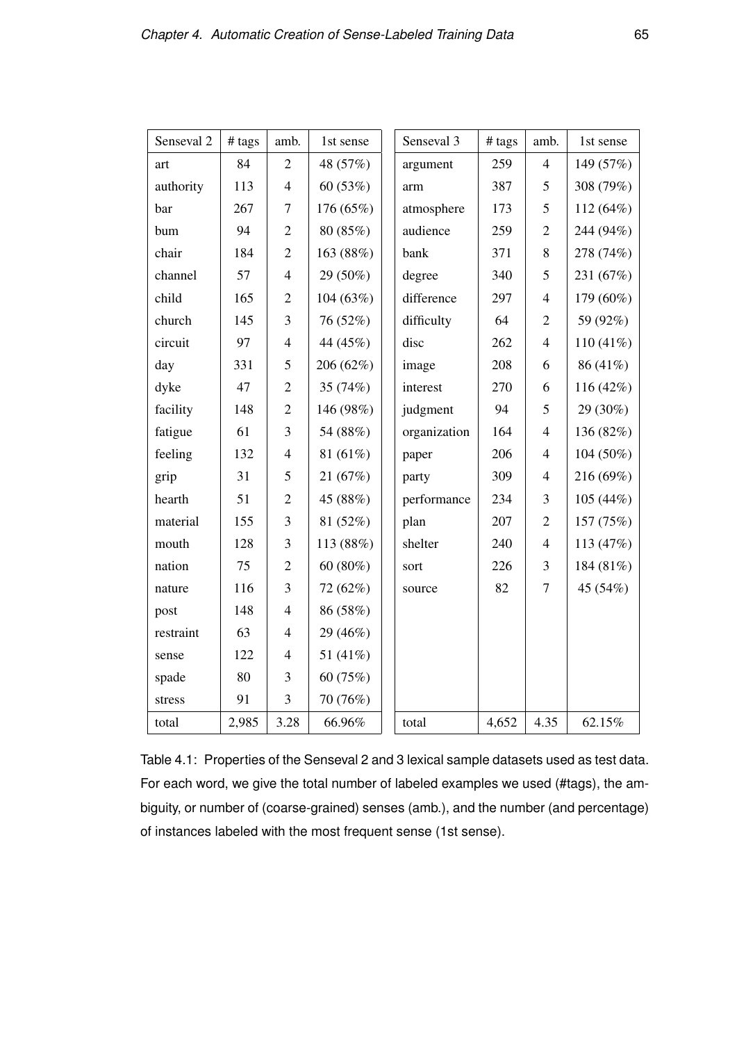| Senseval 2 | # tags | amb. | 1st sense |
| --- | --- | --- | --- |
| art | 84 | 2 | 48 (57%) |
| authority | 113 | 4 | 60 (53%) |
| bar | 267 | 7 | 176 (65%) |
| bum | 94 | 2 | 80 (85%) |
| chair | 184 | 2 | 163 (88%) |
| channel | 57 | 4 | 29 (50%) |
| child | 165 | 2 | 104 (63%) |
| church | 145 | 3 | 76 (52%) |
| circuit | 97 | 4 | 44 (45%) |
| day | 331 | 5 | 206 (62%) |
| dyke | 47 | 2 | 35 (74%) |
| facility | 148 | 2 | 146 (98%) |
| fatigue | 61 | 3 | 54 (88%) |
| feeling | 132 | 4 | 81 (61%) |
| grip | 31 | 5 | 21 (67%) |
| hearth | 51 | 2 | 45 (88%) |
| material | 155 | 3 | 81 (52%) |
| mouth | 128 | 3 | 113 (88%) |
| nation | 75 | 2 | 60 (80%) |
| nature | 116 | 3 | 72 (62%) |
| post | 148 | 4 | 86 (58%) |
| restraint | 63 | 4 | 29 (46%) |
| sense | 122 | 4 | 51 (41%) |
| spade | 80 | 3 | 60 (75%) |
| stress | 91 | 3 | 70 (76%) |
| total | 2,985 | 3.28 | 66.96% |

| Senseval 3 | # tags | amb. | 1st sense |
| --- | --- | --- | --- |
| argument | 259 | 4 | 149 (57%) |
| arm | 387 | 5 | 308 (79%) |
| atmosphere | 173 | 5 | 112 (64%) |
| audience | 259 | 2 | 244 (94%) |
| bank | 371 | 8 | 278 (74%) |
| degree | 340 | 5 | 231 (67%) |
| difference | 297 | 4 | 179 (60%) |
| difficulty | 64 | 2 | 59 (92%) |
| disc | 262 | 4 | 110 (41%) |
| image | 208 | 6 | 86 (41%) |
| interest | 270 | 6 | 116 (42%) |
| judgment | 94 | 5 | 29 (30%) |
| organization | 164 | 4 | 136 (82%) |
| paper | 206 | 4 | 104 (50%) |
| party | 309 | 4 | 216 (69%) |
| performance | 234 | 3 | 105 (44%) |
| plan | 207 | 2 | 157 (75%) |
| shelter | 240 | 4 | 113 (47%) |
| sort | 226 | 3 | 184 (81%) |
| source | 82 | 7 | 45 (54%) |
| total | 4,652 | 4.35 | 62.15% |

Table 4.1: Properties of the Senseval 2 and 3 lexical sample datasets used as test data. For each word, we give the total number of labeled examples we used (#tags), the ambiguity, or number of (coarse-grained) senses (amb.), and the number (and percentage) of instances labeled with the most frequent sense (1st sense).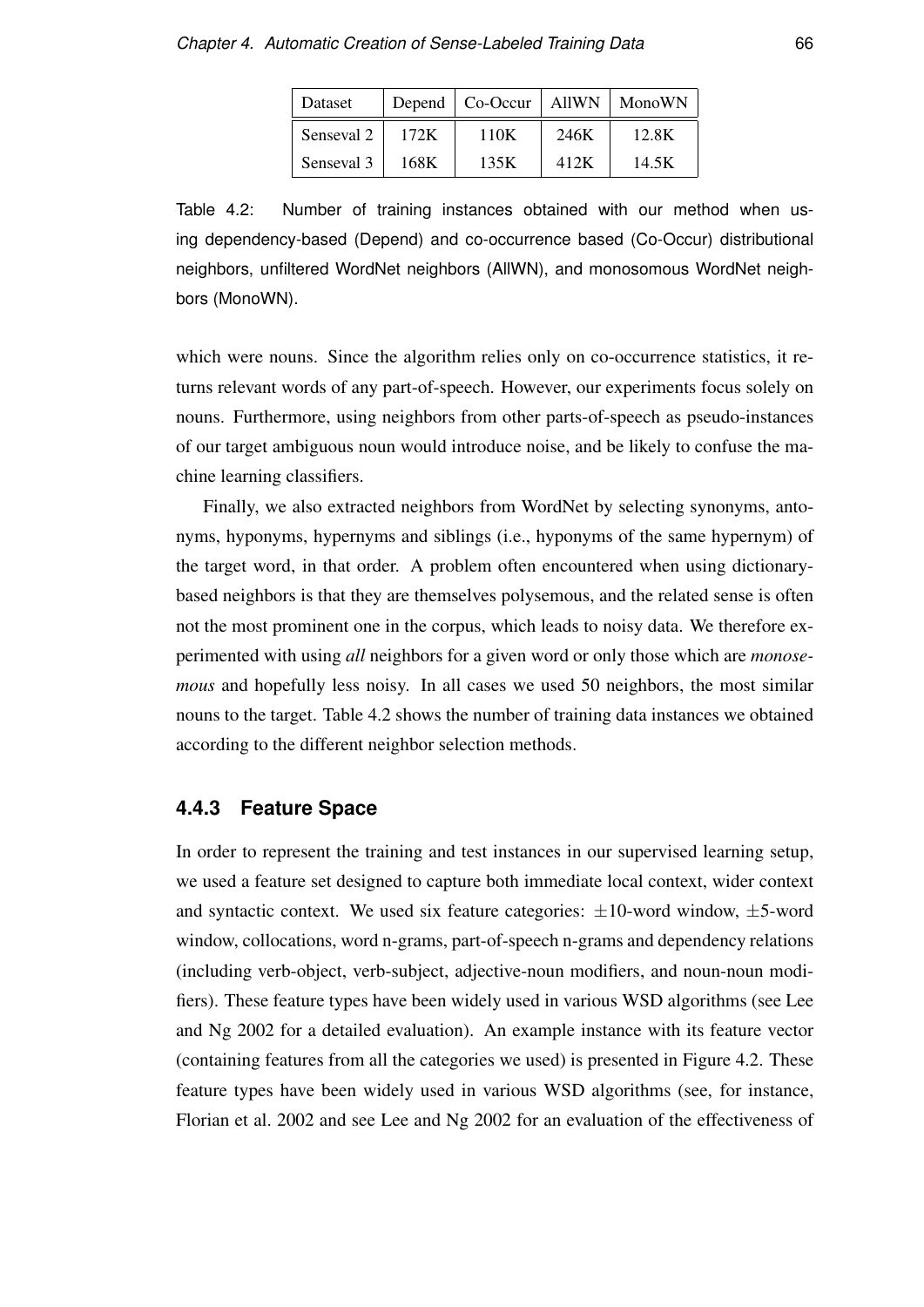| Dataset | Depend | Co-Occur | AllWN | MonoWN |
|---|---|---|---|---|
| Senseval 2 | 172K | 110K | 246K | 12.8K |
| Senseval 3 | 168K | 135K | 412K | 14.5K |

Table 4.2: Number of training instances obtained with our method when using dependency-based (Depend) and co-occurrence based (Co-Occur) distributional neighbors, unfiltered WordNet neighbors (AllWN), and monosomous WordNet neighbors (MonoWN).

which were nouns. Since the algorithm relies only on co-occurrence statistics, it returns relevant words of any part-of-speech. However, our experiments focus solely on nouns. Furthermore, using neighbors from other parts-of-speech as pseudo-instances of our target ambiguous noun would introduce noise, and be likely to confuse the machine learning classifiers.

Finally, we also extracted neighbors from WordNet by selecting synonyms, antonyms, hyponyms, hypernyms and siblings (i.e., hyponyms of the same hypernym) of the target word, in that order. A problem often encountered when using dictionary-based neighbors is that they are themselves polysemous, and the related sense is often not the most prominent one in the corpus, which leads to noisy data. We therefore experimented with using *all* neighbors for a given word or only those which are *monosemous* and hopefully less noisy. In all cases we used 50 neighbors, the most similar nouns to the target. Table 4.2 shows the number of training data instances we obtained according to the different neighbor selection methods.

### 4.4.3 Feature Space

In order to represent the training and test instances in our supervised learning setup, we used a feature set designed to capture both immediate local context, wider context and syntactic context. We used six feature categories: $\pm 10$-word window, $\pm 5$-word window, collocations, word n-grams, part-of-speech n-grams and dependency relations (including verb-object, verb-subject, adjective-noun modifiers, and noun-noun modifiers). These feature types have been widely used in various WSD algorithms (see Lee and Ng 2002 for a detailed evaluation). An example instance with its feature vector (containing features from all the categories we used) is presented in Figure 4.2. These feature types have been widely used in various WSD algorithms (see, for instance, Florian et al. 2002 and see Lee and Ng 2002 for an evaluation of the effectiveness of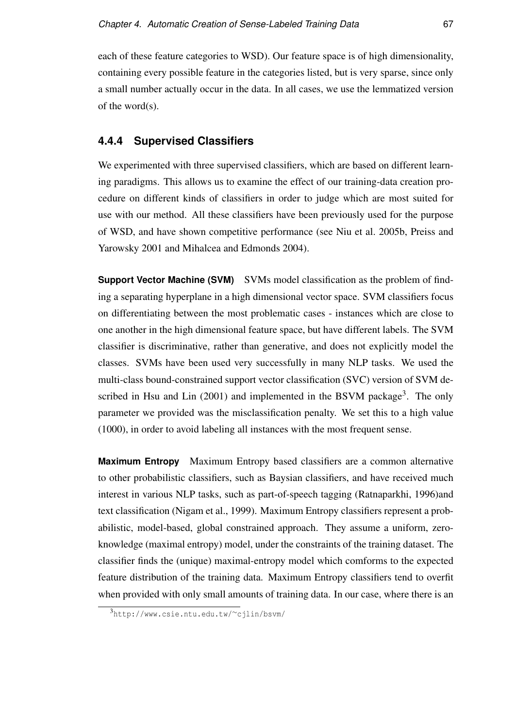each of these feature categories to WSD). Our feature space is of high dimensionality, containing every possible feature in the categories listed, but is very sparse, since only a small number actually occur in the data. In all cases, we use the lemmatized version of the word(s).

### 4.4.4 Supervised Classifiers

We experimented with three supervised classifiers, which are based on different learning paradigms. This allows us to examine the effect of our training-data creation procedure on different kinds of classifiers in order to judge which are most suited for use with our method. All these classifiers have been previously used for the purpose of WSD, and have shown competitive performance (see Niu et al. 2005b, Preiss and Yarowsky 2001 and Mihalcea and Edmonds 2004).

**Support Vector Machine (SVM)** SVMs model classification as the problem of finding a separating hyperplane in a high dimensional vector space. SVM classifiers focus on differentiating between the most problematic cases - instances which are close to one another in the high dimensional feature space, but have different labels. The SVM classifier is discriminative, rather than generative, and does not explicitly model the classes. SVMs have been used very successfully in many NLP tasks. We used the multi-class bound-constrained support vector classification (SVC) version of SVM described in Hsu and Lin (2001) and implemented in the BSVM package[3]. The only parameter we provided was the misclassification penalty. We set this to a high value (1000), in order to avoid labeling all instances with the most frequent sense.

**Maximum Entropy** Maximum Entropy based classifiers are a common alternative to other probabilistic classifiers, such as Baysian classifiers, and have received much interest in various NLP tasks, such as part-of-speech tagging (Ratnaparkhi, 1996)and text classification (Nigam et al., 1999). Maximum Entropy classifiers represent a probabilistic, model-based, global constrained approach. They assume a uniform, zero-knowledge (maximal entropy) model, under the constraints of the training dataset. The classifier finds the (unique) maximal-entropy model which comforms to the expected feature distribution of the training data. Maximum Entropy classifiers tend to overfit when provided with only small amounts of training data. In our case, where there is an

[3] http://www.csie.ntu.edu.tw/~cjlin/bsvm/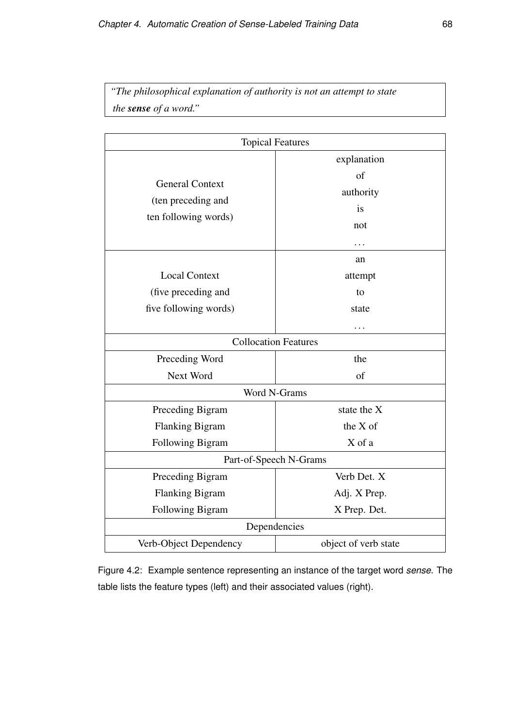*"The philosophical explanation of authority is not an attempt to state the **sense** of a word."*

| Topical Features | |
|---|---|
| General Context (ten preceding and ten following words) | explanation<br>of<br>authority<br>is<br>not<br>... |
| Local Context (five preceding and five following words) | an<br>attempt<br>to<br>state<br>... |
| **Collocation Features** | |
| Preceding Word | the |
| Next Word | of |
| **Word N-Grams** | |
| Preceding Bigram | state the X |
| Flanking Bigram | the X of |
| Following Bigram | X of a |
| **Part-of-Speech N-Grams** | |
| Preceding Bigram | Verb Det. X |
| Flanking Bigram | Adj. X Prep. |
| Following Bigram | X Prep. Det. |
| **Dependencies** | |
| Verb-Object Dependency | object of verb state |

Figure 4.2: Example sentence representing an instance of the target word *sense*. The table lists the feature types (left) and their associated values (right).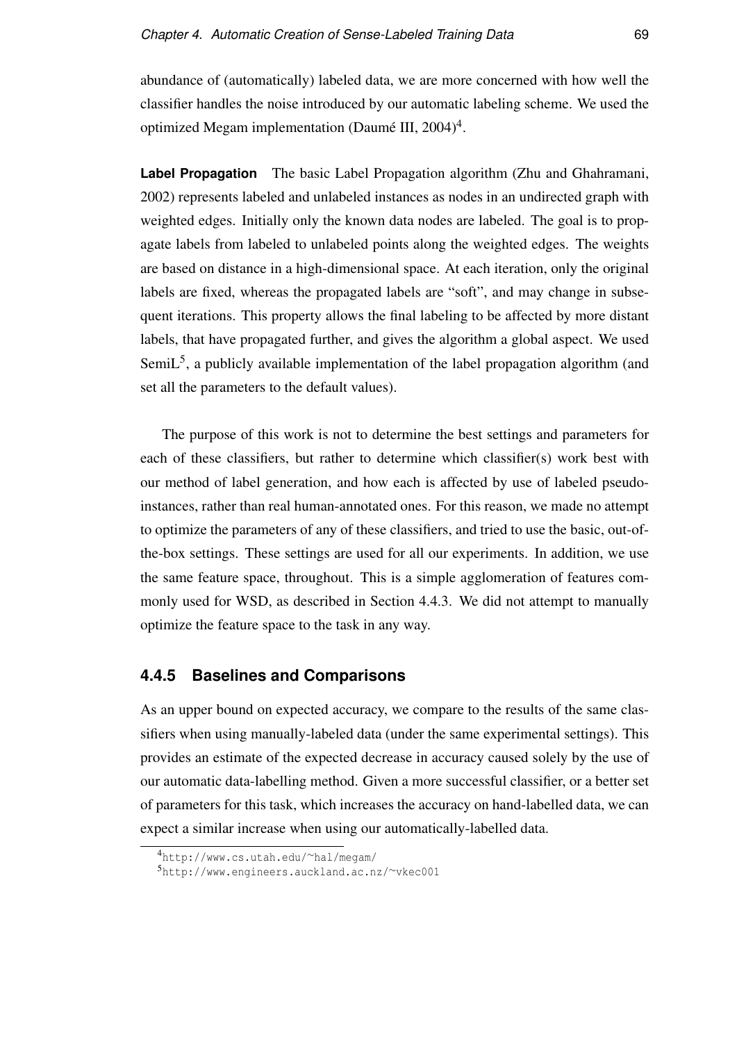abundance of (automatically) labeled data, we are more concerned with how well the classifier handles the noise introduced by our automatic labeling scheme. We used the optimized Megam implementation (Daumé III, 2004)[4].

**Label Propagation** The basic Label Propagation algorithm (Zhu and Ghahramani, 2002) represents labeled and unlabeled instances as nodes in an undirected graph with weighted edges. Initially only the known data nodes are labeled. The goal is to propagate labels from labeled to unlabeled points along the weighted edges. The weights are based on distance in a high-dimensional space. At each iteration, only the original labels are fixed, whereas the propagated labels are "soft", and may change in subsequent iterations. This property allows the final labeling to be affected by more distant labels, that have propagated further, and gives the algorithm a global aspect. We used SemiL[5], a publicly available implementation of the label propagation algorithm (and set all the parameters to the default values).

The purpose of this work is not to determine the best settings and parameters for each of these classifiers, but rather to determine which classifier(s) work best with our method of label generation, and how each is affected by use of labeled pseudo-instances, rather than real human-annotated ones. For this reason, we made no attempt to optimize the parameters of any of these classifiers, and tried to use the basic, out-of-the-box settings. These settings are used for all our experiments. In addition, we use the same feature space, throughout. This is a simple agglomeration of features commonly used for WSD, as described in Section 4.4.3. We did not attempt to manually optimize the feature space to the task in any way.

### 4.4.5 Baselines and Comparisons

As an upper bound on expected accuracy, we compare to the results of the same classifiers when using manually-labeled data (under the same experimental settings). This provides an estimate of the expected decrease in accuracy caused solely by the use of our automatic data-labelling method. Given a more successful classifier, or a better set of parameters for this task, which increases the accuracy on hand-labelled data, we can expect a similar increase when using our automatically-labelled data.

[4] http://www.cs.utah.edu/~hal/megam/

[5] http://www.engineers.auckland.ac.nz/~vkec001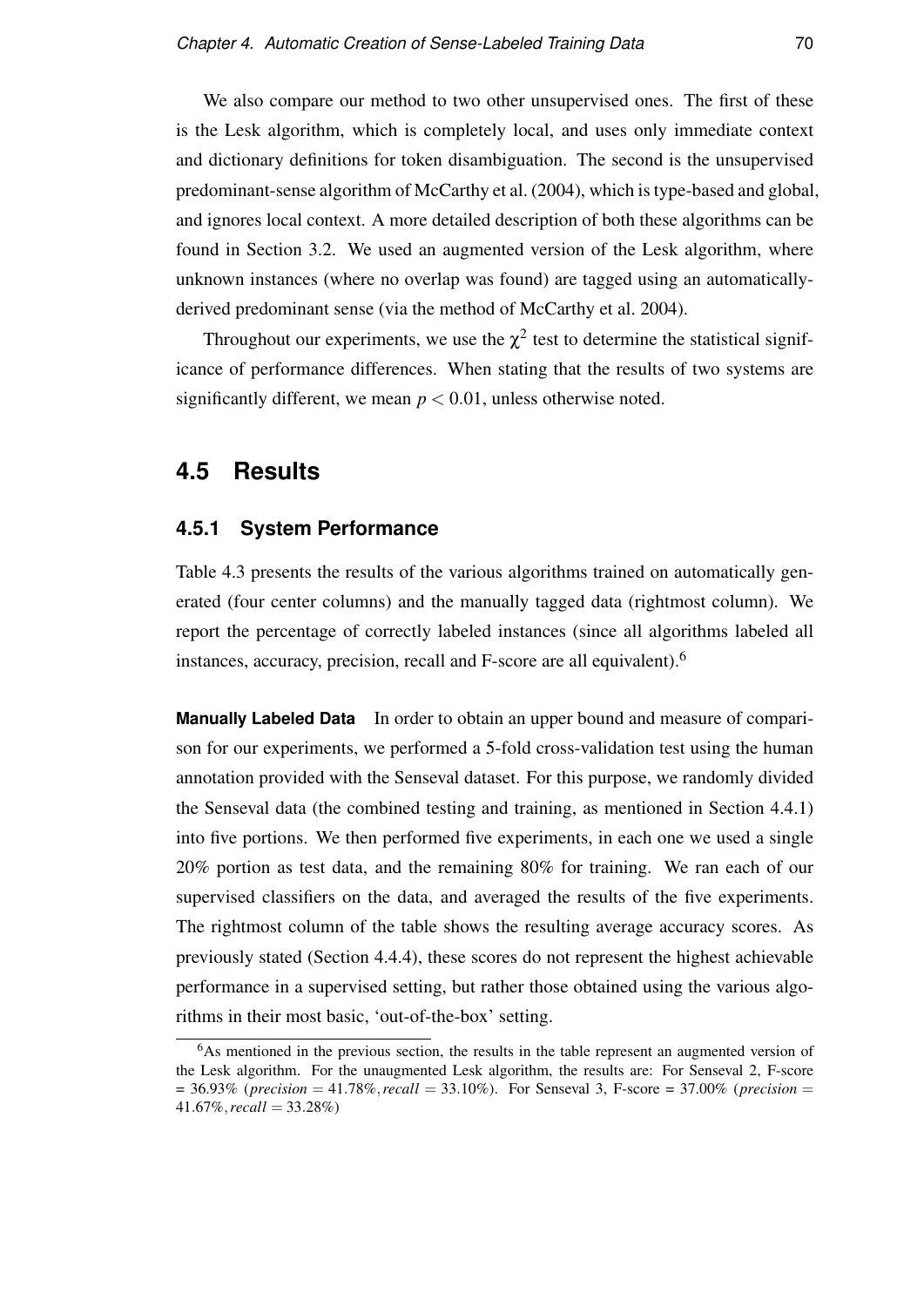We also compare our method to two other unsupervised ones. The first of these is the Lesk algorithm, which is completely local, and uses only immediate context and dictionary definitions for token disambiguation. The second is the unsupervised predominant-sense algorithm of McCarthy et al. (2004), which is type-based and global, and ignores local context. A more detailed description of both these algorithms can be found in Section 3.2. We used an augmented version of the Lesk algorithm, where unknown instances (where no overlap was found) are tagged using an automatically-derived predominant sense (via the method of McCarthy et al. 2004).

Throughout our experiments, we use the $\chi^2$ test to determine the statistical significance of performance differences. When stating that the results of two systems are significantly different, we mean $p < 0.01$, unless otherwise noted.

## 4.5 Results

### 4.5.1 System Performance

Table 4.3 presents the results of the various algorithms trained on automatically generated (four center columns) and the manually tagged data (rightmost column). We report the percentage of correctly labeled instances (since all algorithms labeled all instances, accuracy, precision, recall and F-score are all equivalent).[6]

**Manually Labeled Data** In order to obtain an upper bound and measure of comparison for our experiments, we performed a 5-fold cross-validation test using the human annotation provided with the Senseval dataset. For this purpose, we randomly divided the Senseval data (the combined testing and training, as mentioned in Section 4.4.1) into five portions. We then performed five experiments, in each one we used a single 20% portion as test data, and the remaining 80% for training. We ran each of our supervised classifiers on the data, and averaged the results of the five experiments. The rightmost column of the table shows the resulting average accuracy scores. As previously stated (Section 4.4.4), these scores do not represent the highest achievable performance in a supervised setting, but rather those obtained using the various algorithms in their most basic, 'out-of-the-box' setting.

[6] As mentioned in the previous section, the results in the table represent an augmented version of the Lesk algorithm. For the unaugmented Lesk algorithm, the results are: For Senseval 2, F-score = 36.93% (*precision* = 41.78%, *recall* = 33.10%). For Senseval 3, F-score = 37.00% (*precision* = 41.67%, *recall* = 33.28%)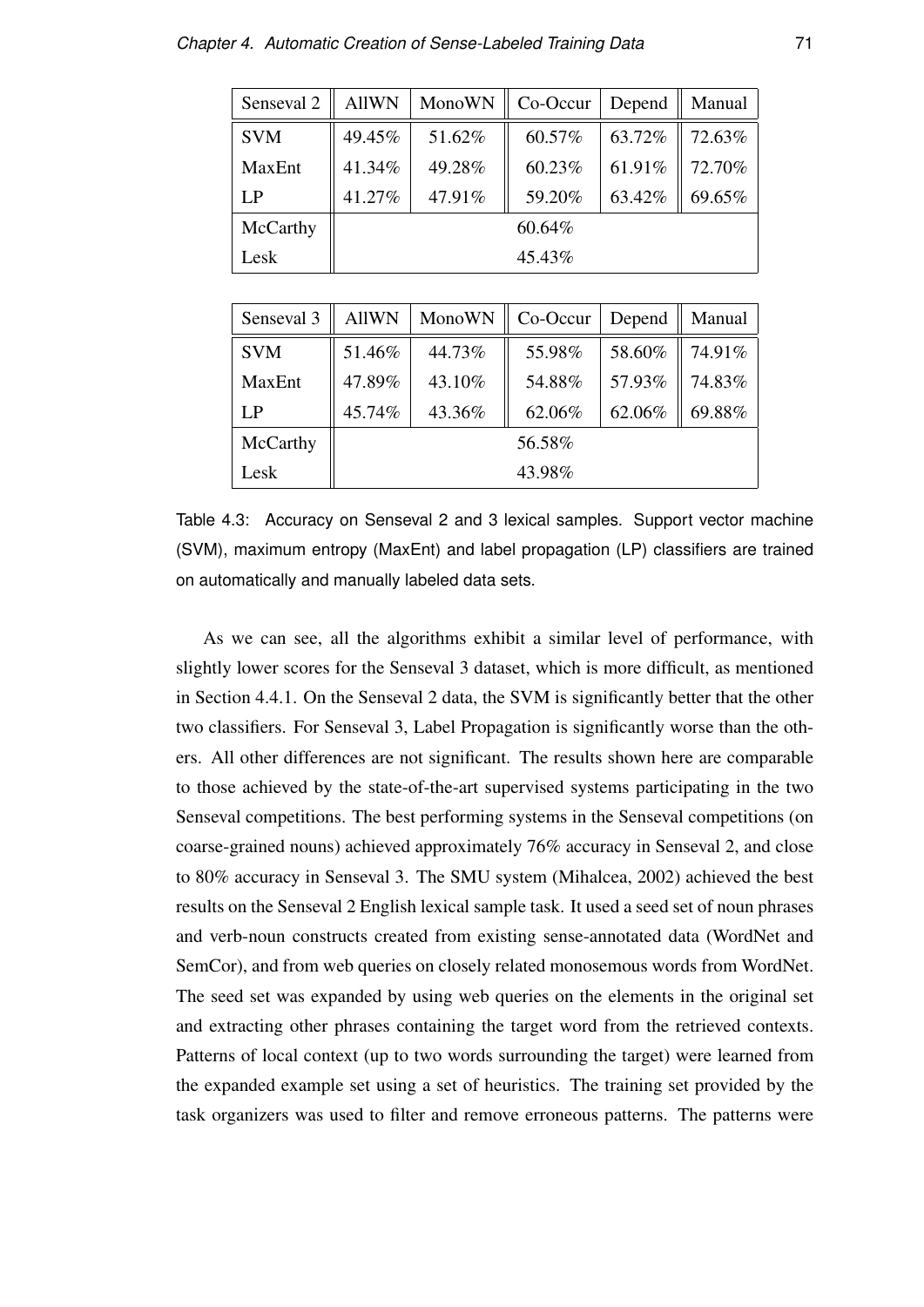| Senseval 2 | AllWN | MonoWN | Co-Occur | Depend | Manual |
|---|---|---|---|---|---|
| SVM | 49.45% | 51.62% | 60.57% | 63.72% | 72.63% |
| MaxEnt | 41.34% | 49.28% | 60.23% | 61.91% | 72.70% |
| LP | 41.27% | 47.91% | 59.20% | 63.42% | 69.65% |
| McCarthy | 60.64% | | | | |
| Lesk | 45.43% | | | | |

| Senseval 3 | AllWN | MonoWN | Co-Occur | Depend | Manual |
|---|---|---|---|---|---|
| SVM | 51.46% | 44.73% | 55.98% | 58.60% | 74.91% |
| MaxEnt | 47.89% | 43.10% | 54.88% | 57.93% | 74.83% |
| LP | 45.74% | 43.36% | 62.06% | 62.06% | 69.88% |
| McCarthy | 56.58% | | | | |
| Lesk | 43.98% | | | | |

Table 4.3: Accuracy on Senseval 2 and 3 lexical samples. Support vector machine (SVM), maximum entropy (MaxEnt) and label propagation (LP) classifiers are trained on automatically and manually labeled data sets.

As we can see, all the algorithms exhibit a similar level of performance, with slightly lower scores for the Senseval 3 dataset, which is more difficult, as mentioned in Section 4.4.1. On the Senseval 2 data, the SVM is significantly better that the other two classifiers. For Senseval 3, Label Propagation is significantly worse than the others. All other differences are not significant. The results shown here are comparable to those achieved by the state-of-the-art supervised systems participating in the two Senseval competitions. The best performing systems in the Senseval competitions (on coarse-grained nouns) achieved approximately 76% accuracy in Senseval 2, and close to 80% accuracy in Senseval 3. The SMU system (Mihalcea, 2002) achieved the best results on the Senseval 2 English lexical sample task. It used a seed set of noun phrases and verb-noun constructs created from existing sense-annotated data (WordNet and SemCor), and from web queries on closely related monosemous words from WordNet. The seed set was expanded by using web queries on the elements in the original set and extracting other phrases containing the target word from the retrieved contexts. Patterns of local context (up to two words surrounding the target) were learned from the expanded example set using a set of heuristics. The training set provided by the task organizers was used to filter and remove erroneous patterns. The patterns were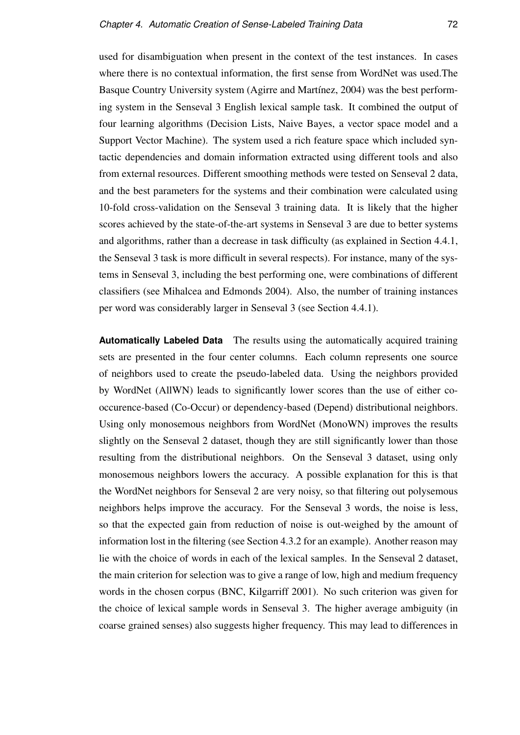used for disambiguation when present in the context of the test instances. In cases where there is no contextual information, the first sense from WordNet was used.The Basque Country University system (Agirre and Martínez, 2004) was the best performing system in the Senseval 3 English lexical sample task. It combined the output of four learning algorithms (Decision Lists, Naive Bayes, a vector space model and a Support Vector Machine). The system used a rich feature space which included syntactic dependencies and domain information extracted using different tools and also from external resources. Different smoothing methods were tested on Senseval 2 data, and the best parameters for the systems and their combination were calculated using 10-fold cross-validation on the Senseval 3 training data. It is likely that the higher scores achieved by the state-of-the-art systems in Senseval 3 are due to better systems and algorithms, rather than a decrease in task difficulty (as explained in Section 4.4.1, the Senseval 3 task is more difficult in several respects). For instance, many of the systems in Senseval 3, including the best performing one, were combinations of different classifiers (see Mihalcea and Edmonds 2004). Also, the number of training instances per word was considerably larger in Senseval 3 (see Section 4.4.1).

**Automatically Labeled Data** The results using the automatically acquired training sets are presented in the four center columns. Each column represents one source of neighbors used to create the pseudo-labeled data. Using the neighbors provided by WordNet (AllWN) leads to significantly lower scores than the use of either co-occurence-based (Co-Occur) or dependency-based (Depend) distributional neighbors. Using only monosemous neighbors from WordNet (MonoWN) improves the results slightly on the Senseval 2 dataset, though they are still significantly lower than those resulting from the distributional neighbors. On the Senseval 3 dataset, using only monosemous neighbors lowers the accuracy. A possible explanation for this is that the WordNet neighbors for Senseval 2 are very noisy, so that filtering out polysemous neighbors helps improve the accuracy. For the Senseval 3 words, the noise is less, so that the expected gain from reduction of noise is out-weighed by the amount of information lost in the filtering (see Section 4.3.2 for an example). Another reason may lie with the choice of words in each of the lexical samples. In the Senseval 2 dataset, the main criterion for selection was to give a range of low, high and medium frequency words in the chosen corpus (BNC, Kilgarriff 2001). No such criterion was given for the choice of lexical sample words in Senseval 3. The higher average ambiguity (in coarse grained senses) also suggests higher frequency. This may lead to differences in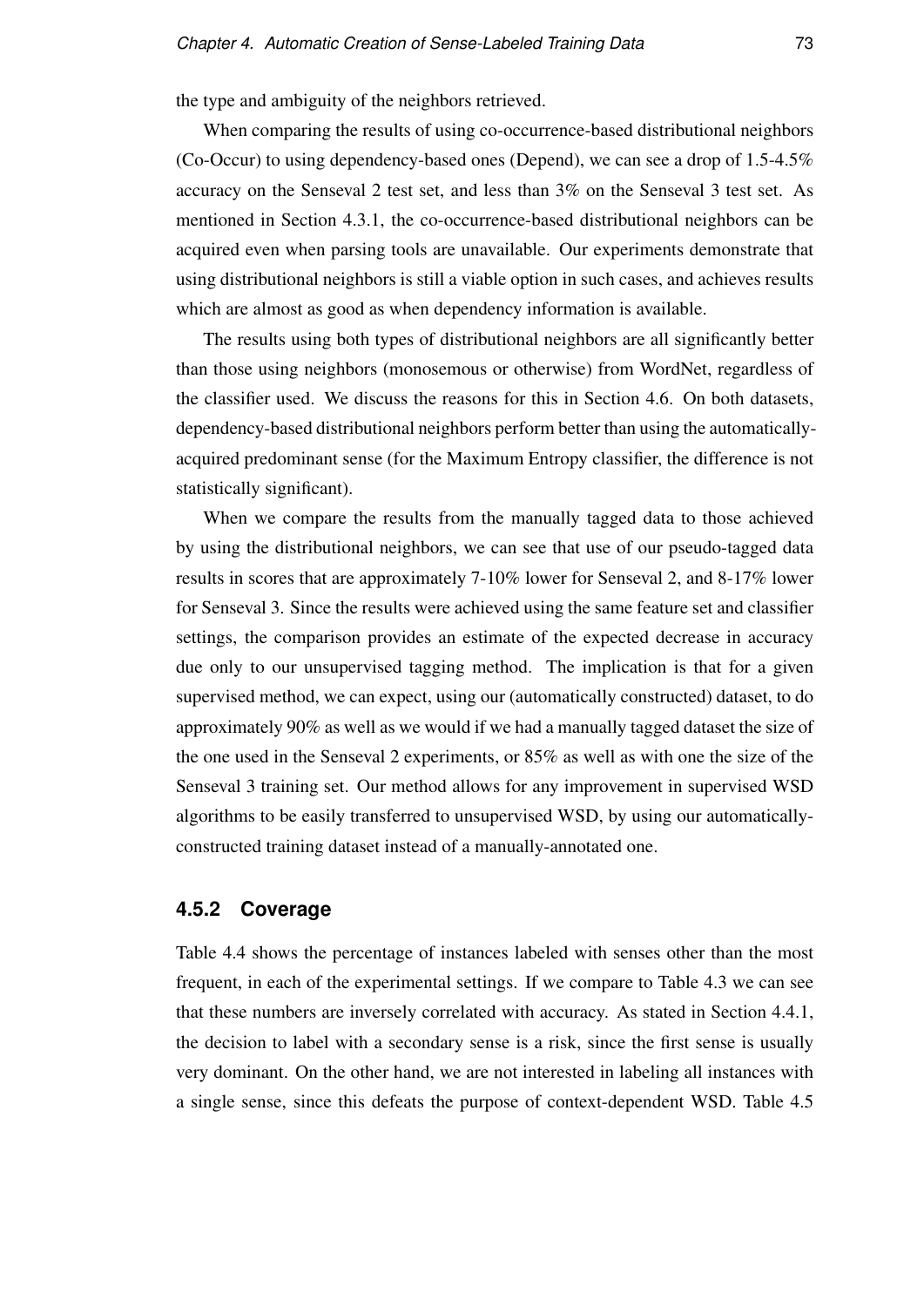the type and ambiguity of the neighbors retrieved.

When comparing the results of using co-occurrence-based distributional neighbors (Co-Occur) to using dependency-based ones (Depend), we can see a drop of 1.5-4.5% accuracy on the Senseval 2 test set, and less than 3% on the Senseval 3 test set. As mentioned in Section 4.3.1, the co-occurrence-based distributional neighbors can be acquired even when parsing tools are unavailable. Our experiments demonstrate that using distributional neighbors is still a viable option in such cases, and achieves results which are almost as good as when dependency information is available.

The results using both types of distributional neighbors are all significantly better than those using neighbors (monosemous or otherwise) from WordNet, regardless of the classifier used. We discuss the reasons for this in Section 4.6. On both datasets, dependency-based distributional neighbors perform better than using the automatically-acquired predominant sense (for the Maximum Entropy classifier, the difference is not statistically significant).

When we compare the results from the manually tagged data to those achieved by using the distributional neighbors, we can see that use of our pseudo-tagged data results in scores that are approximately 7-10% lower for Senseval 2, and 8-17% lower for Senseval 3. Since the results were achieved using the same feature set and classifier settings, the comparison provides an estimate of the expected decrease in accuracy due only to our unsupervised tagging method. The implication is that for a given supervised method, we can expect, using our (automatically constructed) dataset, to do approximately 90% as well as we would if we had a manually tagged dataset the size of the one used in the Senseval 2 experiments, or 85% as well as with one the size of the Senseval 3 training set. Our method allows for any improvement in supervised WSD algorithms to be easily transferred to unsupervised WSD, by using our automatically-constructed training dataset instead of a manually-annotated one.

### 4.5.2 Coverage

Table 4.4 shows the percentage of instances labeled with senses other than the most frequent, in each of the experimental settings. If we compare to Table 4.3 we can see that these numbers are inversely correlated with accuracy. As stated in Section 4.4.1, the decision to label with a secondary sense is a risk, since the first sense is usually very dominant. On the other hand, we are not interested in labeling all instances with a single sense, since this defeats the purpose of context-dependent WSD. Table 4.5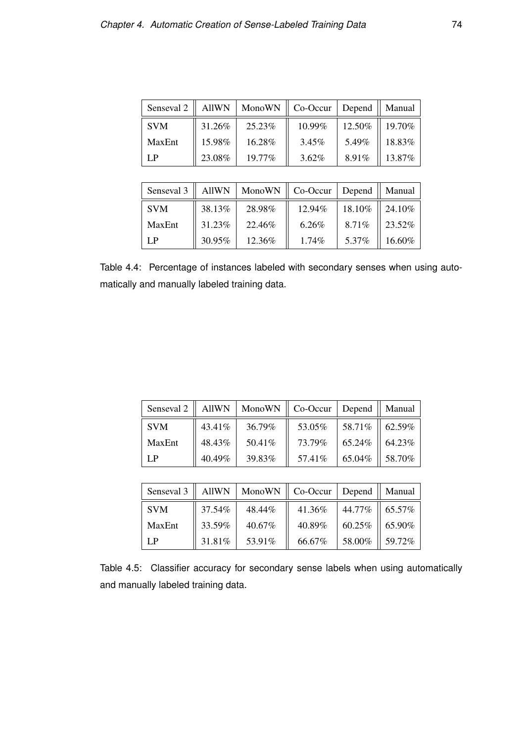| Senseval 2 | AllWN | MonoWN | Co-Occur | Depend | Manual |
|---|---|---|---|---|---|
| SVM | 31.26% | 25.23% | 10.99% | 12.50% | 19.70% |
| MaxEnt | 15.98% | 16.28% | 3.45% | 5.49% | 18.83% |
| LP | 23.08% | 19.77% | 3.62% | 8.91% | 13.87% |

| Senseval 3 | AllWN | MonoWN | Co-Occur | Depend | Manual |
|---|---|---|---|---|---|
| SVM | 38.13% | 28.98% | 12.94% | 18.10% | 24.10% |
| MaxEnt | 31.23% | 22.46% | 6.26% | 8.71% | 23.52% |
| LP | 30.95% | 12.36% | 1.74% | 5.37% | 16.60% |

Table 4.4: Percentage of instances labeled with secondary senses when using automatically and manually labeled training data.

| Senseval 2 | AllWN | MonoWN | Co-Occur | Depend | Manual |
|---|---|---|---|---|---|
| SVM | 43.41% | 36.79% | 53.05% | 58.71% | 62.59% |
| MaxEnt | 48.43% | 50.41% | 73.79% | 65.24% | 64.23% |
| LP | 40.49% | 39.83% | 57.41% | 65.04% | 58.70% |

| Senseval 3 | AllWN | MonoWN | Co-Occur | Depend | Manual |
|---|---|---|---|---|---|
| SVM | 37.54% | 48.44% | 41.36% | 44.77% | 65.57% |
| MaxEnt | 33.59% | 40.67% | 40.89% | 60.25% | 65.90% |
| LP | 31.81% | 53.91% | 66.67% | 58.00% | 59.72% |

Table 4.5: Classifier accuracy for secondary sense labels when using automatically and manually labeled training data.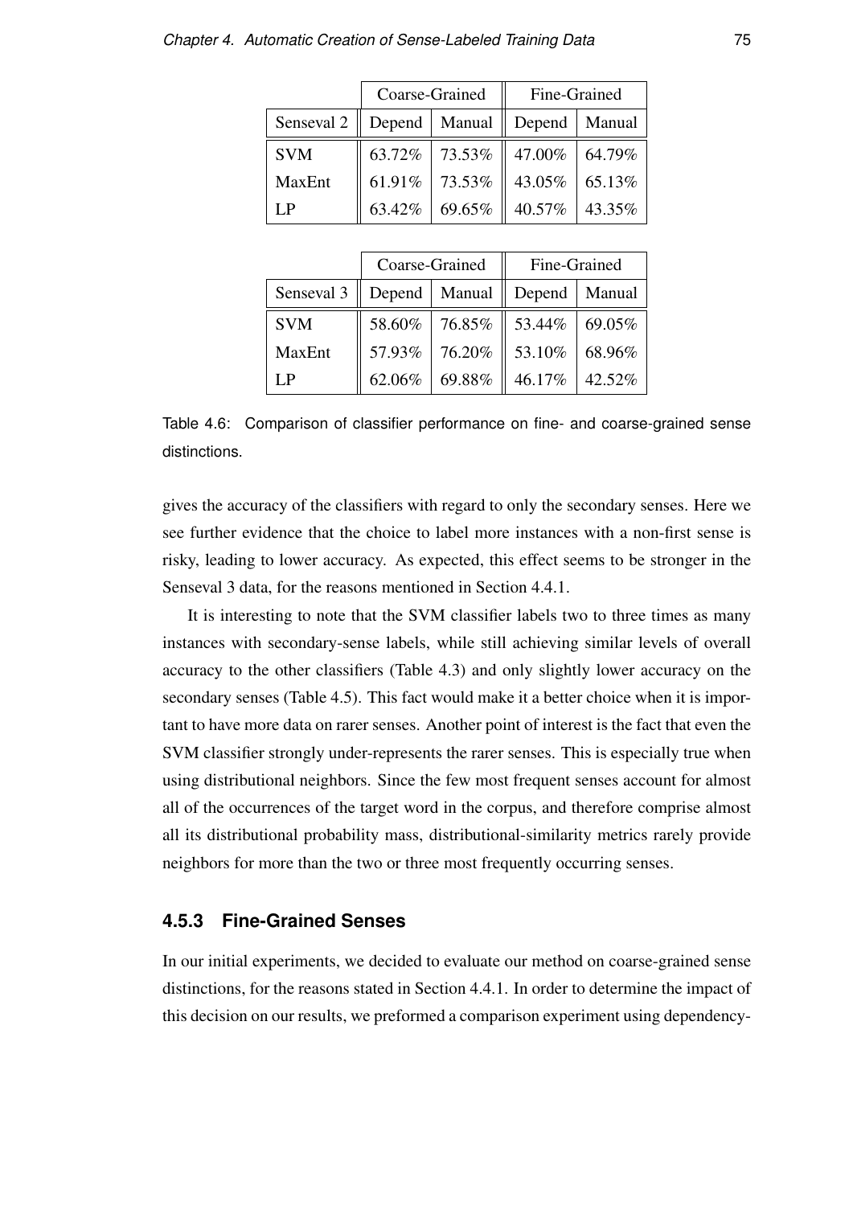| | Coarse-Grained | | Fine-Grained | |
|---|---|---|---|---|
| Senseval 2 | Depend | Manual | Depend | Manual |
| SVM | 63.72% | 73.53% | 47.00% | 64.79% |
| MaxEnt | 61.91% | 73.53% | 43.05% | 65.13% |
| LP | 63.42% | 69.65% | 40.57% | 43.35% |

| | Coarse-Grained | | Fine-Grained | |
|---|---|---|---|---|
| Senseval 3 | Depend | Manual | Depend | Manual |
| SVM | 58.60% | 76.85% | 53.44% | 69.05% |
| MaxEnt | 57.93% | 76.20% | 53.10% | 68.96% |
| LP | 62.06% | 69.88% | 46.17% | 42.52% |

Table 4.6: Comparison of classifier performance on fine- and coarse-grained sense distinctions.

gives the accuracy of the classifiers with regard to only the secondary senses. Here we see further evidence that the choice to label more instances with a non-first sense is risky, leading to lower accuracy. As expected, this effect seems to be stronger in the Senseval 3 data, for the reasons mentioned in Section 4.4.1.

It is interesting to note that the SVM classifier labels two to three times as many instances with secondary-sense labels, while still achieving similar levels of overall accuracy to the other classifiers (Table 4.3) and only slightly lower accuracy on the secondary senses (Table 4.5). This fact would make it a better choice when it is important to have more data on rarer senses. Another point of interest is the fact that even the SVM classifier strongly under-represents the rarer senses. This is especially true when using distributional neighbors. Since the few most frequent senses account for almost all of the occurrences of the target word in the corpus, and therefore comprise almost all its distributional probability mass, distributional-similarity metrics rarely provide neighbors for more than the two or three most frequently occurring senses.

### 4.5.3 Fine-Grained Senses

In our initial experiments, we decided to evaluate our method on coarse-grained sense distinctions, for the reasons stated in Section 4.4.1. In order to determine the impact of this decision on our results, we preformed a comparison experiment using dependency-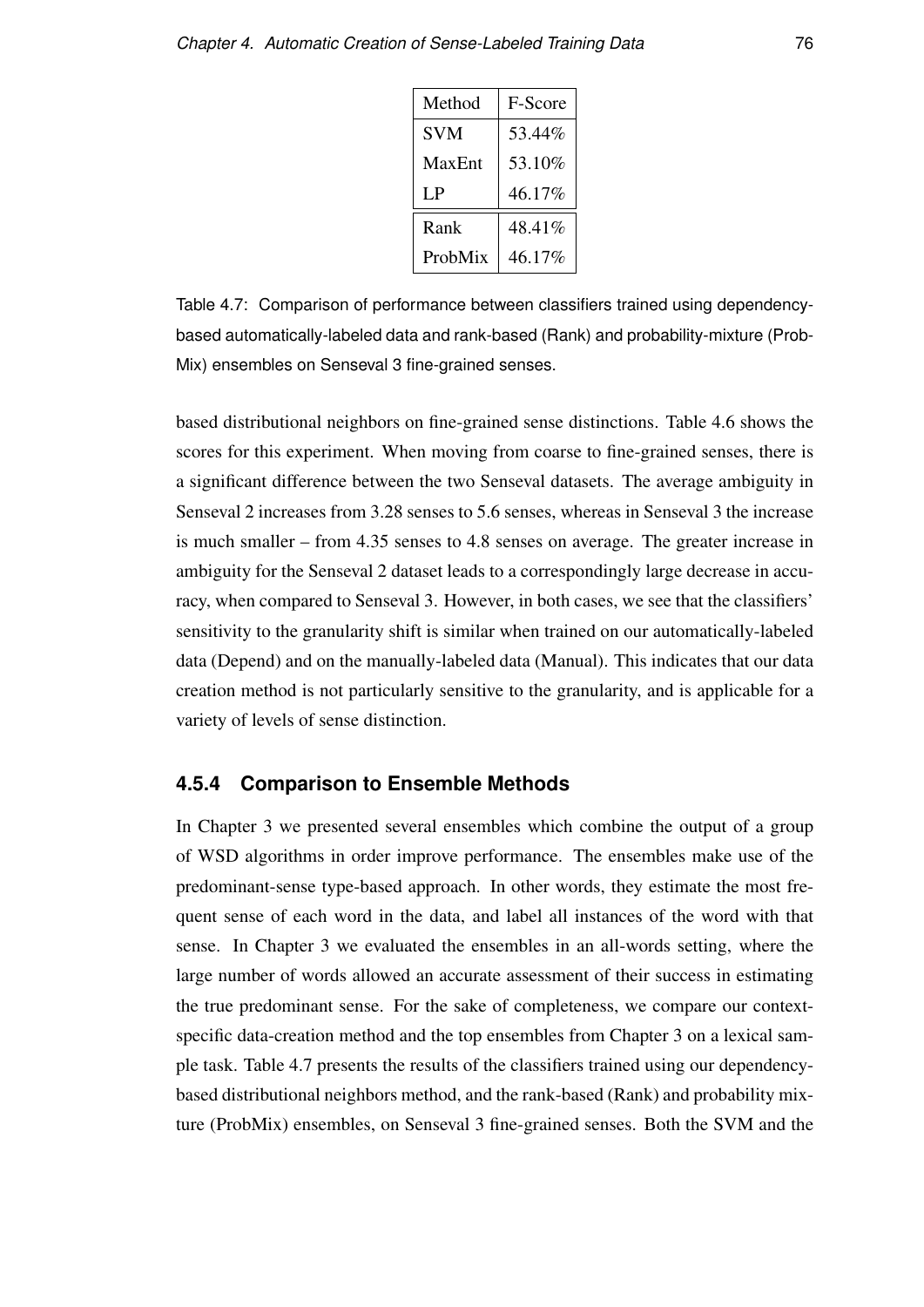| Method | F-Score |
|---|---|
| SVM | 53.44% |
| MaxEnt | 53.10% |
| LP | 46.17% |
| Rank | 48.41% |
| ProbMix | 46.17% |

Table 4.7: Comparison of performance between classifiers trained using dependency-based automatically-labeled data and rank-based (Rank) and probability-mixture (ProbMix) ensembles on Senseval 3 fine-grained senses.

based distributional neighbors on fine-grained sense distinctions. Table 4.6 shows the scores for this experiment. When moving from coarse to fine-grained senses, there is a significant difference between the two Senseval datasets. The average ambiguity in Senseval 2 increases from 3.28 senses to 5.6 senses, whereas in Senseval 3 the increase is much smaller – from 4.35 senses to 4.8 senses on average. The greater increase in ambiguity for the Senseval 2 dataset leads to a correspondingly large decrease in accuracy, when compared to Senseval 3. However, in both cases, we see that the classifiers' sensitivity to the granularity shift is similar when trained on our automatically-labeled data (Depend) and on the manually-labeled data (Manual). This indicates that our data creation method is not particularly sensitive to the granularity, and is applicable for a variety of levels of sense distinction.

### 4.5.4 Comparison to Ensemble Methods

In Chapter 3 we presented several ensembles which combine the output of a group of WSD algorithms in order improve performance. The ensembles make use of the predominant-sense type-based approach. In other words, they estimate the most frequent sense of each word in the data, and label all instances of the word with that sense. In Chapter 3 we evaluated the ensembles in an all-words setting, where the large number of words allowed an accurate assessment of their success in estimating the true predominant sense. For the sake of completeness, we compare our context-specific data-creation method and the top ensembles from Chapter 3 on a lexical sample task. Table 4.7 presents the results of the classifiers trained using our dependency-based distributional neighbors method, and the rank-based (Rank) and probability mixture (ProbMix) ensembles, on Senseval 3 fine-grained senses. Both the SVM and the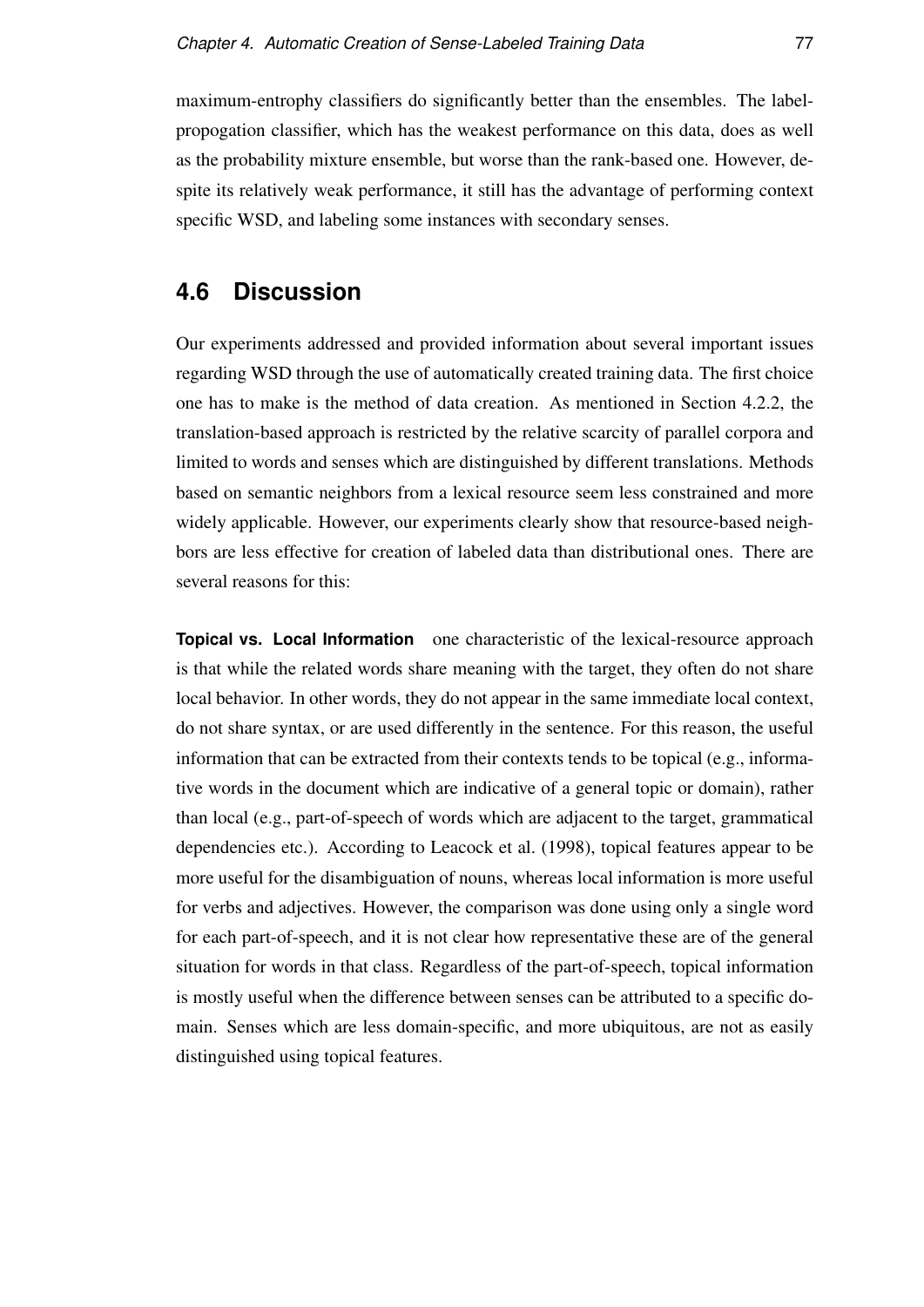maximum-entrophy classifiers do significantly better than the ensembles. The label-propogation classifier, which has the weakest performance on this data, does as well as the probability mixture ensemble, but worse than the rank-based one. However, despite its relatively weak performance, it still has the advantage of performing context specific WSD, and labeling some instances with secondary senses.

## 4.6 Discussion

Our experiments addressed and provided information about several important issues regarding WSD through the use of automatically created training data. The first choice one has to make is the method of data creation. As mentioned in Section 4.2.2, the translation-based approach is restricted by the relative scarcity of parallel corpora and limited to words and senses which are distinguished by different translations. Methods based on semantic neighbors from a lexical resource seem less constrained and more widely applicable. However, our experiments clearly show that resource-based neighbors are less effective for creation of labeled data than distributional ones. There are several reasons for this:

**Topical vs. Local Information** one characteristic of the lexical-resource approach is that while the related words share meaning with the target, they often do not share local behavior. In other words, they do not appear in the same immediate local context, do not share syntax, or are used differently in the sentence. For this reason, the useful information that can be extracted from their contexts tends to be topical (e.g., informative words in the document which are indicative of a general topic or domain), rather than local (e.g., part-of-speech of words which are adjacent to the target, grammatical dependencies etc.). According to Leacock et al. (1998), topical features appear to be more useful for the disambiguation of nouns, whereas local information is more useful for verbs and adjectives. However, the comparison was done using only a single word for each part-of-speech, and it is not clear how representative these are of the general situation for words in that class. Regardless of the part-of-speech, topical information is mostly useful when the difference between senses can be attributed to a specific domain. Senses which are less domain-specific, and more ubiquitous, are not as easily distinguished using topical features.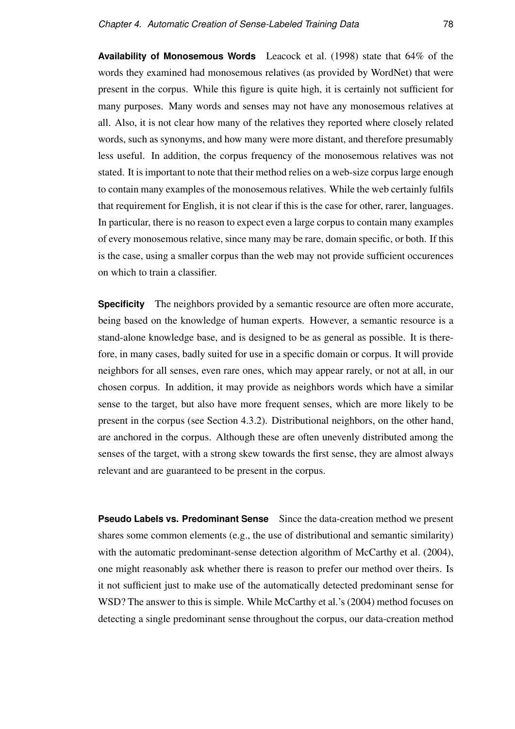**Availability of Monosemous Words** Leacock et al. (1998) state that 64% of the words they examined had monosemous relatives (as provided by WordNet) that were present in the corpus. While this figure is quite high, it is certainly not sufficient for many purposes. Many words and senses may not have any monosemous relatives at all. Also, it is not clear how many of the relatives they reported where closely related words, such as synonyms, and how many were more distant, and therefore presumably less useful. In addition, the corpus frequency of the monosemous relatives was not stated. It is important to note that their method relies on a web-size corpus large enough to contain many examples of the monosemous relatives. While the web certainly fulfils that requirement for English, it is not clear if this is the case for other, rarer, languages. In particular, there is no reason to expect even a large corpus to contain many examples of every monosemous relative, since many may be rare, domain specific, or both. If this is the case, using a smaller corpus than the web may not provide sufficient occurences on which to train a classifier.

**Specificity** The neighbors provided by a semantic resource are often more accurate, being based on the knowledge of human experts. However, a semantic resource is a stand-alone knowledge base, and is designed to be as general as possible. It is therefore, in many cases, badly suited for use in a specific domain or corpus. It will provide neighbors for all senses, even rare ones, which may appear rarely, or not at all, in our chosen corpus. In addition, it may provide as neighbors words which have a similar sense to the target, but also have more frequent senses, which are more likely to be present in the corpus (see Section 4.3.2). Distributional neighbors, on the other hand, are anchored in the corpus. Although these are often unevenly distributed among the senses of the target, with a strong skew towards the first sense, they are almost always relevant and are guaranteed to be present in the corpus.

**Pseudo Labels vs. Predominant Sense** Since the data-creation method we present shares some common elements (e.g., the use of distributional and semantic similarity) with the automatic predominant-sense detection algorithm of McCarthy et al. (2004), one might reasonably ask whether there is reason to prefer our method over theirs. Is it not sufficient just to make use of the automatically detected predominant sense for WSD? The answer to this is simple. While McCarthy et al.'s (2004) method focuses on detecting a single predominant sense throughout the corpus, our data-creation method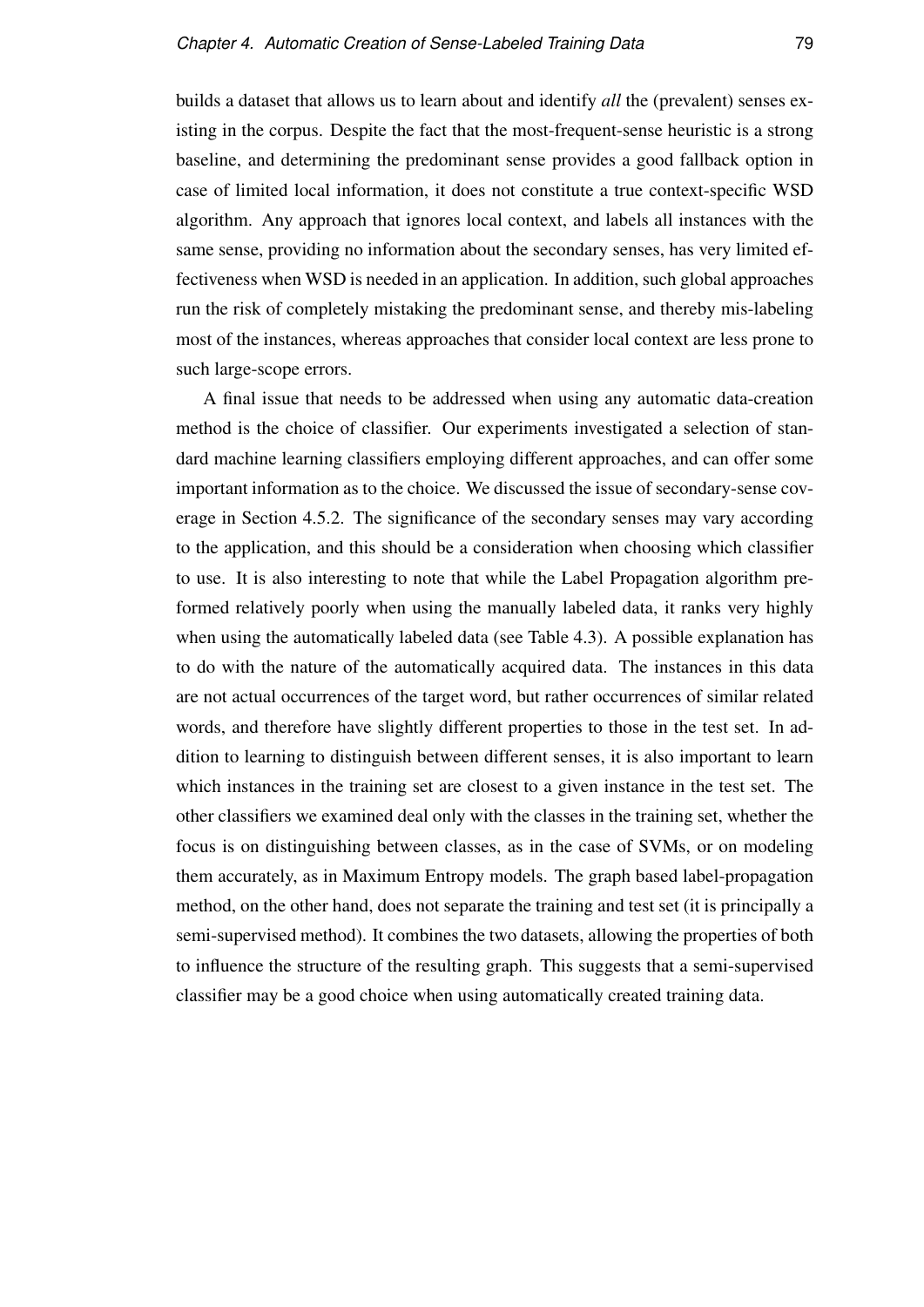builds a dataset that allows us to learn about and identify *all* the (prevalent) senses existing in the corpus. Despite the fact that the most-frequent-sense heuristic is a strong baseline, and determining the predominant sense provides a good fallback option in case of limited local information, it does not constitute a true context-specific WSD algorithm. Any approach that ignores local context, and labels all instances with the same sense, providing no information about the secondary senses, has very limited effectiveness when WSD is needed in an application. In addition, such global approaches run the risk of completely mistaking the predominant sense, and thereby mis-labeling most of the instances, whereas approaches that consider local context are less prone to such large-scope errors.

A final issue that needs to be addressed when using any automatic data-creation method is the choice of classifier. Our experiments investigated a selection of standard machine learning classifiers employing different approaches, and can offer some important information as to the choice. We discussed the issue of secondary-sense coverage in Section 4.5.2. The significance of the secondary senses may vary according to the application, and this should be a consideration when choosing which classifier to use. It is also interesting to note that while the Label Propagation algorithm preformed relatively poorly when using the manually labeled data, it ranks very highly when using the automatically labeled data (see Table 4.3). A possible explanation has to do with the nature of the automatically acquired data. The instances in this data are not actual occurrences of the target word, but rather occurrences of similar related words, and therefore have slightly different properties to those in the test set. In addition to learning to distinguish between different senses, it is also important to learn which instances in the training set are closest to a given instance in the test set. The other classifiers we examined deal only with the classes in the training set, whether the focus is on distinguishing between classes, as in the case of SVMs, or on modeling them accurately, as in Maximum Entropy models. The graph based label-propagation method, on the other hand, does not separate the training and test set (it is principally a semi-supervised method). It combines the two datasets, allowing the properties of both to influence the structure of the resulting graph. This suggests that a semi-supervised classifier may be a good choice when using automatically created training data.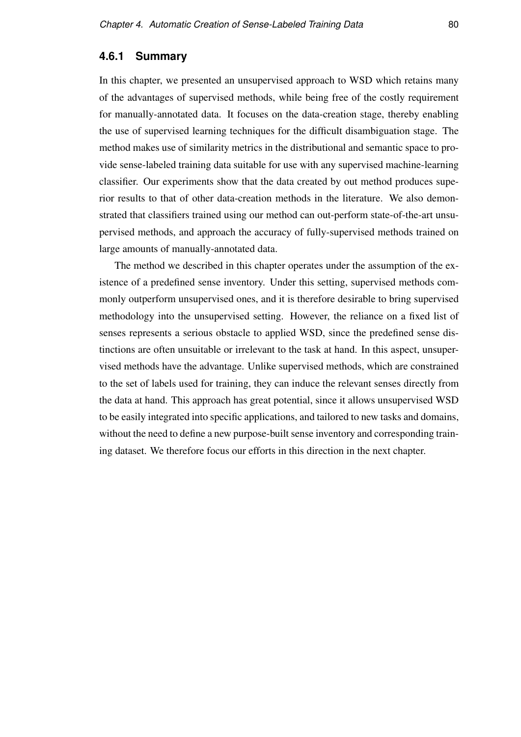### 4.6.1 Summary

In this chapter, we presented an unsupervised approach to WSD which retains many of the advantages of supervised methods, while being free of the costly requirement for manually-annotated data. It focuses on the data-creation stage, thereby enabling the use of supervised learning techniques for the difficult disambiguation stage. The method makes use of similarity metrics in the distributional and semantic space to provide sense-labeled training data suitable for use with any supervised machine-learning classifier. Our experiments show that the data created by out method produces superior results to that of other data-creation methods in the literature. We also demonstrated that classifiers trained using our method can out-perform state-of-the-art unsupervised methods, and approach the accuracy of fully-supervised methods trained on large amounts of manually-annotated data.

The method we described in this chapter operates under the assumption of the existence of a predefined sense inventory. Under this setting, supervised methods commonly outperform unsupervised ones, and it is therefore desirable to bring supervised methodology into the unsupervised setting. However, the reliance on a fixed list of senses represents a serious obstacle to applied WSD, since the predefined sense distinctions are often unsuitable or irrelevant to the task at hand. In this aspect, unsupervised methods have the advantage. Unlike supervised methods, which are constrained to the set of labels used for training, they can induce the relevant senses directly from the data at hand. This approach has great potential, since it allows unsupervised WSD to be easily integrated into specific applications, and tailored to new tasks and domains, without the need to define a new purpose-built sense inventory and corresponding training dataset. We therefore focus our efforts in this direction in the next chapter.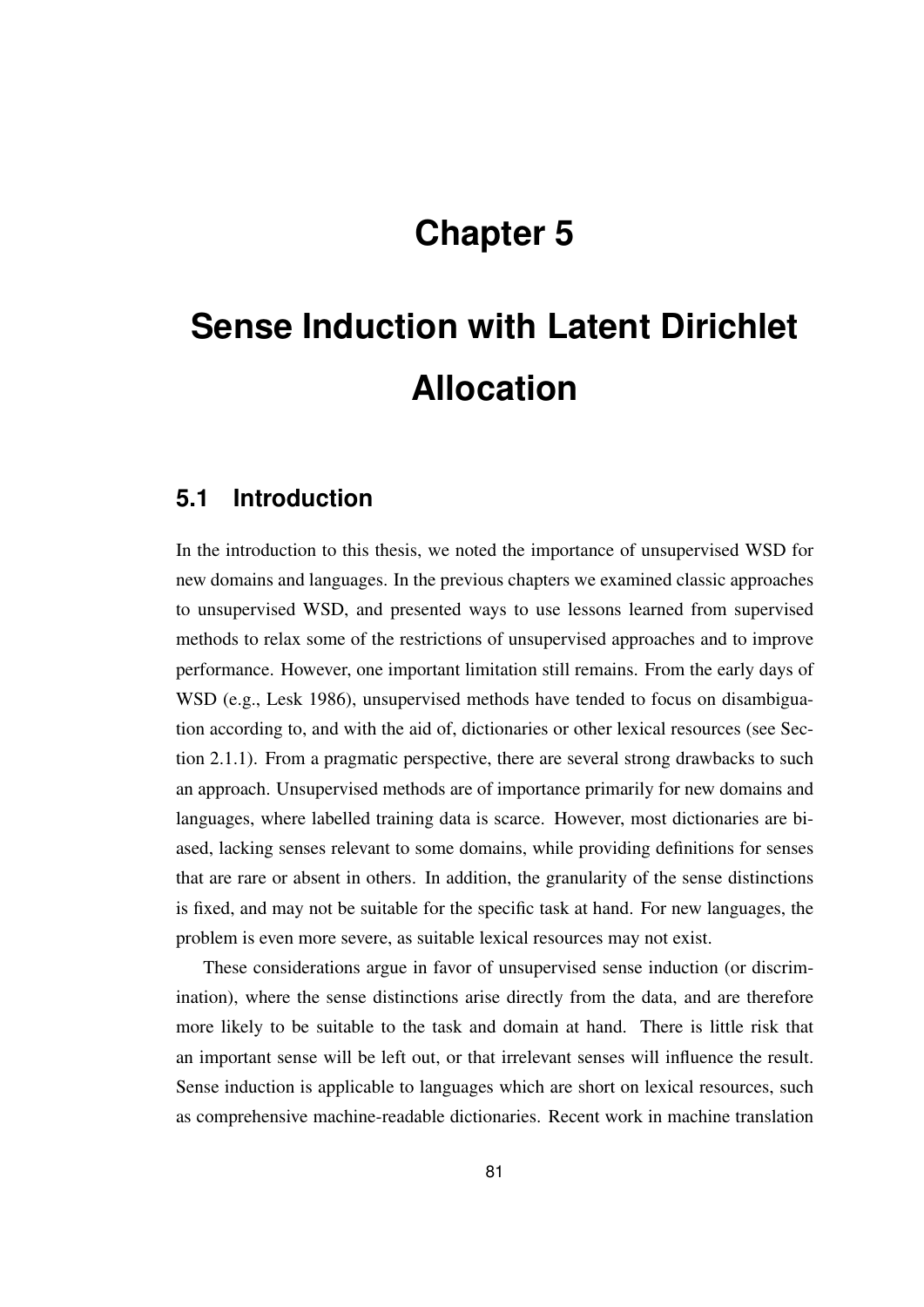# Chapter 5

# Sense Induction with Latent Dirichlet Allocation

## 5.1 Introduction

In the introduction to this thesis, we noted the importance of unsupervised WSD for new domains and languages. In the previous chapters we examined classic approaches to unsupervised WSD, and presented ways to use lessons learned from supervised methods to relax some of the restrictions of unsupervised approaches and to improve performance. However, one important limitation still remains. From the early days of WSD (e.g., Lesk 1986), unsupervised methods have tended to focus on disambiguation according to, and with the aid of, dictionaries or other lexical resources (see Section 2.1.1). From a pragmatic perspective, there are several strong drawbacks to such an approach. Unsupervised methods are of importance primarily for new domains and languages, where labelled training data is scarce. However, most dictionaries are biased, lacking senses relevant to some domains, while providing definitions for senses that are rare or absent in others. In addition, the granularity of the sense distinctions is fixed, and may not be suitable for the specific task at hand. For new languages, the problem is even more severe, as suitable lexical resources may not exist.

These considerations argue in favor of unsupervised sense induction (or discrimination), where the sense distinctions arise directly from the data, and are therefore more likely to be suitable to the task and domain at hand. There is little risk that an important sense will be left out, or that irrelevant senses will influence the result. Sense induction is applicable to languages which are short on lexical resources, such as comprehensive machine-readable dictionaries. Recent work in machine translation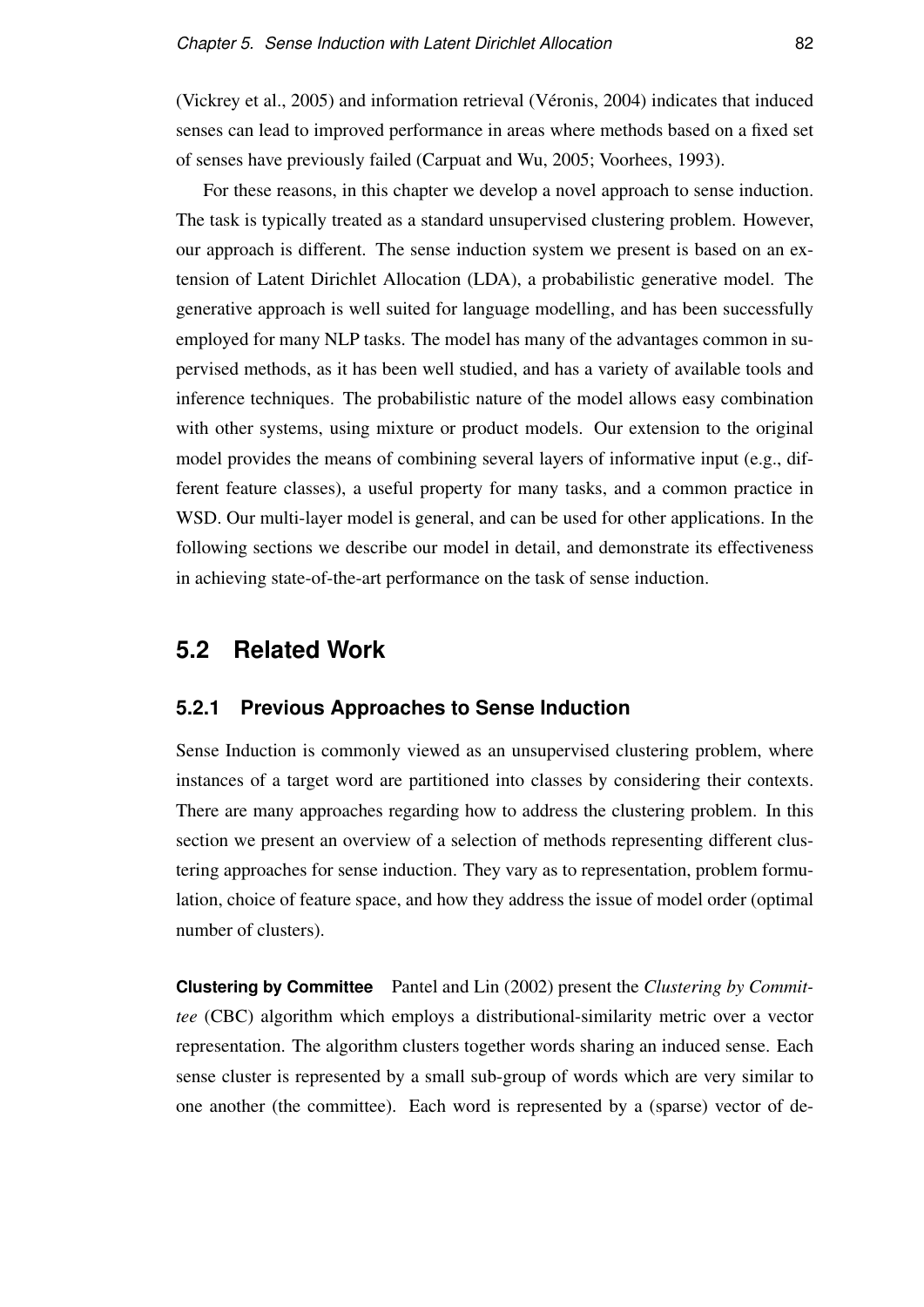(Vickrey et al., 2005) and information retrieval (Véronis, 2004) indicates that induced senses can lead to improved performance in areas where methods based on a fixed set of senses have previously failed (Carpuat and Wu, 2005; Voorhees, 1993).

For these reasons, in this chapter we develop a novel approach to sense induction. The task is typically treated as a standard unsupervised clustering problem. However, our approach is different. The sense induction system we present is based on an extension of Latent Dirichlet Allocation (LDA), a probabilistic generative model. The generative approach is well suited for language modelling, and has been successfully employed for many NLP tasks. The model has many of the advantages common in supervised methods, as it has been well studied, and has a variety of available tools and inference techniques. The probabilistic nature of the model allows easy combination with other systems, using mixture or product models. Our extension to the original model provides the means of combining several layers of informative input (e.g., different feature classes), a useful property for many tasks, and a common practice in WSD. Our multi-layer model is general, and can be used for other applications. In the following sections we describe our model in detail, and demonstrate its effectiveness in achieving state-of-the-art performance on the task of sense induction.

## 5.2 Related Work

### 5.2.1 Previous Approaches to Sense Induction

Sense Induction is commonly viewed as an unsupervised clustering problem, where instances of a target word are partitioned into classes by considering their contexts. There are many approaches regarding how to address the clustering problem. In this section we present an overview of a selection of methods representing different clustering approaches for sense induction. They vary as to representation, problem formulation, choice of feature space, and how they address the issue of model order (optimal number of clusters).

**Clustering by Committee** Pantel and Lin (2002) present the *Clustering by Committee* (CBC) algorithm which employs a distributional-similarity metric over a vector representation. The algorithm clusters together words sharing an induced sense. Each sense cluster is represented by a small sub-group of words which are very similar to one another (the committee). Each word is represented by a (sparse) vector of de-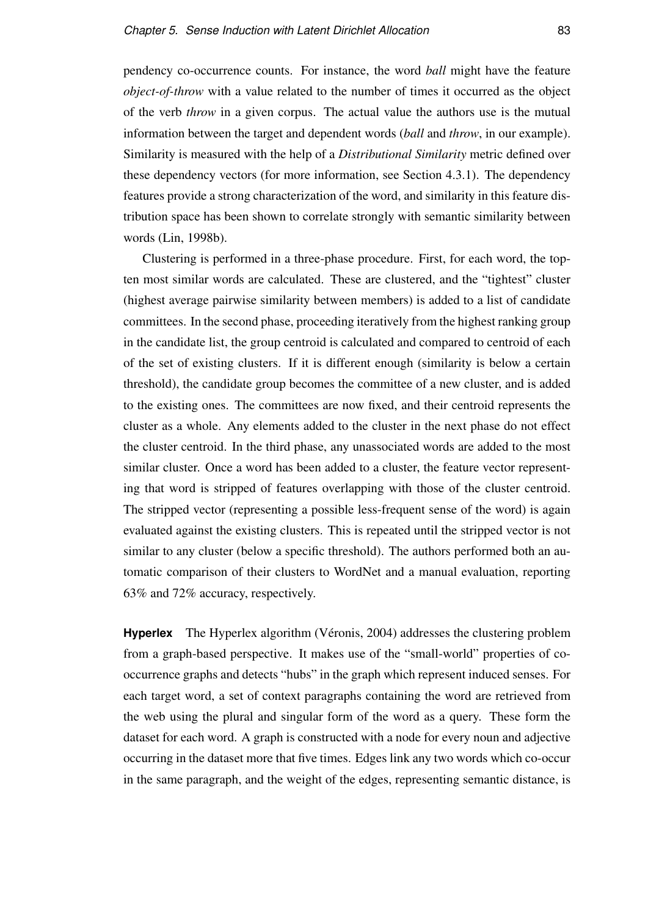pendency co-occurrence counts. For instance, the word *ball* might have the feature *object-of-throw* with a value related to the number of times it occurred as the object of the verb *throw* in a given corpus. The actual value the authors use is the mutual information between the target and dependent words (*ball* and *throw*, in our example). Similarity is measured with the help of a *Distributional Similarity* metric defined over these dependency vectors (for more information, see Section 4.3.1). The dependency features provide a strong characterization of the word, and similarity in this feature distribution space has been shown to correlate strongly with semantic similarity between words (Lin, 1998b).

Clustering is performed in a three-phase procedure. First, for each word, the top-ten most similar words are calculated. These are clustered, and the "tightest" cluster (highest average pairwise similarity between members) is added to a list of candidate committees. In the second phase, proceeding iteratively from the highest ranking group in the candidate list, the group centroid is calculated and compared to centroid of each of the set of existing clusters. If it is different enough (similarity is below a certain threshold), the candidate group becomes the committee of a new cluster, and is added to the existing ones. The committees are now fixed, and their centroid represents the cluster as a whole. Any elements added to the cluster in the next phase do not effect the cluster centroid. In the third phase, any unassociated words are added to the most similar cluster. Once a word has been added to a cluster, the feature vector representing that word is stripped of features overlapping with those of the cluster centroid. The stripped vector (representing a possible less-frequent sense of the word) is again evaluated against the existing clusters. This is repeated until the stripped vector is not similar to any cluster (below a specific threshold). The authors performed both an automatic comparison of their clusters to WordNet and a manual evaluation, reporting 63% and 72% accuracy, respectively.

**Hyperlex** The Hyperlex algorithm (Véronis, 2004) addresses the clustering problem from a graph-based perspective. It makes use of the "small-world" properties of co-occurrence graphs and detects "hubs" in the graph which represent induced senses. For each target word, a set of context paragraphs containing the word are retrieved from the web using the plural and singular form of the word as a query. These form the dataset for each word. A graph is constructed with a node for every noun and adjective occurring in the dataset more that five times. Edges link any two words which co-occur in the same paragraph, and the weight of the edges, representing semantic distance, is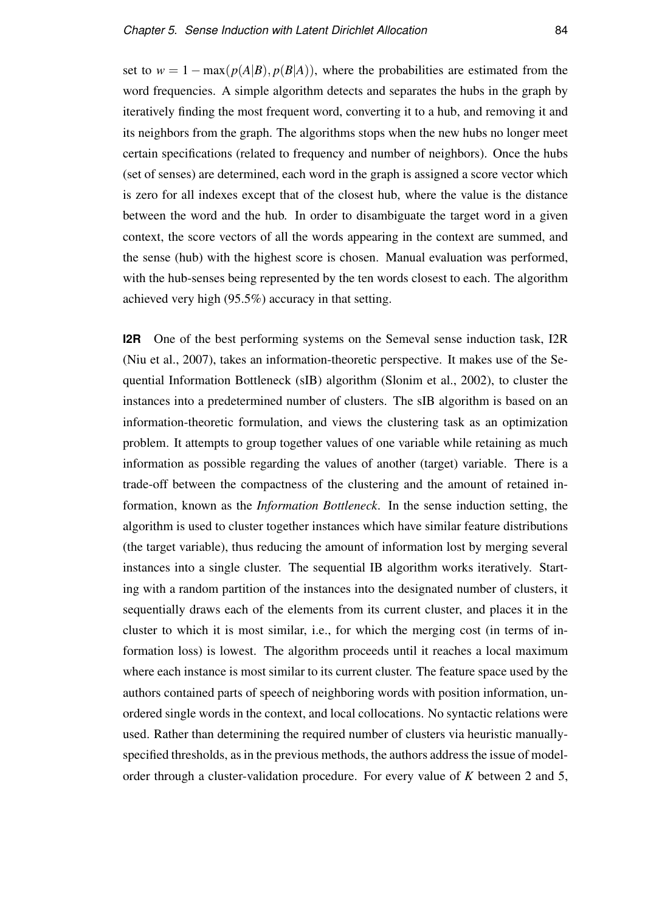set to $w = 1 - \max(p(A|B), p(B|A))$, where the probabilities are estimated from the word frequencies. A simple algorithm detects and separates the hubs in the graph by iteratively finding the most frequent word, converting it to a hub, and removing it and its neighbors from the graph. The algorithms stops when the new hubs no longer meet certain specifications (related to frequency and number of neighbors). Once the hubs (set of senses) are determined, each word in the graph is assigned a score vector which is zero for all indexes except that of the closest hub, where the value is the distance between the word and the hub. In order to disambiguate the target word in a given context, the score vectors of all the words appearing in the context are summed, and the sense (hub) with the highest score is chosen. Manual evaluation was performed, with the hub-senses being represented by the ten words closest to each. The algorithm achieved very high (95.5%) accuracy in that setting.

**I2R** One of the best performing systems on the Semeval sense induction task, I2R (Niu et al., 2007), takes an information-theoretic perspective. It makes use of the Sequential Information Bottleneck (sIB) algorithm (Slonim et al., 2002), to cluster the instances into a predetermined number of clusters. The sIB algorithm is based on an information-theoretic formulation, and views the clustering task as an optimization problem. It attempts to group together values of one variable while retaining as much information as possible regarding the values of another (target) variable. There is a trade-off between the compactness of the clustering and the amount of retained information, known as the *Information Bottleneck*. In the sense induction setting, the algorithm is used to cluster together instances which have similar feature distributions (the target variable), thus reducing the amount of information lost by merging several instances into a single cluster. The sequential IB algorithm works iteratively. Starting with a random partition of the instances into the designated number of clusters, it sequentially draws each of the elements from its current cluster, and places it in the cluster to which it is most similar, i.e., for which the merging cost (in terms of information loss) is lowest. The algorithm proceeds until it reaches a local maximum where each instance is most similar to its current cluster. The feature space used by the authors contained parts of speech of neighboring words with position information, unordered single words in the context, and local collocations. No syntactic relations were used. Rather than determining the required number of clusters via heuristic manually-specified thresholds, as in the previous methods, the authors address the issue of model-order through a cluster-validation procedure. For every value of $K$ between 2 and 5,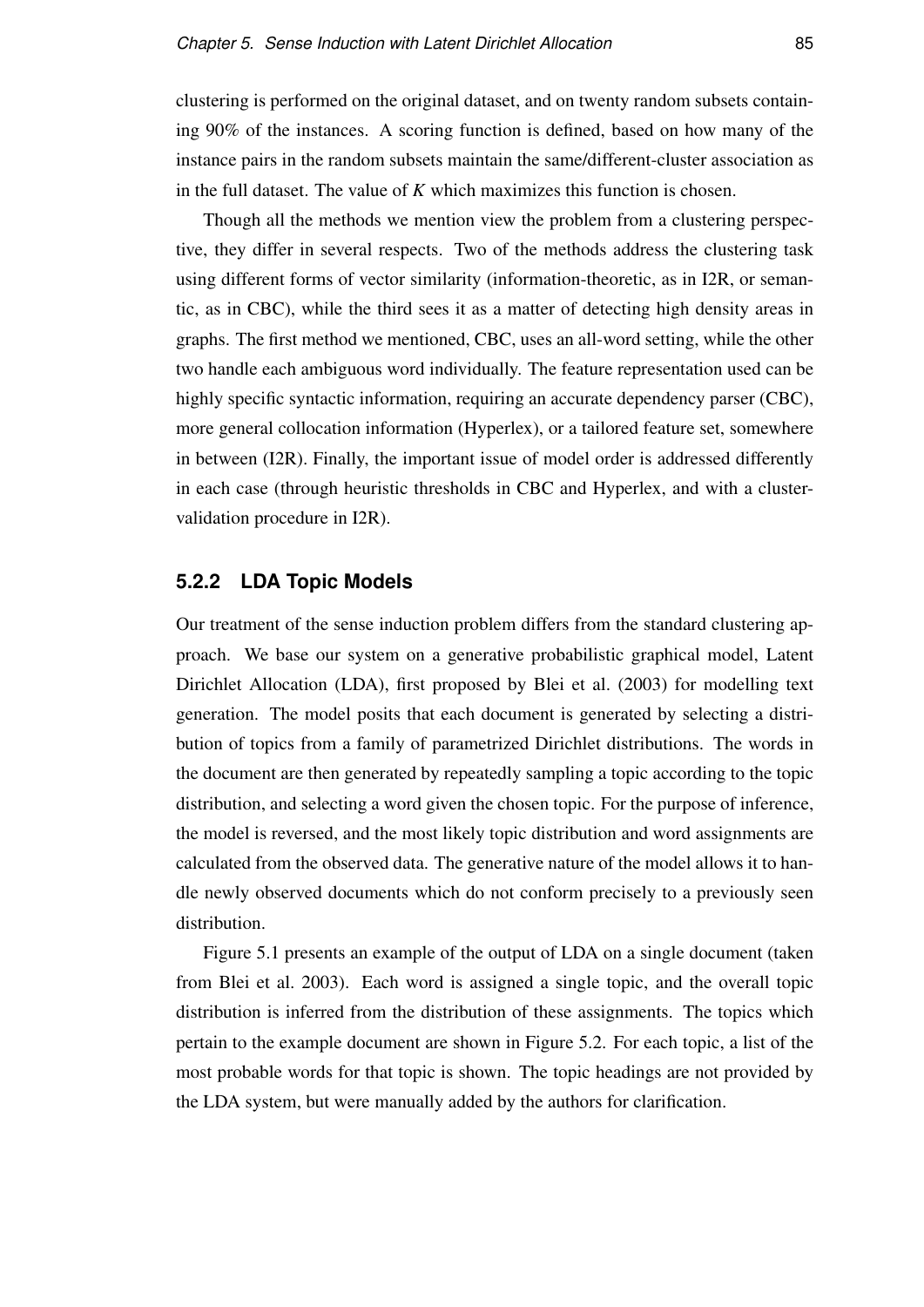clustering is performed on the original dataset, and on twenty random subsets containing 90% of the instances. A scoring function is defined, based on how many of the instance pairs in the random subsets maintain the same/different-cluster association as in the full dataset. The value of $K$ which maximizes this function is chosen.

Though all the methods we mention view the problem from a clustering perspective, they differ in several respects. Two of the methods address the clustering task using different forms of vector similarity (information-theoretic, as in I2R, or semantic, as in CBC), while the third sees it as a matter of detecting high density areas in graphs. The first method we mentioned, CBC, uses an all-word setting, while the other two handle each ambiguous word individually. The feature representation used can be highly specific syntactic information, requiring an accurate dependency parser (CBC), more general collocation information (Hyperlex), or a tailored feature set, somewhere in between (I2R). Finally, the important issue of model order is addressed differently in each case (through heuristic thresholds in CBC and Hyperlex, and with a cluster-validation procedure in I2R).

### 5.2.2 LDA Topic Models

Our treatment of the sense induction problem differs from the standard clustering approach. We base our system on a generative probabilistic graphical model, Latent Dirichlet Allocation (LDA), first proposed by Blei et al. (2003) for modelling text generation. The model posits that each document is generated by selecting a distribution of topics from a family of parametrized Dirichlet distributions. The words in the document are then generated by repeatedly sampling a topic according to the topic distribution, and selecting a word given the chosen topic. For the purpose of inference, the model is reversed, and the most likely topic distribution and word assignments are calculated from the observed data. The generative nature of the model allows it to handle newly observed documents which do not conform precisely to a previously seen distribution.

Figure 5.1 presents an example of the output of LDA on a single document (taken from Blei et al. 2003). Each word is assigned a single topic, and the overall topic distribution is inferred from the distribution of these assignments. The topics which pertain to the example document are shown in Figure 5.2. For each topic, a list of the most probable words for that topic is shown. The topic headings are not provided by the LDA system, but were manually added by the authors for clarification.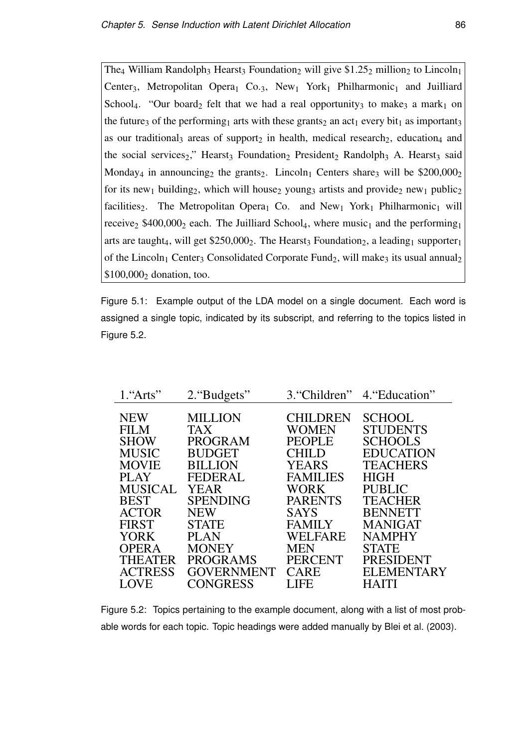The$_4$ William Randolph$_3$ Hearst$_3$ Foundation$_2$ will give \$1.25$_2$ million$_2$ to Lincoln$_1$ Center$_3$, Metropolitan Opera$_1$ Co.$_3$, New$_1$ York$_1$ Philharmonic$_1$ and Juilliard School$_4$. "Our board$_2$ felt that we had a real opportunity$_3$ to make$_3$ a mark$_1$ on the future$_3$ of the performing$_1$ arts with these grants$_2$ an act$_1$ every bit$_1$ as important$_3$ as our traditional$_3$ areas of support$_2$ in health, medical research$_2$, education$_4$ and the social services$_2$," Hearst$_3$ Foundation$_2$ President$_2$ Randolph$_3$ A. Hearst$_3$ said Monday$_4$ in announcing$_2$ the grants$_2$. Lincoln$_1$ Centers share$_3$ will be \$200,000$_2$ for its new$_1$ building$_2$, which will house$_2$ young$_3$ artists and provide$_2$ new$_1$ public$_2$ facilities$_2$. The Metropolitan Opera$_1$ Co. and New$_1$ York$_1$ Philharmonic$_1$ will receive$_2$ \$400,000$_2$ each. The Juilliard School$_4$, where music$_1$ and the performing$_1$ arts are taught$_4$, will get \$250,000$_2$. The Hearst$_3$ Foundation$_2$, a leading$_1$ supporter$_1$ of the Lincoln$_1$ Center$_3$ Consolidated Corporate Fund$_2$, will make$_3$ its usual annual$_2$ \$100,000$_2$ donation, too.

Figure 5.1: Example output of the LDA model on a single document. Each word is assigned a single topic, indicated by its subscript, and referring to the topics listed in Figure 5.2.

| 1."Arts" | 2."Budgets" | 3."Children" | 4."Education" |
|---|---|---|---|
| NEW | MILLION | CHILDREN | SCHOOL |
| FILM | TAX | WOMEN | STUDENTS |
| SHOW | PROGRAM | PEOPLE | SCHOOLS |
| MUSIC | BUDGET | CHILD | EDUCATION |
| MOVIE | BILLION | YEARS | TEACHERS |
| PLAY | FEDERAL | FAMILIES | HIGH |
| MUSICAL | YEAR | WORK | PUBLIC |
| BEST | SPENDING | PARENTS | TEACHER |
| ACTOR | NEW | SAYS | BENNETT |
| FIRST | STATE | FAMILY | MANIGAT |
| YORK | PLAN | WELFARE | NAMPHY |
| OPERA | MONEY | MEN | STATE |
| THEATER | PROGRAMS | PERCENT | PRESIDENT |
| ACTRESS | GOVERNMENT | CARE | ELEMENTARY |
| LOVE | CONGRESS | LIFE | HAITI |

Figure 5.2: Topics pertaining to the example document, along with a list of most probable words for each topic. Topic headings were added manually by Blei et al. (2003).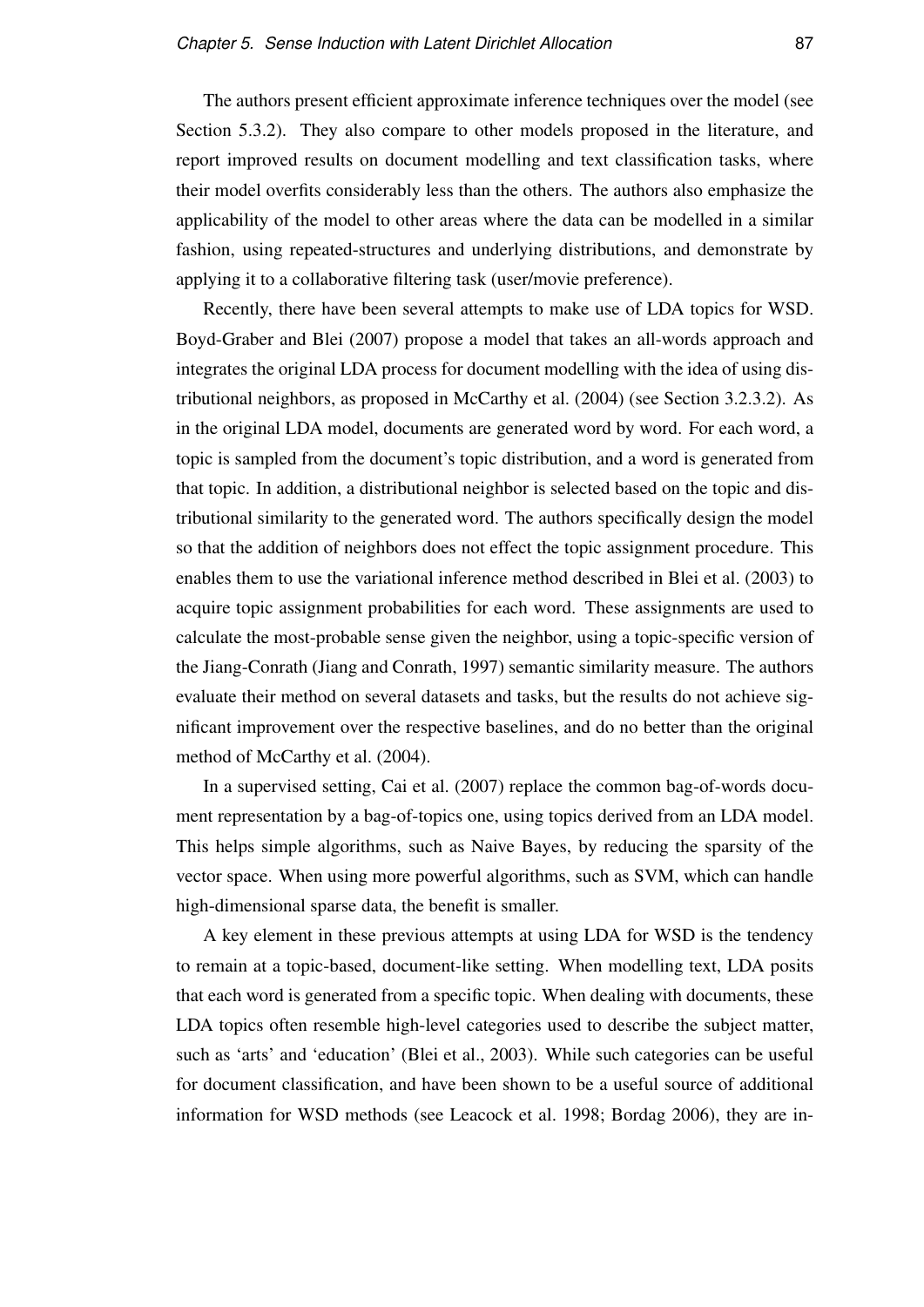The authors present efficient approximate inference techniques over the model (see Section 5.3.2). They also compare to other models proposed in the literature, and report improved results on document modelling and text classification tasks, where their model overfits considerably less than the others. The authors also emphasize the applicability of the model to other areas where the data can be modelled in a similar fashion, using repeated-structures and underlying distributions, and demonstrate by applying it to a collaborative filtering task (user/movie preference).

Recently, there have been several attempts to make use of LDA topics for WSD. Boyd-Graber and Blei (2007) propose a model that takes an all-words approach and integrates the original LDA process for document modelling with the idea of using distributional neighbors, as proposed in McCarthy et al. (2004) (see Section 3.2.3.2). As in the original LDA model, documents are generated word by word. For each word, a topic is sampled from the document's topic distribution, and a word is generated from that topic. In addition, a distributional neighbor is selected based on the topic and distributional similarity to the generated word. The authors specifically design the model so that the addition of neighbors does not effect the topic assignment procedure. This enables them to use the variational inference method described in Blei et al. (2003) to acquire topic assignment probabilities for each word. These assignments are used to calculate the most-probable sense given the neighbor, using a topic-specific version of the Jiang-Conrath (Jiang and Conrath, 1997) semantic similarity measure. The authors evaluate their method on several datasets and tasks, but the results do not achieve significant improvement over the respective baselines, and do no better than the original method of McCarthy et al. (2004).

In a supervised setting, Cai et al. (2007) replace the common bag-of-words document representation by a bag-of-topics one, using topics derived from an LDA model. This helps simple algorithms, such as Naive Bayes, by reducing the sparsity of the vector space. When using more powerful algorithms, such as SVM, which can handle high-dimensional sparse data, the benefit is smaller.

A key element in these previous attempts at using LDA for WSD is the tendency to remain at a topic-based, document-like setting. When modelling text, LDA posits that each word is generated from a specific topic. When dealing with documents, these LDA topics often resemble high-level categories used to describe the subject matter, such as 'arts' and 'education' (Blei et al., 2003). While such categories can be useful for document classification, and have been shown to be a useful source of additional information for WSD methods (see Leacock et al. 1998; Bordag 2006), they are in-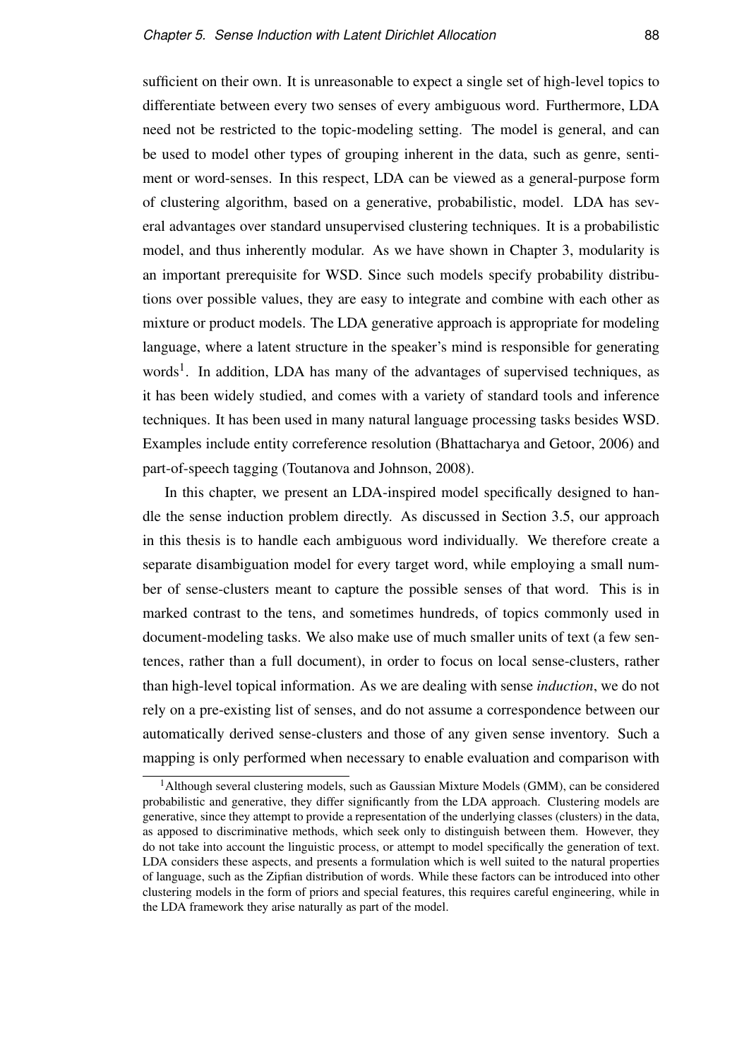sufficient on their own. It is unreasonable to expect a single set of high-level topics to differentiate between every two senses of every ambiguous word. Furthermore, LDA need not be restricted to the topic-modeling setting. The model is general, and can be used to model other types of grouping inherent in the data, such as genre, sentiment or word-senses. In this respect, LDA can be viewed as a general-purpose form of clustering algorithm, based on a generative, probabilistic, model. LDA has several advantages over standard unsupervised clustering techniques. It is a probabilistic model, and thus inherently modular. As we have shown in Chapter 3, modularity is an important prerequisite for WSD. Since such models specify probability distributions over possible values, they are easy to integrate and combine with each other as mixture or product models. The LDA generative approach is appropriate for modeling language, where a latent structure in the speaker's mind is responsible for generating words[1]. In addition, LDA has many of the advantages of supervised techniques, as it has been widely studied, and comes with a variety of standard tools and inference techniques. It has been used in many natural language processing tasks besides WSD. Examples include entity correference resolution (Bhattacharya and Getoor, 2006) and part-of-speech tagging (Toutanova and Johnson, 2008).

In this chapter, we present an LDA-inspired model specifically designed to handle the sense induction problem directly. As discussed in Section 3.5, our approach in this thesis is to handle each ambiguous word individually. We therefore create a separate disambiguation model for every target word, while employing a small number of sense-clusters meant to capture the possible senses of that word. This is in marked contrast to the tens, and sometimes hundreds, of topics commonly used in document-modeling tasks. We also make use of much smaller units of text (a few sentences, rather than a full document), in order to focus on local sense-clusters, rather than high-level topical information. As we are dealing with sense *induction*, we do not rely on a pre-existing list of senses, and do not assume a correspondence between our automatically derived sense-clusters and those of any given sense inventory. Such a mapping is only performed when necessary to enable evaluation and comparison with

[1] Although several clustering models, such as Gaussian Mixture Models (GMM), can be considered probabilistic and generative, they differ significantly from the LDA approach. Clustering models are generative, since they attempt to provide a representation of the underlying classes (clusters) in the data, as apposed to discriminative methods, which seek only to distinguish between them. However, they do not take into account the linguistic process, or attempt to model specifically the generation of text. LDA considers these aspects, and presents a formulation which is well suited to the natural properties of language, such as the Zipfian distribution of words. While these factors can be introduced into other clustering models in the form of priors and special features, this requires careful engineering, while in the LDA framework they arise naturally as part of the model.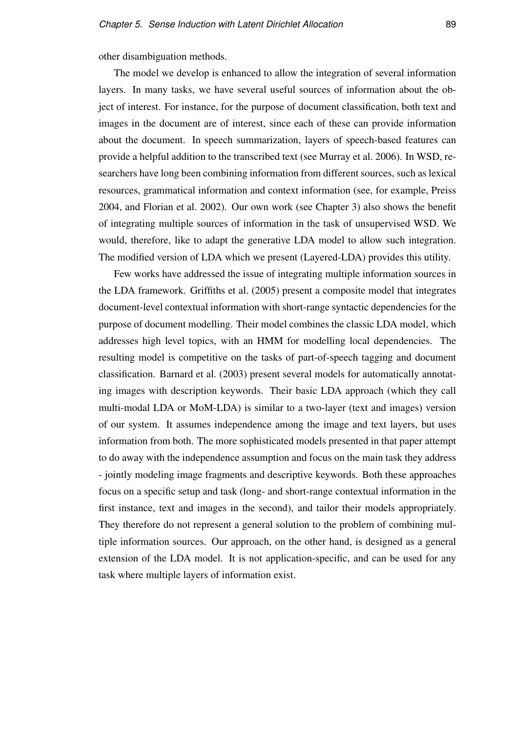other disambiguation methods.

The model we develop is enhanced to allow the integration of several information layers. In many tasks, we have several useful sources of information about the object of interest. For instance, for the purpose of document classification, both text and images in the document are of interest, since each of these can provide information about the document. In speech summarization, layers of speech-based features can provide a helpful addition to the transcribed text (see Murray et al. 2006). In WSD, researchers have long been combining information from different sources, such as lexical resources, grammatical information and context information (see, for example, Preiss 2004, and Florian et al. 2002). Our own work (see Chapter 3) also shows the benefit of integrating multiple sources of information in the task of unsupervised WSD. We would, therefore, like to adapt the generative LDA model to allow such integration. The modified version of LDA which we present (Layered-LDA) provides this utility.

Few works have addressed the issue of integrating multiple information sources in the LDA framework. Griffiths et al. (2005) present a composite model that integrates document-level contextual information with short-range syntactic dependencies for the purpose of document modelling. Their model combines the classic LDA model, which addresses high level topics, with an HMM for modelling local dependencies. The resulting model is competitive on the tasks of part-of-speech tagging and document classification. Barnard et al. (2003) present several models for automatically annotating images with description keywords. Their basic LDA approach (which they call multi-modal LDA or MoM-LDA) is similar to a two-layer (text and images) version of our system. It assumes independence among the image and text layers, but uses information from both. The more sophisticated models presented in that paper attempt to do away with the independence assumption and focus on the main task they address - jointly modeling image fragments and descriptive keywords. Both these approaches focus on a specific setup and task (long- and short-range contextual information in the first instance, text and images in the second), and tailor their models appropriately. They therefore do not represent a general solution to the problem of combining multiple information sources. Our approach, on the other hand, is designed as a general extension of the LDA model. It is not application-specific, and can be used for any task where multiple layers of information exist.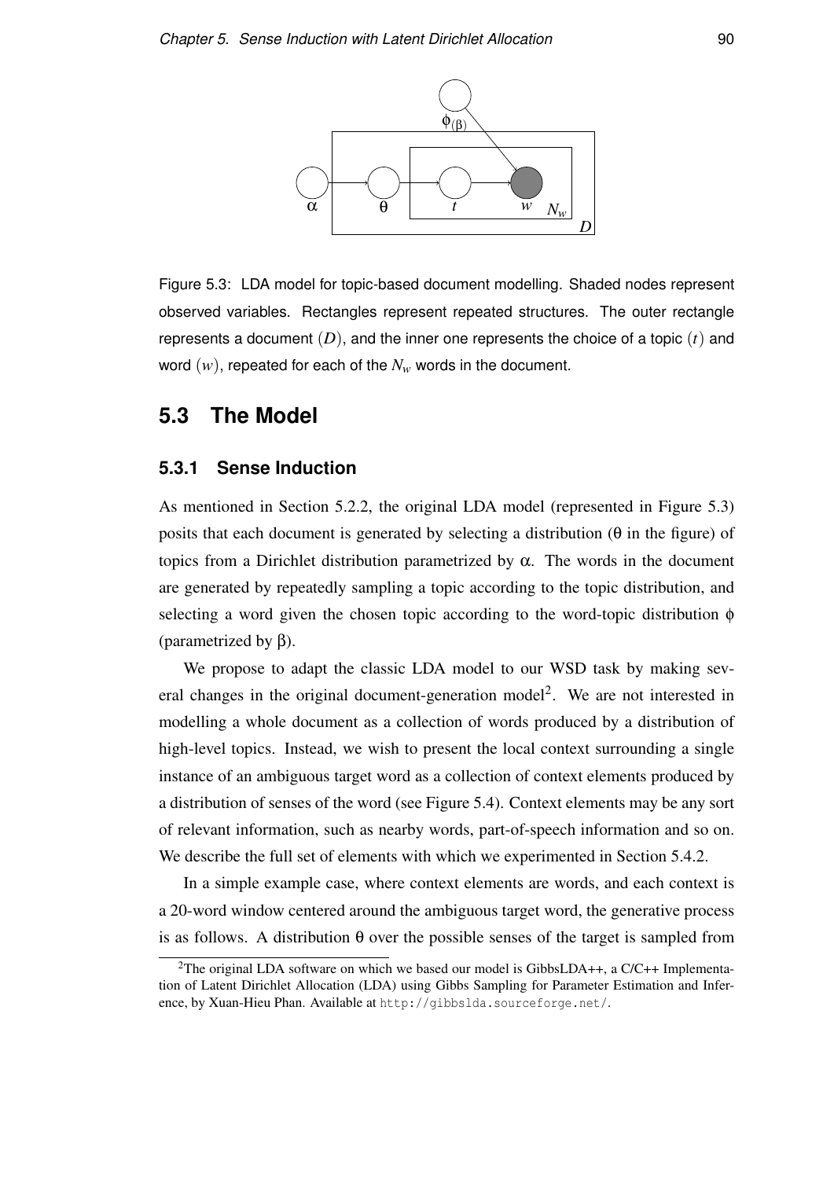Figure 5.3: LDA model for topic-based document modelling. Shaded nodes represent observed variables. Rectangles represent repeated structures. The outer rectangle represents a document $(D)$, and the inner one represents the choice of a topic $(t)$ and word $(w)$, repeated for each of the $N_w$ words in the document.

## 5.3 The Model

### 5.3.1 Sense Induction

As mentioned in Section 5.2.2, the original LDA model (represented in Figure 5.3) posits that each document is generated by selecting a distribution ($\theta$ in the figure) of topics from a Dirichlet distribution parametrized by $\alpha$. The words in the document are generated by repeatedly sampling a topic according to the topic distribution, and selecting a word given the chosen topic according to the word-topic distribution $\phi$ (parametrized by $\beta$).

We propose to adapt the classic LDA model to our WSD task by making several changes in the original document-generation model[2]. We are not interested in modelling a whole document as a collection of words produced by a distribution of high-level topics. Instead, we wish to present the local context surrounding a single instance of an ambiguous target word as a collection of context elements produced by a distribution of senses of the word (see Figure 5.4). Context elements may be any sort of relevant information, such as nearby words, part-of-speech information and so on. We describe the full set of elements with which we experimented in Section 5.4.2.

In a simple example case, where context elements are words, and each context is a 20-word window centered around the ambiguous target word, the generative process is as follows. A distribution $\theta$ over the possible senses of the target is sampled from

[2]The original LDA software on which we based our model is GibbsLDA++, a C/C++ Implementation of Latent Dirichlet Allocation (LDA) using Gibbs Sampling for Parameter Estimation and Inference, by Xuan-Hieu Phan. Available at `http://gibbslda.sourceforge.net/`.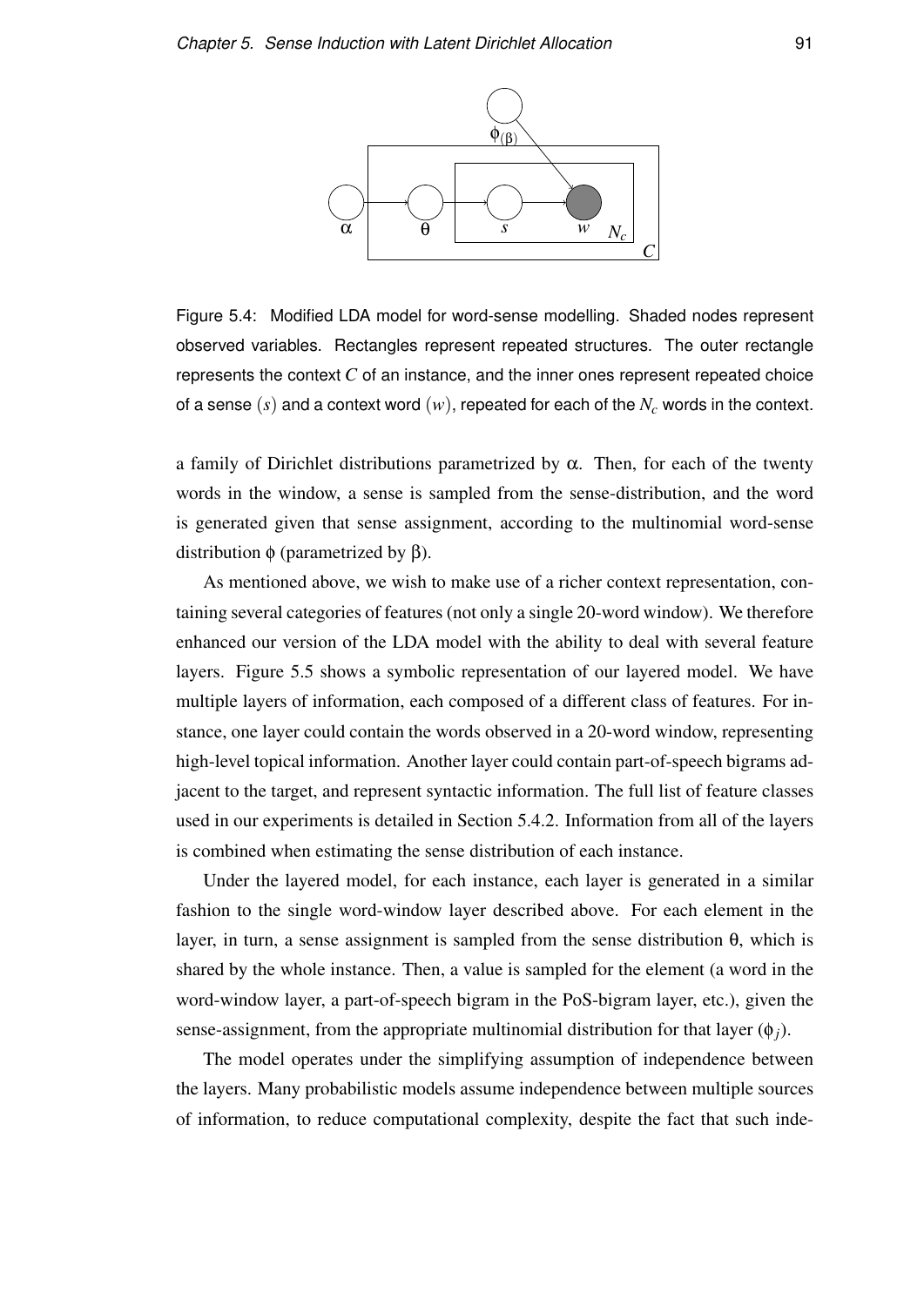Figure 5.4: Modified LDA model for word-sense modelling. Shaded nodes represent observed variables. Rectangles represent repeated structures. The outer rectangle represents the context $C$ of an instance, and the inner ones represent repeated choice of a sense $(s)$ and a context word $(w)$, repeated for each of the $N_c$ words in the context.

a family of Dirichlet distributions parametrized by $\alpha$. Then, for each of the twenty words in the window, a sense is sampled from the sense-distribution, and the word is generated given that sense assignment, according to the multinomial word-sense distribution $\phi$ (parametrized by $\beta$).

As mentioned above, we wish to make use of a richer context representation, containing several categories of features (not only a single 20-word window). We therefore enhanced our version of the LDA model with the ability to deal with several feature layers. Figure 5.5 shows a symbolic representation of our layered model. We have multiple layers of information, each composed of a different class of features. For instance, one layer could contain the words observed in a 20-word window, representing high-level topical information. Another layer could contain part-of-speech bigrams adjacent to the target, and represent syntactic information. The full list of feature classes used in our experiments is detailed in Section 5.4.2. Information from all of the layers is combined when estimating the sense distribution of each instance.

Under the layered model, for each instance, each layer is generated in a similar fashion to the single word-window layer described above. For each element in the layer, in turn, a sense assignment is sampled from the sense distribution $\theta$, which is shared by the whole instance. Then, a value is sampled for the element (a word in the word-window layer, a part-of-speech bigram in the PoS-bigram layer, etc.), given the sense-assignment, from the appropriate multinomial distribution for that layer ($\phi_j$).

The model operates under the simplifying assumption of independence between the layers. Many probabilistic models assume independence between multiple sources of information, to reduce computational complexity, despite the fact that such inde-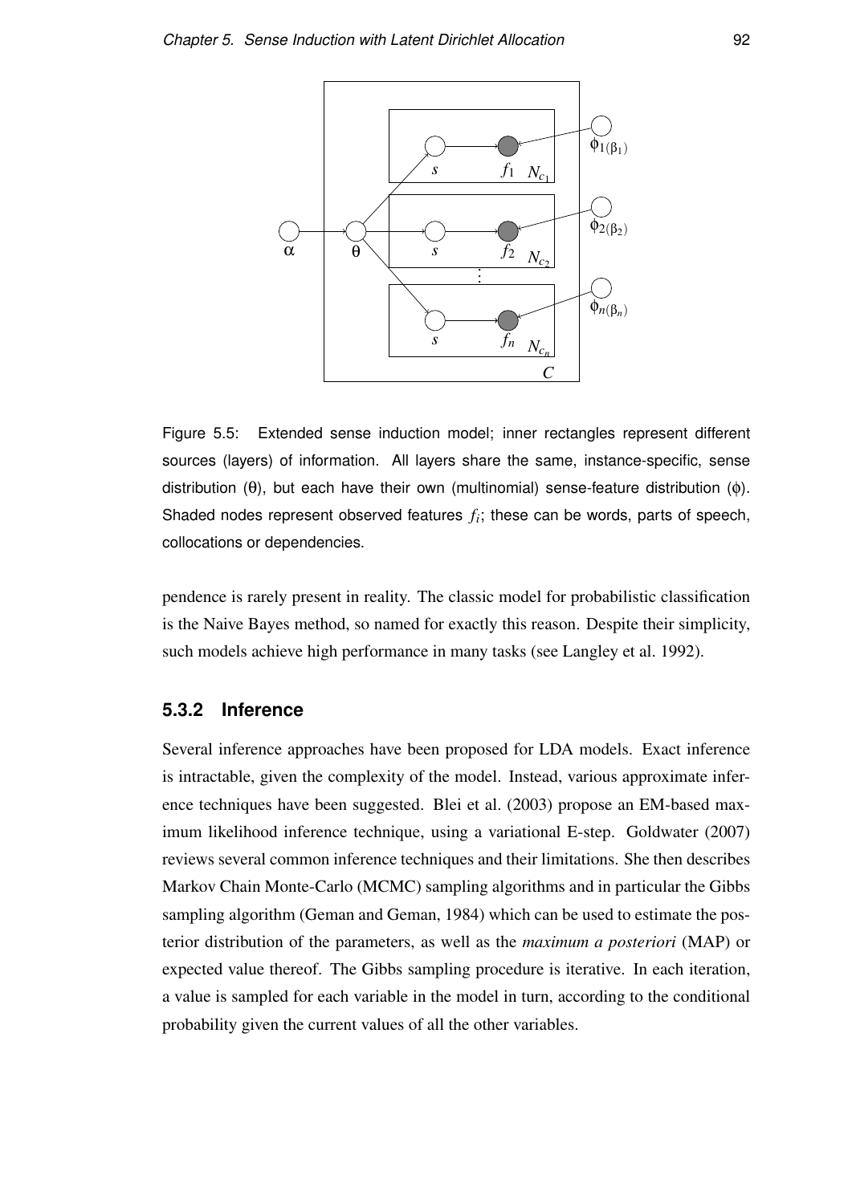Figure 5.5: Extended sense induction model; inner rectangles represent different sources (layers) of information. All layers share the same, instance-specific, sense distribution ($\theta$), but each have their own (multinomial) sense-feature distribution ($\phi$). Shaded nodes represent observed features $f_i$; these can be words, parts of speech, collocations or dependencies.

pendence is rarely present in reality. The classic model for probabilistic classification is the Naive Bayes method, so named for exactly this reason. Despite their simplicity, such models achieve high performance in many tasks (see Langley et al. 1992).

### 5.3.2 Inference

Several inference approaches have been proposed for LDA models. Exact inference is intractable, given the complexity of the model. Instead, various approximate inference techniques have been suggested. Blei et al. (2003) propose an EM-based maximum likelihood inference technique, using a variational E-step. Goldwater (2007) reviews several common inference techniques and their limitations. She then describes Markov Chain Monte-Carlo (MCMC) sampling algorithms and in particular the Gibbs sampling algorithm (Geman and Geman, 1984) which can be used to estimate the posterior distribution of the parameters, as well as the *maximum a posteriori* (MAP) or expected value thereof. The Gibbs sampling procedure is iterative. In each iteration, a value is sampled for each variable in the model in turn, according to the conditional probability given the current values of all the other variables.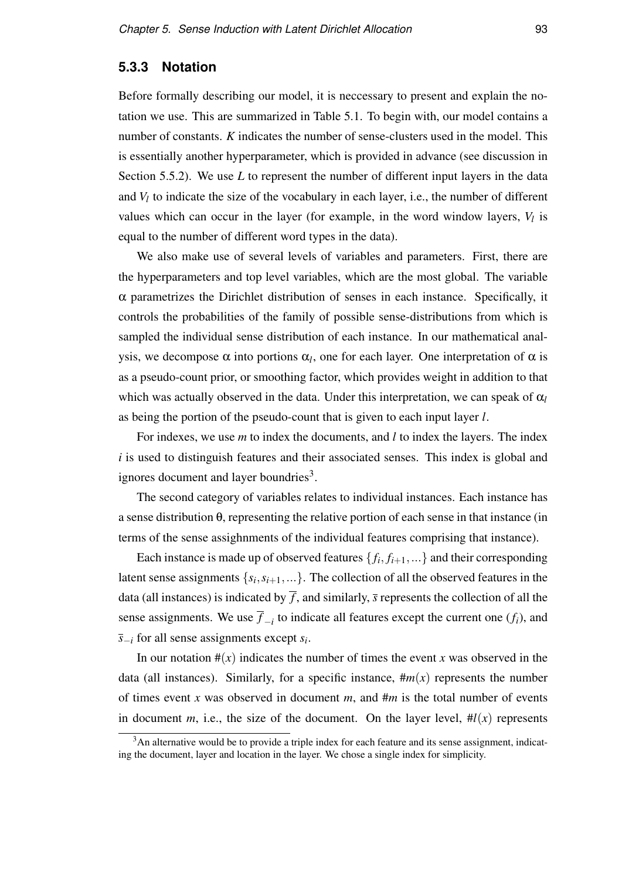### 5.3.3 Notation

Before formally describing our model, it is neccessary to present and explain the notation we use. This are summarized in Table 5.1. To begin with, our model contains a number of constants. $K$ indicates the number of sense-clusters used in the model. This is essentially another hyperparameter, which is provided in advance (see discussion in Section 5.5.2). We use $L$ to represent the number of different input layers in the data and $V_l$ to indicate the size of the vocabulary in each layer, i.e., the number of different values which can occur in the layer (for example, in the word window layers, $V_l$ is equal to the number of different word types in the data).

We also make use of several levels of variables and parameters. First, there are the hyperparameters and top level variables, which are the most global. The variable $\alpha$ parametrizes the Dirichlet distribution of senses in each instance. Specifically, it controls the probabilities of the family of possible sense-distributions from which is sampled the individual sense distribution of each instance. In our mathematical analysis, we decompose $\alpha$ into portions $\alpha_l$, one for each layer. One interpretation of $\alpha$ is as a pseudo-count prior, or smoothing factor, which provides weight in addition to that which was actually observed in the data. Under this interpretation, we can speak of $\alpha_l$ as being the portion of the pseudo-count that is given to each input layer $l$.

For indexes, we use $m$ to index the documents, and $l$ to index the layers. The index $i$ is used to distinguish features and their associated senses. This index is global and ignores document and layer boundries[3].

The second category of variables relates to individual instances. Each instance has a sense distribution $\theta$, representing the relative portion of each sense in that instance (in terms of the sense assighnments of the individual features comprising that instance).

Each instance is made up of observed features $\{f_i, f_{i+1}, \ldots\}$ and their corresponding latent sense assignments $\{s_i, s_{i+1}, \ldots\}$. The collection of all the observed features in the data (all instances) is indicated by $\overline{f}$, and similarly, $\overline{s}$ represents the collection of all the sense assignments. We use $\overline{f}_{-i}$ to indicate all features except the current one ($f_i$), and $\overline{s}_{-i}$ for all sense assignments except $s_i$.

In our notation $\#(x)$ indicates the number of times the event $x$ was observed in the data (all instances). Similarly, for a specific instance, $\#m(x)$ represents the number of times event $x$ was observed in document $m$, and $\#m$ is the total number of events in document $m$, i.e., the size of the document. On the layer level, $\#l(x)$ represents

[3]An alternative would be to provide a triple index for each feature and its sense assignment, indicating the document, layer and location in the layer. We chose a single index for simplicity.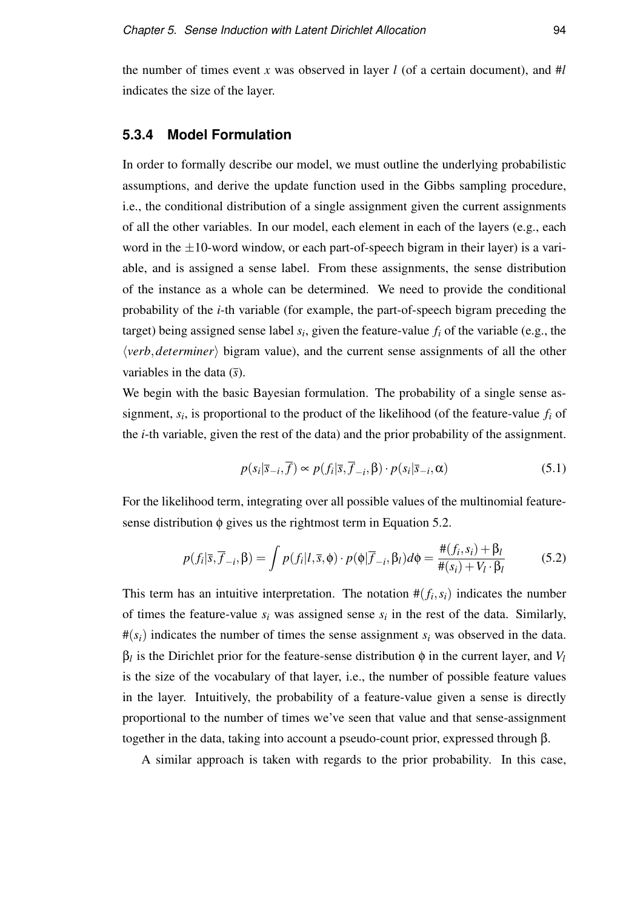the number of times event $x$ was observed in layer $l$ (of a certain document), and $\#l$ indicates the size of the layer.

### 5.3.4 Model Formulation

In order to formally describe our model, we must outline the underlying probabilistic assumptions, and derive the update function used in the Gibbs sampling procedure, i.e., the conditional distribution of a single assignment given the current assignments of all the other variables. In our model, each element in each of the layers (e.g., each word in the $\pm 10$-word window, or each part-of-speech bigram in their layer) is a variable, and is assigned a sense label. From these assignments, the sense distribution of the instance as a whole can be determined. We need to provide the conditional probability of the $i$-th variable (for example, the part-of-speech bigram preceding the target) being assigned sense label $s_i$, given the feature-value $f_i$ of the variable (e.g., the $\langle verb, determiner \rangle$ bigram value), and the current sense assignments of all the other variables in the data ($\overline{s}$).

We begin with the basic Bayesian formulation. The probability of a single sense assignment, $s_i$, is proportional to the product of the likelihood (of the feature-value $f_i$ of the $i$-th variable, given the rest of the data) and the prior probability of the assignment.

$$p(s_i|\overline{s}_{-i}, \overline{f}) \propto p(f_i|\overline{s}, \overline{f}_{-i}, \beta) \cdot p(s_i|\overline{s}_{-i}, \alpha) \tag{5.1}$$

For the likelihood term, integrating over all possible values of the multinomial feature-sense distribution $\phi$ gives us the rightmost term in Equation 5.2.

$$p(f_i|\overline{s}, \overline{f}_{-i}, \beta) = \int p(f_i|l, \overline{s}, \phi) \cdot p(\phi|\overline{f}_{-i}, \beta_l) d\phi = \frac{\#(f_i, s_i) + \beta_l}{\#(s_i) + V_l \cdot \beta_l} \tag{5.2}$$

This term has an intuitive interpretation. The notation $\#(f_i, s_i)$ indicates the number of times the feature-value $s_i$ was assigned sense $s_i$ in the rest of the data. Similarly, $\#(s_i)$ indicates the number of times the sense assignment $s_i$ was observed in the data. $\beta_l$ is the Dirichlet prior for the feature-sense distribution $\phi$ in the current layer, and $V_l$ is the size of the vocabulary of that layer, i.e., the number of possible feature values in the layer. Intuitively, the probability of a feature-value given a sense is directly proportional to the number of times we've seen that value and that sense-assignment together in the data, taking into account a pseudo-count prior, expressed through $\beta$.

A similar approach is taken with regards to the prior probability. In this case,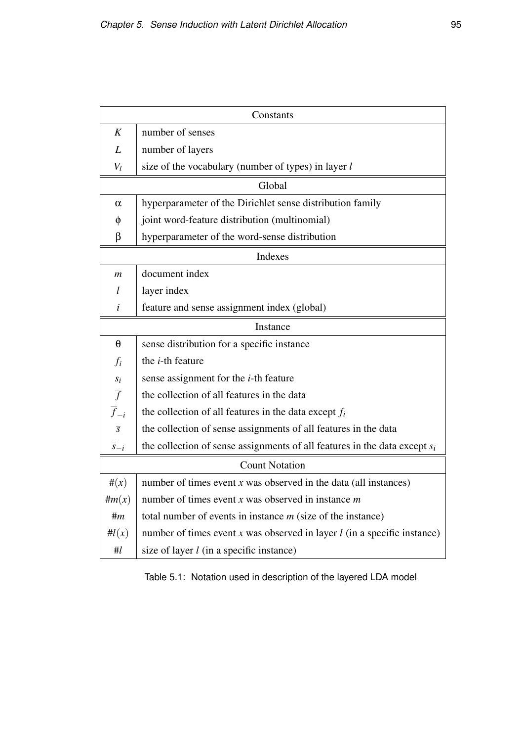| Constants | |
|---|---|
| $K$ | number of senses |
| $L$ | number of layers |
| $V_l$ | size of the vocabulary (number of types) in layer $l$ |
| **Global** | |
| $\alpha$ | hyperparameter of the Dirichlet sense distribution family |
| $\phi$ | joint word-feature distribution (multinomial) |
| $\beta$ | hyperparameter of the word-sense distribution |
| **Indexes** | |
| $m$ | document index |
| $l$ | layer index |
| $i$ | feature and sense assignment index (global) |
| **Instance** | |
| $\theta$ | sense distribution for a specific instance |
| $f_i$ | the $i$-th feature |
| $s_i$ | sense assignment for the $i$-th feature |
| $\overline{f}$ | the collection of all features in the data |
| $\overline{f}_{-i}$ | the collection of all features in the data except $f_i$ |
| $\overline{s}$ | the collection of sense assignments of all features in the data |
| $\overline{s}_{-i}$ | the collection of sense assignments of all features in the data except $s_i$ |
| **Count Notation** | |
| $\#(x)$ | number of times event $x$ was observed in the data (all instances) |
| $\#m(x)$ | number of times event $x$ was observed in instance $m$ |
| $\#m$ | total number of events in instance $m$ (size of the instance) |
| $\#l(x)$ | number of times event $x$ was observed in layer $l$ (in a specific instance) |
| $\#l$ | size of layer $l$ (in a specific instance) |

Table 5.1: Notation used in description of the layered LDA model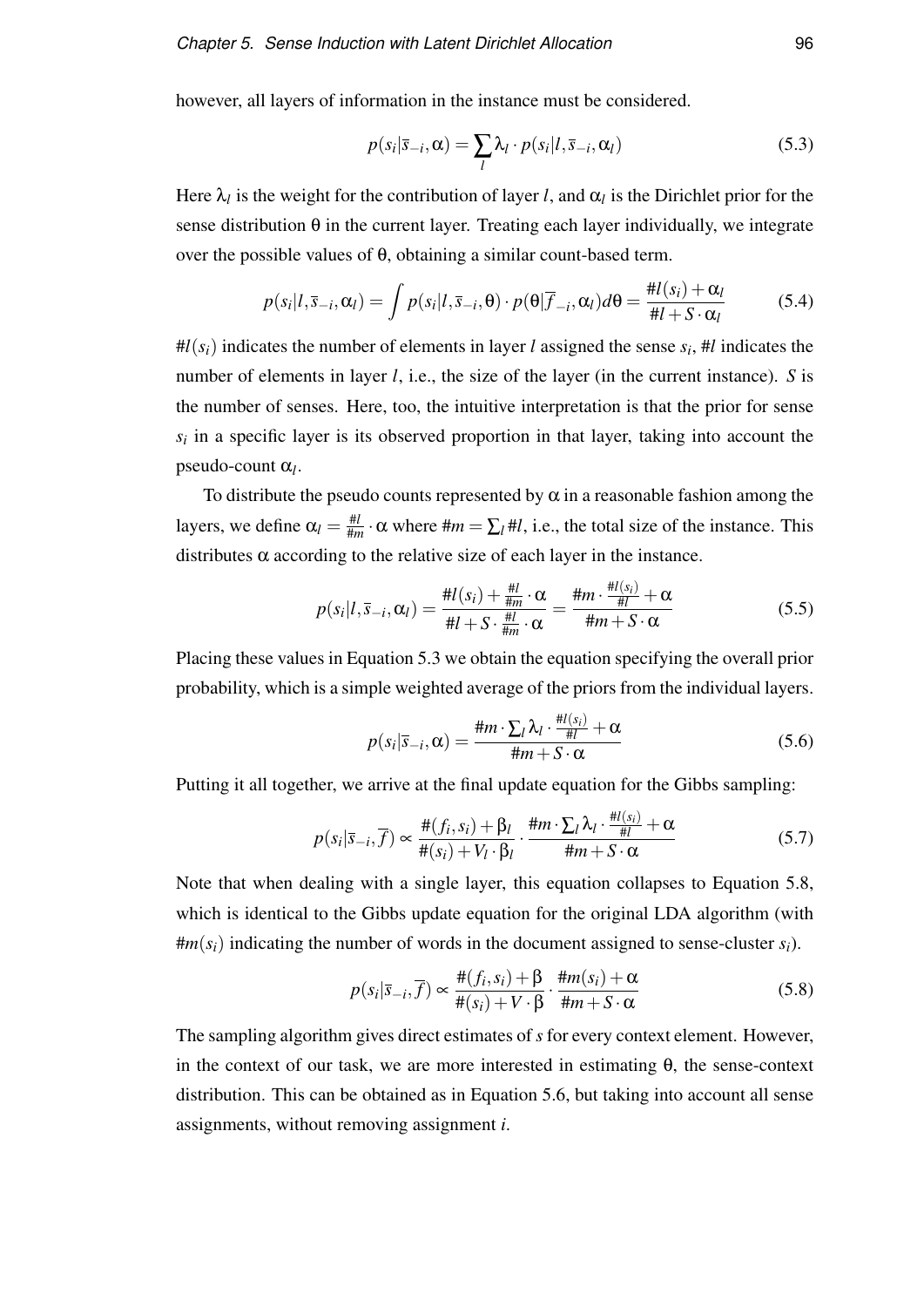however, all layers of information in the instance must be considered.

$$p(s_i|\overline{s}_{-i},\alpha) = \sum_l \lambda_l \cdot p(s_i|l,\overline{s}_{-i},\alpha_l) \tag{5.3}$$

Here $\lambda_l$ is the weight for the contribution of layer $l$, and $\alpha_l$ is the Dirichlet prior for the sense distribution $\theta$ in the current layer. Treating each layer individually, we integrate over the possible values of $\theta$, obtaining a similar count-based term.

$$p(s_i|l,\overline{s}_{-i},\alpha_l) = \int p(s_i|l,\overline{s}_{-i},\theta) \cdot p(\theta|\overline{f}_{-i},\alpha_l)d\theta = \frac{\#l(s_i)+\alpha_l}{\#l+S\cdot\alpha_l} \tag{5.4}$$

$\#l(s_i)$ indicates the number of elements in layer $l$ assigned the sense $s_i$, $\#l$ indicates the number of elements in layer $l$, i.e., the size of the layer (in the current instance). $S$ is the number of senses. Here, too, the intuitive interpretation is that the prior for sense $s_i$ in a specific layer is its observed proportion in that layer, taking into account the pseudo-count $\alpha_l$.

To distribute the pseudo counts represented by $\alpha$ in a reasonable fashion among the layers, we define $\alpha_l = \frac{\#l}{\#m} \cdot \alpha$ where $\#m = \sum_l \#l$, i.e., the total size of the instance. This distributes $\alpha$ according to the relative size of each layer in the instance.

$$p(s_i|l,\overline{s}_{-i},\alpha_l) = \frac{\#l(s_i)+\frac{\#l}{\#m}\cdot\alpha}{\#l+S\cdot\frac{\#l}{\#m}\cdot\alpha} = \frac{\#m\cdot\frac{\#l(s_i)}{\#l}+\alpha}{\#m+S\cdot\alpha} \tag{5.5}$$

Placing these values in Equation 5.3 we obtain the equation specifying the overall prior probability, which is a simple weighted average of the priors from the individual layers.

$$p(s_i|\overline{s}_{-i},\alpha) = \frac{\#m\cdot\sum_l \lambda_l\cdot\frac{\#l(s_i)}{\#l}+\alpha}{\#m+S\cdot\alpha} \tag{5.6}$$

Putting it all together, we arrive at the final update equation for the Gibbs sampling:

$$p(s_i|\overline{s}_{-i},\overline{f}) \propto \frac{\#(f_i,s_i)+\beta_l}{\#(s_i)+V_l\cdot\beta_l} \cdot \frac{\#m\cdot\sum_l \lambda_l\cdot\frac{\#l(s_i)}{\#l}+\alpha}{\#m+S\cdot\alpha} \tag{5.7}$$

Note that when dealing with a single layer, this equation collapses to Equation 5.8, which is identical to the Gibbs update equation for the original LDA algorithm (with $\#m(s_i)$ indicating the number of words in the document assigned to sense-cluster $s_i$).

$$p(s_i|\overline{s}_{-i},\overline{f}) \propto \frac{\#(f_i,s_i)+\beta}{\#(s_i)+V\cdot\beta} \cdot \frac{\#m(s_i)+\alpha}{\#m+S\cdot\alpha} \tag{5.8}$$

The sampling algorithm gives direct estimates of $s$ for every context element. However, in the context of our task, we are more interested in estimating $\theta$, the sense-context distribution. This can be obtained as in Equation 5.6, but taking into account all sense assignments, without removing assignment $i$.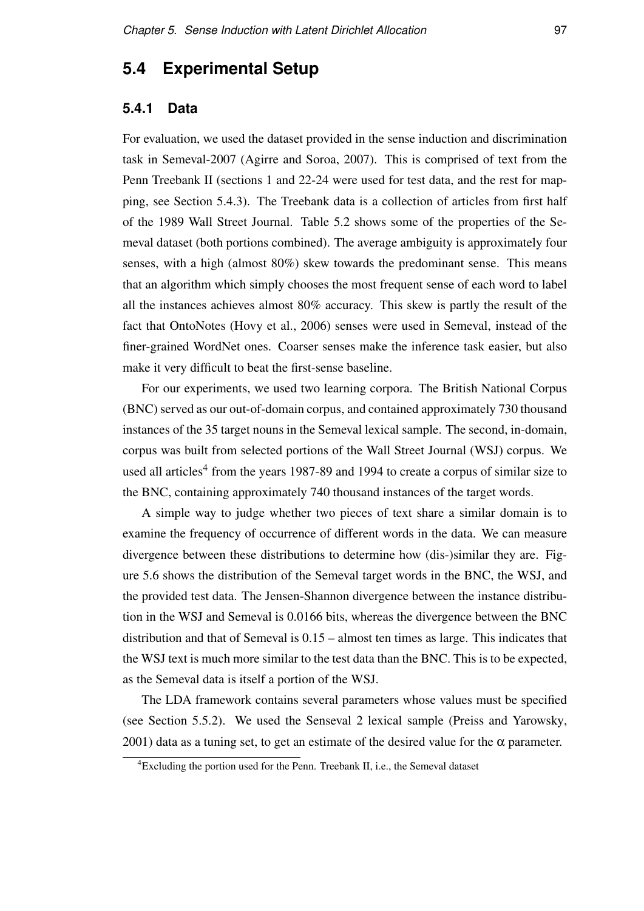## 5.4 Experimental Setup

### 5.4.1 Data

For evaluation, we used the dataset provided in the sense induction and discrimination task in Semeval-2007 (Agirre and Soroa, 2007). This is comprised of text from the Penn Treebank II (sections 1 and 22-24 were used for test data, and the rest for mapping, see Section 5.4.3). The Treebank data is a collection of articles from first half of the 1989 Wall Street Journal. Table 5.2 shows some of the properties of the Semeval dataset (both portions combined). The average ambiguity is approximately four senses, with a high (almost 80%) skew towards the predominant sense. This means that an algorithm which simply chooses the most frequent sense of each word to label all the instances achieves almost 80% accuracy. This skew is partly the result of the fact that OntoNotes (Hovy et al., 2006) senses were used in Semeval, instead of the finer-grained WordNet ones. Coarser senses make the inference task easier, but also make it very difficult to beat the first-sense baseline.

For our experiments, we used two learning corpora. The British National Corpus (BNC) served as our out-of-domain corpus, and contained approximately 730 thousand instances of the 35 target nouns in the Semeval lexical sample. The second, in-domain, corpus was built from selected portions of the Wall Street Journal (WSJ) corpus. We used all articles[4] from the years 1987-89 and 1994 to create a corpus of similar size to the BNC, containing approximately 740 thousand instances of the target words.

A simple way to judge whether two pieces of text share a similar domain is to examine the frequency of occurrence of different words in the data. We can measure divergence between these distributions to determine how (dis-)similar they are. Figure 5.6 shows the distribution of the Semeval target words in the BNC, the WSJ, and the provided test data. The Jensen-Shannon divergence between the instance distribution in the WSJ and Semeval is 0.0166 bits, whereas the divergence between the BNC distribution and that of Semeval is 0.15 – almost ten times as large. This indicates that the WSJ text is much more similar to the test data than the BNC. This is to be expected, as the Semeval data is itself a portion of the WSJ.

The LDA framework contains several parameters whose values must be specified (see Section 5.5.2). We used the Senseval 2 lexical sample (Preiss and Yarowsky, 2001) data as a tuning set, to get an estimate of the desired value for the $\alpha$ parameter.

[4]Excluding the portion used for the Penn. Treebank II, i.e., the Semeval dataset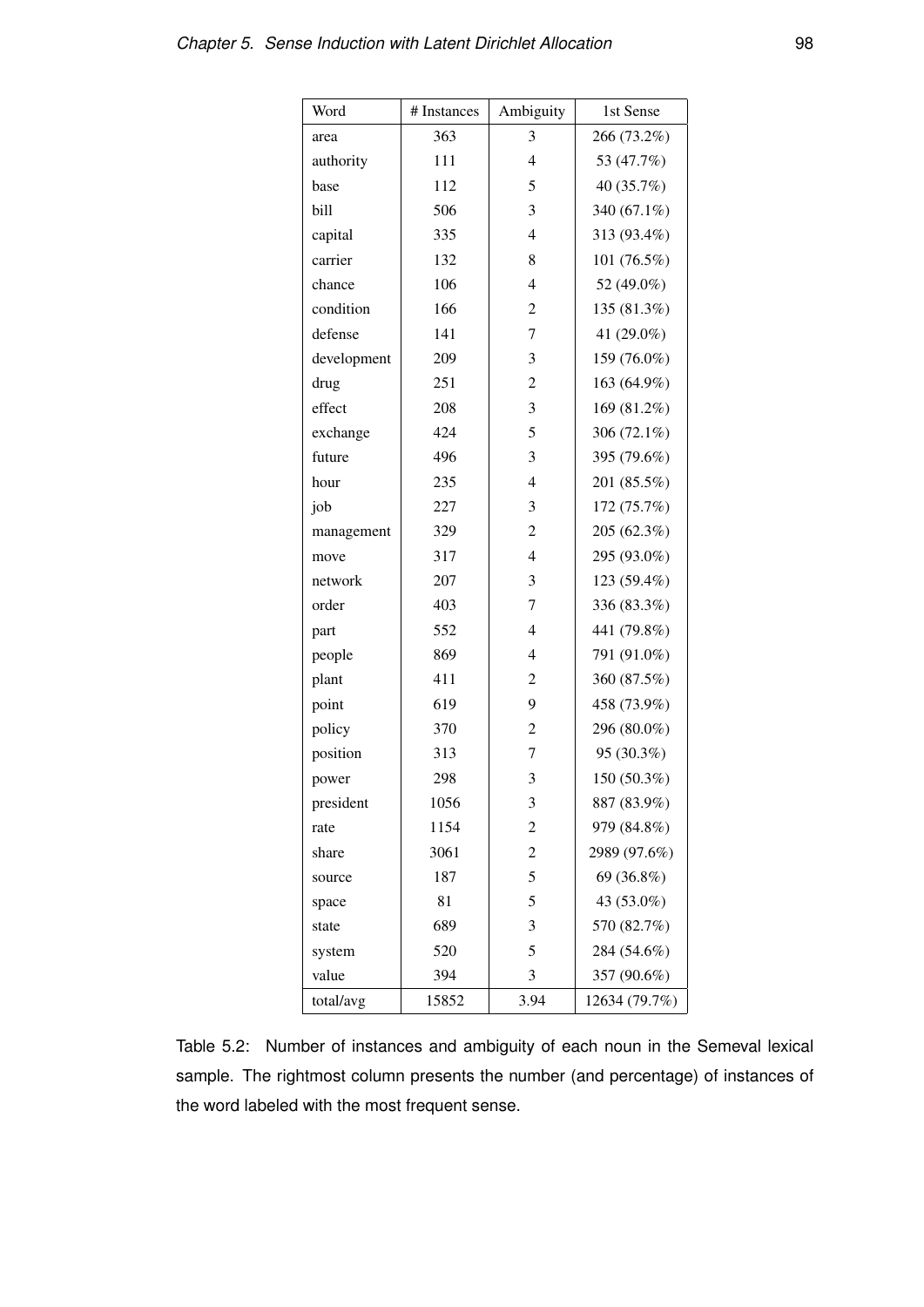| Word | # Instances | Ambiguity | 1st Sense |
|---|---|---|---|
| area | 363 | 3 | 266 (73.2%) |
| authority | 111 | 4 | 53 (47.7%) |
| base | 112 | 5 | 40 (35.7%) |
| bill | 506 | 3 | 340 (67.1%) |
| capital | 335 | 4 | 313 (93.4%) |
| carrier | 132 | 8 | 101 (76.5%) |
| chance | 106 | 4 | 52 (49.0%) |
| condition | 166 | 2 | 135 (81.3%) |
| defense | 141 | 7 | 41 (29.0%) |
| development | 209 | 3 | 159 (76.0%) |
| drug | 251 | 2 | 163 (64.9%) |
| effect | 208 | 3 | 169 (81.2%) |
| exchange | 424 | 5 | 306 (72.1%) |
| future | 496 | 3 | 395 (79.6%) |
| hour | 235 | 4 | 201 (85.5%) |
| job | 227 | 3 | 172 (75.7%) |
| management | 329 | 2 | 205 (62.3%) |
| move | 317 | 4 | 295 (93.0%) |
| network | 207 | 3 | 123 (59.4%) |
| order | 403 | 7 | 336 (83.3%) |
| part | 552 | 4 | 441 (79.8%) |
| people | 869 | 4 | 791 (91.0%) |
| plant | 411 | 2 | 360 (87.5%) |
| point | 619 | 9 | 458 (73.9%) |
| policy | 370 | 2 | 296 (80.0%) |
| position | 313 | 7 | 95 (30.3%) |
| power | 298 | 3 | 150 (50.3%) |
| president | 1056 | 3 | 887 (83.9%) |
| rate | 1154 | 2 | 979 (84.8%) |
| share | 3061 | 2 | 2989 (97.6%) |
| source | 187 | 5 | 69 (36.8%) |
| space | 81 | 5 | 43 (53.0%) |
| state | 689 | 3 | 570 (82.7%) |
| system | 520 | 5 | 284 (54.6%) |
| value | 394 | 3 | 357 (90.6%) |
| total/avg | 15852 | 3.94 | 12634 (79.7%) |

Table 5.2: Number of instances and ambiguity of each noun in the Semeval lexical sample. The rightmost column presents the number (and percentage) of instances of the word labeled with the most frequent sense.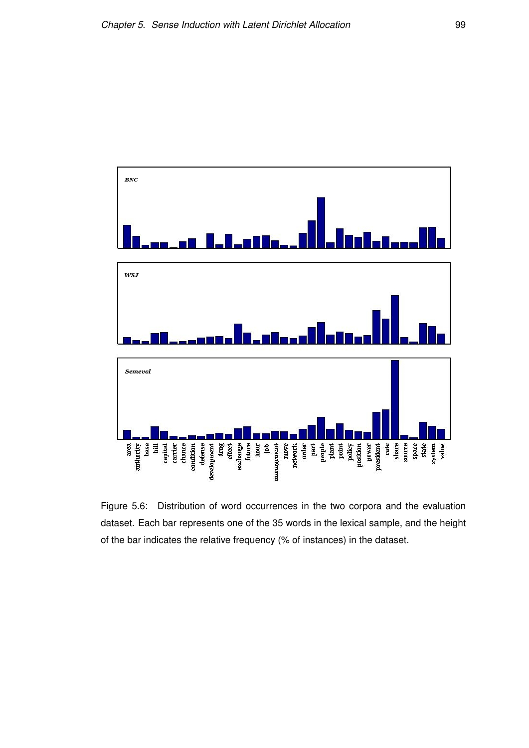Figure 5.6: Distribution of word occurrences in the two corpora and the evaluation dataset. Each bar represents one of the 35 words in the lexical sample, and the height of the bar indicates the relative frequency (% of instances) in the dataset.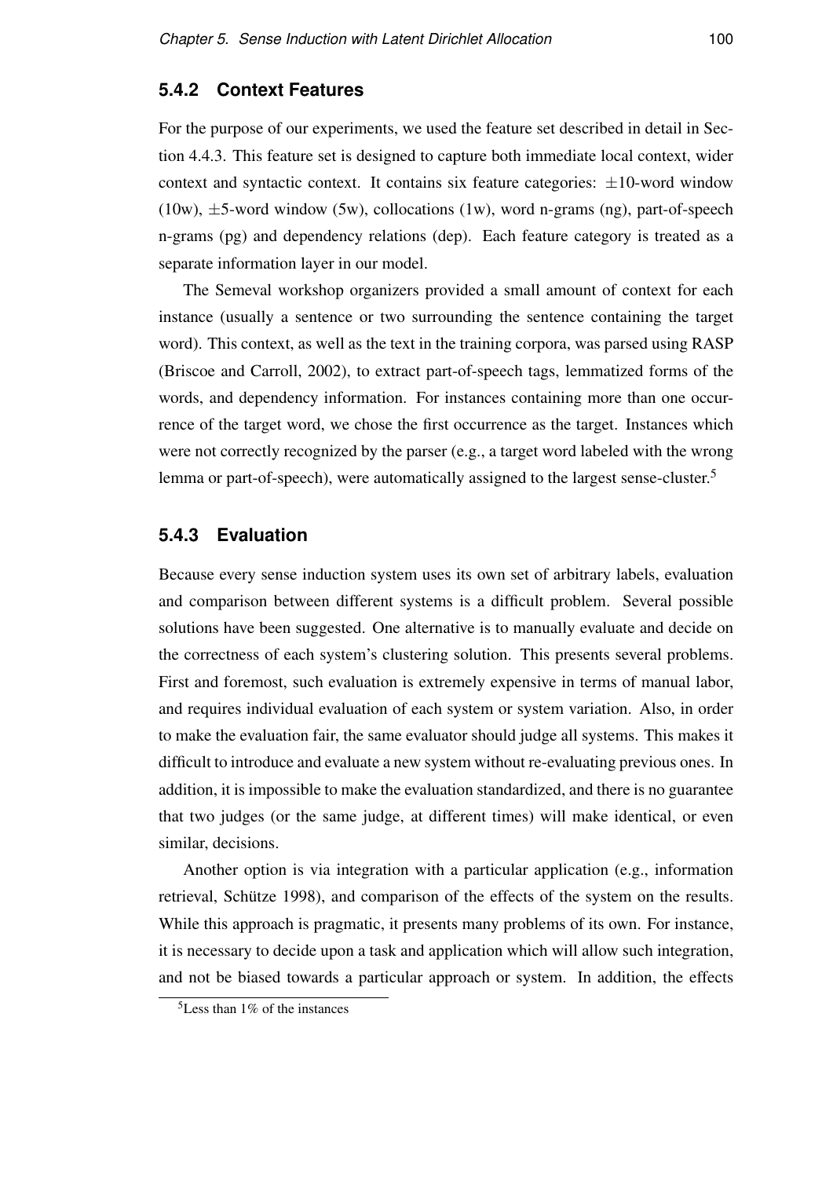### 5.4.2 Context Features

For the purpose of our experiments, we used the feature set described in detail in Section 4.4.3. This feature set is designed to capture both immediate local context, wider context and syntactic context. It contains six feature categories: $\pm 10$-word window (10w), $\pm 5$-word window (5w), collocations (1w), word n-grams (ng), part-of-speech n-grams (pg) and dependency relations (dep). Each feature category is treated as a separate information layer in our model.

The Semeval workshop organizers provided a small amount of context for each instance (usually a sentence or two surrounding the sentence containing the target word). This context, as well as the text in the training corpora, was parsed using RASP (Briscoe and Carroll, 2002), to extract part-of-speech tags, lemmatized forms of the words, and dependency information. For instances containing more than one occurrence of the target word, we chose the first occurrence as the target. Instances which were not correctly recognized by the parser (e.g., a target word labeled with the wrong lemma or part-of-speech), were automatically assigned to the largest sense-cluster.[5]

### 5.4.3 Evaluation

Because every sense induction system uses its own set of arbitrary labels, evaluation and comparison between different systems is a difficult problem. Several possible solutions have been suggested. One alternative is to manually evaluate and decide on the correctness of each system's clustering solution. This presents several problems. First and foremost, such evaluation is extremely expensive in terms of manual labor, and requires individual evaluation of each system or system variation. Also, in order to make the evaluation fair, the same evaluator should judge all systems. This makes it difficult to introduce and evaluate a new system without re-evaluating previous ones. In addition, it is impossible to make the evaluation standardized, and there is no guarantee that two judges (or the same judge, at different times) will make identical, or even similar, decisions.

Another option is via integration with a particular application (e.g., information retrieval, Schütze 1998), and comparison of the effects of the system on the results. While this approach is pragmatic, it presents many problems of its own. For instance, it is necessary to decide upon a task and application which will allow such integration, and not be biased towards a particular approach or system. In addition, the effects

[5] Less than 1% of the instances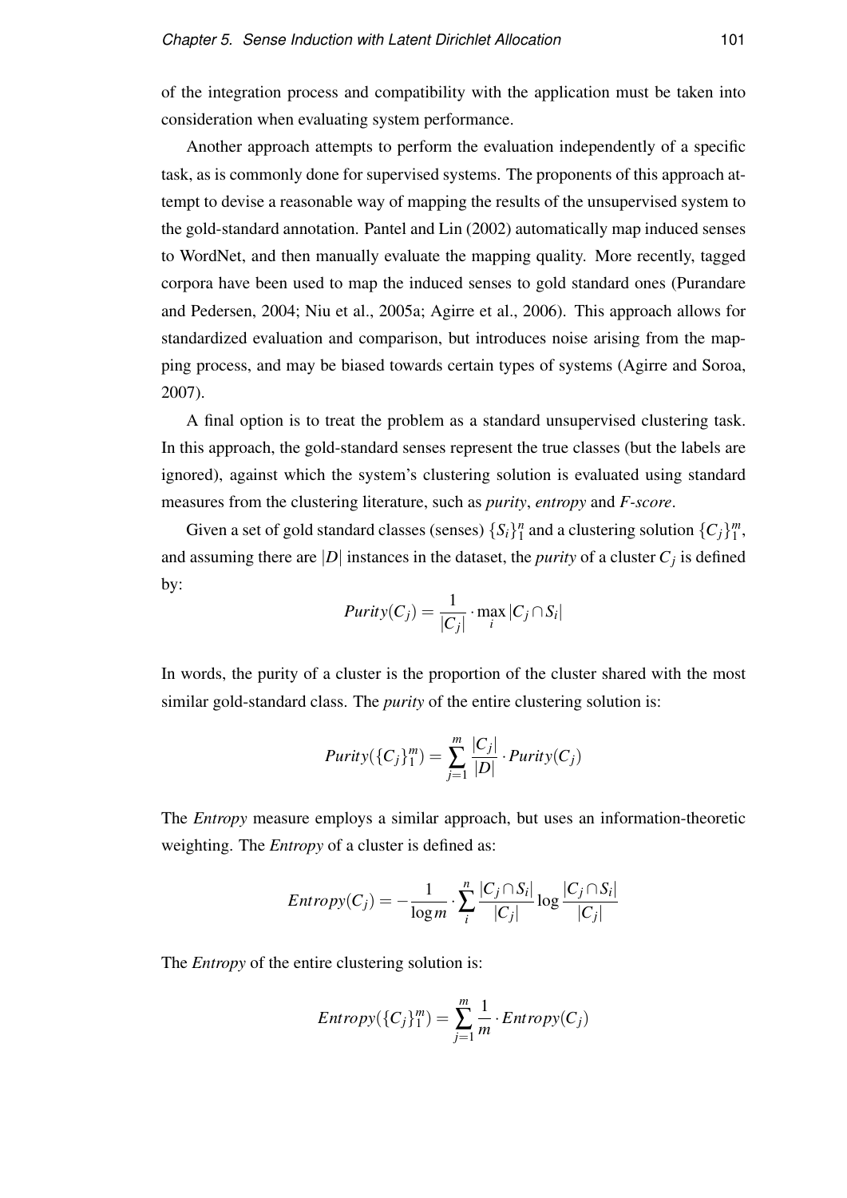of the integration process and compatibility with the application must be taken into consideration when evaluating system performance.

Another approach attempts to perform the evaluation independently of a specific task, as is commonly done for supervised systems. The proponents of this approach attempt to devise a reasonable way of mapping the results of the unsupervised system to the gold-standard annotation. Pantel and Lin (2002) automatically map induced senses to WordNet, and then manually evaluate the mapping quality. More recently, tagged corpora have been used to map the induced senses to gold standard ones (Purandare and Pedersen, 2004; Niu et al., 2005a; Agirre et al., 2006). This approach allows for standardized evaluation and comparison, but introduces noise arising from the mapping process, and may be biased towards certain types of systems (Agirre and Soroa, 2007).

A final option is to treat the problem as a standard unsupervised clustering task. In this approach, the gold-standard senses represent the true classes (but the labels are ignored), against which the system's clustering solution is evaluated using standard measures from the clustering literature, such as *purity*, *entropy* and *F-score*.

Given a set of gold standard classes (senses) $\{S_i\}_1^n$ and a clustering solution $\{C_j\}_1^m$, and assuming there are $|D|$ instances in the dataset, the *purity* of a cluster $C_j$ is defined by:

$$Purity(C_j) = \frac{1}{|C_j|} \cdot \max_i |C_j \cap S_i|$$

In words, the purity of a cluster is the proportion of the cluster shared with the most similar gold-standard class. The *purity* of the entire clustering solution is:

$$Purity(\{C_j\}_1^m) = \sum_{j=1}^{m} \frac{|C_j|}{|D|} \cdot Purity(C_j)$$

The *Entropy* measure employs a similar approach, but uses an information-theoretic weighting. The *Entropy* of a cluster is defined as:

$$Entropy(C_j) = -\frac{1}{\log m} \cdot \sum_{i}^{n} \frac{|C_j \cap S_i|}{|C_j|} \log \frac{|C_j \cap S_i|}{|C_j|}$$

The *Entropy* of the entire clustering solution is:

$$Entropy(\{C_j\}_1^m) = \sum_{j=1}^{m} \frac{1}{m} \cdot Entropy(C_j)$$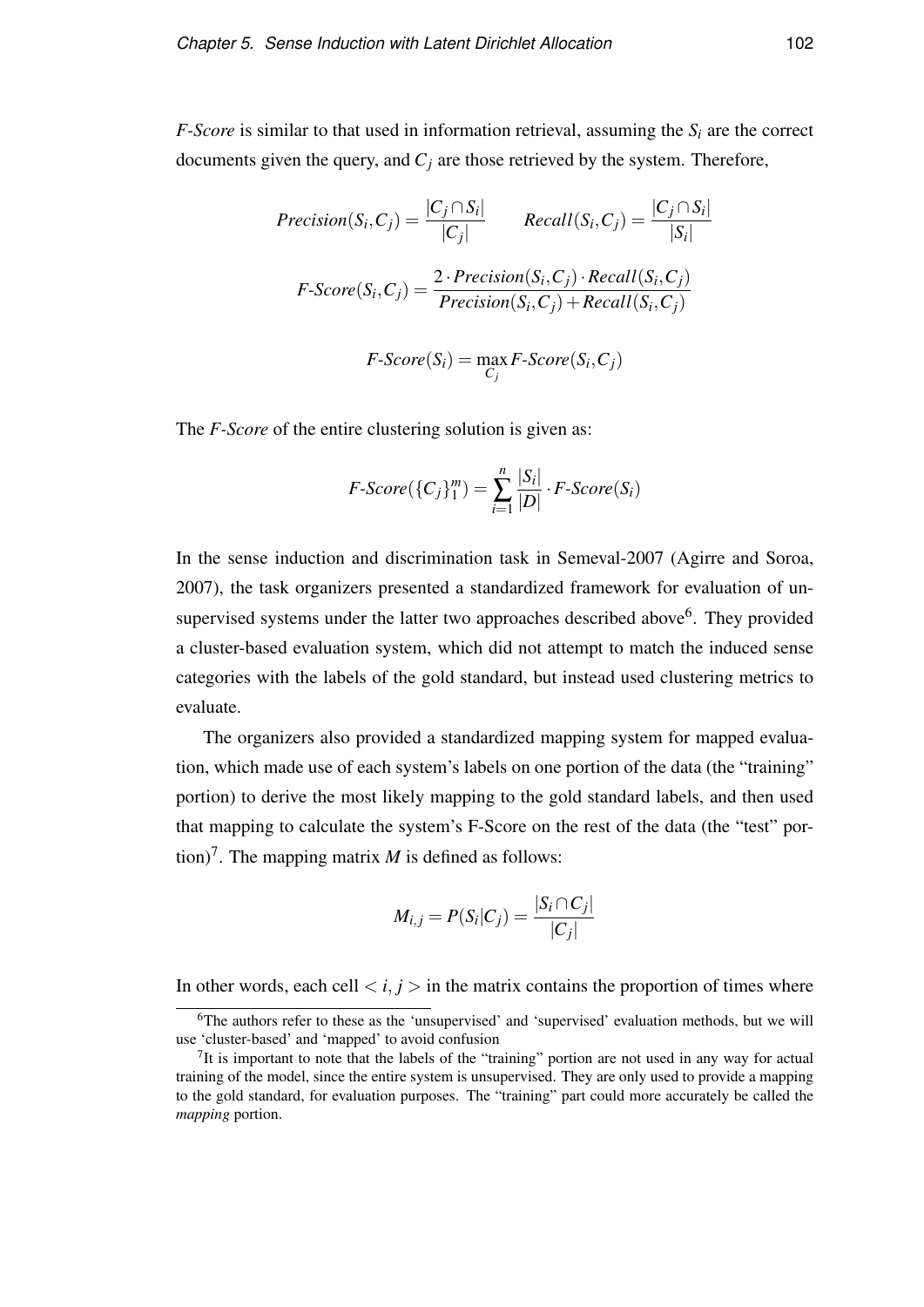*F-Score* is similar to that used in information retrieval, assuming the $S_i$ are the correct documents given the query, and $C_j$ are those retrieved by the system. Therefore,

$$Precision(S_i, C_j) = \frac{|C_j \cap S_i|}{|C_j|} \qquad Recall(S_i, C_j) = \frac{|C_j \cap S_i|}{|S_i|}$$

$$F\text{-}Score(S_i, C_j) = \frac{2 \cdot Precision(S_i, C_j) \cdot Recall(S_i, C_j)}{Precision(S_i, C_j) + Recall(S_i, C_j)}$$

$$F\text{-}Score(S_i) = \max_{C_j} F\text{-}Score(S_i, C_j)$$

The *F-Score* of the entire clustering solution is given as:

$$F\text{-}Score(\{C_j\}_1^m) = \sum_{i=1}^{n} \frac{|S_i|}{|D|} \cdot F\text{-}Score(S_i)$$

In the sense induction and discrimination task in Semeval-2007 (Agirre and Soroa, 2007), the task organizers presented a standardized framework for evaluation of unsupervised systems under the latter two approaches described above[6]. They provided a cluster-based evaluation system, which did not attempt to match the induced sense categories with the labels of the gold standard, but instead used clustering metrics to evaluate.

The organizers also provided a standardized mapping system for mapped evaluation, which made use of each system's labels on one portion of the data (the "training" portion) to derive the most likely mapping to the gold standard labels, and then used that mapping to calculate the system's F-Score on the rest of the data (the "test" portion)[7]. The mapping matrix $M$ is defined as follows:

$$M_{i,j} = P(S_i | C_j) = \frac{|S_i \cap C_j|}{|C_j|}$$

In other words, each cell $< i, j >$ in the matrix contains the proportion of times where

[6] The authors refer to these as the 'unsupervised' and 'supervised' evaluation methods, but we will use 'cluster-based' and 'mapped' to avoid confusion

[7] It is important to note that the labels of the "training" portion are not used in any way for actual training of the model, since the entire system is unsupervised. They are only used to provide a mapping to the gold standard, for evaluation purposes. The "training" part could more accurately be called the *mapping* portion.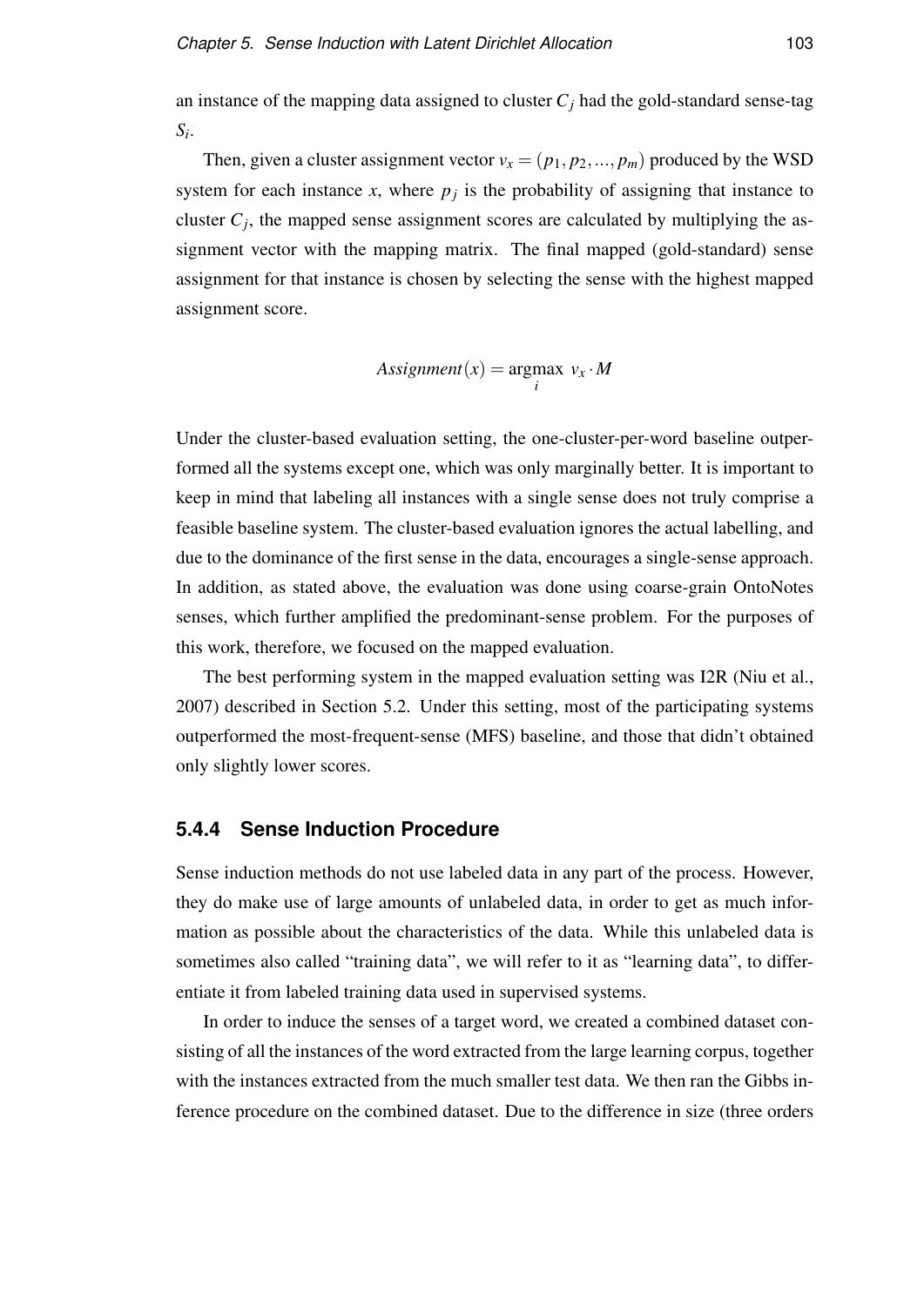an instance of the mapping data assigned to cluster $C_j$ had the gold-standard sense-tag $S_i$.

Then, given a cluster assignment vector $v_x = (p_1, p_2, ..., p_m)$ produced by the WSD system for each instance $x$, where $p_j$ is the probability of assigning that instance to cluster $C_j$, the mapped sense assignment scores are calculated by multiplying the assignment vector with the mapping matrix. The final mapped (gold-standard) sense assignment for that instance is chosen by selecting the sense with the highest mapped assignment score.

$$Assignment(x) = \underset{i}{\operatorname{argmax}}\ v_x \cdot M$$

Under the cluster-based evaluation setting, the one-cluster-per-word baseline outperformed all the systems except one, which was only marginally better. It is important to keep in mind that labeling all instances with a single sense does not truly comprise a feasible baseline system. The cluster-based evaluation ignores the actual labelling, and due to the dominance of the first sense in the data, encourages a single-sense approach. In addition, as stated above, the evaluation was done using coarse-grain OntoNotes senses, which further amplified the predominant-sense problem. For the purposes of this work, therefore, we focused on the mapped evaluation.

The best performing system in the mapped evaluation setting was I2R (Niu et al., 2007) described in Section 5.2. Under this setting, most of the participating systems outperformed the most-frequent-sense (MFS) baseline, and those that didn't obtained only slightly lower scores.

### 5.4.4 Sense Induction Procedure

Sense induction methods do not use labeled data in any part of the process. However, they do make use of large amounts of unlabeled data, in order to get as much information as possible about the characteristics of the data. While this unlabeled data is sometimes also called "training data", we will refer to it as "learning data", to differentiate it from labeled training data used in supervised systems.

In order to induce the senses of a target word, we created a combined dataset consisting of all the instances of the word extracted from the large learning corpus, together with the instances extracted from the much smaller test data. We then ran the Gibbs inference procedure on the combined dataset. Due to the difference in size (three orders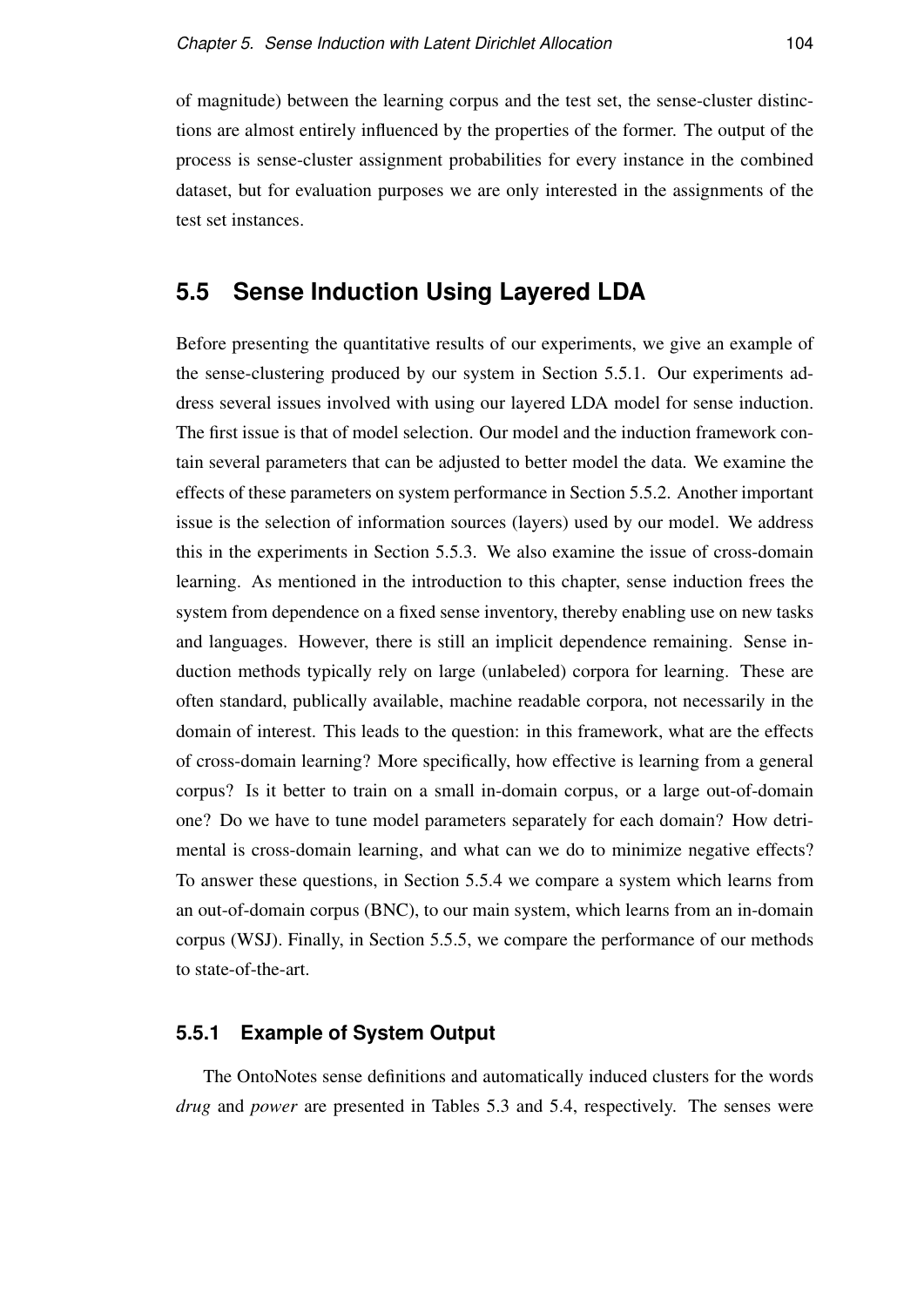of magnitude) between the learning corpus and the test set, the sense-cluster distinctions are almost entirely influenced by the properties of the former. The output of the process is sense-cluster assignment probabilities for every instance in the combined dataset, but for evaluation purposes we are only interested in the assignments of the test set instances.

## 5.5 Sense Induction Using Layered LDA

Before presenting the quantitative results of our experiments, we give an example of the sense-clustering produced by our system in Section 5.5.1. Our experiments address several issues involved with using our layered LDA model for sense induction. The first issue is that of model selection. Our model and the induction framework contain several parameters that can be adjusted to better model the data. We examine the effects of these parameters on system performance in Section 5.5.2. Another important issue is the selection of information sources (layers) used by our model. We address this in the experiments in Section 5.5.3. We also examine the issue of cross-domain learning. As mentioned in the introduction to this chapter, sense induction frees the system from dependence on a fixed sense inventory, thereby enabling use on new tasks and languages. However, there is still an implicit dependence remaining. Sense induction methods typically rely on large (unlabeled) corpora for learning. These are often standard, publically available, machine readable corpora, not necessarily in the domain of interest. This leads to the question: in this framework, what are the effects of cross-domain learning? More specifically, how effective is learning from a general corpus? Is it better to train on a small in-domain corpus, or a large out-of-domain one? Do we have to tune model parameters separately for each domain? How detrimental is cross-domain learning, and what can we do to minimize negative effects? To answer these questions, in Section 5.5.4 we compare a system which learns from an out-of-domain corpus (BNC), to our main system, which learns from an in-domain corpus (WSJ). Finally, in Section 5.5.5, we compare the performance of our methods to state-of-the-art.

### 5.5.1 Example of System Output

The OntoNotes sense definitions and automatically induced clusters for the words *drug* and *power* are presented in Tables 5.3 and 5.4, respectively. The senses were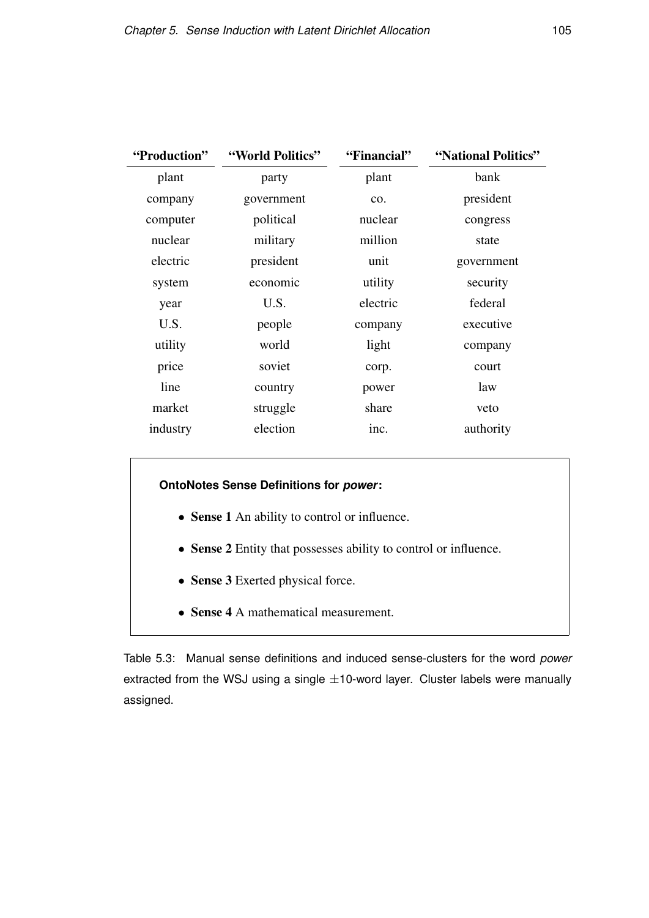| “Production” | “World Politics” | “Financial” | “National Politics” |
|---|---|---|---|
| plant | party | plant | bank |
| company | government | co. | president |
| computer | political | nuclear | congress |
| nuclear | military | million | state |
| electric | president | unit | government |
| system | economic | utility | security |
| year | U.S. | electric | federal |
| U.S. | people | company | executive |
| utility | world | light | company |
| price | soviet | corp. | court |
| line | country | power | law |
| market | struggle | share | veto |
| industry | election | inc. | authority |

**OntoNotes Sense Definitions for *power*:**

- **Sense 1** An ability to control or influence.
- **Sense 2** Entity that possesses ability to control or influence.
- **Sense 3** Exerted physical force.
- **Sense 4** A mathematical measurement.

Table 5.3: Manual sense definitions and induced sense-clusters for the word *power* extracted from the WSJ using a single $\pm$10-word layer. Cluster labels were manually assigned.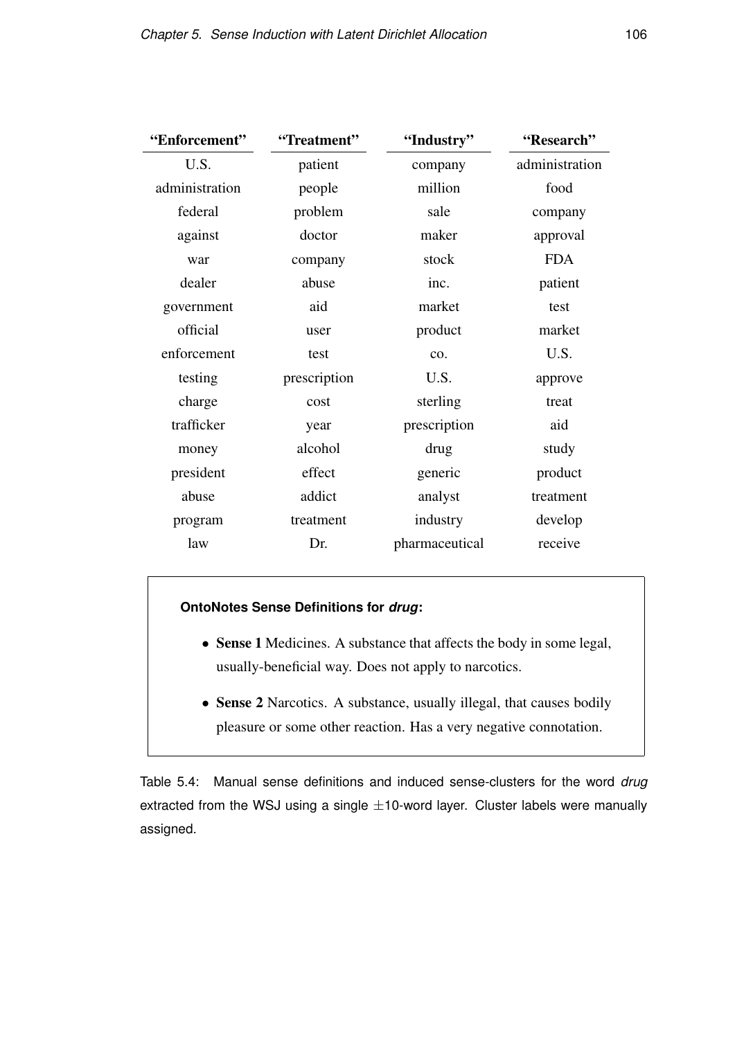| "Enforcement" | "Treatment" | "Industry" | "Research" |
| --- | --- | --- | --- |
| U.S. | patient | company | administration |
| administration | people | million | food |
| federal | problem | sale | company |
| against | doctor | maker | approval |
| war | company | stock | FDA |
| dealer | abuse | inc. | patient |
| government | aid | market | test |
| official | user | product | market |
| enforcement | test | co. | U.S. |
| testing | prescription | U.S. | approve |
| charge | cost | sterling | treat |
| trafficker | year | prescription | aid |
| money | alcohol | drug | study |
| president | effect | generic | product |
| abuse | addict | analyst | treatment |
| program | treatment | industry | develop |
| law | Dr. | pharmaceutical | receive |

**OntoNotes Sense Definitions for *drug*:**

- **Sense 1** Medicines. A substance that affects the body in some legal, usually-beneficial way. Does not apply to narcotics.
- **Sense 2** Narcotics. A substance, usually illegal, that causes bodily pleasure or some other reaction. Has a very negative connotation.

Table 5.4: Manual sense definitions and induced sense-clusters for the word *drug* extracted from the WSJ using a single $\pm$10-word layer. Cluster labels were manually assigned.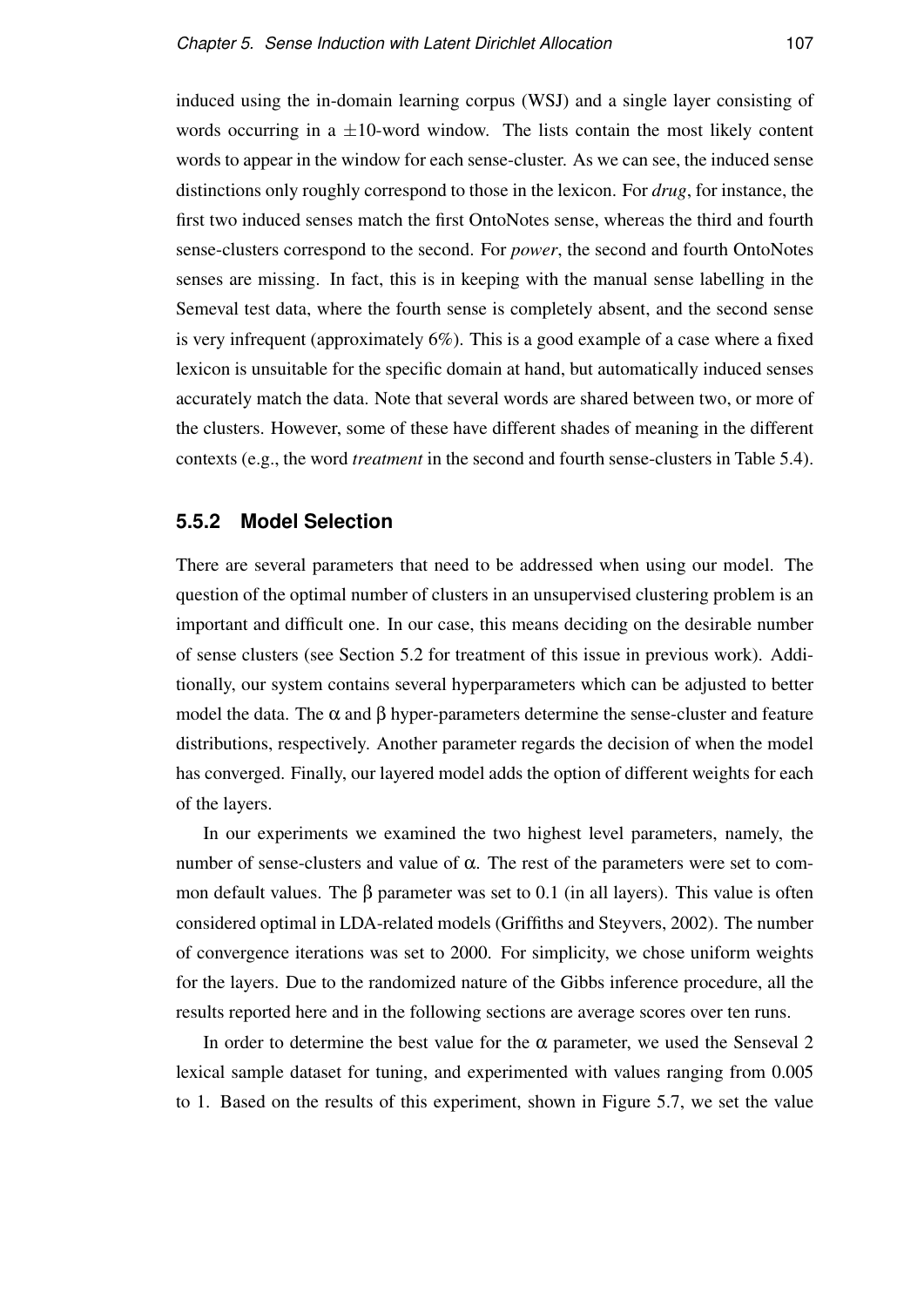induced using the in-domain learning corpus (WSJ) and a single layer consisting of words occurring in a $\pm 10$-word window. The lists contain the most likely content words to appear in the window for each sense-cluster. As we can see, the induced sense distinctions only roughly correspond to those in the lexicon. For *drug*, for instance, the first two induced senses match the first OntoNotes sense, whereas the third and fourth sense-clusters correspond to the second. For *power*, the second and fourth OntoNotes senses are missing. In fact, this is in keeping with the manual sense labelling in the Semeval test data, where the fourth sense is completely absent, and the second sense is very infrequent (approximately 6%). This is a good example of a case where a fixed lexicon is unsuitable for the specific domain at hand, but automatically induced senses accurately match the data. Note that several words are shared between two, or more of the clusters. However, some of these have different shades of meaning in the different contexts (e.g., the word *treatment* in the second and fourth sense-clusters in Table 5.4).

### 5.5.2 Model Selection

There are several parameters that need to be addressed when using our model. The question of the optimal number of clusters in an unsupervised clustering problem is an important and difficult one. In our case, this means deciding on the desirable number of sense clusters (see Section 5.2 for treatment of this issue in previous work). Additionally, our system contains several hyperparameters which can be adjusted to better model the data. The $\alpha$ and $\beta$ hyper-parameters determine the sense-cluster and feature distributions, respectively. Another parameter regards the decision of when the model has converged. Finally, our layered model adds the option of different weights for each of the layers.

In our experiments we examined the two highest level parameters, namely, the number of sense-clusters and value of $\alpha$. The rest of the parameters were set to common default values. The $\beta$ parameter was set to 0.1 (in all layers). This value is often considered optimal in LDA-related models (Griffiths and Steyvers, 2002). The number of convergence iterations was set to 2000. For simplicity, we chose uniform weights for the layers. Due to the randomized nature of the Gibbs inference procedure, all the results reported here and in the following sections are average scores over ten runs.

In order to determine the best value for the $\alpha$ parameter, we used the Senseval 2 lexical sample dataset for tuning, and experimented with values ranging from 0.005 to 1. Based on the results of this experiment, shown in Figure 5.7, we set the value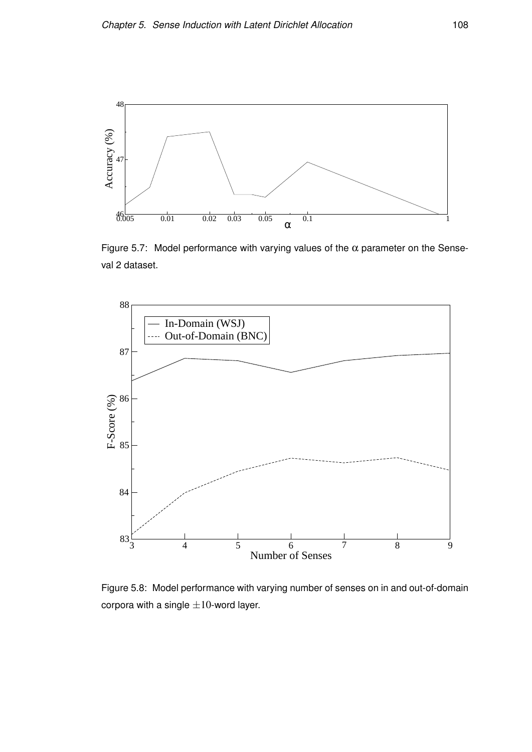Figure 5.7: Model performance with varying values of the $\alpha$ parameter on the Senseval 2 dataset.

Figure 5.8: Model performance with varying number of senses on in and out-of-domain corpora with a single $\pm 10$-word layer.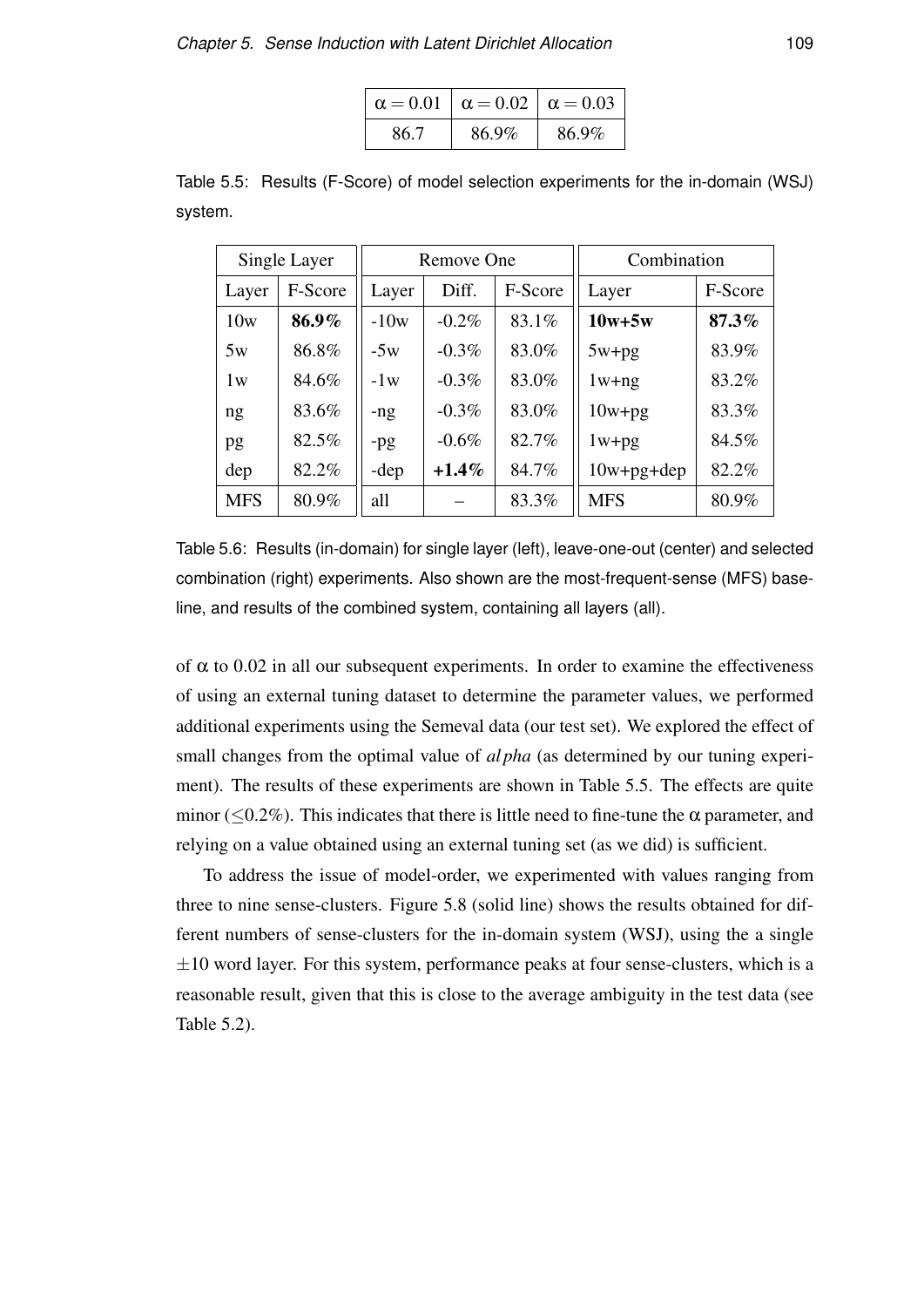| $\alpha = 0.01$ | $\alpha = 0.02$ | $\alpha = 0.03$ |
|---|---|---|
| 86.7 | 86.9% | 86.9% |

Table 5.5: Results (F-Score) of model selection experiments for the in-domain (WSJ) system.

| Single Layer | | Remove One | | | Combination | |
|---|---|---|---|---|---|---|
| Layer | F-Score | Layer | Diff. | F-Score | Layer | F-Score |
| 10w | **86.9%** | -10w | -0.2% | 83.1% | **10w+5w** | **87.3%** |
| 5w | 86.8% | -5w | -0.3% | 83.0% | 5w+pg | 83.9% |
| 1w | 84.6% | -1w | -0.3% | 83.0% | 1w+ng | 83.2% |
| ng | 83.6% | -ng | -0.3% | 83.0% | 10w+pg | 83.3% |
| pg | 82.5% | -pg | -0.6% | 82.7% | 1w+pg | 84.5% |
| dep | 82.2% | -dep | **+1.4%** | 84.7% | 10w+pg+dep | 82.2% |
| MFS | 80.9% | all | – | 83.3% | MFS | 80.9% |

Table 5.6: Results (in-domain) for single layer (left), leave-one-out (center) and selected combination (right) experiments. Also shown are the most-frequent-sense (MFS) baseline, and results of the combined system, containing all layers (all).

of $\alpha$ to 0.02 in all our subsequent experiments. In order to examine the effectiveness of using an external tuning dataset to determine the parameter values, we performed additional experiments using the Semeval data (our test set). We explored the effect of small changes from the optimal value of $alpha$ (as determined by our tuning experiment). The results of these experiments are shown in Table 5.5. The effects are quite minor ($\leq$0.2%). This indicates that there is little need to fine-tune the $\alpha$ parameter, and relying on a value obtained using an external tuning set (as we did) is sufficient.

To address the issue of model-order, we experimented with values ranging from three to nine sense-clusters. Figure 5.8 (solid line) shows the results obtained for different numbers of sense-clusters for the in-domain system (WSJ), using the a single $\pm$10 word layer. For this system, performance peaks at four sense-clusters, which is a reasonable result, given that this is close to the average ambiguity in the test data (see Table 5.2).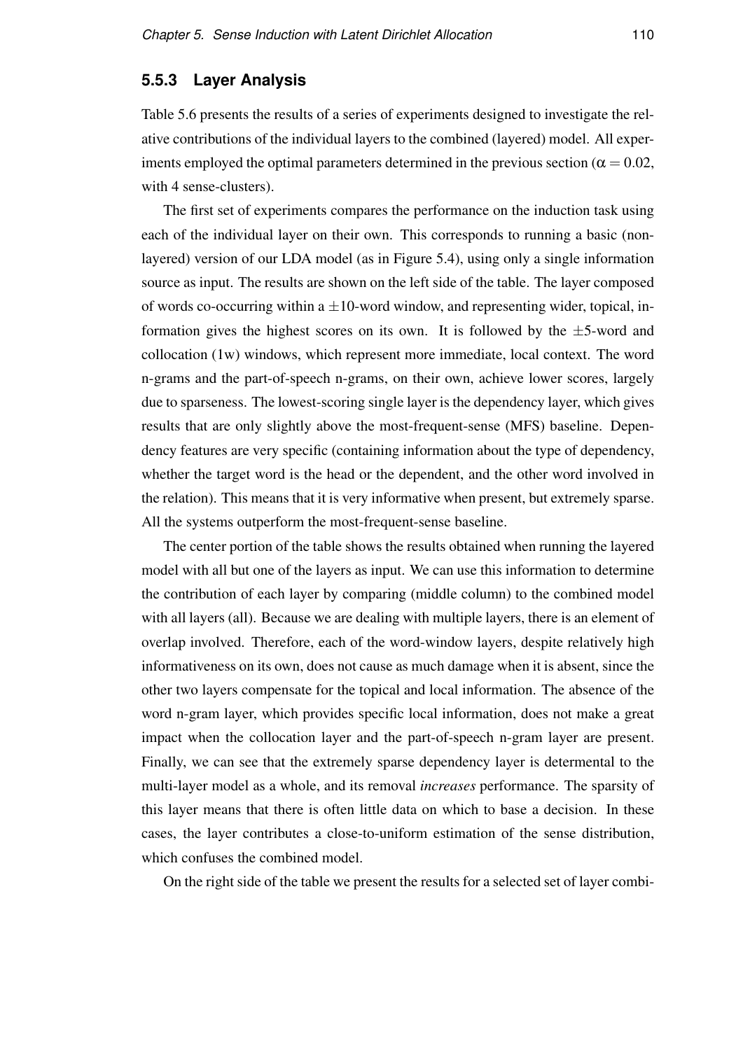### 5.5.3 Layer Analysis

Table 5.6 presents the results of a series of experiments designed to investigate the relative contributions of the individual layers to the combined (layered) model. All experiments employed the optimal parameters determined in the previous section ($\alpha = 0.02$, with 4 sense-clusters).

The first set of experiments compares the performance on the induction task using each of the individual layer on their own. This corresponds to running a basic (non-layered) version of our LDA model (as in Figure 5.4), using only a single information source as input. The results are shown on the left side of the table. The layer composed of words co-occurring within a $\pm 10$-word window, and representing wider, topical, information gives the highest scores on its own. It is followed by the $\pm 5$-word and collocation (1w) windows, which represent more immediate, local context. The word n-grams and the part-of-speech n-grams, on their own, achieve lower scores, largely due to sparseness. The lowest-scoring single layer is the dependency layer, which gives results that are only slightly above the most-frequent-sense (MFS) baseline. Dependency features are very specific (containing information about the type of dependency, whether the target word is the head or the dependent, and the other word involved in the relation). This means that it is very informative when present, but extremely sparse. All the systems outperform the most-frequent-sense baseline.

The center portion of the table shows the results obtained when running the layered model with all but one of the layers as input. We can use this information to determine the contribution of each layer by comparing (middle column) to the combined model with all layers (all). Because we are dealing with multiple layers, there is an element of overlap involved. Therefore, each of the word-window layers, despite relatively high informativeness on its own, does not cause as much damage when it is absent, since the other two layers compensate for the topical and local information. The absence of the word n-gram layer, which provides specific local information, does not make a great impact when the collocation layer and the part-of-speech n-gram layer are present. Finally, we can see that the extremely sparse dependency layer is determental to the multi-layer model as a whole, and its removal *increases* performance. The sparsity of this layer means that there is often little data on which to base a decision. In these cases, the layer contributes a close-to-uniform estimation of the sense distribution, which confuses the combined model.

On the right side of the table we present the results for a selected set of layer combi-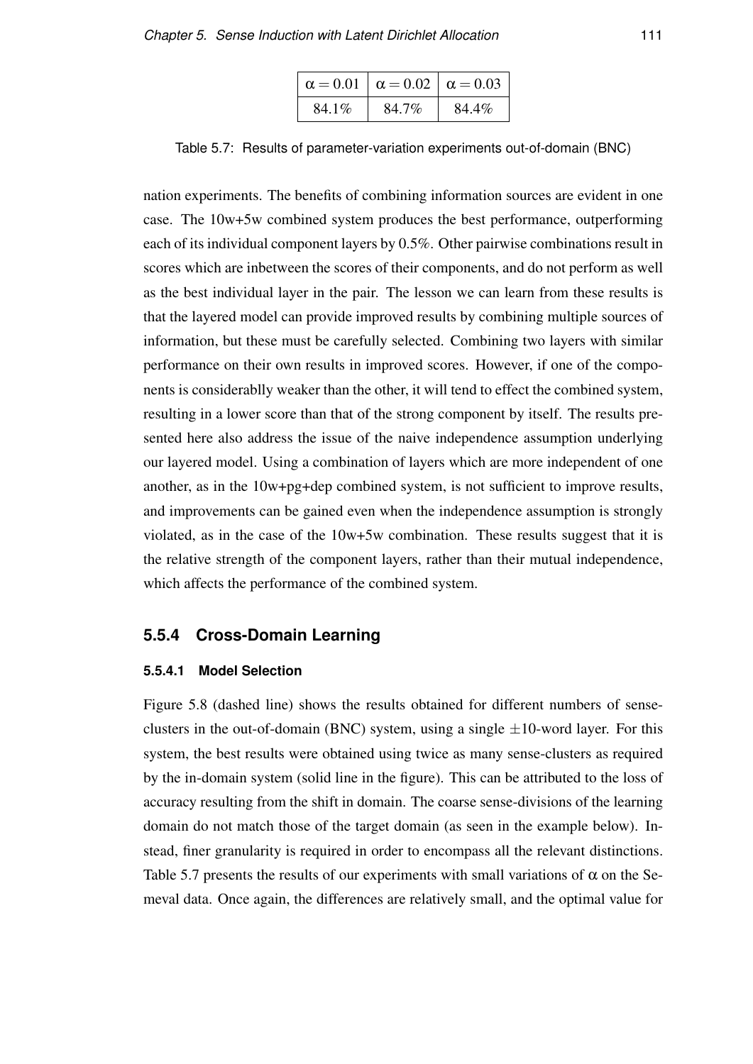| $\alpha = 0.01$ | $\alpha = 0.02$ | $\alpha = 0.03$ |
|---|---|---|
| 84.1% | 84.7% | 84.4% |

Table 5.7: Results of parameter-variation experiments out-of-domain (BNC)

nation experiments. The benefits of combining information sources are evident in one case. The 10w+5w combined system produces the best performance, outperforming each of its individual component layers by 0.5%. Other pairwise combinations result in scores which are inbetween the scores of their components, and do not perform as well as the best individual layer in the pair. The lesson we can learn from these results is that the layered model can provide improved results by combining multiple sources of information, but these must be carefully selected. Combining two layers with similar performance on their own results in improved scores. However, if one of the components is considerablly weaker than the other, it will tend to effect the combined system, resulting in a lower score than that of the strong component by itself. The results presented here also address the issue of the naive independence assumption underlying our layered model. Using a combination of layers which are more independent of one another, as in the 10w+pg+dep combined system, is not sufficient to improve results, and improvements can be gained even when the independence assumption is strongly violated, as in the case of the 10w+5w combination. These results suggest that it is the relative strength of the component layers, rather than their mutual independence, which affects the performance of the combined system.

### 5.5.4 Cross-Domain Learning

#### 5.5.4.1 Model Selection

Figure 5.8 (dashed line) shows the results obtained for different numbers of sense-clusters in the out-of-domain (BNC) system, using a single $\pm 10$-word layer. For this system, the best results were obtained using twice as many sense-clusters as required by the in-domain system (solid line in the figure). This can be attributed to the loss of accuracy resulting from the shift in domain. The coarse sense-divisions of the learning domain do not match those of the target domain (as seen in the example below). Instead, finer granularity is required in order to encompass all the relevant distinctions. Table 5.7 presents the results of our experiments with small variations of $\alpha$ on the Semeval data. Once again, the differences are relatively small, and the optimal value for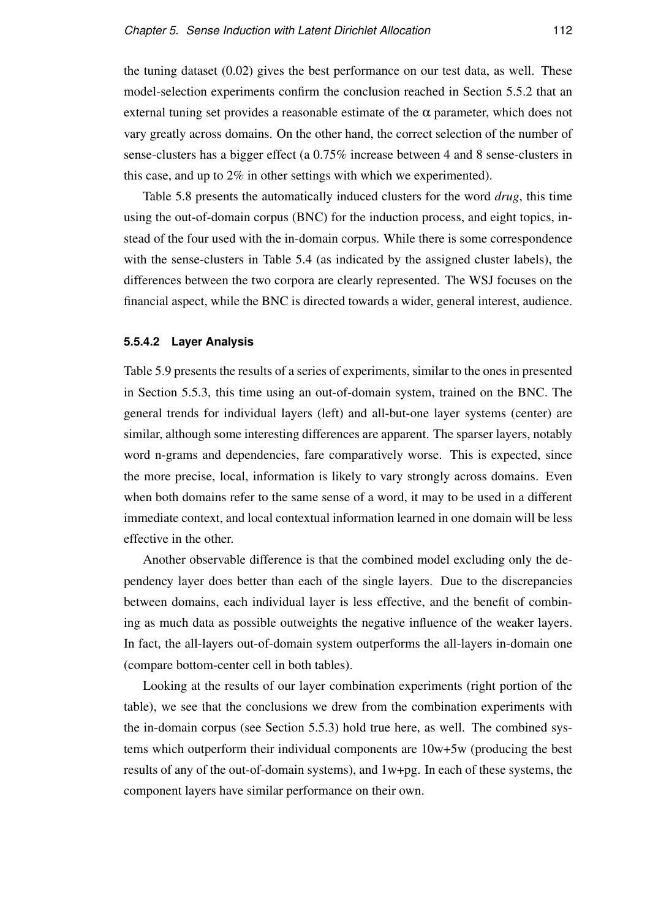the tuning dataset (0.02) gives the best performance on our test data, as well. These model-selection experiments confirm the conclusion reached in Section 5.5.2 that an external tuning set provides a reasonable estimate of the $\alpha$ parameter, which does not vary greatly across domains. On the other hand, the correct selection of the number of sense-clusters has a bigger effect (a 0.75% increase between 4 and 8 sense-clusters in this case, and up to 2% in other settings with which we experimented).

Table 5.8 presents the automatically induced clusters for the word *drug*, this time using the out-of-domain corpus (BNC) for the induction process, and eight topics, instead of the four used with the in-domain corpus. While there is some correspondence with the sense-clusters in Table 5.4 (as indicated by the assigned cluster labels), the differences between the two corpora are clearly represented. The WSJ focuses on the financial aspect, while the BNC is directed towards a wider, general interest, audience.

#### 5.5.4.2 Layer Analysis

Table 5.9 presents the results of a series of experiments, similar to the ones in presented in Section 5.5.3, this time using an out-of-domain system, trained on the BNC. The general trends for individual layers (left) and all-but-one layer systems (center) are similar, although some interesting differences are apparent. The sparser layers, notably word n-grams and dependencies, fare comparatively worse. This is expected, since the more precise, local, information is likely to vary strongly across domains. Even when both domains refer to the same sense of a word, it may to be used in a different immediate context, and local contextual information learned in one domain will be less effective in the other.

Another observable difference is that the combined model excluding only the dependency layer does better than each of the single layers. Due to the discrepancies between domains, each individual layer is less effective, and the benefit of combining as much data as possible outweights the negative influence of the weaker layers. In fact, the all-layers out-of-domain system outperforms the all-layers in-domain one (compare bottom-center cell in both tables).

Looking at the results of our layer combination experiments (right portion of the table), we see that the conclusions we drew from the combination experiments with the in-domain corpus (see Section 5.5.3) hold true here, as well. The combined systems which outperform their individual components are 10w+5w (producing the best results of any of the out-of-domain systems), and 1w+pg. In each of these systems, the component layers have similar performance on their own.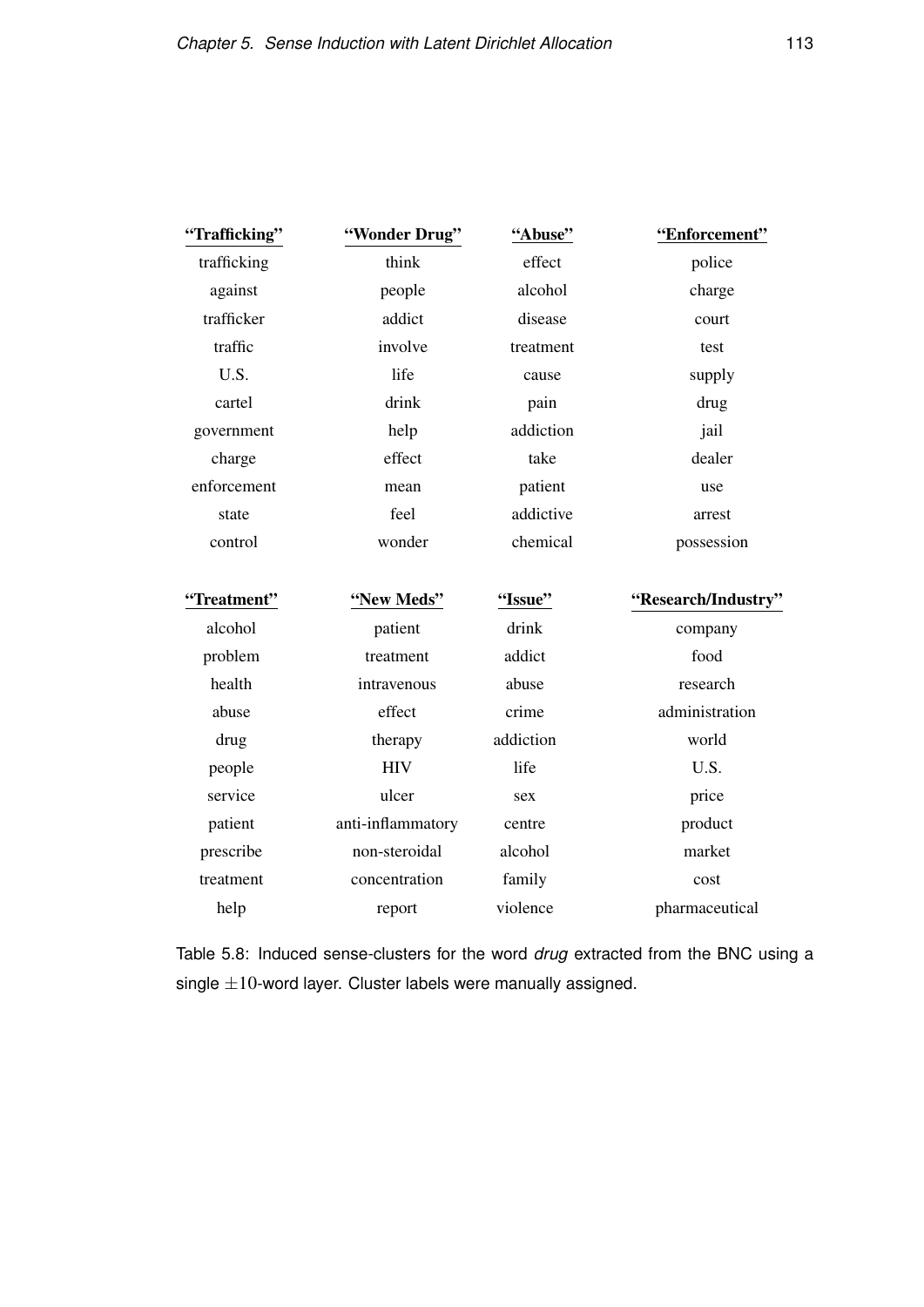| "Trafficking" | "Wonder Drug" | "Abuse" | "Enforcement" |
|---|---|---|---|
| trafficking | think | effect | police |
| against | people | alcohol | charge |
| trafficker | addict | disease | court |
| traffic | involve | treatment | test |
| U.S. | life | cause | supply |
| cartel | drink | pain | drug |
| government | help | addiction | jail |
| charge | effect | take | dealer |
| enforcement | mean | patient | use |
| state | feel | addictive | arrest |
| control | wonder | chemical | possession |

| "Treatment" | "New Meds" | "Issue" | "Research/Industry" |
|---|---|---|---|
| alcohol | patient | drink | company |
| problem | treatment | addict | food |
| health | intravenous | abuse | research |
| abuse | effect | crime | administration |
| drug | therapy | addiction | world |
| people | HIV | life | U.S. |
| service | ulcer | sex | price |
| patient | anti-inflammatory | centre | product |
| prescribe | non-steroidal | alcohol | market |
| treatment | concentration | family | cost |
| help | report | violence | pharmaceutical |

Table 5.8: Induced sense-clusters for the word *drug* extracted from the BNC using a single $\pm 10$-word layer. Cluster labels were manually assigned.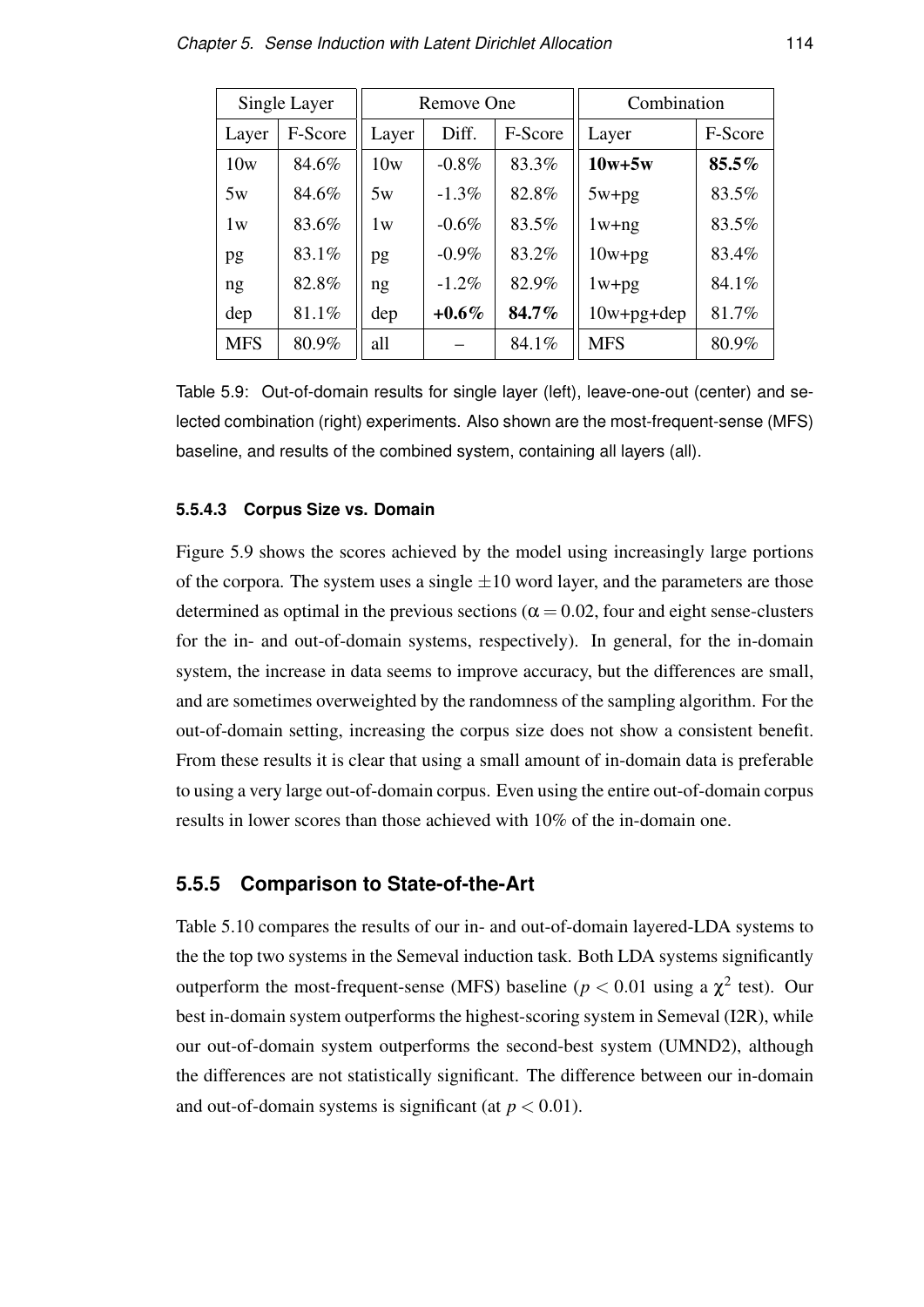| Single Layer | | Remove One | | | Combination | |
|---|---|---|---|---|---|---|
| Layer | F-Score | Layer | Diff. | F-Score | Layer | F-Score |
| 10w | 84.6% | 10w | -0.8% | 83.3% | **10w+5w** | **85.5%** |
| 5w | 84.6% | 5w | -1.3% | 82.8% | 5w+pg | 83.5% |
| 1w | 83.6% | 1w | -0.6% | 83.5% | 1w+ng | 83.5% |
| pg | 83.1% | pg | -0.9% | 83.2% | 10w+pg | 83.4% |
| ng | 82.8% | ng | -1.2% | 82.9% | 1w+pg | 84.1% |
| dep | 81.1% | dep | **+0.6%** | **84.7%** | 10w+pg+dep | 81.7% |
| MFS | 80.9% | all | – | 84.1% | MFS | 80.9% |

Table 5.9: Out-of-domain results for single layer (left), leave-one-out (center) and selected combination (right) experiments. Also shown are the most-frequent-sense (MFS) baseline, and results of the combined system, containing all layers (all).

#### 5.5.4.3 Corpus Size vs. Domain

Figure 5.9 shows the scores achieved by the model using increasingly large portions of the corpora. The system uses a single $\pm 10$ word layer, and the parameters are those determined as optimal in the previous sections ($\alpha = 0.02$, four and eight sense-clusters for the in- and out-of-domain systems, respectively). In general, for the in-domain system, the increase in data seems to improve accuracy, but the differences are small, and are sometimes overweighted by the randomness of the sampling algorithm. For the out-of-domain setting, increasing the corpus size does not show a consistent benefit. From these results it is clear that using a small amount of in-domain data is preferable to using a very large out-of-domain corpus. Even using the entire out-of-domain corpus results in lower scores than those achieved with 10% of the in-domain one.

### 5.5.5 Comparison to State-of-the-Art

Table 5.10 compares the results of our in- and out-of-domain layered-LDA systems to the the top two systems in the Semeval induction task. Both LDA systems significantly outperform the most-frequent-sense (MFS) baseline ($p < 0.01$ using a $\chi^2$ test). Our best in-domain system outperforms the highest-scoring system in Semeval (I2R), while our out-of-domain system outperforms the second-best system (UMND2), although the differences are not statistically significant. The difference between our in-domain and out-of-domain systems is significant (at $p < 0.01$).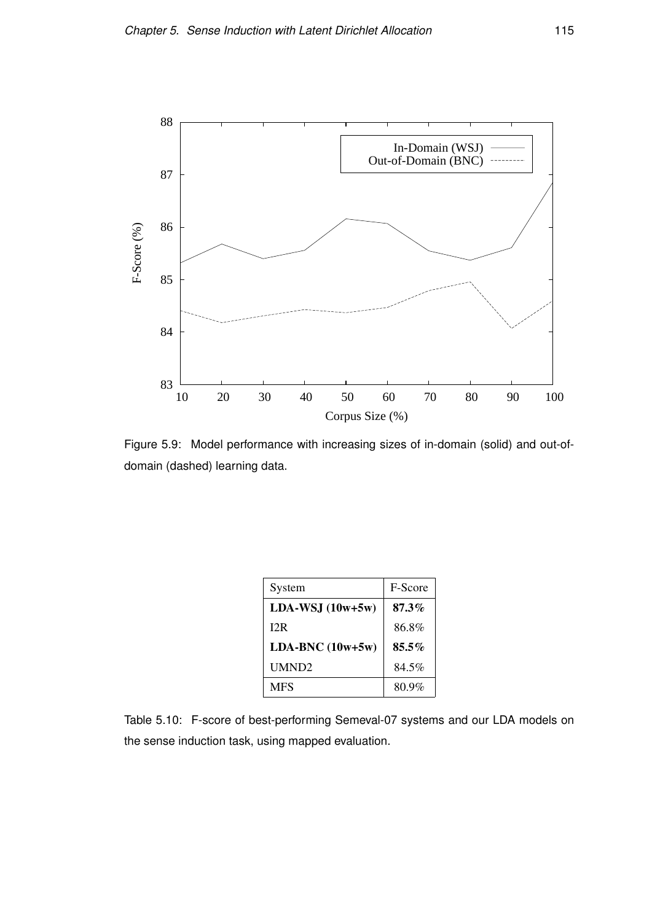Figure 5.9: Model performance with increasing sizes of in-domain (solid) and out-of-domain (dashed) learning data.

| System | F-Score |
|---|---|
| **LDA-WSJ (10w+5w)** | **87.3%** |
| I2R | 86.8% |
| **LDA-BNC (10w+5w)** | **85.5%** |
| UMND2 | 84.5% |
| MFS | 80.9% |

Table 5.10: F-score of best-performing Semeval-07 systems and our LDA models on the sense induction task, using mapped evaluation.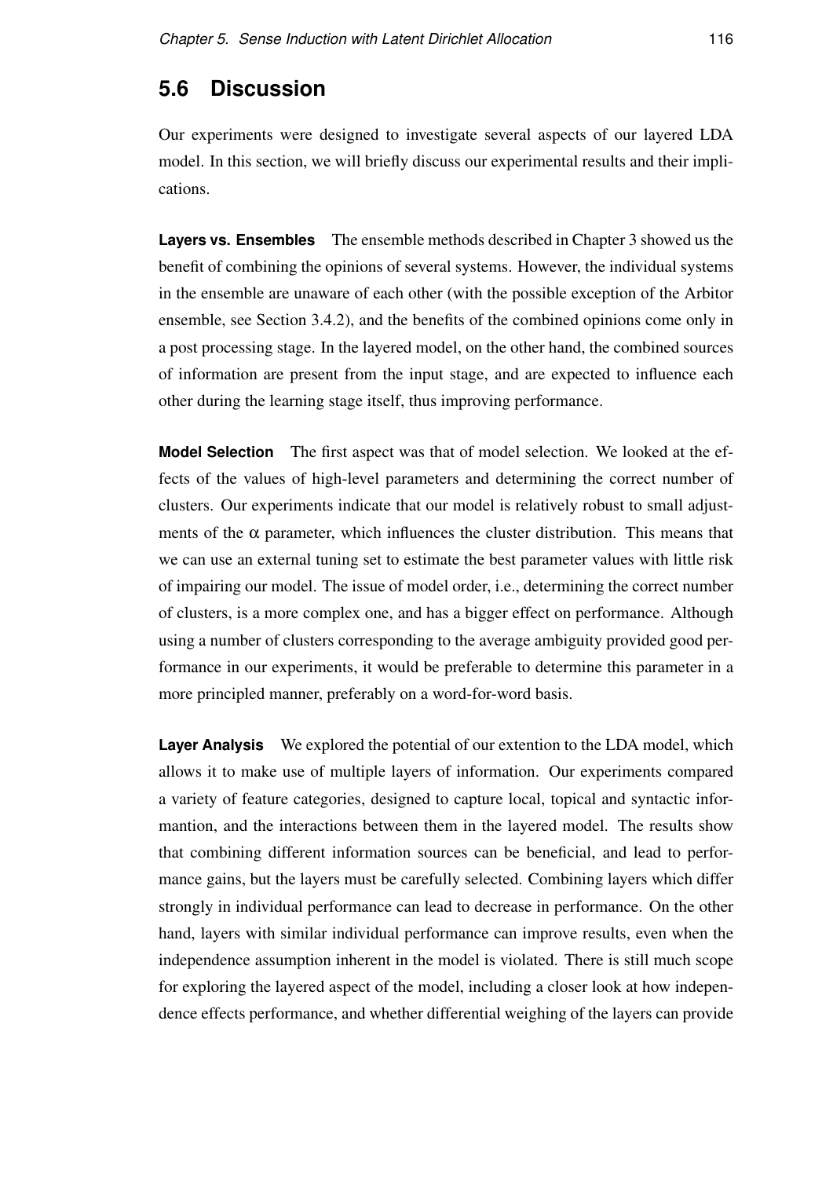## 5.6 Discussion

Our experiments were designed to investigate several aspects of our layered LDA model. In this section, we will briefly discuss our experimental results and their implications.

**Layers vs. Ensembles** The ensemble methods described in Chapter 3 showed us the benefit of combining the opinions of several systems. However, the individual systems in the ensemble are unaware of each other (with the possible exception of the Arbitor ensemble, see Section 3.4.2), and the benefits of the combined opinions come only in a post processing stage. In the layered model, on the other hand, the combined sources of information are present from the input stage, and are expected to influence each other during the learning stage itself, thus improving performance.

**Model Selection** The first aspect was that of model selection. We looked at the effects of the values of high-level parameters and determining the correct number of clusters. Our experiments indicate that our model is relatively robust to small adjustments of the $\alpha$ parameter, which influences the cluster distribution. This means that we can use an external tuning set to estimate the best parameter values with little risk of impairing our model. The issue of model order, i.e., determining the correct number of clusters, is a more complex one, and has a bigger effect on performance. Although using a number of clusters corresponding to the average ambiguity provided good performance in our experiments, it would be preferable to determine this parameter in a more principled manner, preferably on a word-for-word basis.

**Layer Analysis** We explored the potential of our extention to the LDA model, which allows it to make use of multiple layers of information. Our experiments compared a variety of feature categories, designed to capture local, topical and syntactic informantion, and the interactions between them in the layered model. The results show that combining different information sources can be beneficial, and lead to performance gains, but the layers must be carefully selected. Combining layers which differ strongly in individual performance can lead to decrease in performance. On the other hand, layers with similar individual performance can improve results, even when the independence assumption inherent in the model is violated. There is still much scope for exploring the layered aspect of the model, including a closer look at how independence effects performance, and whether differential weighing of the layers can provide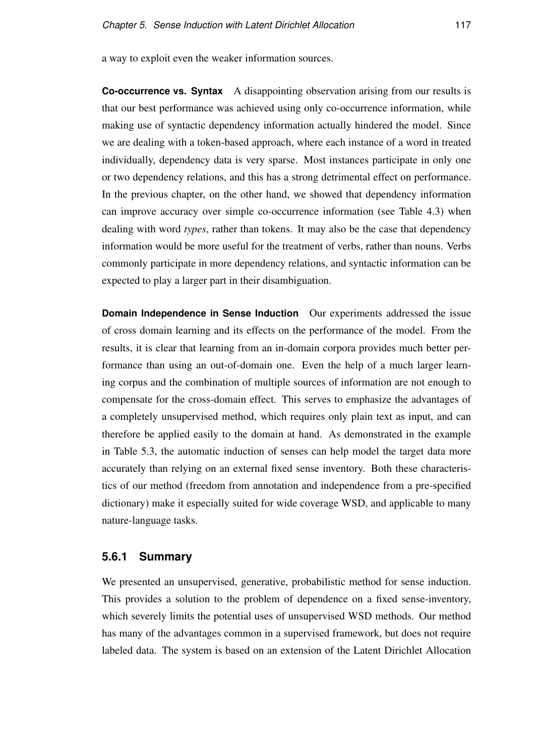a way to exploit even the weaker information sources.

**Co-occurrence vs. Syntax** A disappointing observation arising from our results is that our best performance was achieved using only co-occurrence information, while making use of syntactic dependency information actually hindered the model. Since we are dealing with a token-based approach, where each instance of a word in treated individually, dependency data is very sparse. Most instances participate in only one or two dependency relations, and this has a strong detrimental effect on performance. In the previous chapter, on the other hand, we showed that dependency information can improve accuracy over simple co-occurrence information (see Table 4.3) when dealing with word *types*, rather than tokens. It may also be the case that dependency information would be more useful for the treatment of verbs, rather than nouns. Verbs commonly participate in more dependency relations, and syntactic information can be expected to play a larger part in their disambiguation.

**Domain Independence in Sense Induction** Our experiments addressed the issue of cross domain learning and its effects on the performance of the model. From the results, it is clear that learning from an in-domain corpora provides much better performance than using an out-of-domain one. Even the help of a much larger learning corpus and the combination of multiple sources of information are not enough to compensate for the cross-domain effect. This serves to emphasize the advantages of a completely unsupervised method, which requires only plain text as input, and can therefore be applied easily to the domain at hand. As demonstrated in the example in Table 5.3, the automatic induction of senses can help model the target data more accurately than relying on an external fixed sense inventory. Both these characteristics of our method (freedom from annotation and independence from a pre-specified dictionary) make it especially suited for wide coverage WSD, and applicable to many nature-language tasks.

### 5.6.1 Summary

We presented an unsupervised, generative, probabilistic method for sense induction. This provides a solution to the problem of dependence on a fixed sense-inventory, which severely limits the potential uses of unsupervised WSD methods. Our method has many of the advantages common in a supervised framework, but does not require labeled data. The system is based on an extension of the Latent Dirichlet Allocation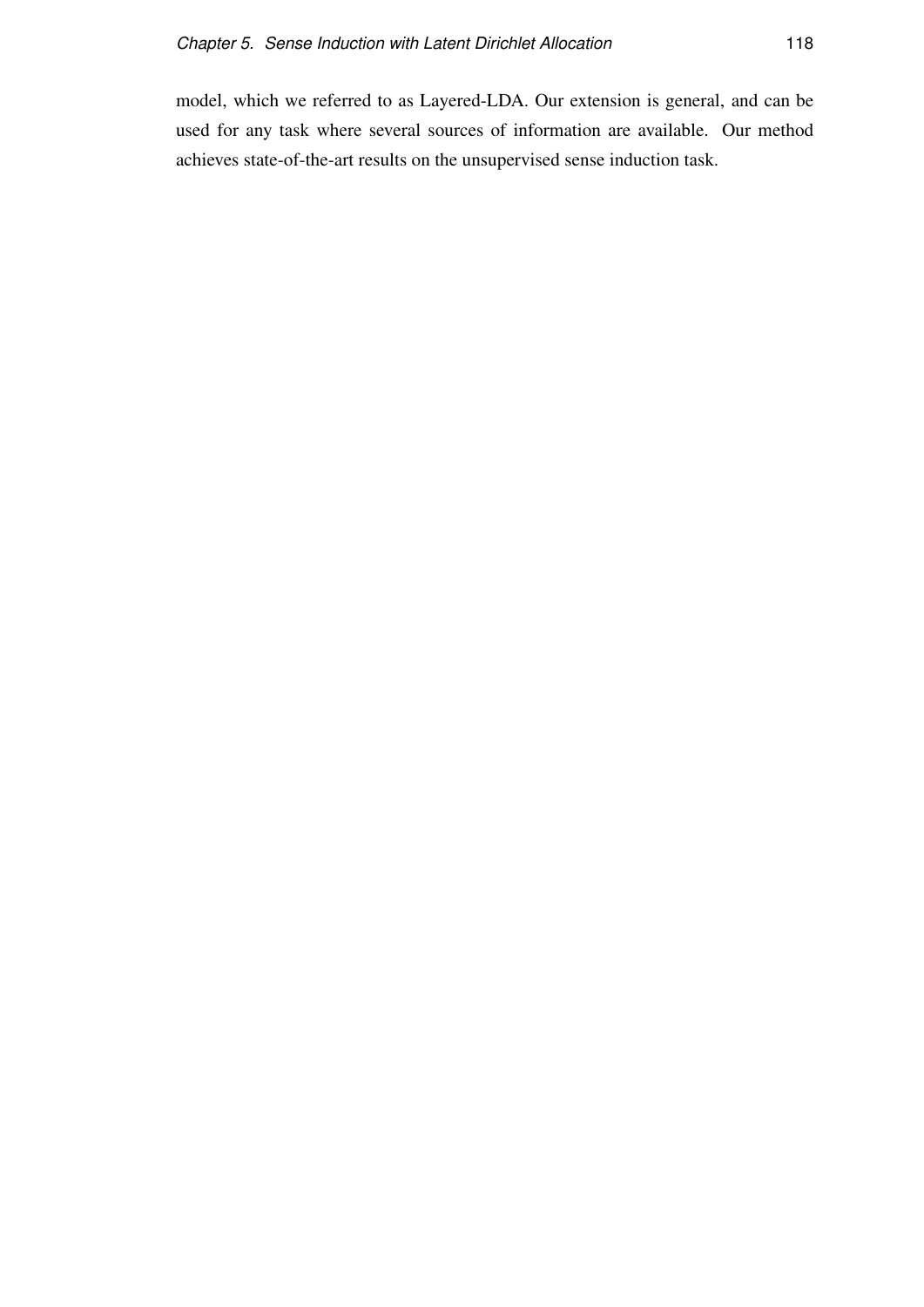model, which we referred to as Layered-LDA. Our extension is general, and can be used for any task where several sources of information are available. Our method achieves state-of-the-art results on the unsupervised sense induction task.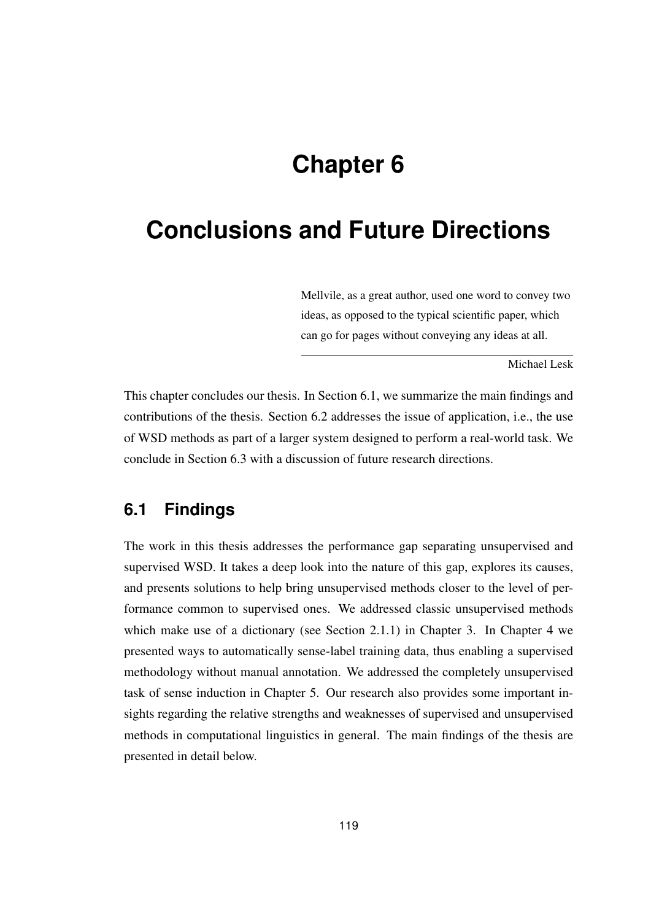# Chapter 6

# Conclusions and Future Directions

> Mellvile, as a great author, used one word to convey two ideas, as opposed to the typical scientific paper, which can go for pages without conveying any ideas at all.
>
> Michael Lesk

This chapter concludes our thesis. In Section 6.1, we summarize the main findings and contributions of the thesis. Section 6.2 addresses the issue of application, i.e., the use of WSD methods as part of a larger system designed to perform a real-world task. We conclude in Section 6.3 with a discussion of future research directions.

## 6.1 Findings

The work in this thesis addresses the performance gap separating unsupervised and supervised WSD. It takes a deep look into the nature of this gap, explores its causes, and presents solutions to help bring unsupervised methods closer to the level of performance common to supervised ones. We addressed classic unsupervised methods which make use of a dictionary (see Section 2.1.1) in Chapter 3. In Chapter 4 we presented ways to automatically sense-label training data, thus enabling a supervised methodology without manual annotation. We addressed the completely unsupervised task of sense induction in Chapter 5. Our research also provides some important insights regarding the relative strengths and weaknesses of supervised and unsupervised methods in computational linguistics in general. The main findings of the thesis are presented in detail below.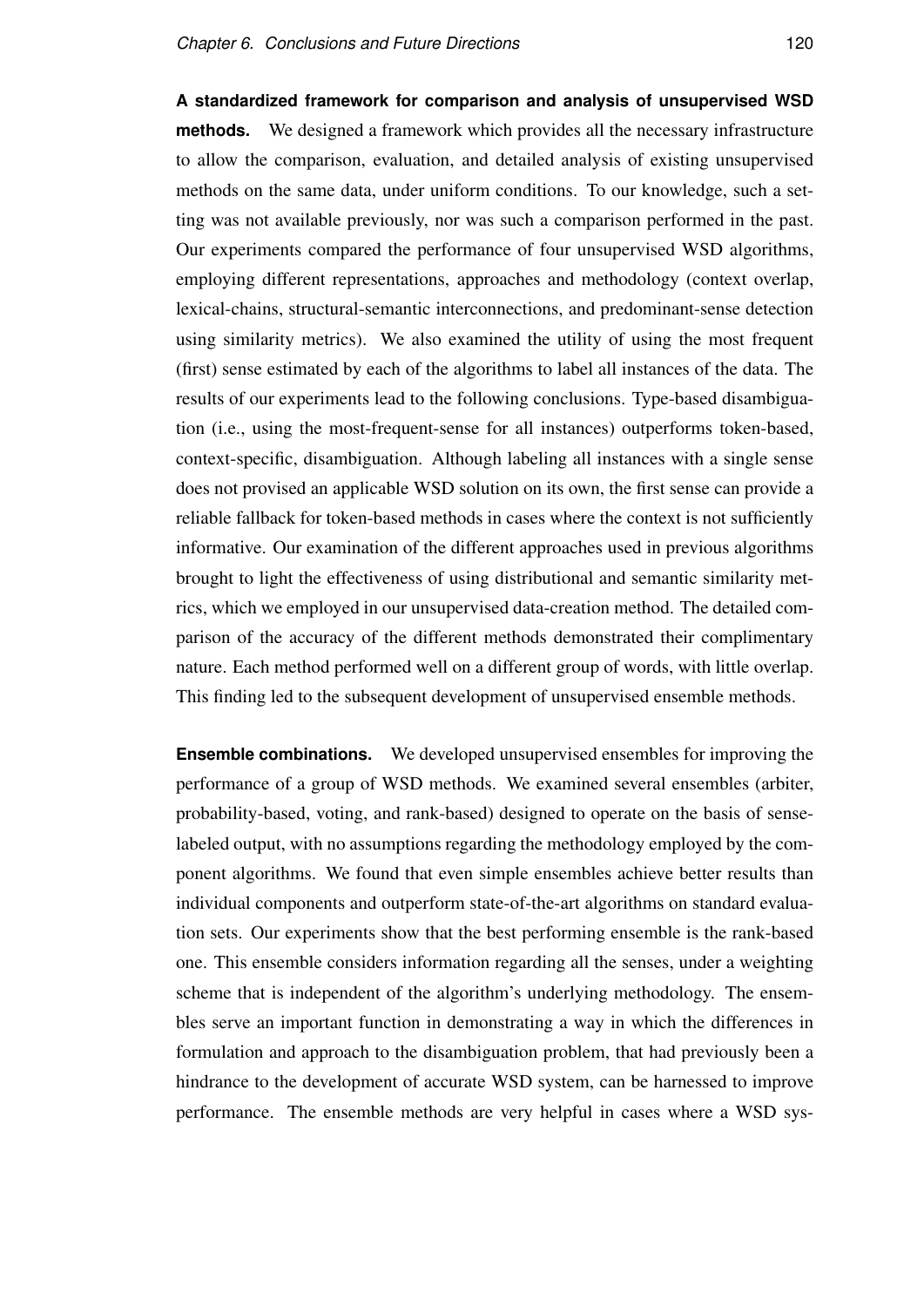**A standardized framework for comparison and analysis of unsupervised WSD methods.** We designed a framework which provides all the necessary infrastructure to allow the comparison, evaluation, and detailed analysis of existing unsupervised methods on the same data, under uniform conditions. To our knowledge, such a setting was not available previously, nor was such a comparison performed in the past. Our experiments compared the performance of four unsupervised WSD algorithms, employing different representations, approaches and methodology (context overlap, lexical-chains, structural-semantic interconnections, and predominant-sense detection using similarity metrics). We also examined the utility of using the most frequent (first) sense estimated by each of the algorithms to label all instances of the data. The results of our experiments lead to the following conclusions. Type-based disambiguation (i.e., using the most-frequent-sense for all instances) outperforms token-based, context-specific, disambiguation. Although labeling all instances with a single sense does not provised an applicable WSD solution on its own, the first sense can provide a reliable fallback for token-based methods in cases where the context is not sufficiently informative. Our examination of the different approaches used in previous algorithms brought to light the effectiveness of using distributional and semantic similarity metrics, which we employed in our unsupervised data-creation method. The detailed comparison of the accuracy of the different methods demonstrated their complimentary nature. Each method performed well on a different group of words, with little overlap. This finding led to the subsequent development of unsupervised ensemble methods.

**Ensemble combinations.** We developed unsupervised ensembles for improving the performance of a group of WSD methods. We examined several ensembles (arbiter, probability-based, voting, and rank-based) designed to operate on the basis of sense-labeled output, with no assumptions regarding the methodology employed by the component algorithms. We found that even simple ensembles achieve better results than individual components and outperform state-of-the-art algorithms on standard evaluation sets. Our experiments show that the best performing ensemble is the rank-based one. This ensemble considers information regarding all the senses, under a weighting scheme that is independent of the algorithm's underlying methodology. The ensembles serve an important function in demonstrating a way in which the differences in formulation and approach to the disambiguation problem, that had previously been a hindrance to the development of accurate WSD system, can be harnessed to improve performance. The ensemble methods are very helpful in cases where a WSD sys-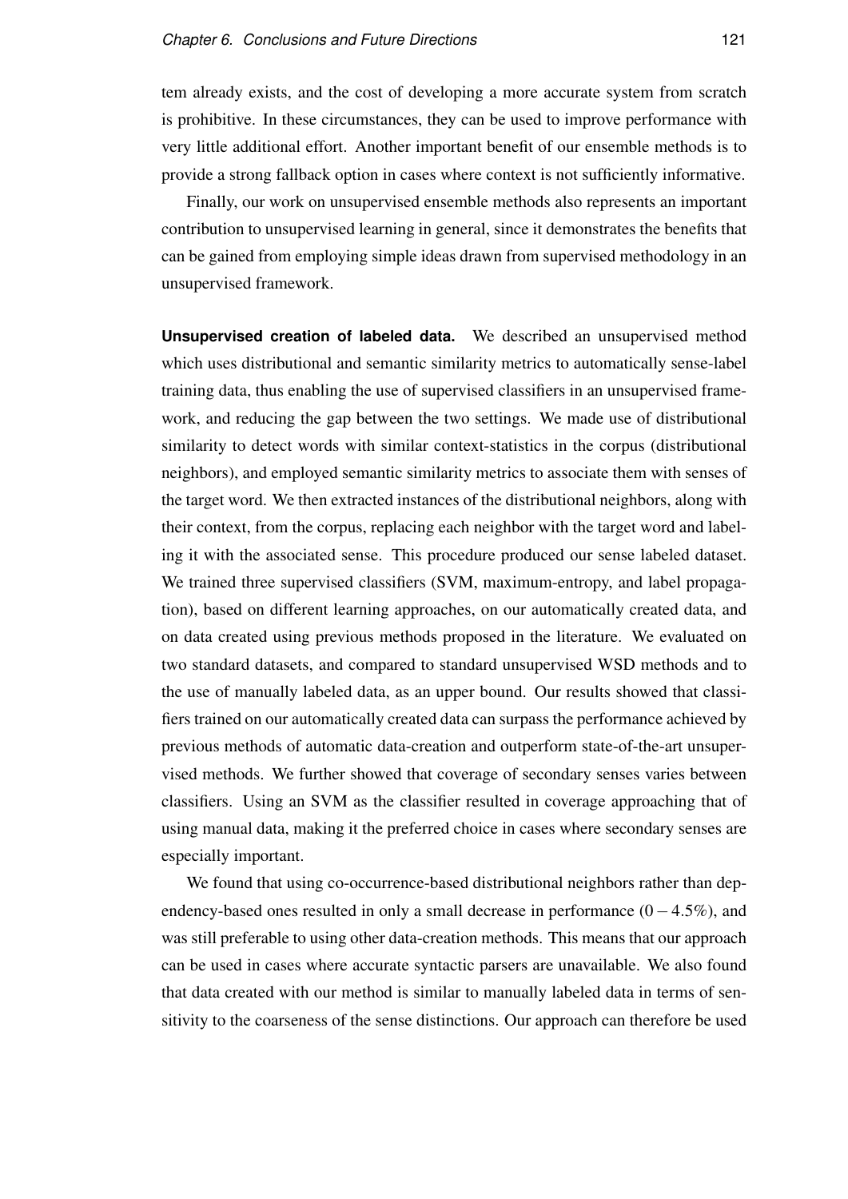tem already exists, and the cost of developing a more accurate system from scratch is prohibitive. In these circumstances, they can be used to improve performance with very little additional effort. Another important benefit of our ensemble methods is to provide a strong fallback option in cases where context is not sufficiently informative.

Finally, our work on unsupervised ensemble methods also represents an important contribution to unsupervised learning in general, since it demonstrates the benefits that can be gained from employing simple ideas drawn from supervised methodology in an unsupervised framework.

**Unsupervised creation of labeled data.** We described an unsupervised method which uses distributional and semantic similarity metrics to automatically sense-label training data, thus enabling the use of supervised classifiers in an unsupervised framework, and reducing the gap between the two settings. We made use of distributional similarity to detect words with similar context-statistics in the corpus (distributional neighbors), and employed semantic similarity metrics to associate them with senses of the target word. We then extracted instances of the distributional neighbors, along with their context, from the corpus, replacing each neighbor with the target word and labeling it with the associated sense. This procedure produced our sense labeled dataset. We trained three supervised classifiers (SVM, maximum-entropy, and label propagation), based on different learning approaches, on our automatically created data, and on data created using previous methods proposed in the literature. We evaluated on two standard datasets, and compared to standard unsupervised WSD methods and to the use of manually labeled data, as an upper bound. Our results showed that classifiers trained on our automatically created data can surpass the performance achieved by previous methods of automatic data-creation and outperform state-of-the-art unsupervised methods. We further showed that coverage of secondary senses varies between classifiers. Using an SVM as the classifier resulted in coverage approaching that of using manual data, making it the preferred choice in cases where secondary senses are especially important.

We found that using co-occurrence-based distributional neighbors rather than dependency-based ones resulted in only a small decrease in performance ($0-4.5\%$), and was still preferable to using other data-creation methods. This means that our approach can be used in cases where accurate syntactic parsers are unavailable. We also found that data created with our method is similar to manually labeled data in terms of sensitivity to the coarseness of the sense distinctions. Our approach can therefore be used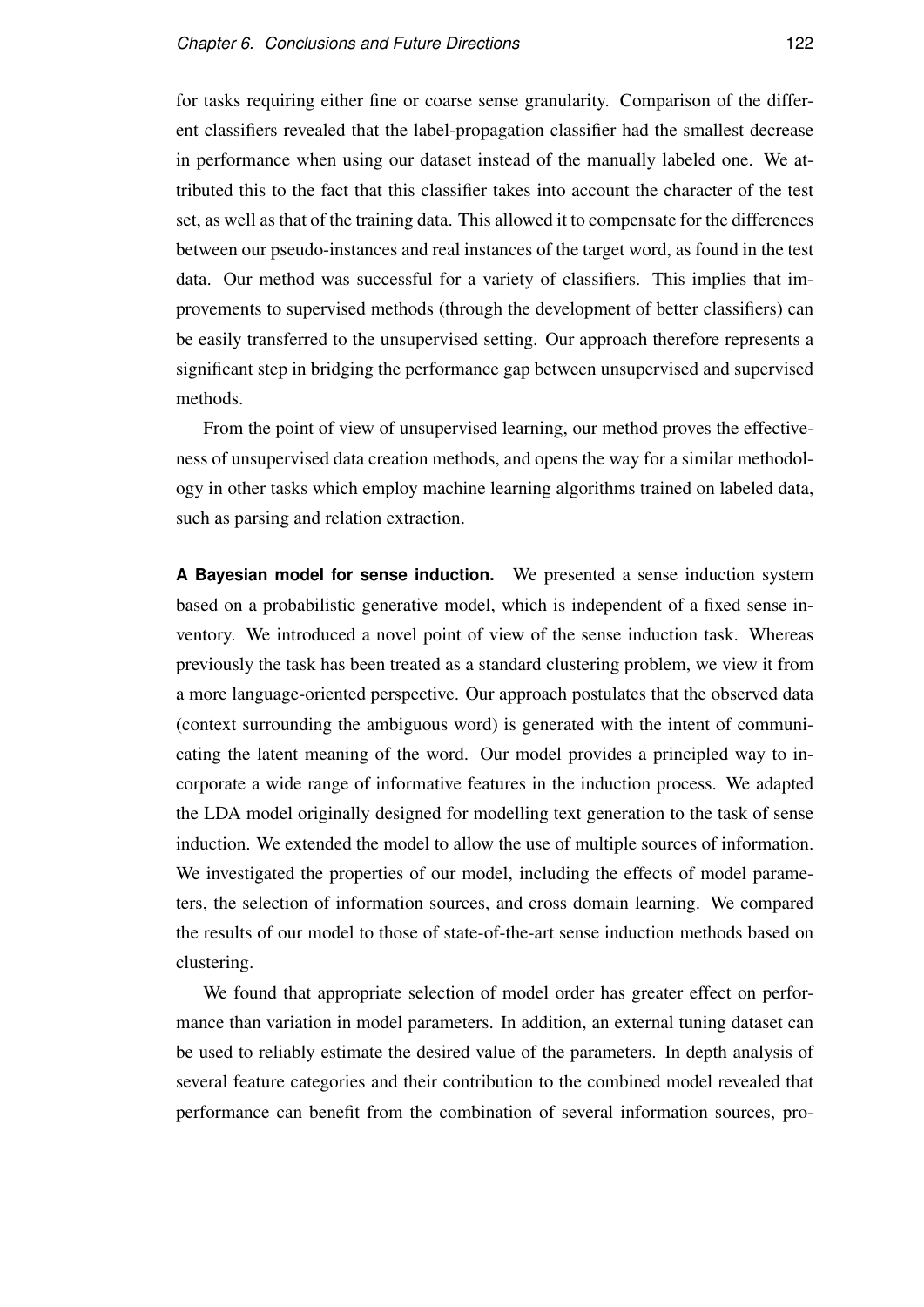for tasks requiring either fine or coarse sense granularity. Comparison of the different classifiers revealed that the label-propagation classifier had the smallest decrease in performance when using our dataset instead of the manually labeled one. We attributed this to the fact that this classifier takes into account the character of the test set, as well as that of the training data. This allowed it to compensate for the differences between our pseudo-instances and real instances of the target word, as found in the test data. Our method was successful for a variety of classifiers. This implies that improvements to supervised methods (through the development of better classifiers) can be easily transferred to the unsupervised setting. Our approach therefore represents a significant step in bridging the performance gap between unsupervised and supervised methods.

From the point of view of unsupervised learning, our method proves the effectiveness of unsupervised data creation methods, and opens the way for a similar methodology in other tasks which employ machine learning algorithms trained on labeled data, such as parsing and relation extraction.

**A Bayesian model for sense induction.** We presented a sense induction system based on a probabilistic generative model, which is independent of a fixed sense inventory. We introduced a novel point of view of the sense induction task. Whereas previously the task has been treated as a standard clustering problem, we view it from a more language-oriented perspective. Our approach postulates that the observed data (context surrounding the ambiguous word) is generated with the intent of communicating the latent meaning of the word. Our model provides a principled way to incorporate a wide range of informative features in the induction process. We adapted the LDA model originally designed for modelling text generation to the task of sense induction. We extended the model to allow the use of multiple sources of information. We investigated the properties of our model, including the effects of model parameters, the selection of information sources, and cross domain learning. We compared the results of our model to those of state-of-the-art sense induction methods based on clustering.

We found that appropriate selection of model order has greater effect on performance than variation in model parameters. In addition, an external tuning dataset can be used to reliably estimate the desired value of the parameters. In depth analysis of several feature categories and their contribution to the combined model revealed that performance can benefit from the combination of several information sources, pro-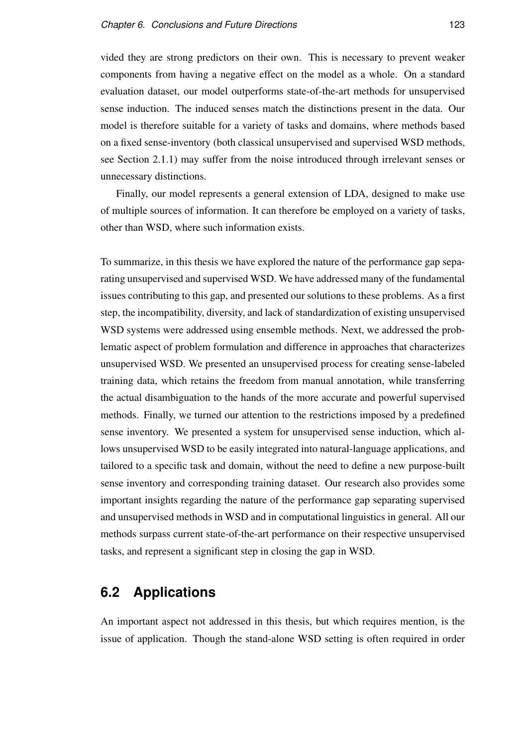vided they are strong predictors on their own. This is necessary to prevent weaker components from having a negative effect on the model as a whole. On a standard evaluation dataset, our model outperforms state-of-the-art methods for unsupervised sense induction. The induced senses match the distinctions present in the data. Our model is therefore suitable for a variety of tasks and domains, where methods based on a fixed sense-inventory (both classical unsupervised and supervised WSD methods, see Section 2.1.1) may suffer from the noise introduced through irrelevant senses or unnecessary distinctions.

Finally, our model represents a general extension of LDA, designed to make use of multiple sources of information. It can therefore be employed on a variety of tasks, other than WSD, where such information exists.

To summarize, in this thesis we have explored the nature of the performance gap separating unsupervised and supervised WSD. We have addressed many of the fundamental issues contributing to this gap, and presented our solutions to these problems. As a first step, the incompatibility, diversity, and lack of standardization of existing unsupervised WSD systems were addressed using ensemble methods. Next, we addressed the problematic aspect of problem formulation and difference in approaches that characterizes unsupervised WSD. We presented an unsupervised process for creating sense-labeled training data, which retains the freedom from manual annotation, while transferring the actual disambiguation to the hands of the more accurate and powerful supervised methods. Finally, we turned our attention to the restrictions imposed by a predefined sense inventory. We presented a system for unsupervised sense induction, which allows unsupervised WSD to be easily integrated into natural-language applications, and tailored to a specific task and domain, without the need to define a new purpose-built sense inventory and corresponding training dataset. Our research also provides some important insights regarding the nature of the performance gap separating supervised and unsupervised methods in WSD and in computational linguistics in general. All our methods surpass current state-of-the-art performance on their respective unsupervised tasks, and represent a significant step in closing the gap in WSD.

## 6.2 Applications

An important aspect not addressed in this thesis, but which requires mention, is the issue of application. Though the stand-alone WSD setting is often required in order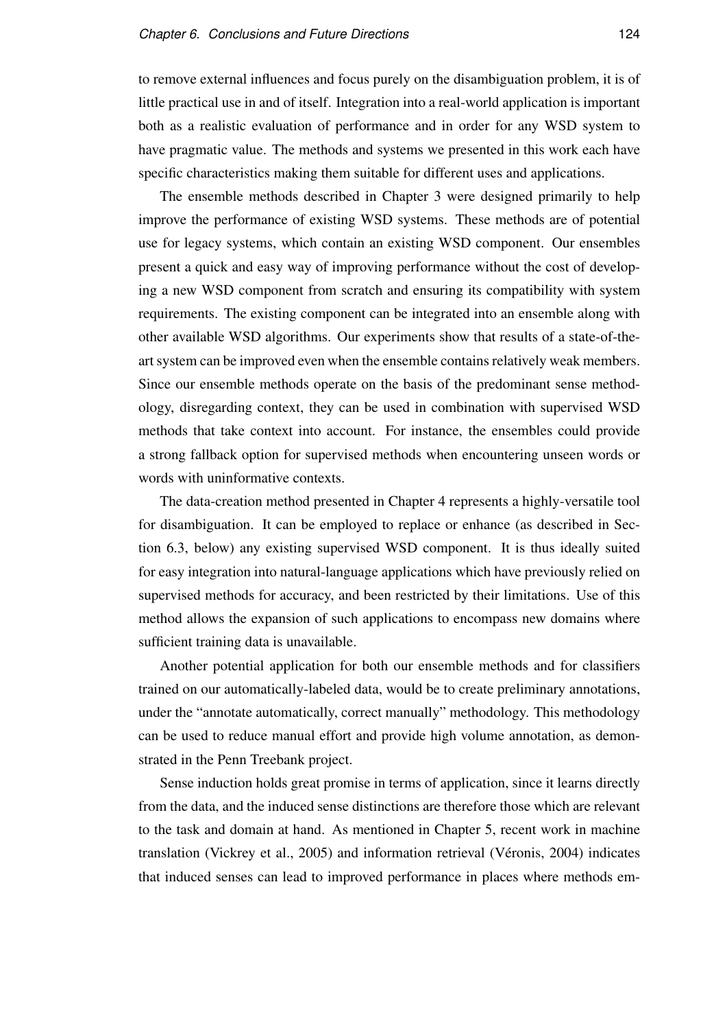to remove external influences and focus purely on the disambiguation problem, it is of little practical use in and of itself. Integration into a real-world application is important both as a realistic evaluation of performance and in order for any WSD system to have pragmatic value. The methods and systems we presented in this work each have specific characteristics making them suitable for different uses and applications.

The ensemble methods described in Chapter 3 were designed primarily to help improve the performance of existing WSD systems. These methods are of potential use for legacy systems, which contain an existing WSD component. Our ensembles present a quick and easy way of improving performance without the cost of developing a new WSD component from scratch and ensuring its compatibility with system requirements. The existing component can be integrated into an ensemble along with other available WSD algorithms. Our experiments show that results of a state-of-the-art system can be improved even when the ensemble contains relatively weak members. Since our ensemble methods operate on the basis of the predominant sense methodology, disregarding context, they can be used in combination with supervised WSD methods that take context into account. For instance, the ensembles could provide a strong fallback option for supervised methods when encountering unseen words or words with uninformative contexts.

The data-creation method presented in Chapter 4 represents a highly-versatile tool for disambiguation. It can be employed to replace or enhance (as described in Section 6.3, below) any existing supervised WSD component. It is thus ideally suited for easy integration into natural-language applications which have previously relied on supervised methods for accuracy, and been restricted by their limitations. Use of this method allows the expansion of such applications to encompass new domains where sufficient training data is unavailable.

Another potential application for both our ensemble methods and for classifiers trained on our automatically-labeled data, would be to create preliminary annotations, under the "annotate automatically, correct manually" methodology. This methodology can be used to reduce manual effort and provide high volume annotation, as demonstrated in the Penn Treebank project.

Sense induction holds great promise in terms of application, since it learns directly from the data, and the induced sense distinctions are therefore those which are relevant to the task and domain at hand. As mentioned in Chapter 5, recent work in machine translation (Vickrey et al., 2005) and information retrieval (Véronis, 2004) indicates that induced senses can lead to improved performance in places where methods em-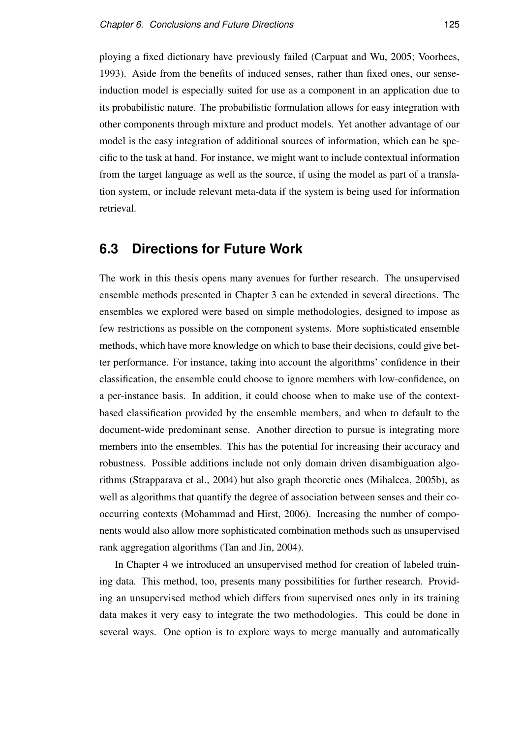ploying a fixed dictionary have previously failed (Carpuat and Wu, 2005; Voorhees, 1993). Aside from the benefits of induced senses, rather than fixed ones, our sense-induction model is especially suited for use as a component in an application due to its probabilistic nature. The probabilistic formulation allows for easy integration with other components through mixture and product models. Yet another advantage of our model is the easy integration of additional sources of information, which can be specific to the task at hand. For instance, we might want to include contextual information from the target language as well as the source, if using the model as part of a translation system, or include relevant meta-data if the system is being used for information retrieval.

## 6.3 Directions for Future Work

The work in this thesis opens many avenues for further research. The unsupervised ensemble methods presented in Chapter 3 can be extended in several directions. The ensembles we explored were based on simple methodologies, designed to impose as few restrictions as possible on the component systems. More sophisticated ensemble methods, which have more knowledge on which to base their decisions, could give better performance. For instance, taking into account the algorithms' confidence in their classification, the ensemble could choose to ignore members with low-confidence, on a per-instance basis. In addition, it could choose when to make use of the context-based classification provided by the ensemble members, and when to default to the document-wide predominant sense. Another direction to pursue is integrating more members into the ensembles. This has the potential for increasing their accuracy and robustness. Possible additions include not only domain driven disambiguation algorithms (Strapparava et al., 2004) but also graph theoretic ones (Mihalcea, 2005b), as well as algorithms that quantify the degree of association between senses and their co-occurring contexts (Mohammad and Hirst, 2006). Increasing the number of components would also allow more sophisticated combination methods such as unsupervised rank aggregation algorithms (Tan and Jin, 2004).

In Chapter 4 we introduced an unsupervised method for creation of labeled training data. This method, too, presents many possibilities for further research. Providing an unsupervised method which differs from supervised ones only in its training data makes it very easy to integrate the two methodologies. This could be done in several ways. One option is to explore ways to merge manually and automatically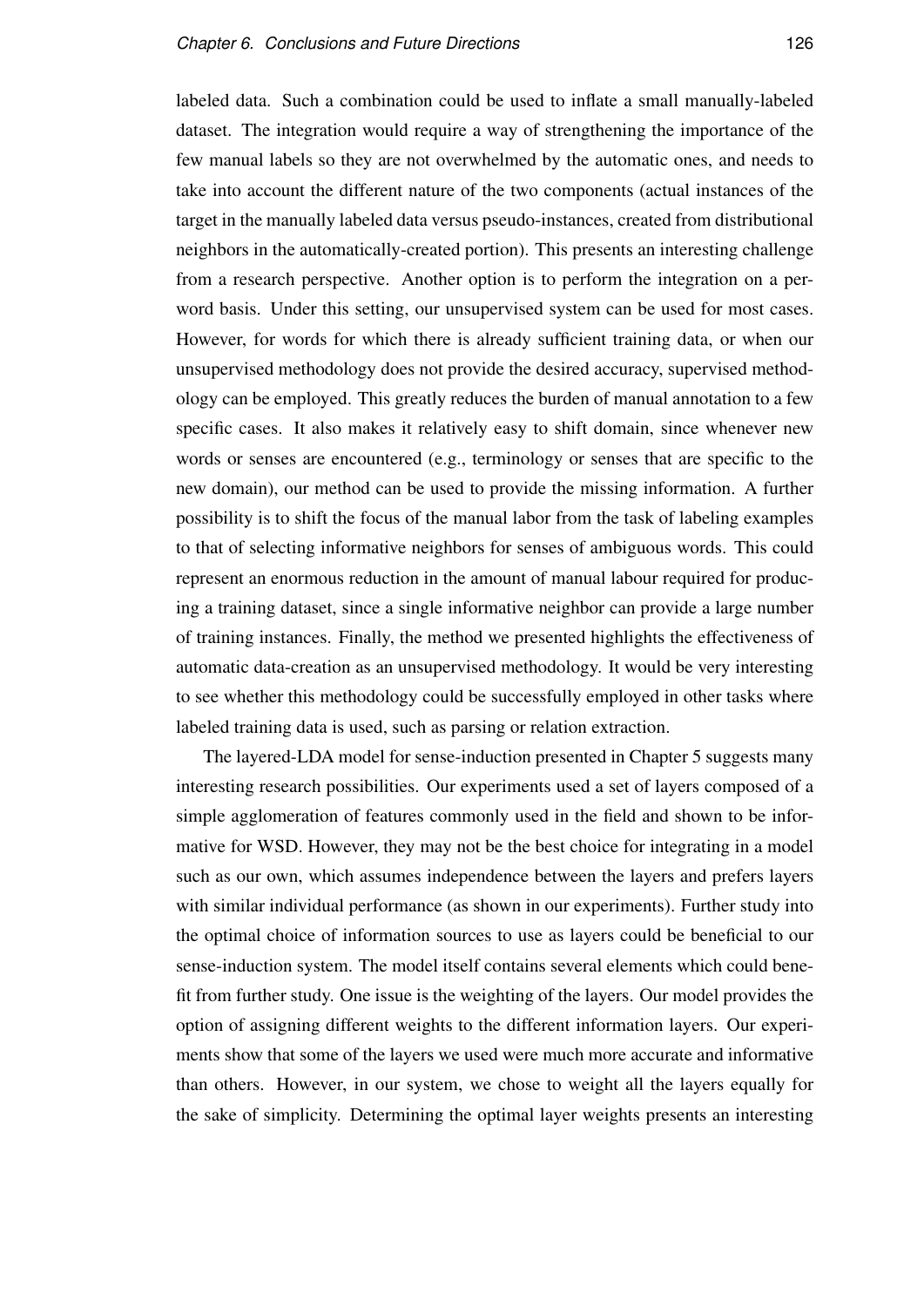labeled data. Such a combination could be used to inflate a small manually-labeled dataset. The integration would require a way of strengthening the importance of the few manual labels so they are not overwhelmed by the automatic ones, and needs to take into account the different nature of the two components (actual instances of the target in the manually labeled data versus pseudo-instances, created from distributional neighbors in the automatically-created portion). This presents an interesting challenge from a research perspective. Another option is to perform the integration on a per-word basis. Under this setting, our unsupervised system can be used for most cases. However, for words for which there is already sufficient training data, or when our unsupervised methodology does not provide the desired accuracy, supervised methodology can be employed. This greatly reduces the burden of manual annotation to a few specific cases. It also makes it relatively easy to shift domain, since whenever new words or senses are encountered (e.g., terminology or senses that are specific to the new domain), our method can be used to provide the missing information. A further possibility is to shift the focus of the manual labor from the task of labeling examples to that of selecting informative neighbors for senses of ambiguous words. This could represent an enormous reduction in the amount of manual labour required for producing a training dataset, since a single informative neighbor can provide a large number of training instances. Finally, the method we presented highlights the effectiveness of automatic data-creation as an unsupervised methodology. It would be very interesting to see whether this methodology could be successfully employed in other tasks where labeled training data is used, such as parsing or relation extraction.

The layered-LDA model for sense-induction presented in Chapter 5 suggests many interesting research possibilities. Our experiments used a set of layers composed of a simple agglomeration of features commonly used in the field and shown to be informative for WSD. However, they may not be the best choice for integrating in a model such as our own, which assumes independence between the layers and prefers layers with similar individual performance (as shown in our experiments). Further study into the optimal choice of information sources to use as layers could be beneficial to our sense-induction system. The model itself contains several elements which could benefit from further study. One issue is the weighting of the layers. Our model provides the option of assigning different weights to the different information layers. Our experiments show that some of the layers we used were much more accurate and informative than others. However, in our system, we chose to weight all the layers equally for the sake of simplicity. Determining the optimal layer weights presents an interesting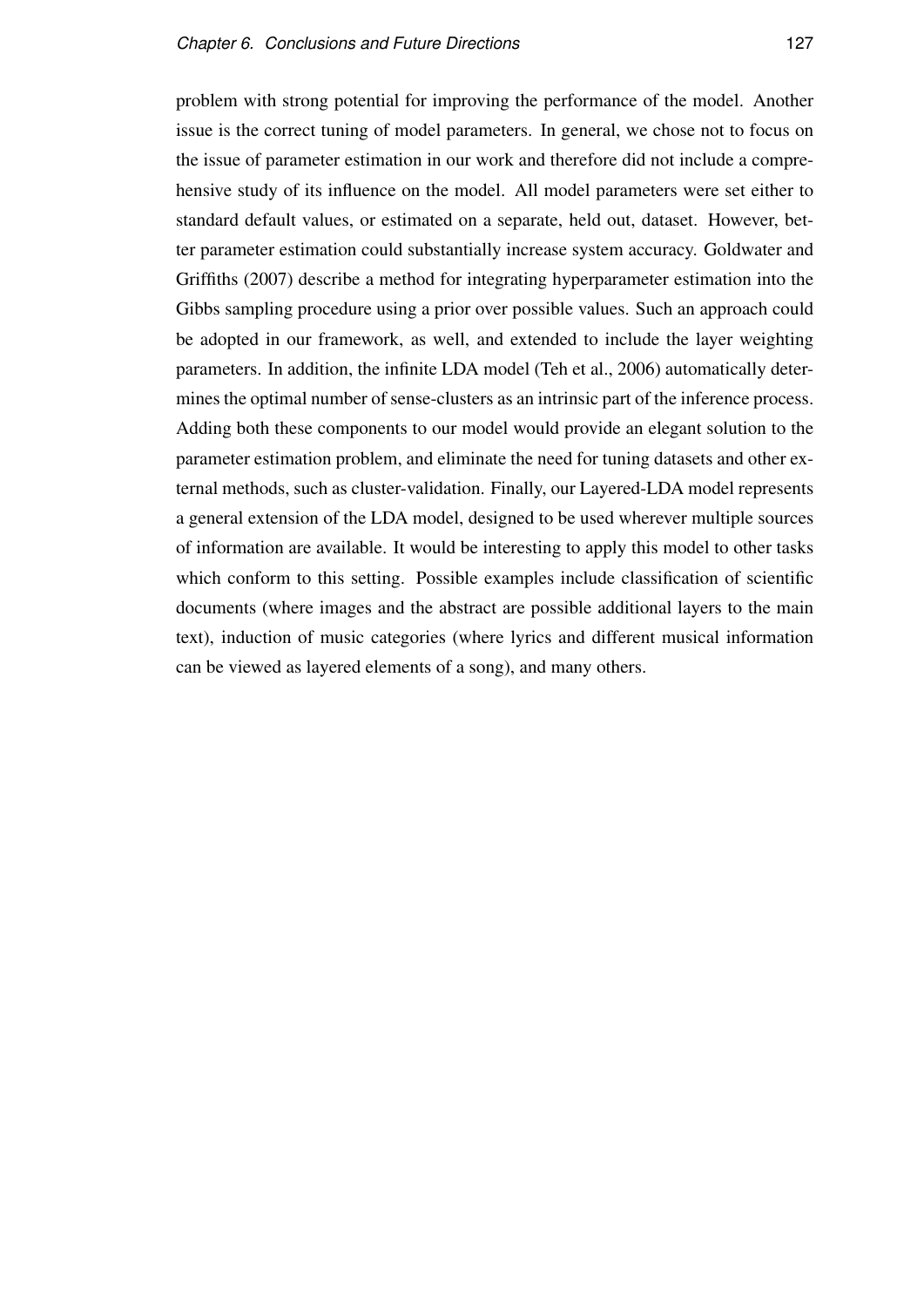problem with strong potential for improving the performance of the model. Another issue is the correct tuning of model parameters. In general, we chose not to focus on the issue of parameter estimation in our work and therefore did not include a comprehensive study of its influence on the model. All model parameters were set either to standard default values, or estimated on a separate, held out, dataset. However, better parameter estimation could substantially increase system accuracy. Goldwater and Griffiths (2007) describe a method for integrating hyperparameter estimation into the Gibbs sampling procedure using a prior over possible values. Such an approach could be adopted in our framework, as well, and extended to include the layer weighting parameters. In addition, the infinite LDA model (Teh et al., 2006) automatically determines the optimal number of sense-clusters as an intrinsic part of the inference process. Adding both these components to our model would provide an elegant solution to the parameter estimation problem, and eliminate the need for tuning datasets and other external methods, such as cluster-validation. Finally, our Layered-LDA model represents a general extension of the LDA model, designed to be used wherever multiple sources of information are available. It would be interesting to apply this model to other tasks which conform to this setting. Possible examples include classification of scientific documents (where images and the abstract are possible additional layers to the main text), induction of music categories (where lyrics and different musical information can be viewed as layered elements of a song), and many others.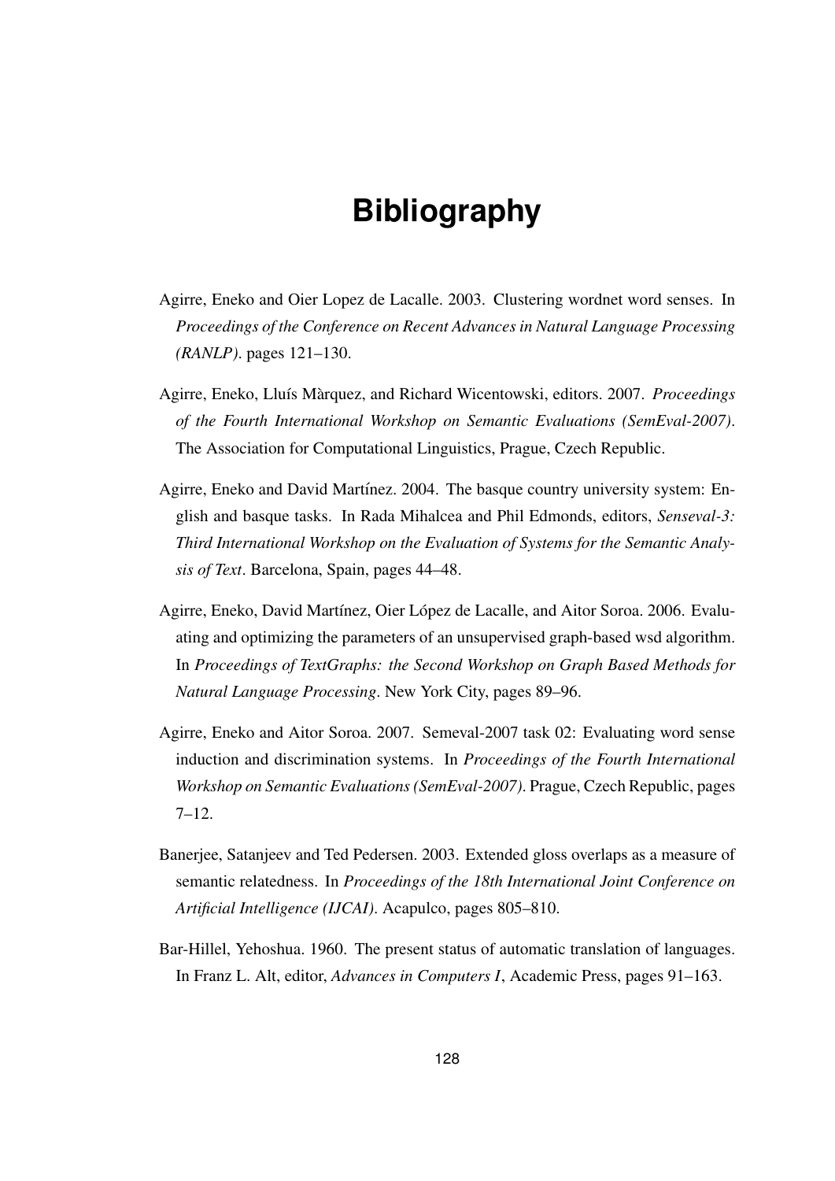# Bibliography

Agirre, Eneko and Oier Lopez de Lacalle. 2003. Clustering wordnet word senses. In *Proceedings of the Conference on Recent Advances in Natural Language Processing (RANLP)*. pages 121–130.

Agirre, Eneko, Lluís Màrquez, and Richard Wicentowski, editors. 2007. *Proceedings of the Fourth International Workshop on Semantic Evaluations (SemEval-2007)*. The Association for Computational Linguistics, Prague, Czech Republic.

Agirre, Eneko and David Martínez. 2004. The basque country university system: English and basque tasks. In Rada Mihalcea and Phil Edmonds, editors, *Senseval-3: Third International Workshop on the Evaluation of Systems for the Semantic Analysis of Text*. Barcelona, Spain, pages 44–48.

Agirre, Eneko, David Martínez, Oier López de Lacalle, and Aitor Soroa. 2006. Evaluating and optimizing the parameters of an unsupervised graph-based wsd algorithm. In *Proceedings of TextGraphs: the Second Workshop on Graph Based Methods for Natural Language Processing*. New York City, pages 89–96.

Agirre, Eneko and Aitor Soroa. 2007. Semeval-2007 task 02: Evaluating word sense induction and discrimination systems. In *Proceedings of the Fourth International Workshop on Semantic Evaluations (SemEval-2007)*. Prague, Czech Republic, pages 7–12.

Banerjee, Satanjeev and Ted Pedersen. 2003. Extended gloss overlaps as a measure of semantic relatedness. In *Proceedings of the 18th International Joint Conference on Artificial Intelligence (IJCAI)*. Acapulco, pages 805–810.

Bar-Hillel, Yehoshua. 1960. The present status of automatic translation of languages. In Franz L. Alt, editor, *Advances in Computers I*, Academic Press, pages 91–163.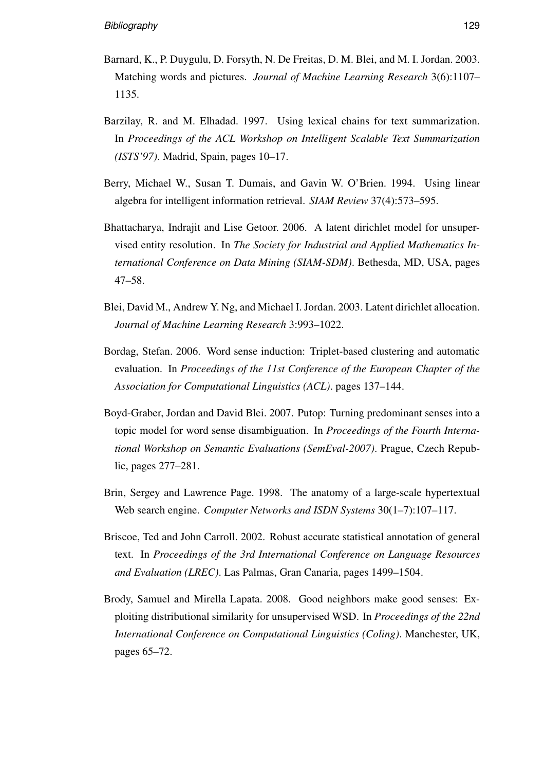Barnard, K., P. Duygulu, D. Forsyth, N. De Freitas, D. M. Blei, and M. I. Jordan. 2003. Matching words and pictures. *Journal of Machine Learning Research* 3(6):1107–1135.

Barzilay, R. and M. Elhadad. 1997. Using lexical chains for text summarization. In *Proceedings of the ACL Workshop on Intelligent Scalable Text Summarization (ISTS'97)*. Madrid, Spain, pages 10–17.

Berry, Michael W., Susan T. Dumais, and Gavin W. O'Brien. 1994. Using linear algebra for intelligent information retrieval. *SIAM Review* 37(4):573–595.

Bhattacharya, Indrajit and Lise Getoor. 2006. A latent dirichlet model for unsupervised entity resolution. In *The Society for Industrial and Applied Mathematics International Conference on Data Mining (SIAM-SDM)*. Bethesda, MD, USA, pages 47–58.

Blei, David M., Andrew Y. Ng, and Michael I. Jordan. 2003. Latent dirichlet allocation. *Journal of Machine Learning Research* 3:993–1022.

Bordag, Stefan. 2006. Word sense induction: Triplet-based clustering and automatic evaluation. In *Proceedings of the 11st Conference of the European Chapter of the Association for Computational Linguistics (ACL)*. pages 137–144.

Boyd-Graber, Jordan and David Blei. 2007. Putop: Turning predominant senses into a topic model for word sense disambiguation. In *Proceedings of the Fourth International Workshop on Semantic Evaluations (SemEval-2007)*. Prague, Czech Republic, pages 277–281.

Brin, Sergey and Lawrence Page. 1998. The anatomy of a large-scale hypertextual Web search engine. *Computer Networks and ISDN Systems* 30(1–7):107–117.

Briscoe, Ted and John Carroll. 2002. Robust accurate statistical annotation of general text. In *Proceedings of the 3rd International Conference on Language Resources and Evaluation (LREC)*. Las Palmas, Gran Canaria, pages 1499–1504.

Brody, Samuel and Mirella Lapata. 2008. Good neighbors make good senses: Exploiting distributional similarity for unsupervised WSD. In *Proceedings of the 22nd International Conference on Computational Linguistics (Coling)*. Manchester, UK, pages 65–72.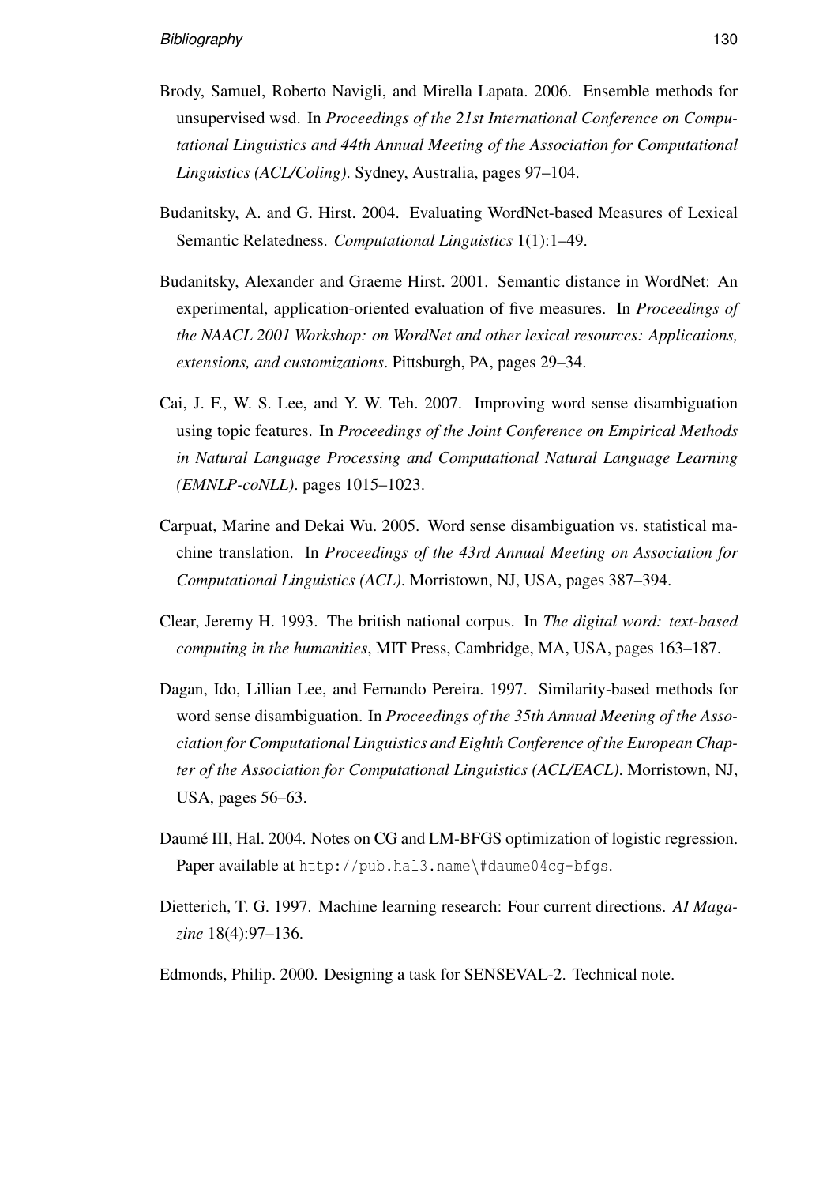Brody, Samuel, Roberto Navigli, and Mirella Lapata. 2006. Ensemble methods for unsupervised wsd. In *Proceedings of the 21st International Conference on Computational Linguistics and 44th Annual Meeting of the Association for Computational Linguistics (ACL/Coling)*. Sydney, Australia, pages 97–104.

Budanitsky, A. and G. Hirst. 2004. Evaluating WordNet-based Measures of Lexical Semantic Relatedness. *Computational Linguistics* 1(1):1–49.

Budanitsky, Alexander and Graeme Hirst. 2001. Semantic distance in WordNet: An experimental, application-oriented evaluation of five measures. In *Proceedings of the NAACL 2001 Workshop: on WordNet and other lexical resources: Applications, extensions, and customizations*. Pittsburgh, PA, pages 29–34.

Cai, J. F., W. S. Lee, and Y. W. Teh. 2007. Improving word sense disambiguation using topic features. In *Proceedings of the Joint Conference on Empirical Methods in Natural Language Processing and Computational Natural Language Learning (EMNLP-coNLL)*. pages 1015–1023.

Carpuat, Marine and Dekai Wu. 2005. Word sense disambiguation vs. statistical machine translation. In *Proceedings of the 43rd Annual Meeting on Association for Computational Linguistics (ACL)*. Morristown, NJ, USA, pages 387–394.

Clear, Jeremy H. 1993. The british national corpus. In *The digital word: text-based computing in the humanities*, MIT Press, Cambridge, MA, USA, pages 163–187.

Dagan, Ido, Lillian Lee, and Fernando Pereira. 1997. Similarity-based methods for word sense disambiguation. In *Proceedings of the 35th Annual Meeting of the Association for Computational Linguistics and Eighth Conference of the European Chapter of the Association for Computational Linguistics (ACL/EACL)*. Morristown, NJ, USA, pages 56–63.

Daumé III, Hal. 2004. Notes on CG and LM-BFGS optimization of logistic regression. Paper available at `http://pub.hal3.name\#daume04cg-bfgs`.

Dietterich, T. G. 1997. Machine learning research: Four current directions. *AI Magazine* 18(4):97–136.

Edmonds, Philip. 2000. Designing a task for SENSEVAL-2. Technical note.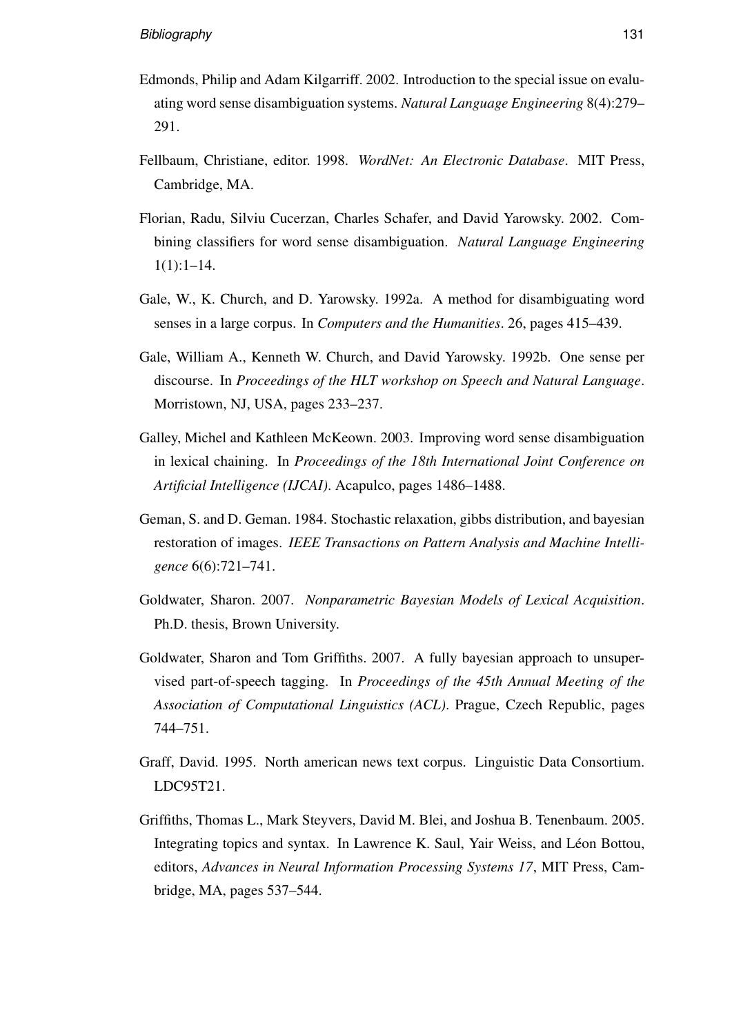Edmonds, Philip and Adam Kilgarriff. 2002. Introduction to the special issue on evaluating word sense disambiguation systems. *Natural Language Engineering* 8(4):279–291.

Fellbaum, Christiane, editor. 1998. *WordNet: An Electronic Database*. MIT Press, Cambridge, MA.

Florian, Radu, Silviu Cucerzan, Charles Schafer, and David Yarowsky. 2002. Combining classifiers for word sense disambiguation. *Natural Language Engineering* 1(1):1–14.

Gale, W., K. Church, and D. Yarowsky. 1992a. A method for disambiguating word senses in a large corpus. In *Computers and the Humanities*. 26, pages 415–439.

Gale, William A., Kenneth W. Church, and David Yarowsky. 1992b. One sense per discourse. In *Proceedings of the HLT workshop on Speech and Natural Language*. Morristown, NJ, USA, pages 233–237.

Galley, Michel and Kathleen McKeown. 2003. Improving word sense disambiguation in lexical chaining. In *Proceedings of the 18th International Joint Conference on Artificial Intelligence (IJCAI)*. Acapulco, pages 1486–1488.

Geman, S. and D. Geman. 1984. Stochastic relaxation, gibbs distribution, and bayesian restoration of images. *IEEE Transactions on Pattern Analysis and Machine Intelligence* 6(6):721–741.

Goldwater, Sharon. 2007. *Nonparametric Bayesian Models of Lexical Acquisition*. Ph.D. thesis, Brown University.

Goldwater, Sharon and Tom Griffiths. 2007. A fully bayesian approach to unsupervised part-of-speech tagging. In *Proceedings of the 45th Annual Meeting of the Association of Computational Linguistics (ACL)*. Prague, Czech Republic, pages 744–751.

Graff, David. 1995. North american news text corpus. Linguistic Data Consortium. LDC95T21.

Griffiths, Thomas L., Mark Steyvers, David M. Blei, and Joshua B. Tenenbaum. 2005. Integrating topics and syntax. In Lawrence K. Saul, Yair Weiss, and Léon Bottou, editors, *Advances in Neural Information Processing Systems 17*, MIT Press, Cambridge, MA, pages 537–544.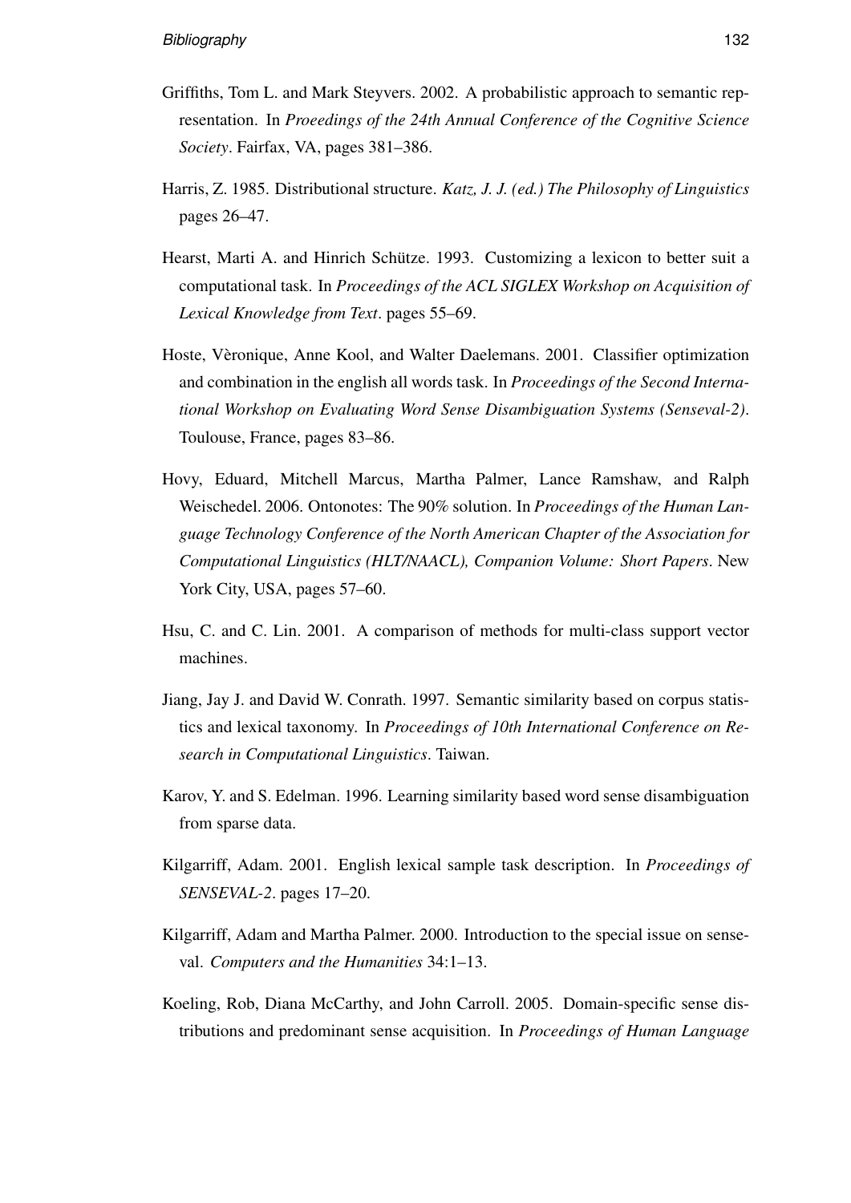Griffiths, Tom L. and Mark Steyvers. 2002. A probabilistic approach to semantic representation. In *Proeedings of the 24th Annual Conference of the Cognitive Science Society*. Fairfax, VA, pages 381–386.

Harris, Z. 1985. Distributional structure. *Katz, J. J. (ed.) The Philosophy of Linguistics* pages 26–47.

Hearst, Marti A. and Hinrich Schütze. 1993. Customizing a lexicon to better suit a computational task. In *Proceedings of the ACL SIGLEX Workshop on Acquisition of Lexical Knowledge from Text*. pages 55–69.

Hoste, Vèronique, Anne Kool, and Walter Daelemans. 2001. Classifier optimization and combination in the english all words task. In *Proceedings of the Second International Workshop on Evaluating Word Sense Disambiguation Systems (Senseval-2)*. Toulouse, France, pages 83–86.

Hovy, Eduard, Mitchell Marcus, Martha Palmer, Lance Ramshaw, and Ralph Weischedel. 2006. Ontonotes: The 90% solution. In *Proceedings of the Human Language Technology Conference of the North American Chapter of the Association for Computational Linguistics (HLT/NAACL), Companion Volume: Short Papers*. New York City, USA, pages 57–60.

Hsu, C. and C. Lin. 2001. A comparison of methods for multi-class support vector machines.

Jiang, Jay J. and David W. Conrath. 1997. Semantic similarity based on corpus statistics and lexical taxonomy. In *Proceedings of 10th International Conference on Research in Computational Linguistics*. Taiwan.

Karov, Y. and S. Edelman. 1996. Learning similarity based word sense disambiguation from sparse data.

Kilgarriff, Adam. 2001. English lexical sample task description. In *Proceedings of SENSEVAL-2*. pages 17–20.

Kilgarriff, Adam and Martha Palmer. 2000. Introduction to the special issue on senseval. *Computers and the Humanities* 34:1–13.

Koeling, Rob, Diana McCarthy, and John Carroll. 2005. Domain-specific sense distributions and predominant sense acquisition. In *Proceedings of Human Language*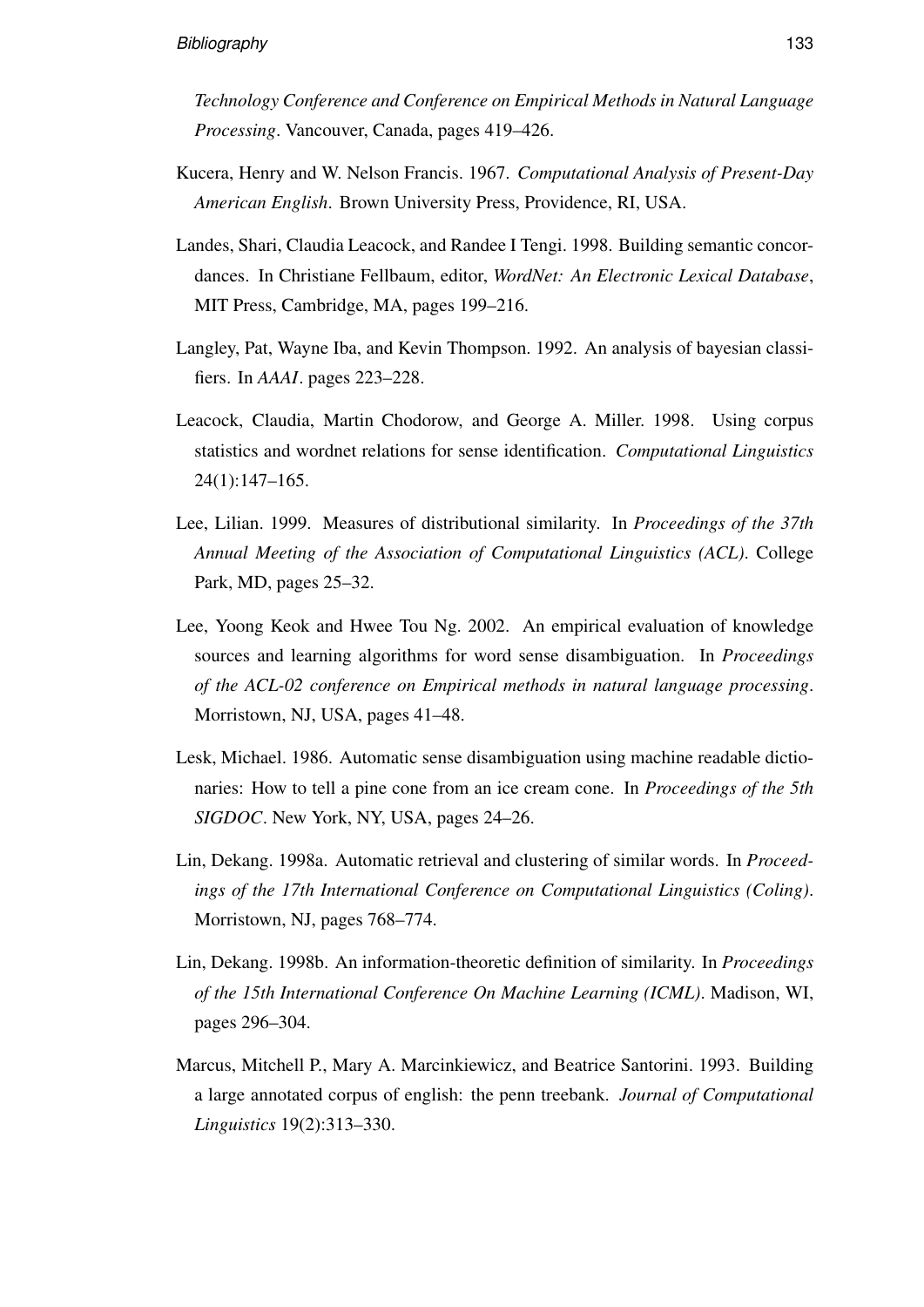*Technology Conference and Conference on Empirical Methods in Natural Language Processing*. Vancouver, Canada, pages 419–426.

Kucera, Henry and W. Nelson Francis. 1967. *Computational Analysis of Present-Day American English*. Brown University Press, Providence, RI, USA.

Landes, Shari, Claudia Leacock, and Randee I Tengi. 1998. Building semantic concordances. In Christiane Fellbaum, editor, *WordNet: An Electronic Lexical Database*, MIT Press, Cambridge, MA, pages 199–216.

Langley, Pat, Wayne Iba, and Kevin Thompson. 1992. An analysis of bayesian classifiers. In *AAAI*. pages 223–228.

Leacock, Claudia, Martin Chodorow, and George A. Miller. 1998. Using corpus statistics and wordnet relations for sense identification. *Computational Linguistics* 24(1):147–165.

Lee, Lilian. 1999. Measures of distributional similarity. In *Proceedings of the 37th Annual Meeting of the Association of Computational Linguistics (ACL)*. College Park, MD, pages 25–32.

Lee, Yoong Keok and Hwee Tou Ng. 2002. An empirical evaluation of knowledge sources and learning algorithms for word sense disambiguation. In *Proceedings of the ACL-02 conference on Empirical methods in natural language processing*. Morristown, NJ, USA, pages 41–48.

Lesk, Michael. 1986. Automatic sense disambiguation using machine readable dictionaries: How to tell a pine cone from an ice cream cone. In *Proceedings of the 5th SIGDOC*. New York, NY, USA, pages 24–26.

Lin, Dekang. 1998a. Automatic retrieval and clustering of similar words. In *Proceedings of the 17th International Conference on Computational Linguistics (Coling)*. Morristown, NJ, pages 768–774.

Lin, Dekang. 1998b. An information-theoretic definition of similarity. In *Proceedings of the 15th International Conference On Machine Learning (ICML)*. Madison, WI, pages 296–304.

Marcus, Mitchell P., Mary A. Marcinkiewicz, and Beatrice Santorini. 1993. Building a large annotated corpus of english: the penn treebank. *Journal of Computational Linguistics* 19(2):313–330.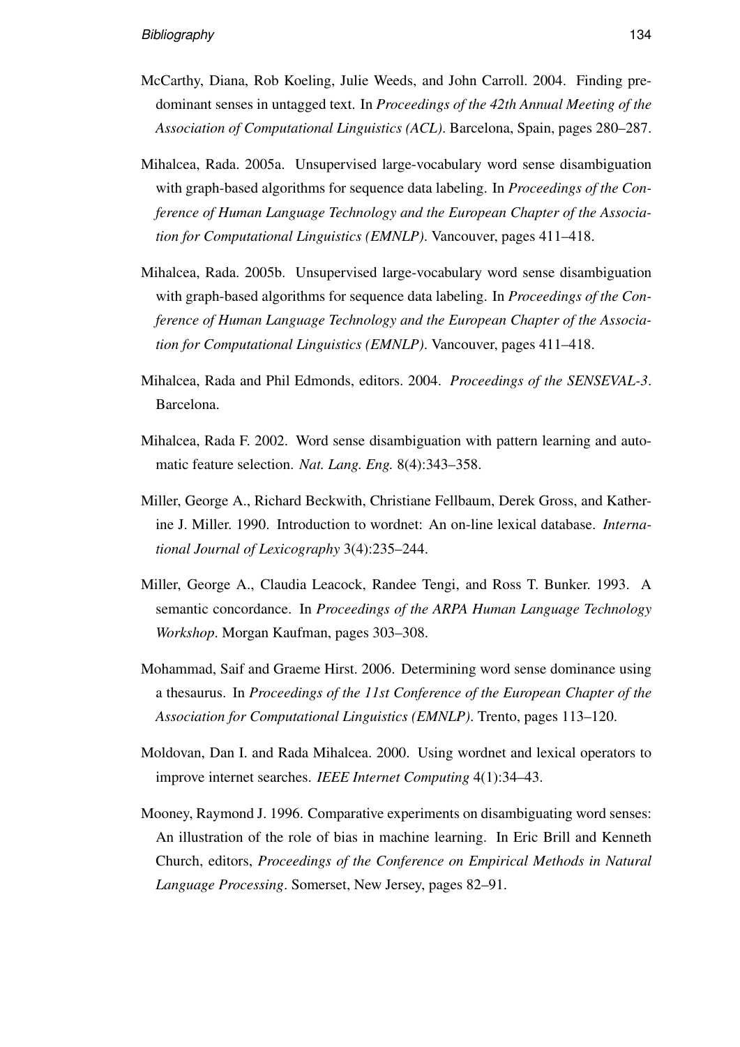McCarthy, Diana, Rob Koeling, Julie Weeds, and John Carroll. 2004. Finding predominant senses in untagged text. In *Proceedings of the 42th Annual Meeting of the Association of Computational Linguistics (ACL)*. Barcelona, Spain, pages 280–287.

Mihalcea, Rada. 2005a. Unsupervised large-vocabulary word sense disambiguation with graph-based algorithms for sequence data labeling. In *Proceedings of the Conference of Human Language Technology and the European Chapter of the Association for Computational Linguistics (EMNLP)*. Vancouver, pages 411–418.

Mihalcea, Rada. 2005b. Unsupervised large-vocabulary word sense disambiguation with graph-based algorithms for sequence data labeling. In *Proceedings of the Conference of Human Language Technology and the European Chapter of the Association for Computational Linguistics (EMNLP)*. Vancouver, pages 411–418.

Mihalcea, Rada and Phil Edmonds, editors. 2004. *Proceedings of the SENSEVAL-3*. Barcelona.

Mihalcea, Rada F. 2002. Word sense disambiguation with pattern learning and automatic feature selection. *Nat. Lang. Eng.* 8(4):343–358.

Miller, George A., Richard Beckwith, Christiane Fellbaum, Derek Gross, and Katherine J. Miller. 1990. Introduction to wordnet: An on-line lexical database. *International Journal of Lexicography* 3(4):235–244.

Miller, George A., Claudia Leacock, Randee Tengi, and Ross T. Bunker. 1993. A semantic concordance. In *Proceedings of the ARPA Human Language Technology Workshop*. Morgan Kaufman, pages 303–308.

Mohammad, Saif and Graeme Hirst. 2006. Determining word sense dominance using a thesaurus. In *Proceedings of the 11st Conference of the European Chapter of the Association for Computational Linguistics (EMNLP)*. Trento, pages 113–120.

Moldovan, Dan I. and Rada Mihalcea. 2000. Using wordnet and lexical operators to improve internet searches. *IEEE Internet Computing* 4(1):34–43.

Mooney, Raymond J. 1996. Comparative experiments on disambiguating word senses: An illustration of the role of bias in machine learning. In Eric Brill and Kenneth Church, editors, *Proceedings of the Conference on Empirical Methods in Natural Language Processing*. Somerset, New Jersey, pages 82–91.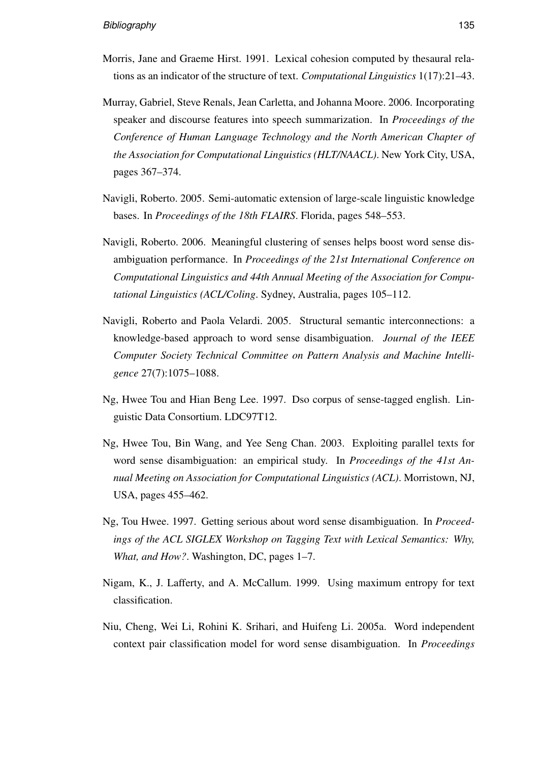Morris, Jane and Graeme Hirst. 1991. Lexical cohesion computed by thesaural relations as an indicator of the structure of text. *Computational Linguistics* 1(17):21–43.

Murray, Gabriel, Steve Renals, Jean Carletta, and Johanna Moore. 2006. Incorporating speaker and discourse features into speech summarization. In *Proceedings of the Conference of Human Language Technology and the North American Chapter of the Association for Computational Linguistics (HLT/NAACL)*. New York City, USA, pages 367–374.

Navigli, Roberto. 2005. Semi-automatic extension of large-scale linguistic knowledge bases. In *Proceedings of the 18th FLAIRS*. Florida, pages 548–553.

Navigli, Roberto. 2006. Meaningful clustering of senses helps boost word sense disambiguation performance. In *Proceedings of the 21st International Conference on Computational Linguistics and 44th Annual Meeting of the Association for Computational Linguistics (ACL/Coling*. Sydney, Australia, pages 105–112.

Navigli, Roberto and Paola Velardi. 2005. Structural semantic interconnections: a knowledge-based approach to word sense disambiguation. *Journal of the IEEE Computer Society Technical Committee on Pattern Analysis and Machine Intelligence* 27(7):1075–1088.

Ng, Hwee Tou and Hian Beng Lee. 1997. Dso corpus of sense-tagged english. Linguistic Data Consortium. LDC97T12.

Ng, Hwee Tou, Bin Wang, and Yee Seng Chan. 2003. Exploiting parallel texts for word sense disambiguation: an empirical study. In *Proceedings of the 41st Annual Meeting on Association for Computational Linguistics (ACL)*. Morristown, NJ, USA, pages 455–462.

Ng, Tou Hwee. 1997. Getting serious about word sense disambiguation. In *Proceedings of the ACL SIGLEX Workshop on Tagging Text with Lexical Semantics: Why, What, and How?*. Washington, DC, pages 1–7.

Nigam, K., J. Lafferty, and A. McCallum. 1999. Using maximum entropy for text classification.

Niu, Cheng, Wei Li, Rohini K. Srihari, and Huifeng Li. 2005a. Word independent context pair classification model for word sense disambiguation. In *Proceedings*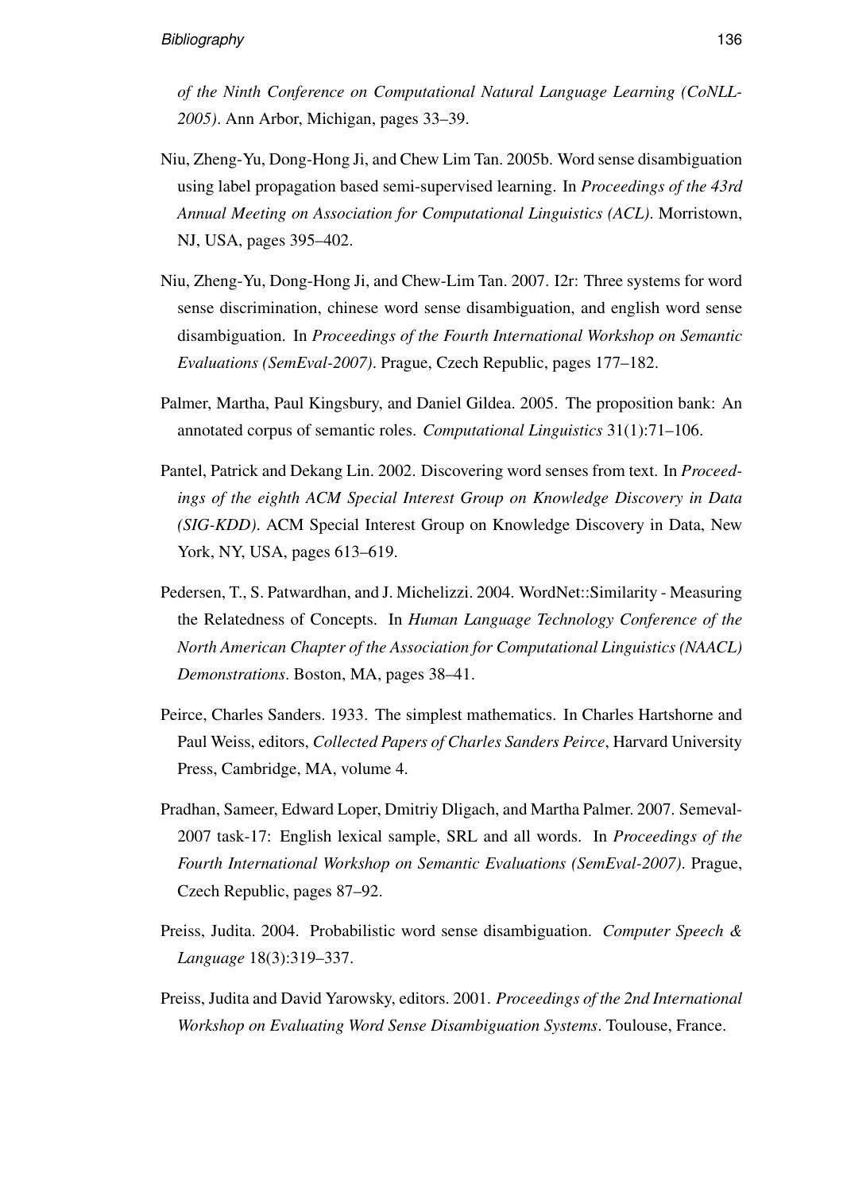*of the Ninth Conference on Computational Natural Language Learning (CoNLL-2005)*. Ann Arbor, Michigan, pages 33–39.

Niu, Zheng-Yu, Dong-Hong Ji, and Chew Lim Tan. 2005b. Word sense disambiguation using label propagation based semi-supervised learning. In *Proceedings of the 43rd Annual Meeting on Association for Computational Linguistics (ACL)*. Morristown, NJ, USA, pages 395–402.

Niu, Zheng-Yu, Dong-Hong Ji, and Chew-Lim Tan. 2007. I2r: Three systems for word sense discrimination, chinese word sense disambiguation, and english word sense disambiguation. In *Proceedings of the Fourth International Workshop on Semantic Evaluations (SemEval-2007)*. Prague, Czech Republic, pages 177–182.

Palmer, Martha, Paul Kingsbury, and Daniel Gildea. 2005. The proposition bank: An annotated corpus of semantic roles. *Computational Linguistics* 31(1):71–106.

Pantel, Patrick and Dekang Lin. 2002. Discovering word senses from text. In *Proceedings of the eighth ACM Special Interest Group on Knowledge Discovery in Data (SIG-KDD)*. ACM Special Interest Group on Knowledge Discovery in Data, New York, NY, USA, pages 613–619.

Pedersen, T., S. Patwardhan, and J. Michelizzi. 2004. WordNet::Similarity - Measuring the Relatedness of Concepts. In *Human Language Technology Conference of the North American Chapter of the Association for Computational Linguistics (NAACL) Demonstrations*. Boston, MA, pages 38–41.

Peirce, Charles Sanders. 1933. The simplest mathematics. In Charles Hartshorne and Paul Weiss, editors, *Collected Papers of Charles Sanders Peirce*, Harvard University Press, Cambridge, MA, volume 4.

Pradhan, Sameer, Edward Loper, Dmitriy Dligach, and Martha Palmer. 2007. Semeval-2007 task-17: English lexical sample, SRL and all words. In *Proceedings of the Fourth International Workshop on Semantic Evaluations (SemEval-2007)*. Prague, Czech Republic, pages 87–92.

Preiss, Judita. 2004. Probabilistic word sense disambiguation. *Computer Speech & Language* 18(3):319–337.

Preiss, Judita and David Yarowsky, editors. 2001. *Proceedings of the 2nd International Workshop on Evaluating Word Sense Disambiguation Systems*. Toulouse, France.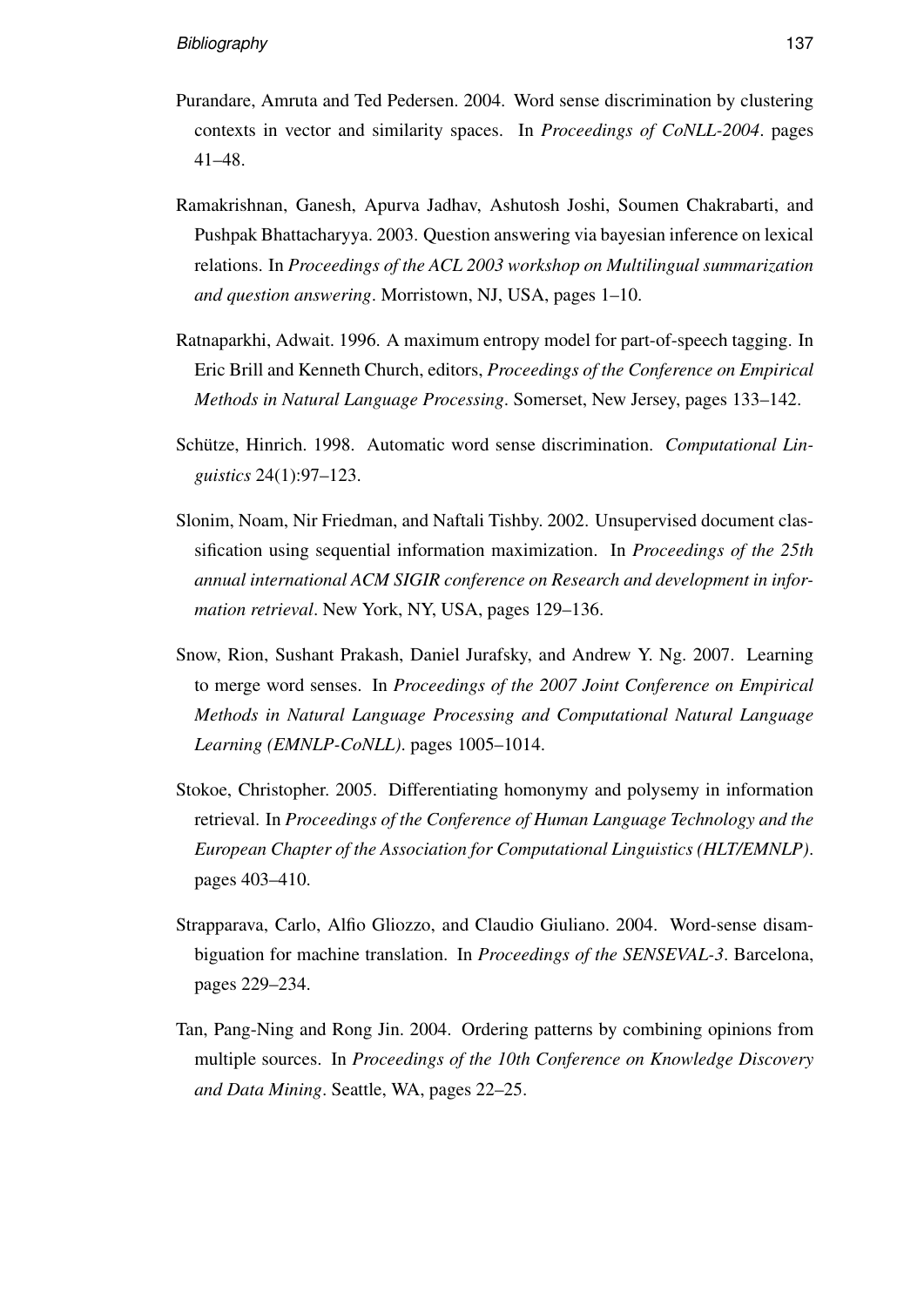Purandare, Amruta and Ted Pedersen. 2004. Word sense discrimination by clustering contexts in vector and similarity spaces. In *Proceedings of CoNLL-2004*. pages 41–48.

Ramakrishnan, Ganesh, Apurva Jadhav, Ashutosh Joshi, Soumen Chakrabarti, and Pushpak Bhattacharyya. 2003. Question answering via bayesian inference on lexical relations. In *Proceedings of the ACL 2003 workshop on Multilingual summarization and question answering*. Morristown, NJ, USA, pages 1–10.

Ratnaparkhi, Adwait. 1996. A maximum entropy model for part-of-speech tagging. In Eric Brill and Kenneth Church, editors, *Proceedings of the Conference on Empirical Methods in Natural Language Processing*. Somerset, New Jersey, pages 133–142.

Schütze, Hinrich. 1998. Automatic word sense discrimination. *Computational Linguistics* 24(1):97–123.

Slonim, Noam, Nir Friedman, and Naftali Tishby. 2002. Unsupervised document classification using sequential information maximization. In *Proceedings of the 25th annual international ACM SIGIR conference on Research and development in information retrieval*. New York, NY, USA, pages 129–136.

Snow, Rion, Sushant Prakash, Daniel Jurafsky, and Andrew Y. Ng. 2007. Learning to merge word senses. In *Proceedings of the 2007 Joint Conference on Empirical Methods in Natural Language Processing and Computational Natural Language Learning (EMNLP-CoNLL)*. pages 1005–1014.

Stokoe, Christopher. 2005. Differentiating homonymy and polysemy in information retrieval. In *Proceedings of the Conference of Human Language Technology and the European Chapter of the Association for Computational Linguistics (HLT/EMNLP)*. pages 403–410.

Strapparava, Carlo, Alfio Gliozzo, and Claudio Giuliano. 2004. Word-sense disambiguation for machine translation. In *Proceedings of the SENSEVAL-3*. Barcelona, pages 229–234.

Tan, Pang-Ning and Rong Jin. 2004. Ordering patterns by combining opinions from multiple sources. In *Proceedings of the 10th Conference on Knowledge Discovery and Data Mining*. Seattle, WA, pages 22–25.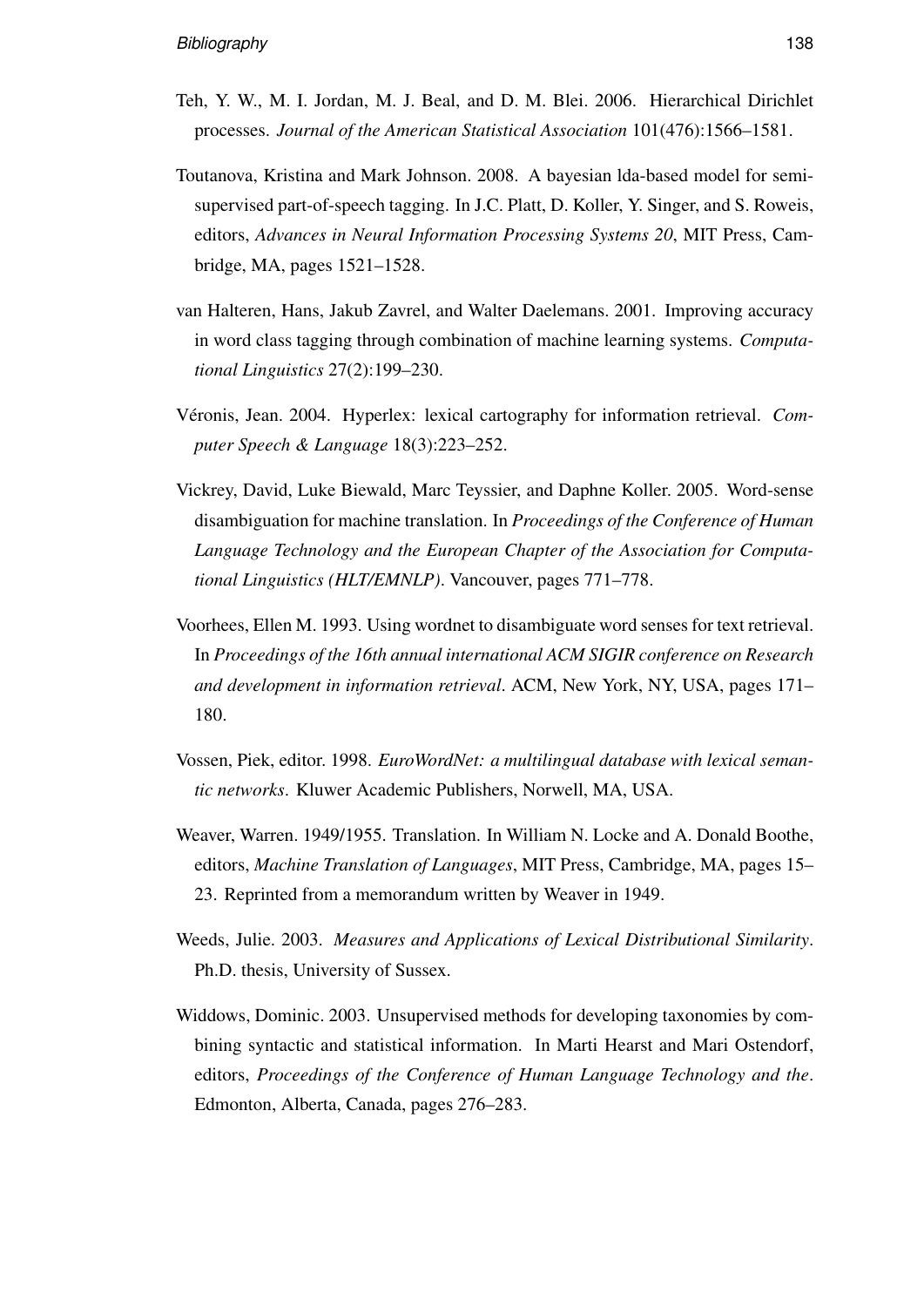Teh, Y. W., M. I. Jordan, M. J. Beal, and D. M. Blei. 2006. Hierarchical Dirichlet processes. *Journal of the American Statistical Association* 101(476):1566–1581.

Toutanova, Kristina and Mark Johnson. 2008. A bayesian lda-based model for semi-supervised part-of-speech tagging. In J.C. Platt, D. Koller, Y. Singer, and S. Roweis, editors, *Advances in Neural Information Processing Systems 20*, MIT Press, Cambridge, MA, pages 1521–1528.

van Halteren, Hans, Jakub Zavrel, and Walter Daelemans. 2001. Improving accuracy in word class tagging through combination of machine learning systems. *Computational Linguistics* 27(2):199–230.

Véronis, Jean. 2004. Hyperlex: lexical cartography for information retrieval. *Computer Speech & Language* 18(3):223–252.

Vickrey, David, Luke Biewald, Marc Teyssier, and Daphne Koller. 2005. Word-sense disambiguation for machine translation. In *Proceedings of the Conference of Human Language Technology and the European Chapter of the Association for Computational Linguistics (HLT/EMNLP)*. Vancouver, pages 771–778.

Voorhees, Ellen M. 1993. Using wordnet to disambiguate word senses for text retrieval. In *Proceedings of the 16th annual international ACM SIGIR conference on Research and development in information retrieval*. ACM, New York, NY, USA, pages 171–180.

Vossen, Piek, editor. 1998. *EuroWordNet: a multilingual database with lexical semantic networks*. Kluwer Academic Publishers, Norwell, MA, USA.

Weaver, Warren. 1949/1955. Translation. In William N. Locke and A. Donald Boothe, editors, *Machine Translation of Languages*, MIT Press, Cambridge, MA, pages 15–23. Reprinted from a memorandum written by Weaver in 1949.

Weeds, Julie. 2003. *Measures and Applications of Lexical Distributional Similarity*. Ph.D. thesis, University of Sussex.

Widdows, Dominic. 2003. Unsupervised methods for developing taxonomies by combining syntactic and statistical information. In Marti Hearst and Mari Ostendorf, editors, *Proceedings of the Conference of Human Language Technology and the*. Edmonton, Alberta, Canada, pages 276–283.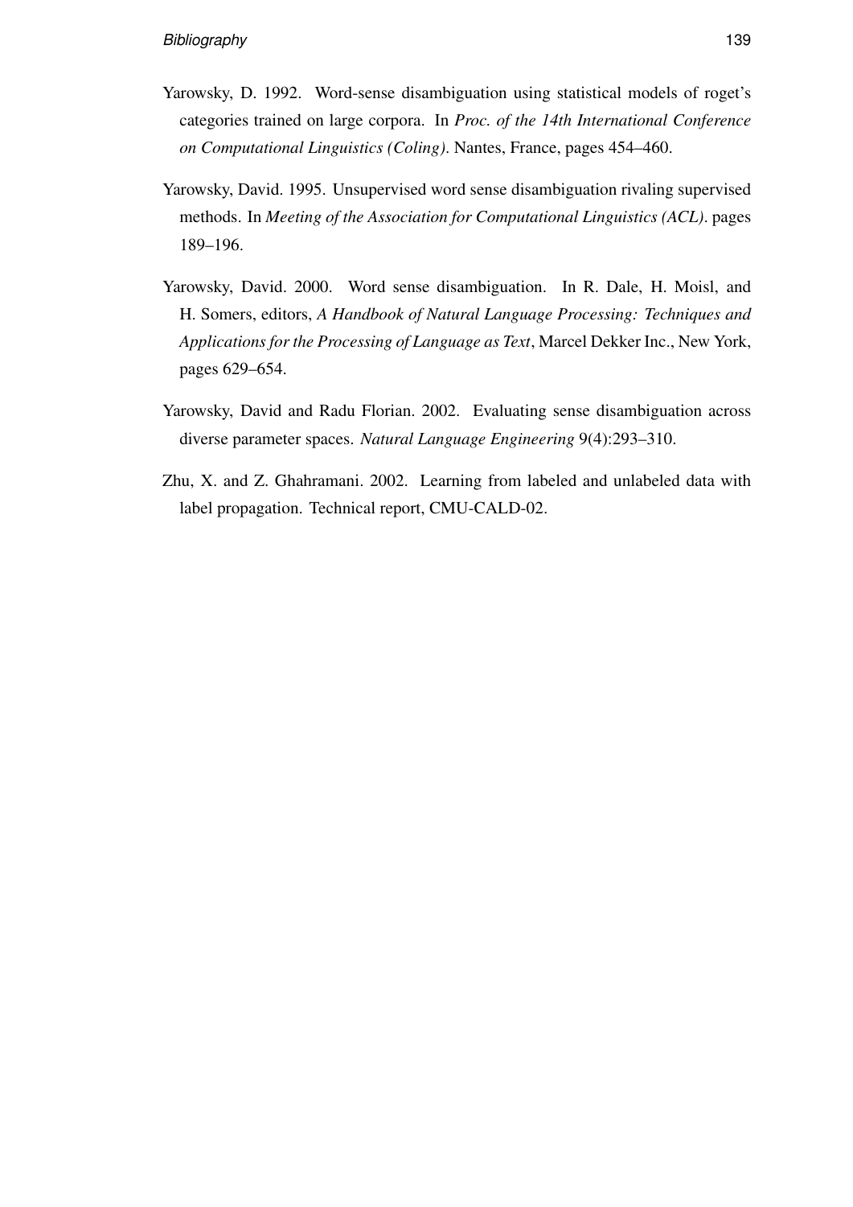Yarowsky, D. 1992. Word-sense disambiguation using statistical models of roget's categories trained on large corpora. In *Proc. of the 14th International Conference on Computational Linguistics (Coling)*. Nantes, France, pages 454–460.

Yarowsky, David. 1995. Unsupervised word sense disambiguation rivaling supervised methods. In *Meeting of the Association for Computational Linguistics (ACL)*. pages 189–196.

Yarowsky, David. 2000. Word sense disambiguation. In R. Dale, H. Moisl, and H. Somers, editors, *A Handbook of Natural Language Processing: Techniques and Applications for the Processing of Language as Text*, Marcel Dekker Inc., New York, pages 629–654.

Yarowsky, David and Radu Florian. 2002. Evaluating sense disambiguation across diverse parameter spaces. *Natural Language Engineering* 9(4):293–310.

Zhu, X. and Z. Ghahramani. 2002. Learning from labeled and unlabeled data with label propagation. Technical report, CMU-CALD-02.